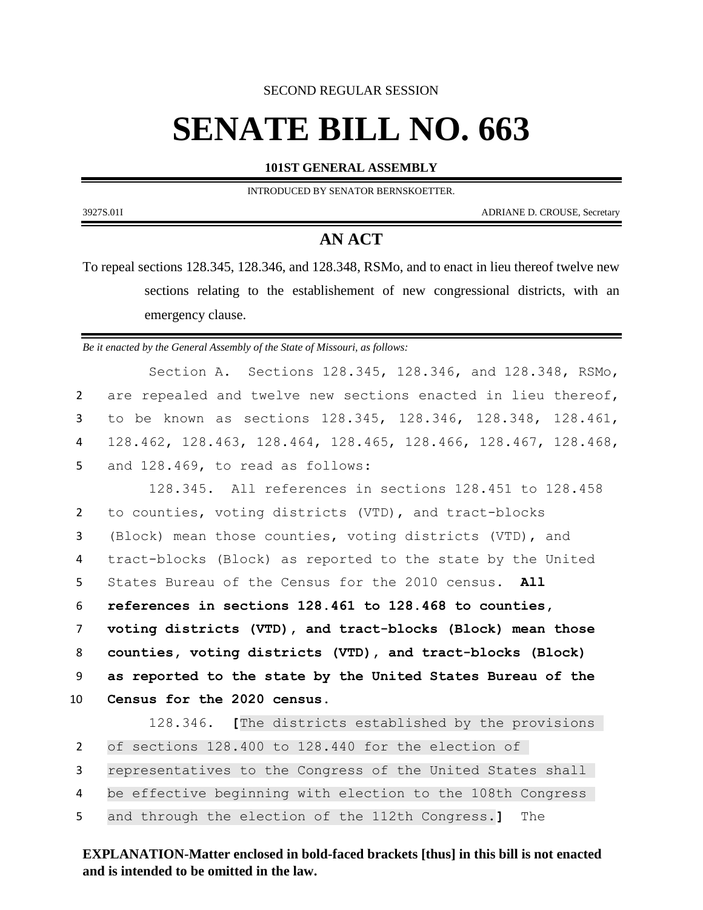SECOND REGULAR SESSION

# SENATE BILL NO. 663

**101ST GENERAL ASSEMBLY**

INTRODUCED BY SENATOR BERNSKOETTER.

3927S.01I ADRIANE D. CROUSE, Secretary

## AN ACT

To repeal sections 128.345, 128.346, and 128.348, RSMo, and to enact in lieu thereof twelve new sections relating to the establishement of new congressional districts, with an emergency clause.

*Be it enacted by the General Assembly of the State of Missouri, as follows:*

Section A. Sections 128.345, 128.346, and 128.348, RSMo, are repealed and twelve new sections enacted in lieu thereof, to be known as sections 128.345, 128.346, 128.348, 128.461, 128.462, 128.463, 128.464, 128.465, 128.466, 128.467, 128.468, and 128.469, to read as follows:

128.345. All references in sections 128.451 to 128.458 to counties, voting districts (VTD), and tract-blocks (Block) mean those counties, voting districts (VTD), and tract-blocks (Block) as reported to the state by the United States Bureau of the Census for the 2010 census. **All references in sections 128.461 to 128.468 to counties, voting districts (VTD), and tract-blocks (Block) mean those counties, voting districts (VTD), and tract-blocks (Block) as reported to the state by the United States Bureau of the Census for the 2020 census.**

128.346. **[**The districts established by the provisions of sections 128.400 to 128.440 for the election of representatives to the Congress of the United States shall be effective beginning with election to the 108th Congress and through the election of the 112th Congress.**]** The

**EXPLANATION-Matter enclosed in bold-faced brackets [thus] in this bill is not enacted and is intended to be omitted in the law.**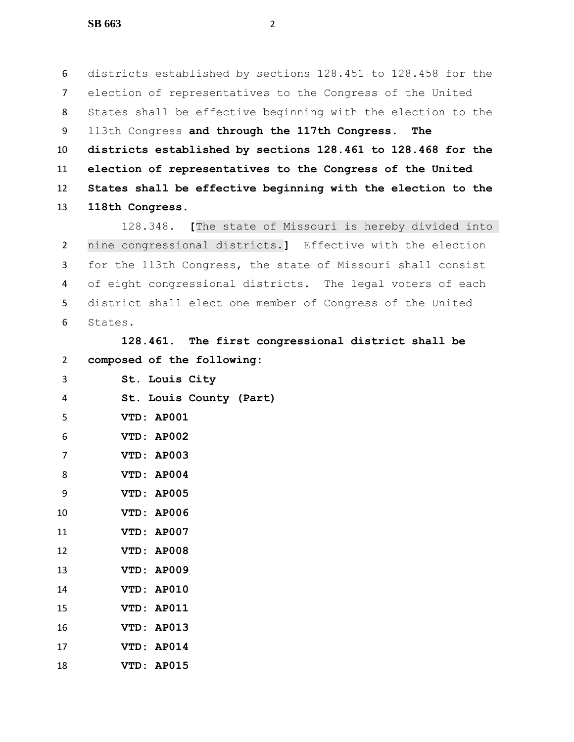districts established by sections 128.451 to 128.458 for the election of representatives to the Congress of the United States shall be effective beginning with the election to the 113th Congress **and through the 117th Congress. The districts established by sections 128.461 to 128.468 for the election of representatives to the Congress of the United States shall be effective beginning with the election to the 118th Congress.**

128.348. **[**The state of Missouri is hereby divided into nine congressional districts.**]** Effective with the election for the 113th Congress, the state of Missouri shall consist of eight congressional districts. The legal voters of each district shall elect one member of Congress of the United States.

**128.461. The first congressional district shall be composed of the following:**

**St. Louis City**

**St. Louis County (Part)**

**VTD: AP001**

**VTD: AP002**

**VTD: AP003**

**VTD: AP004**

**VTD: AP005**

**VTD: AP006**

**VTD: AP007**

**VTD: AP008**

**VTD: AP009**

**VTD: AP010**

**VTD: AP011**

**VTD: AP013**

**VTD: AP014**

**VTD: AP015**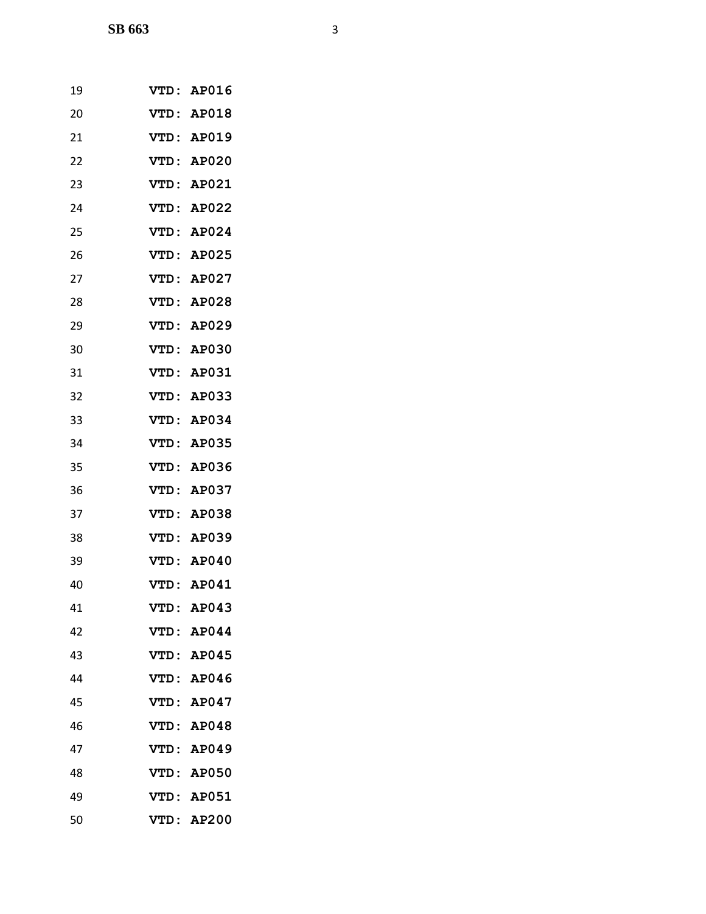VTD: AP016
VTD: AP018
VTD: AP019
VTD: AP020
VTD: AP021
VTD: AP022
VTD: AP024
VTD: AP025
VTD: AP027
VTD: AP028
VTD: AP029
VTD: AP030
VTD: AP031
VTD: AP033
VTD: AP034
VTD: AP035
VTD: AP036
VTD: AP037
VTD: AP038
VTD: AP039
VTD: AP040
VTD: AP041
VTD: AP043
VTD: AP044
VTD: AP045
VTD: AP046
VTD: AP047
VTD: AP048
VTD: AP049
VTD: AP050
VTD: AP051
VTD: AP200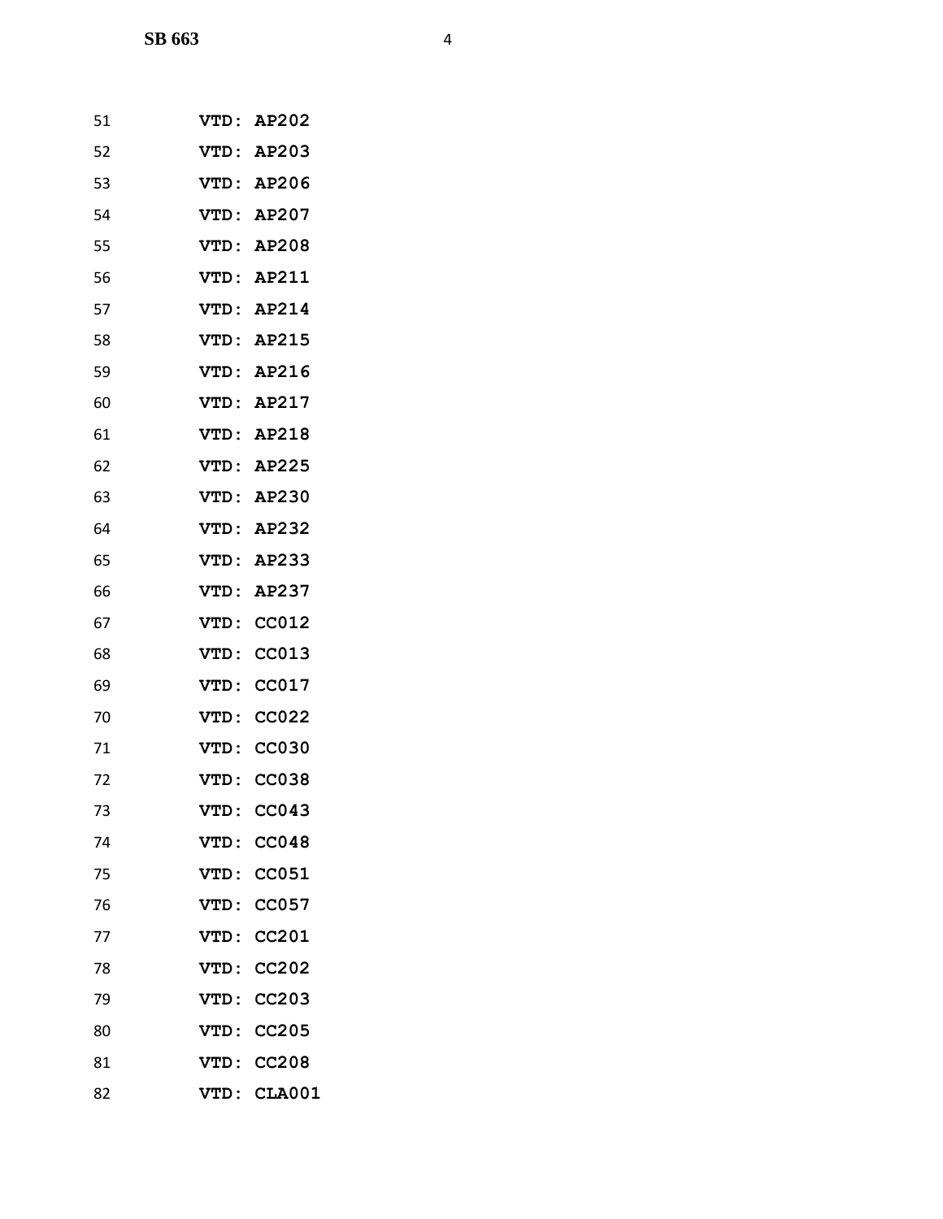51 **VTD: AP202**
52 **VTD: AP203**
53 **VTD: AP206**
54 **VTD: AP207**
55 **VTD: AP208**
56 **VTD: AP211**
57 **VTD: AP214**
58 **VTD: AP215**
59 **VTD: AP216**
60 **VTD: AP217**
61 **VTD: AP218**
62 **VTD: AP225**
63 **VTD: AP230**
64 **VTD: AP232**
65 **VTD: AP233**
66 **VTD: AP237**
67 **VTD: CC012**
68 **VTD: CC013**
69 **VTD: CC017**
70 **VTD: CC022**
71 **VTD: CC030**
72 **VTD: CC038**
73 **VTD: CC043**
74 **VTD: CC048**
75 **VTD: CC051**
76 **VTD: CC057**
77 **VTD: CC201**
78 **VTD: CC202**
79 **VTD: CC203**
80 **VTD: CC205**
81 **VTD: CC208**
82 **VTD: CLA001**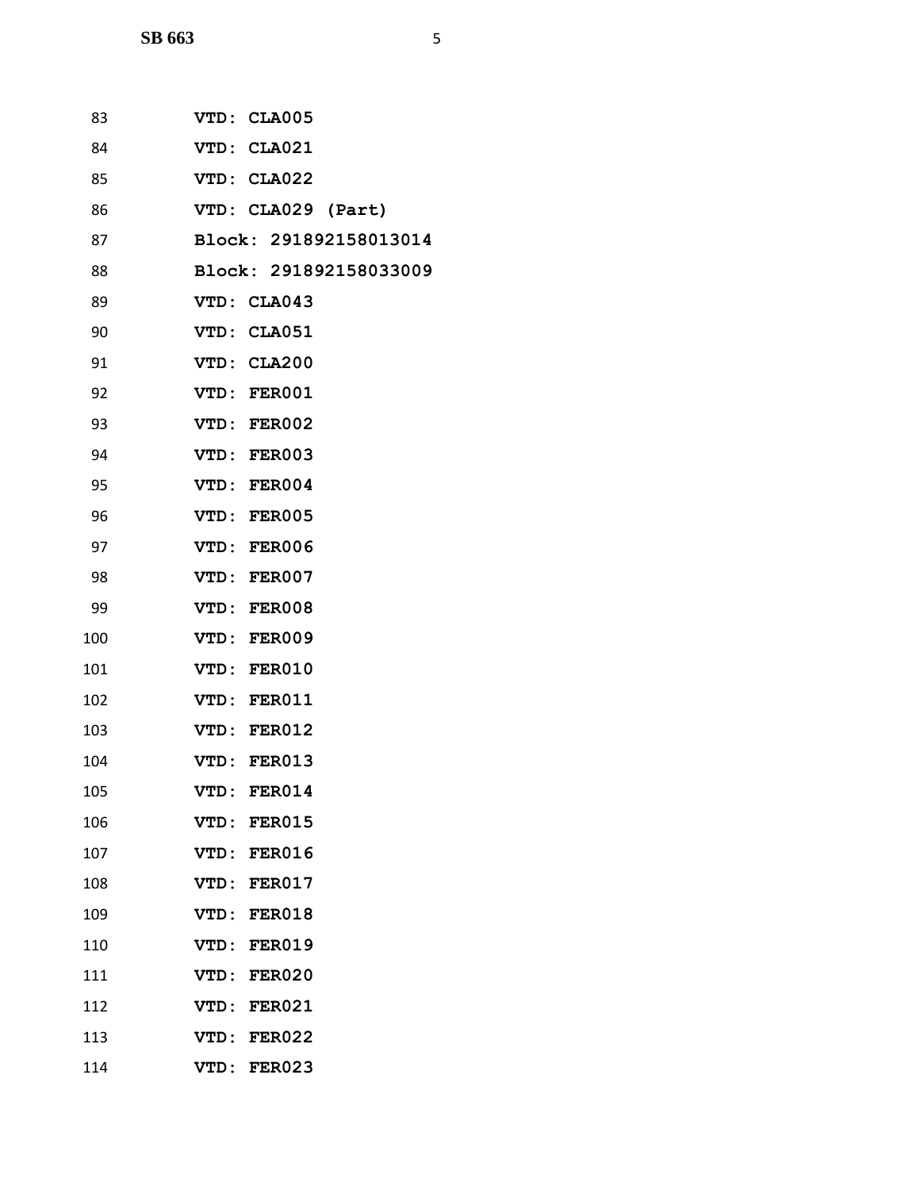83 **VTD: CLA005**

84 **VTD: CLA021**

85 **VTD: CLA022**

86 **VTD: CLA029 (Part)**

87 **Block: 291892158013014**

88 **Block: 291892158033009**

89 **VTD: CLA043**

90 **VTD: CLA051**

91 **VTD: CLA200**

92 **VTD: FER001**

93 **VTD: FER002**

94 **VTD: FER003**

95 **VTD: FER004**

96 **VTD: FER005**

97 **VTD: FER006**

98 **VTD: FER007**

99 **VTD: FER008**

100 **VTD: FER009**

101 **VTD: FER010**

102 **VTD: FER011**

103 **VTD: FER012**

104 **VTD: FER013**

105 **VTD: FER014**

106 **VTD: FER015**

107 **VTD: FER016**

108 **VTD: FER017**

109 **VTD: FER018**

110 **VTD: FER019**

111 **VTD: FER020**

112 **VTD: FER021**

113 **VTD: FER022**

114 **VTD: FER023**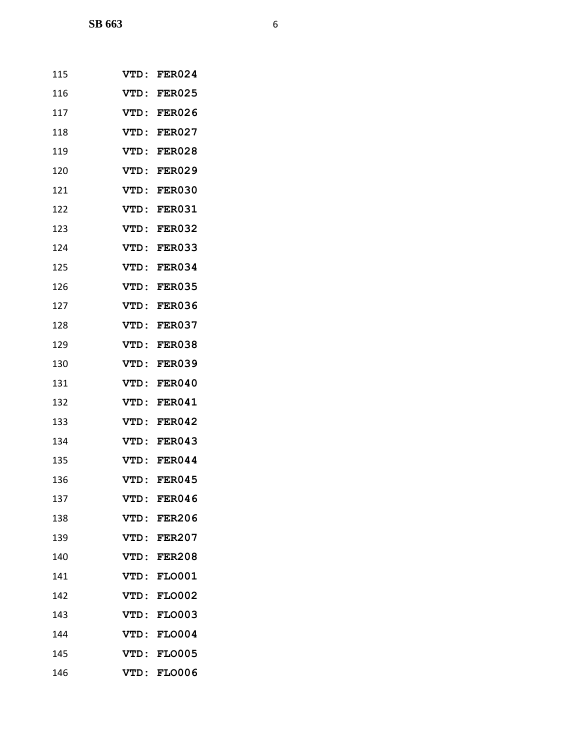115 **VTD: FER024**

116 **VTD: FER025**

117 **VTD: FER026**

118 **VTD: FER027**

119 **VTD: FER028**

120 **VTD: FER029**

121 **VTD: FER030**

122 **VTD: FER031**

123 **VTD: FER032**

124 **VTD: FER033**

125 **VTD: FER034**

126 **VTD: FER035**

127 **VTD: FER036**

128 **VTD: FER037**

129 **VTD: FER038**

130 **VTD: FER039**

131 **VTD: FER040**

132 **VTD: FER041**

133 **VTD: FER042**

134 **VTD: FER043**

135 **VTD: FER044**

136 **VTD: FER045**

137 **VTD: FER046**

138 **VTD: FER206**

139 **VTD: FER207**

140 **VTD: FER208**

141 **VTD: FLO001**

142 **VTD: FLO002**

143 **VTD: FLO003**

144 **VTD: FLO004**

145 **VTD: FLO005**

146 **VTD: FLO006**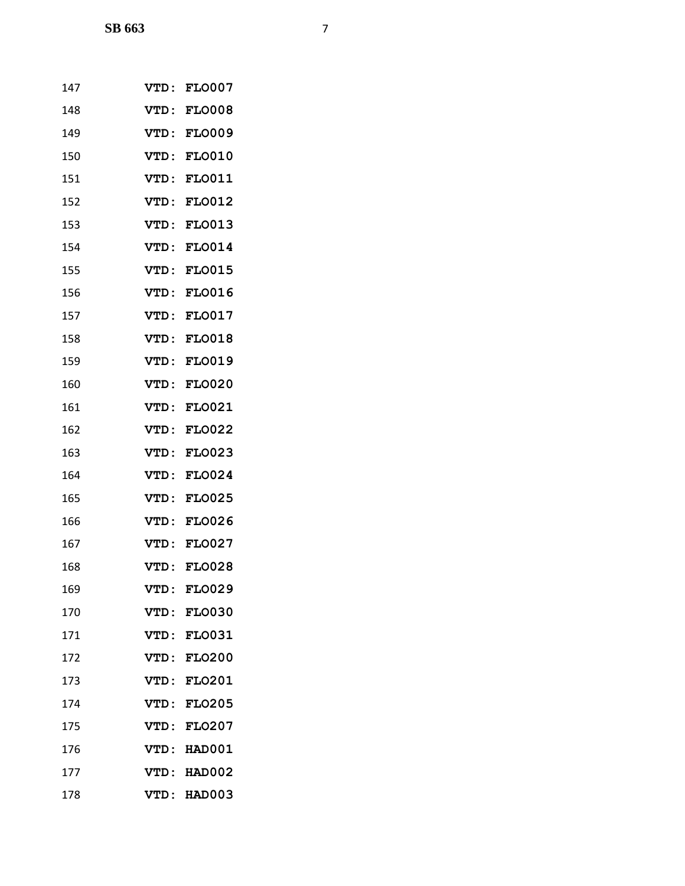147 **VTD: FLO007**

148 **VTD: FLO008**

149 **VTD: FLO009**

150 **VTD: FLO010**

151 **VTD: FLO011**

152 **VTD: FLO012**

153 **VTD: FLO013**

154 **VTD: FLO014**

155 **VTD: FLO015**

156 **VTD: FLO016**

157 **VTD: FLO017**

158 **VTD: FLO018**

159 **VTD: FLO019**

160 **VTD: FLO020**

161 **VTD: FLO021**

162 **VTD: FLO022**

163 **VTD: FLO023**

164 **VTD: FLO024**

165 **VTD: FLO025**

166 **VTD: FLO026**

167 **VTD: FLO027**

168 **VTD: FLO028**

169 **VTD: FLO029**

170 **VTD: FLO030**

171 **VTD: FLO031**

172 **VTD: FLO200**

173 **VTD: FLO201**

174 **VTD: FLO205**

175 **VTD: FLO207**

176 **VTD: HAD001**

177 **VTD: HAD002**

178 **VTD: HAD003**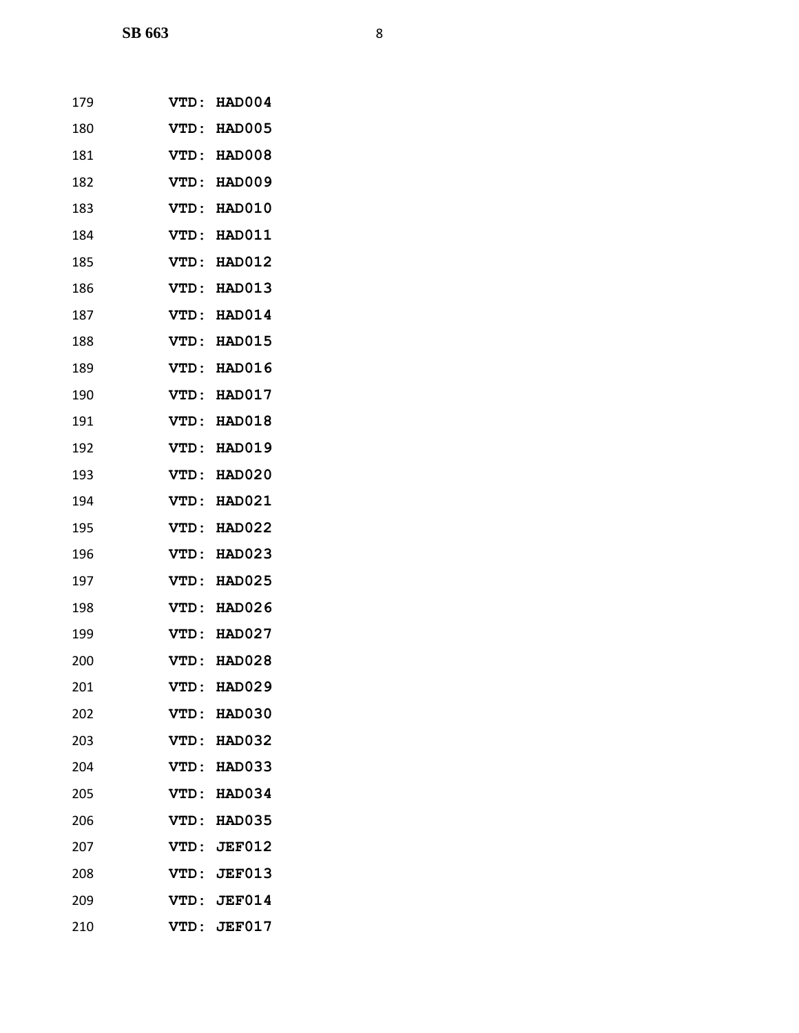179 **VTD: HAD004**

180 **VTD: HAD005**

181 **VTD: HAD008**

182 **VTD: HAD009**

183 **VTD: HAD010**

184 **VTD: HAD011**

185 **VTD: HAD012**

186 **VTD: HAD013**

187 **VTD: HAD014**

188 **VTD: HAD015**

189 **VTD: HAD016**

190 **VTD: HAD017**

191 **VTD: HAD018**

192 **VTD: HAD019**

193 **VTD: HAD020**

194 **VTD: HAD021**

195 **VTD: HAD022**

196 **VTD: HAD023**

197 **VTD: HAD025**

198 **VTD: HAD026**

199 **VTD: HAD027**

200 **VTD: HAD028**

201 **VTD: HAD029**

202 **VTD: HAD030**

203 **VTD: HAD032**

204 **VTD: HAD033**

205 **VTD: HAD034**

206 **VTD: HAD035**

207 **VTD: JEF012**

208 **VTD: JEF013**

209 **VTD: JEF014**

210 **VTD: JEF017**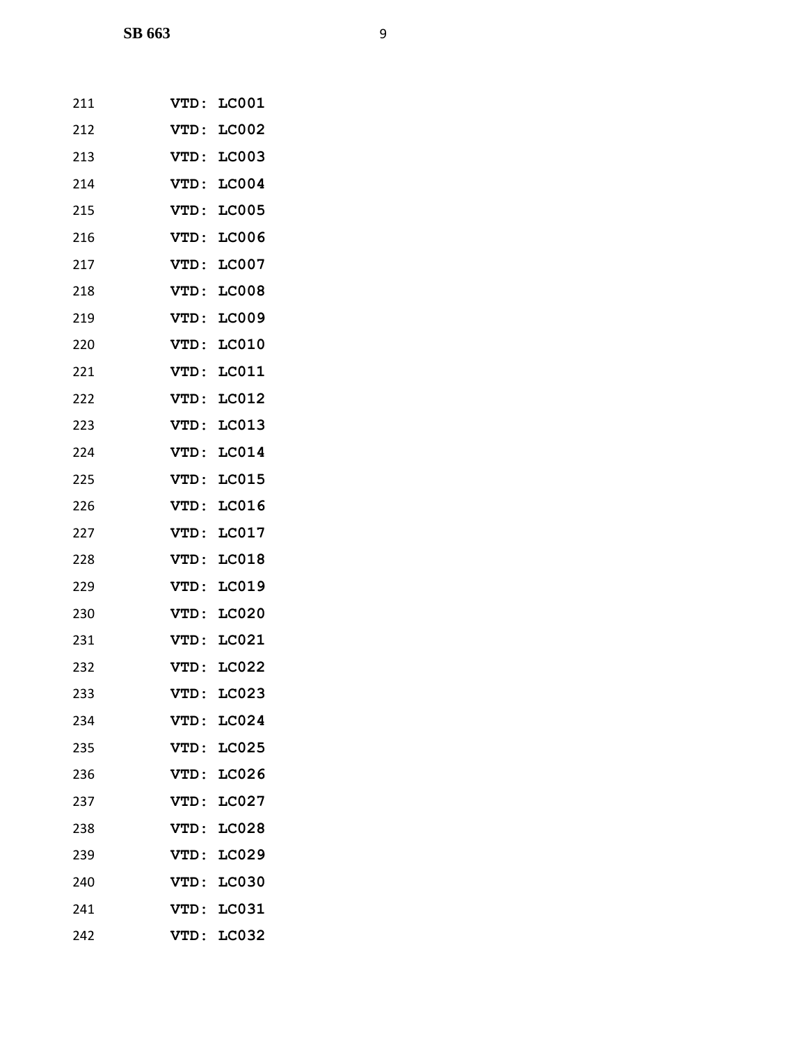211 **VTD: LC001**

212 **VTD: LC002**

213 **VTD: LC003**

214 **VTD: LC004**

215 **VTD: LC005**

216 **VTD: LC006**

217 **VTD: LC007**

218 **VTD: LC008**

219 **VTD: LC009**

220 **VTD: LC010**

221 **VTD: LC011**

222 **VTD: LC012**

223 **VTD: LC013**

224 **VTD: LC014**

225 **VTD: LC015**

226 **VTD: LC016**

227 **VTD: LC017**

228 **VTD: LC018**

229 **VTD: LC019**

230 **VTD: LC020**

231 **VTD: LC021**

232 **VTD: LC022**

233 **VTD: LC023**

234 **VTD: LC024**

235 **VTD: LC025**

236 **VTD: LC026**

237 **VTD: LC027**

238 **VTD: LC028**

239 **VTD: LC029**

240 **VTD: LC030**

241 **VTD: LC031**

242 **VTD: LC032**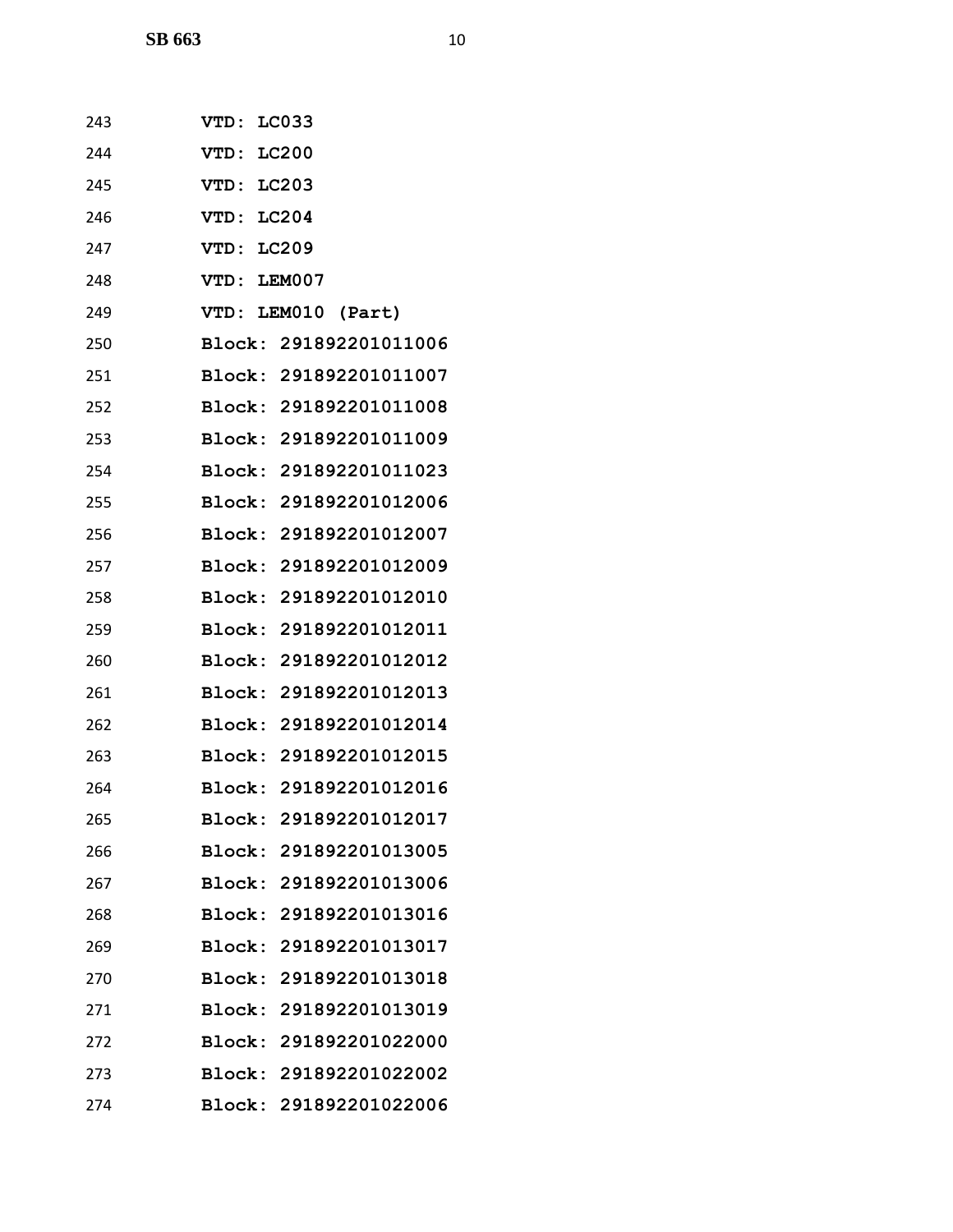243 **VTD: LC033**
244 **VTD: LC200**
245 **VTD: LC203**
246 **VTD: LC204**
247 **VTD: LC209**
248 **VTD: LEM007**
249 **VTD: LEM010 (Part)**
250 **Block: 291892201011006**
251 **Block: 291892201011007**
252 **Block: 291892201011008**
253 **Block: 291892201011009**
254 **Block: 291892201011023**
255 **Block: 291892201012006**
256 **Block: 291892201012007**
257 **Block: 291892201012009**
258 **Block: 291892201012010**
259 **Block: 291892201012011**
260 **Block: 291892201012012**
261 **Block: 291892201012013**
262 **Block: 291892201012014**
263 **Block: 291892201012015**
264 **Block: 291892201012016**
265 **Block: 291892201012017**
266 **Block: 291892201013005**
267 **Block: 291892201013006**
268 **Block: 291892201013016**
269 **Block: 291892201013017**
270 **Block: 291892201013018**
271 **Block: 291892201013019**
272 **Block: 291892201022000**
273 **Block: 291892201022002**
274 **Block: 291892201022006**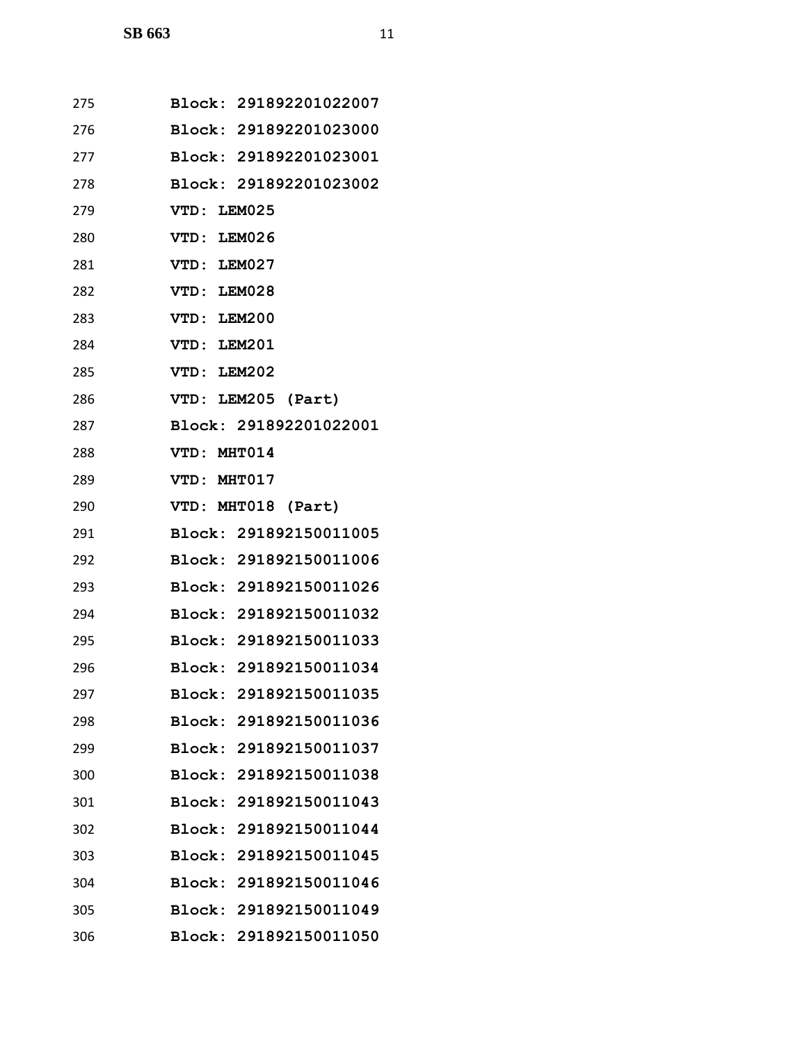275 **Block: 291892201022007**

276 **Block: 291892201023000**

277 **Block: 291892201023001**

278 **Block: 291892201023002**

279 **VTD: LEM025**

280 **VTD: LEM026**

281 **VTD: LEM027**

282 **VTD: LEM028**

283 **VTD: LEM200**

284 **VTD: LEM201**

285 **VTD: LEM202**

286 **VTD: LEM205 (Part)**

287 **Block: 291892201022001**

288 **VTD: MHT014**

289 **VTD: MHT017**

290 **VTD: MHT018 (Part)**

291 **Block: 291892150011005**

292 **Block: 291892150011006**

293 **Block: 291892150011026**

294 **Block: 291892150011032**

295 **Block: 291892150011033**

296 **Block: 291892150011034**

297 **Block: 291892150011035**

298 **Block: 291892150011036**

299 **Block: 291892150011037**

300 **Block: 291892150011038**

301 **Block: 291892150011043**

302 **Block: 291892150011044**

303 **Block: 291892150011045**

304 **Block: 291892150011046**

305 **Block: 291892150011049**

306 **Block: 291892150011050**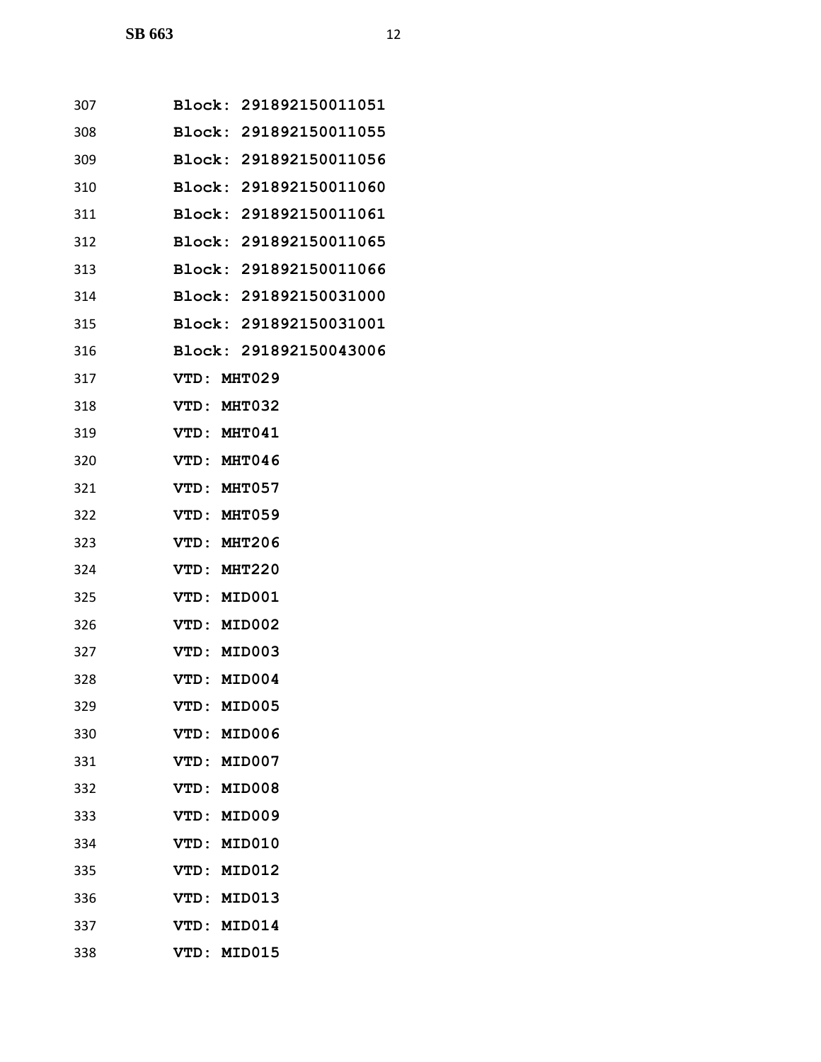307 **Block: 291892150011051**

308 **Block: 291892150011055**

309 **Block: 291892150011056**

310 **Block: 291892150011060**

311 **Block: 291892150011061**

312 **Block: 291892150011065**

313 **Block: 291892150011066**

314 **Block: 291892150031000**

315 **Block: 291892150031001**

316 **Block: 291892150043006**

317 **VTD: MHT029**

318 **VTD: MHT032**

319 **VTD: MHT041**

320 **VTD: MHT046**

321 **VTD: MHT057**

322 **VTD: MHT059**

323 **VTD: MHT206**

324 **VTD: MHT220**

325 **VTD: MID001**

326 **VTD: MID002**

327 **VTD: MID003**

328 **VTD: MID004**

329 **VTD: MID005**

330 **VTD: MID006**

331 **VTD: MID007**

332 **VTD: MID008**

333 **VTD: MID009**

334 **VTD: MID010**

335 **VTD: MID012**

336 **VTD: MID013**

337 **VTD: MID014**

338 **VTD: MID015**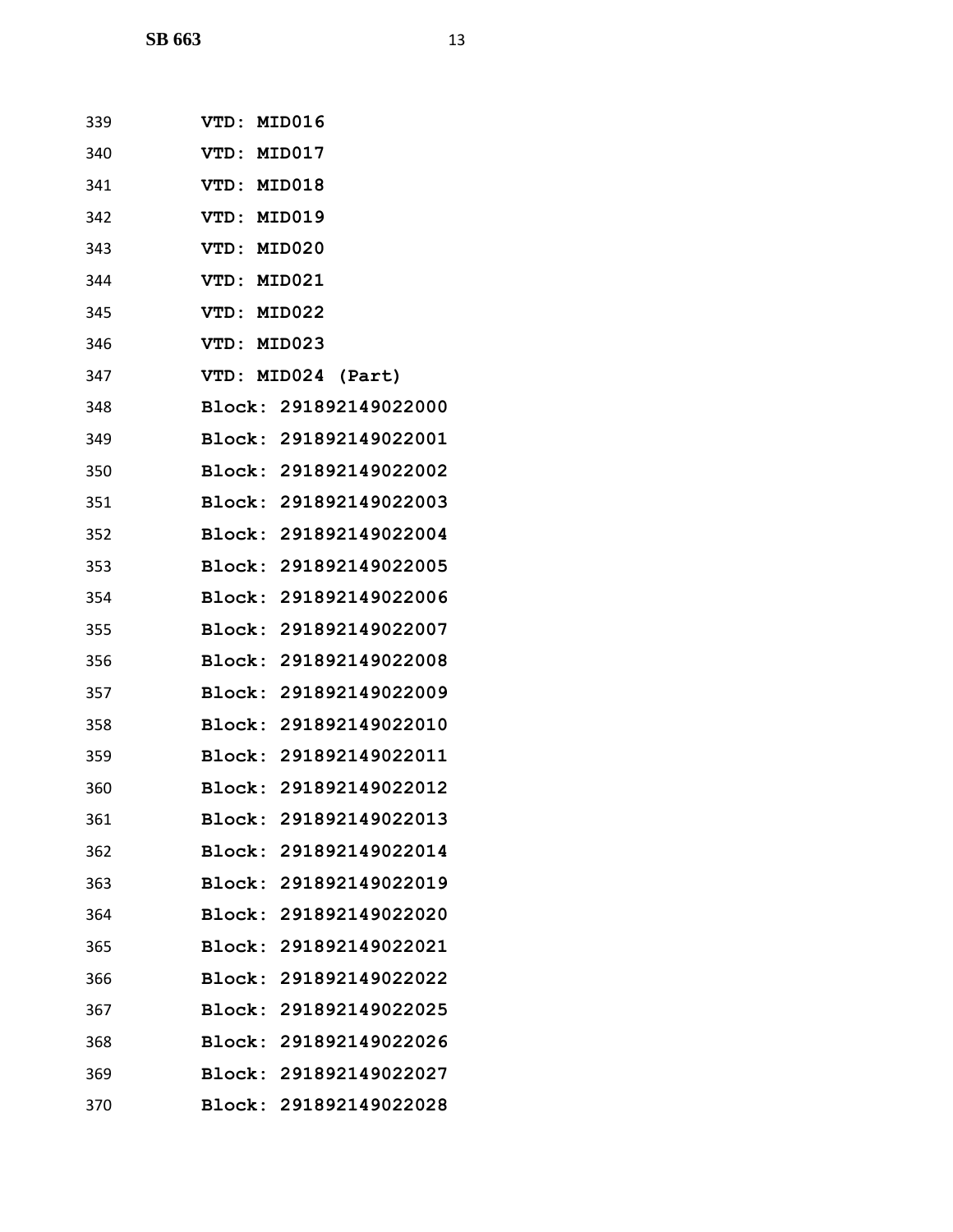339 **VTD: MID016**

340 **VTD: MID017**

341 **VTD: MID018**

342 **VTD: MID019**

343 **VTD: MID020**

344 **VTD: MID021**

345 **VTD: MID022**

346 **VTD: MID023**

347 **VTD: MID024 (Part)**

348 **Block: 291892149022000**

349 **Block: 291892149022001**

350 **Block: 291892149022002**

351 **Block: 291892149022003**

352 **Block: 291892149022004**

353 **Block: 291892149022005**

354 **Block: 291892149022006**

355 **Block: 291892149022007**

356 **Block: 291892149022008**

357 **Block: 291892149022009**

358 **Block: 291892149022010**

359 **Block: 291892149022011**

360 **Block: 291892149022012**

361 **Block: 291892149022013**

362 **Block: 291892149022014**

363 **Block: 291892149022019**

364 **Block: 291892149022020**

365 **Block: 291892149022021**

366 **Block: 291892149022022**

367 **Block: 291892149022025**

368 **Block: 291892149022026**

369 **Block: 291892149022027**

370 **Block: 291892149022028**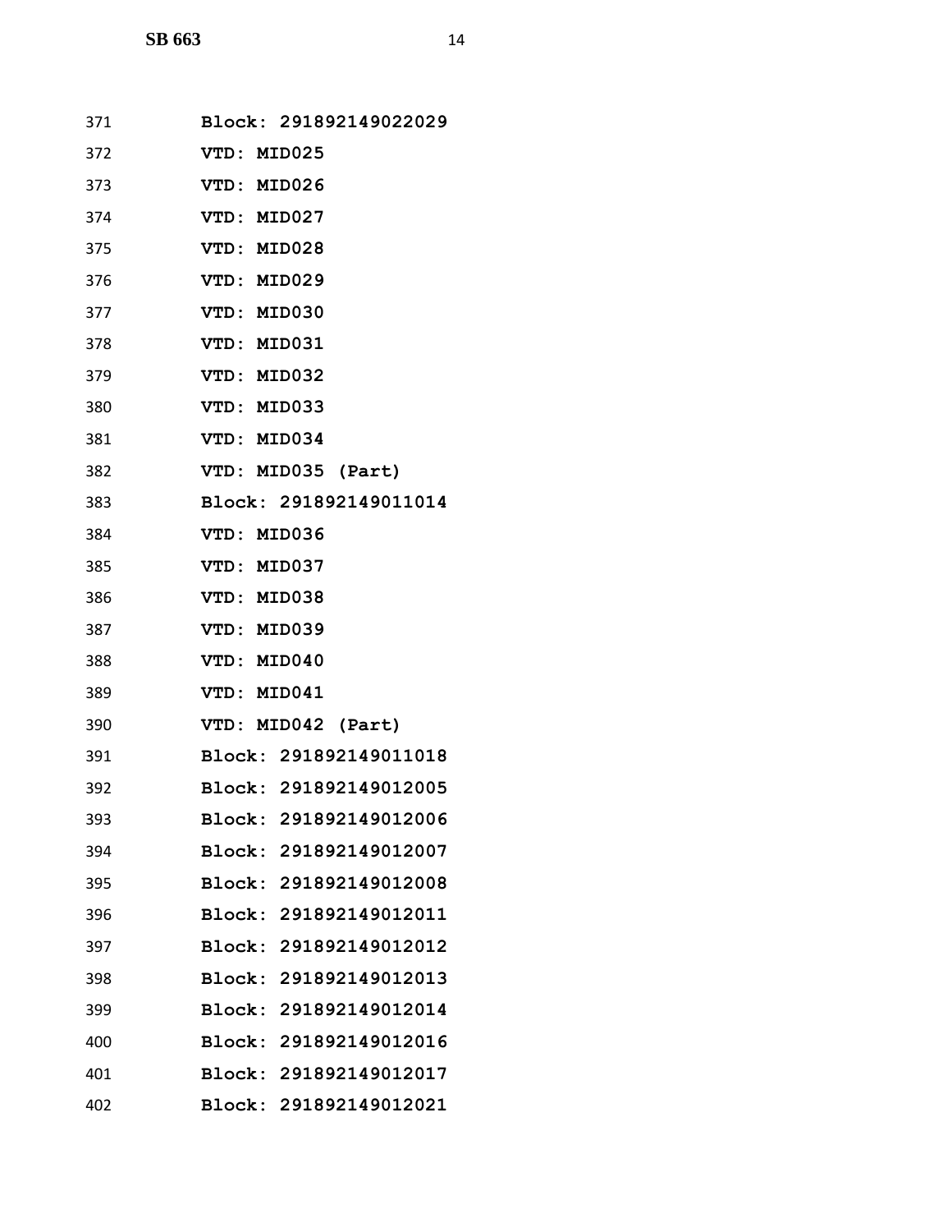371 **Block: 291892149022029**

372 **VTD: MID025**

373 **VTD: MID026**

374 **VTD: MID027**

375 **VTD: MID028**

376 **VTD: MID029**

377 **VTD: MID030**

378 **VTD: MID031**

379 **VTD: MID032**

380 **VTD: MID033**

381 **VTD: MID034**

382 **VTD: MID035 (Part)**

383 **Block: 291892149011014**

384 **VTD: MID036**

385 **VTD: MID037**

386 **VTD: MID038**

387 **VTD: MID039**

388 **VTD: MID040**

389 **VTD: MID041**

390 **VTD: MID042 (Part)**

391 **Block: 291892149011018**

392 **Block: 291892149012005**

393 **Block: 291892149012006**

394 **Block: 291892149012007**

395 **Block: 291892149012008**

396 **Block: 291892149012011**

397 **Block: 291892149012012**

398 **Block: 291892149012013**

399 **Block: 291892149012014**

400 **Block: 291892149012016**

401 **Block: 291892149012017**

402 **Block: 291892149012021**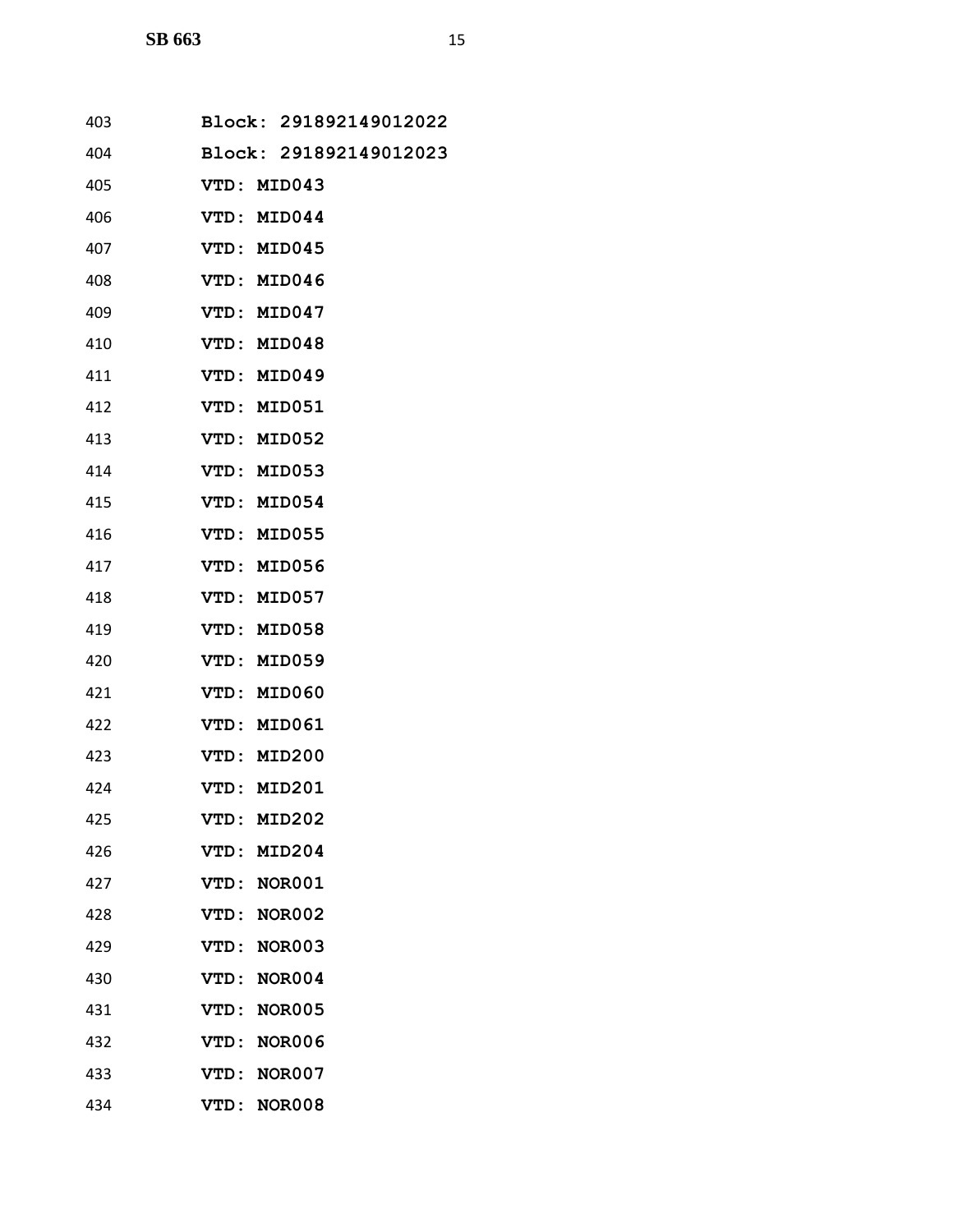**Block: 291892149012022**

**Block: 291892149012023**

**VTD: MID043**

**VTD: MID044**

**VTD: MID045**

**VTD: MID046**

**VTD: MID047**

**VTD: MID048**

**VTD: MID049**

**VTD: MID051**

**VTD: MID052**

**VTD: MID053**

**VTD: MID054**

**VTD: MID055**

**VTD: MID056**

**VTD: MID057**

**VTD: MID058**

**VTD: MID059**

**VTD: MID060**

**VTD: MID061**

**VTD: MID200**

**VTD: MID201**

**VTD: MID202**

**VTD: MID204**

**VTD: NOR001**

**VTD: NOR002**

**VTD: NOR003**

**VTD: NOR004**

**VTD: NOR005**

**VTD: NOR006**

**VTD: NOR007**

**VTD: NOR008**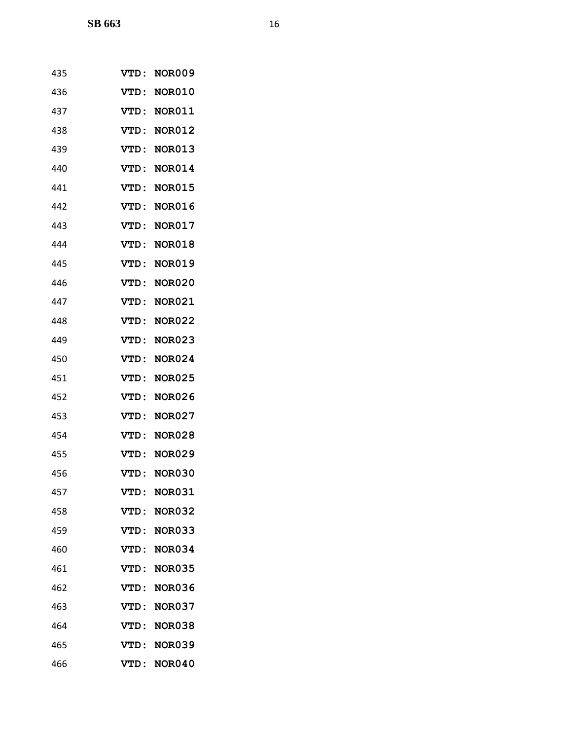435 **VTD: NOR009**

436 **VTD: NOR010**

437 **VTD: NOR011**

438 **VTD: NOR012**

439 **VTD: NOR013**

440 **VTD: NOR014**

441 **VTD: NOR015**

442 **VTD: NOR016**

443 **VTD: NOR017**

444 **VTD: NOR018**

445 **VTD: NOR019**

446 **VTD: NOR020**

447 **VTD: NOR021**

448 **VTD: NOR022**

449 **VTD: NOR023**

450 **VTD: NOR024**

451 **VTD: NOR025**

452 **VTD: NOR026**

453 **VTD: NOR027**

454 **VTD: NOR028**

455 **VTD: NOR029**

456 **VTD: NOR030**

457 **VTD: NOR031**

458 **VTD: NOR032**

459 **VTD: NOR033**

460 **VTD: NOR034**

461 **VTD: NOR035**

462 **VTD: NOR036**

463 **VTD: NOR037**

464 **VTD: NOR038**

465 **VTD: NOR039**

466 **VTD: NOR040**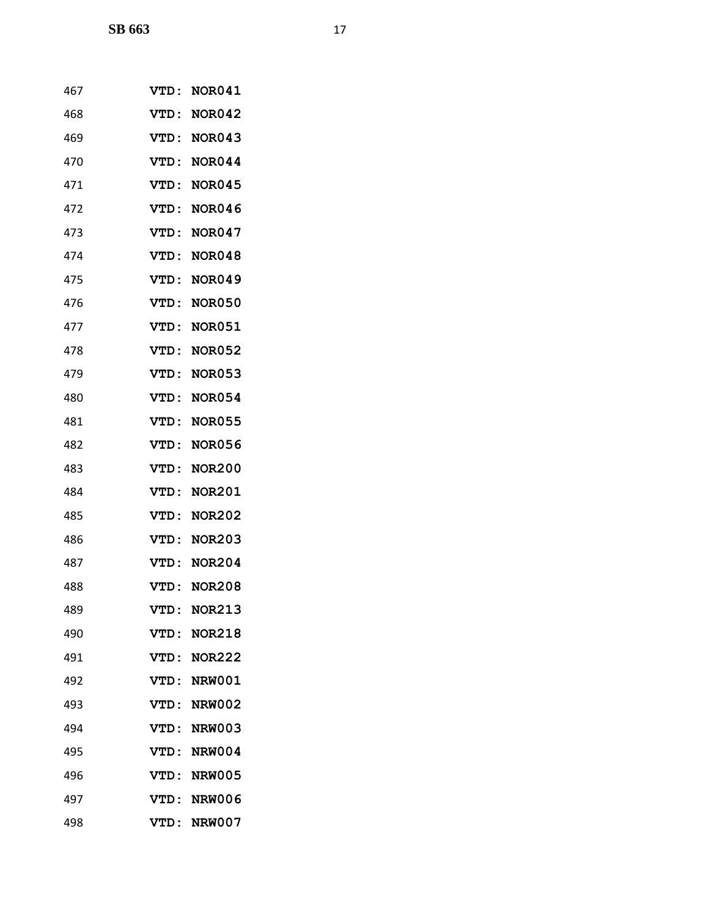467 **VTD: NOR041**

468 **VTD: NOR042**

469 **VTD: NOR043**

470 **VTD: NOR044**

471 **VTD: NOR045**

472 **VTD: NOR046**

473 **VTD: NOR047**

474 **VTD: NOR048**

475 **VTD: NOR049**

476 **VTD: NOR050**

477 **VTD: NOR051**

478 **VTD: NOR052**

479 **VTD: NOR053**

480 **VTD: NOR054**

481 **VTD: NOR055**

482 **VTD: NOR056**

483 **VTD: NOR200**

484 **VTD: NOR201**

485 **VTD: NOR202**

486 **VTD: NOR203**

487 **VTD: NOR204**

488 **VTD: NOR208**

489 **VTD: NOR213**

490 **VTD: NOR218**

491 **VTD: NOR222**

492 **VTD: NRW001**

493 **VTD: NRW002**

494 **VTD: NRW003**

495 **VTD: NRW004**

496 **VTD: NRW005**

497 **VTD: NRW006**

498 **VTD: NRW007**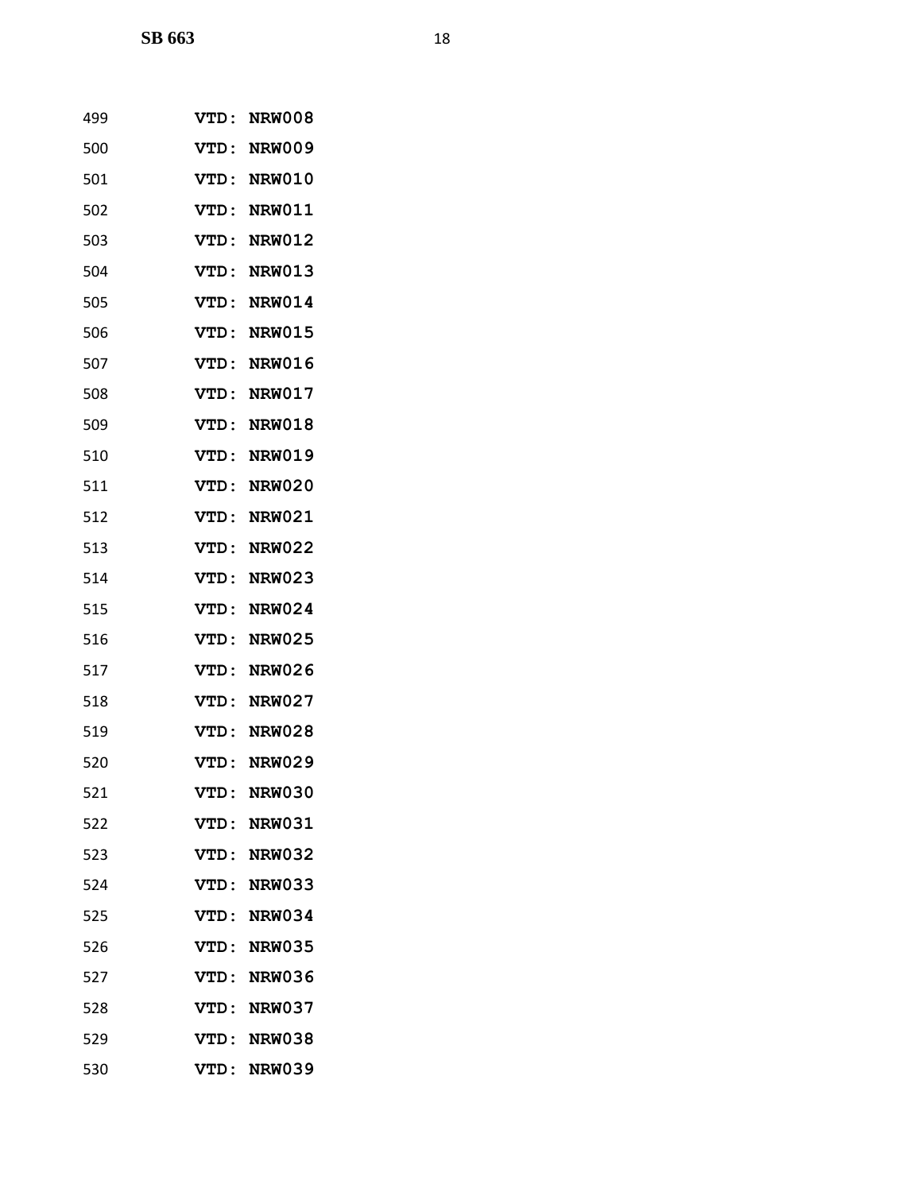499 VTD: NRW008

500 VTD: NRW009

501 VTD: NRW010

502 VTD: NRW011

503 VTD: NRW012

504 VTD: NRW013

505 VTD: NRW014

506 VTD: NRW015

507 VTD: NRW016

508 VTD: NRW017

509 VTD: NRW018

510 VTD: NRW019

511 VTD: NRW020

512 VTD: NRW021

513 VTD: NRW022

514 VTD: NRW023

515 VTD: NRW024

516 VTD: NRW025

517 VTD: NRW026

518 VTD: NRW027

519 VTD: NRW028

520 VTD: NRW029

521 VTD: NRW030

522 VTD: NRW031

523 VTD: NRW032

524 VTD: NRW033

525 VTD: NRW034

526 VTD: NRW035

527 VTD: NRW036

528 VTD: NRW037

529 VTD: NRW038

530 VTD: NRW039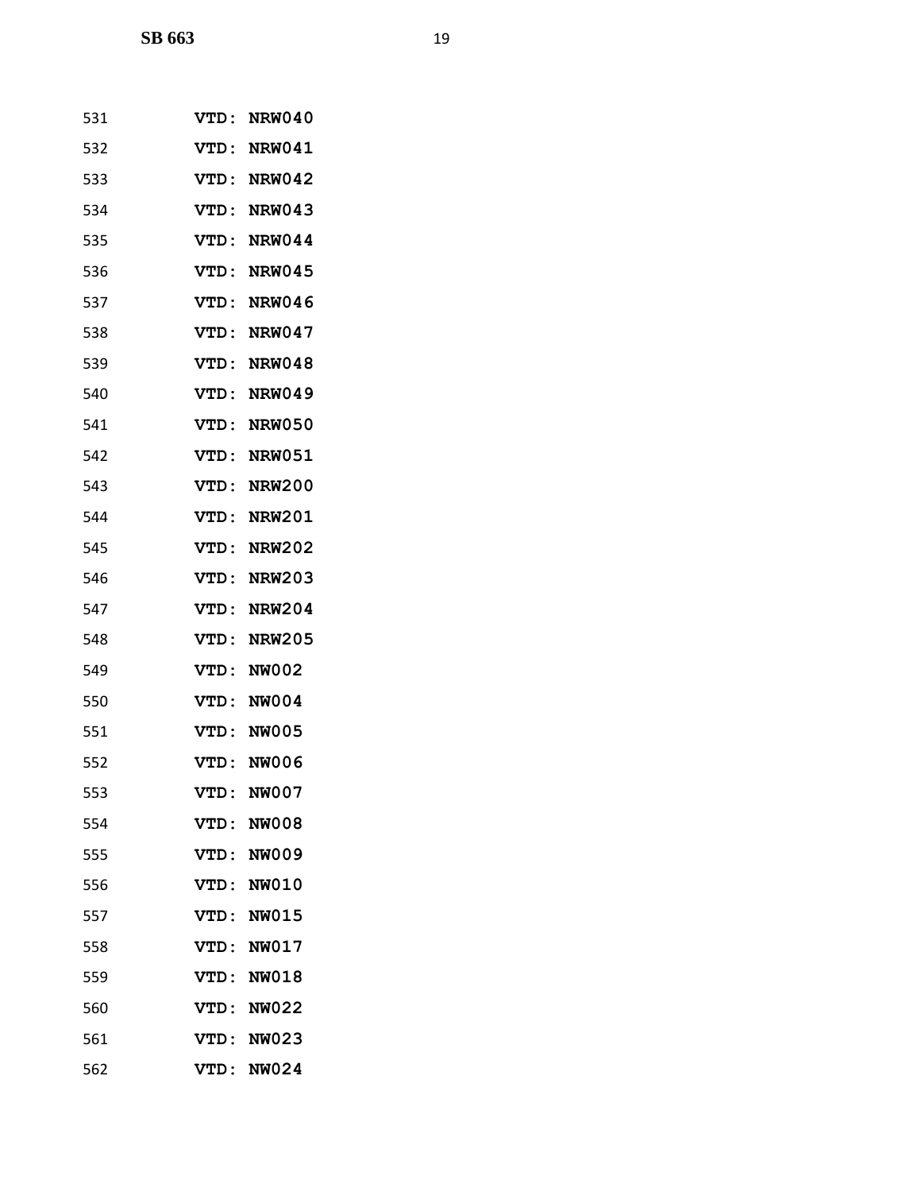531 **VTD: NRW040**

532 **VTD: NRW041**

533 **VTD: NRW042**

534 **VTD: NRW043**

535 **VTD: NRW044**

536 **VTD: NRW045**

537 **VTD: NRW046**

538 **VTD: NRW047**

539 **VTD: NRW048**

540 **VTD: NRW049**

541 **VTD: NRW050**

542 **VTD: NRW051**

543 **VTD: NRW200**

544 **VTD: NRW201**

545 **VTD: NRW202**

546 **VTD: NRW203**

547 **VTD: NRW204**

548 **VTD: NRW205**

549 **VTD: NW002**

550 **VTD: NW004**

551 **VTD: NW005**

552 **VTD: NW006**

553 **VTD: NW007**

554 **VTD: NW008**

555 **VTD: NW009**

556 **VTD: NW010**

557 **VTD: NW015**

558 **VTD: NW017**

559 **VTD: NW018**

560 **VTD: NW022**

561 **VTD: NW023**

562 **VTD: NW024**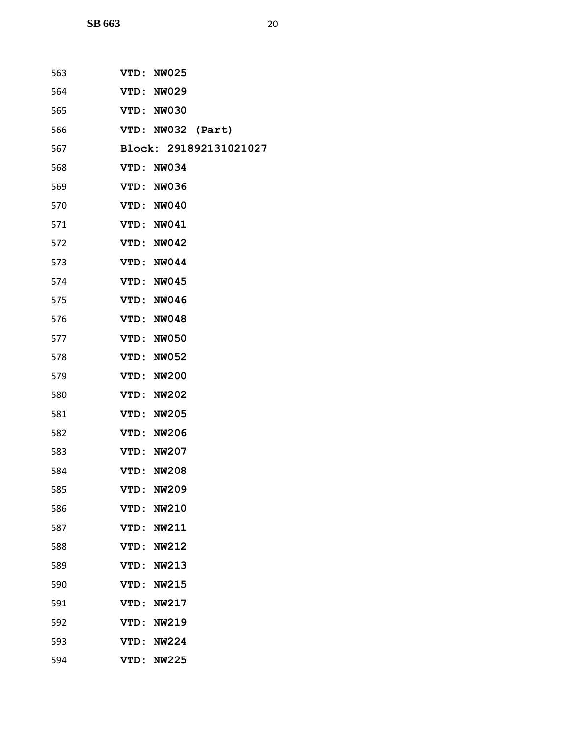563 **VTD: NW025**

564 **VTD: NW029**

565 **VTD: NW030**

566 **VTD: NW032 (Part)**

567 **Block: 291892131021027**

568 **VTD: NW034**

569 **VTD: NW036**

570 **VTD: NW040**

571 **VTD: NW041**

572 **VTD: NW042**

573 **VTD: NW044**

574 **VTD: NW045**

575 **VTD: NW046**

576 **VTD: NW048**

577 **VTD: NW050**

578 **VTD: NW052**

579 **VTD: NW200**

580 **VTD: NW202**

581 **VTD: NW205**

582 **VTD: NW206**

583 **VTD: NW207**

584 **VTD: NW208**

585 **VTD: NW209**

586 **VTD: NW210**

587 **VTD: NW211**

588 **VTD: NW212**

589 **VTD: NW213**

590 **VTD: NW215**

591 **VTD: NW217**

592 **VTD: NW219**

593 **VTD: NW224**

594 **VTD: NW225**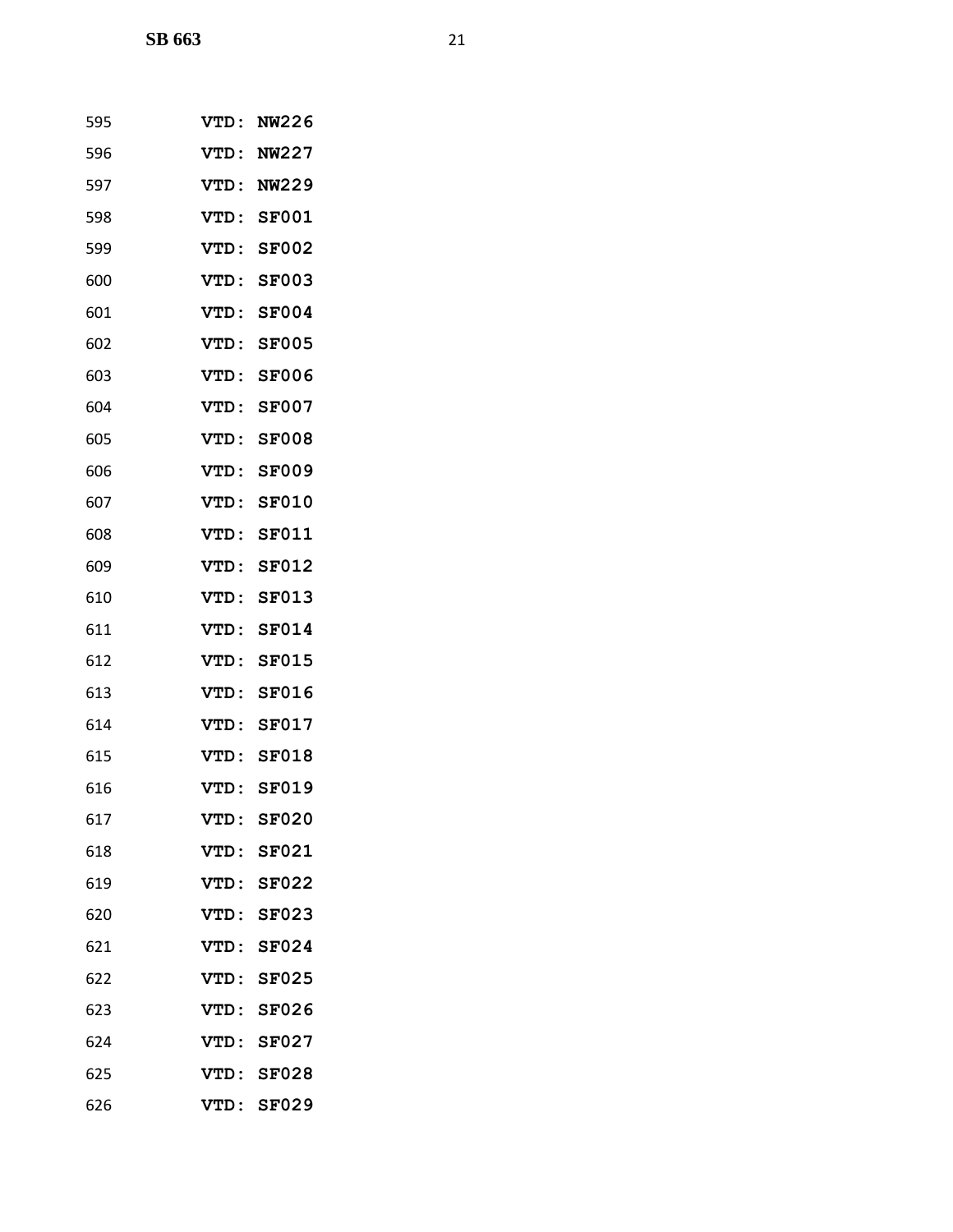595 **VTD: NW226**

596 **VTD: NW227**

597 **VTD: NW229**

598 **VTD: SF001**

599 **VTD: SF002**

600 **VTD: SF003**

601 **VTD: SF004**

602 **VTD: SF005**

603 **VTD: SF006**

604 **VTD: SF007**

605 **VTD: SF008**

606 **VTD: SF009**

607 **VTD: SF010**

608 **VTD: SF011**

609 **VTD: SF012**

610 **VTD: SF013**

611 **VTD: SF014**

612 **VTD: SF015**

613 **VTD: SF016**

614 **VTD: SF017**

615 **VTD: SF018**

616 **VTD: SF019**

617 **VTD: SF020**

618 **VTD: SF021**

619 **VTD: SF022**

620 **VTD: SF023**

621 **VTD: SF024**

622 **VTD: SF025**

623 **VTD: SF026**

624 **VTD: SF027**

625 **VTD: SF028**

626 **VTD: SF029**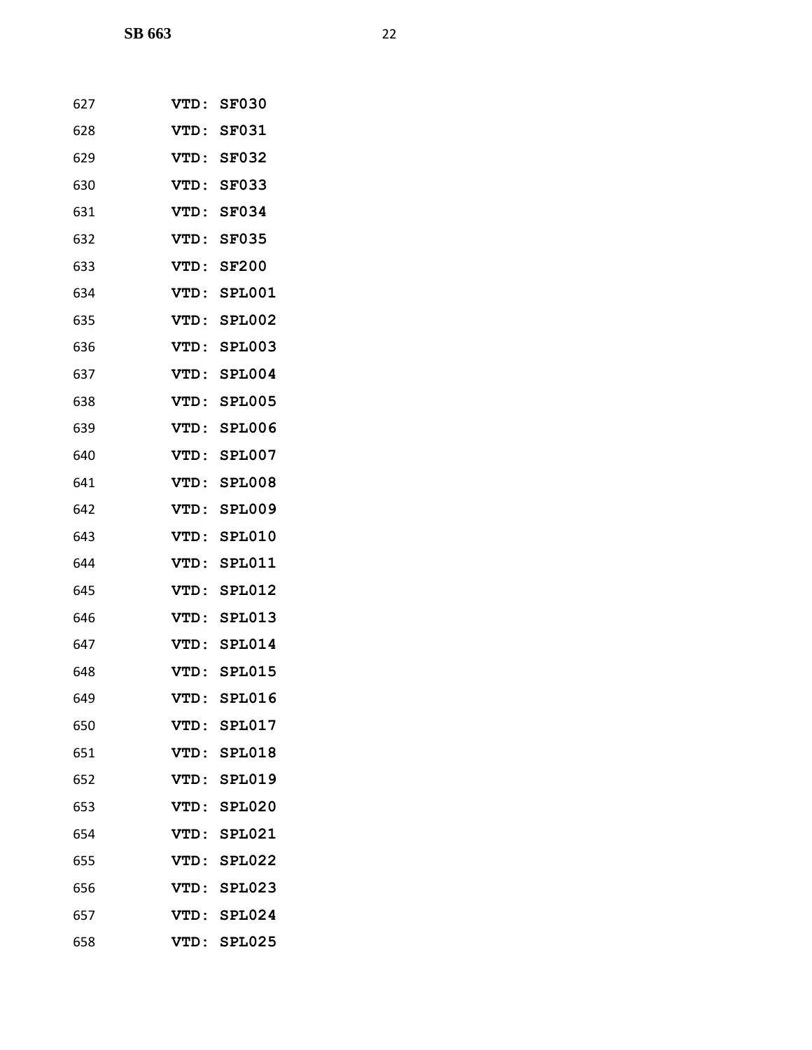627 **VTD: SF030**

628 **VTD: SF031**

629 **VTD: SF032**

630 **VTD: SF033**

631 **VTD: SF034**

632 **VTD: SF035**

633 **VTD: SF200**

634 **VTD: SPL001**

635 **VTD: SPL002**

636 **VTD: SPL003**

637 **VTD: SPL004**

638 **VTD: SPL005**

639 **VTD: SPL006**

640 **VTD: SPL007**

641 **VTD: SPL008**

642 **VTD: SPL009**

643 **VTD: SPL010**

644 **VTD: SPL011**

645 **VTD: SPL012**

646 **VTD: SPL013**

647 **VTD: SPL014**

648 **VTD: SPL015**

649 **VTD: SPL016**

650 **VTD: SPL017**

651 **VTD: SPL018**

652 **VTD: SPL019**

653 **VTD: SPL020**

654 **VTD: SPL021**

655 **VTD: SPL022**

656 **VTD: SPL023**

657 **VTD: SPL024**

658 **VTD: SPL025**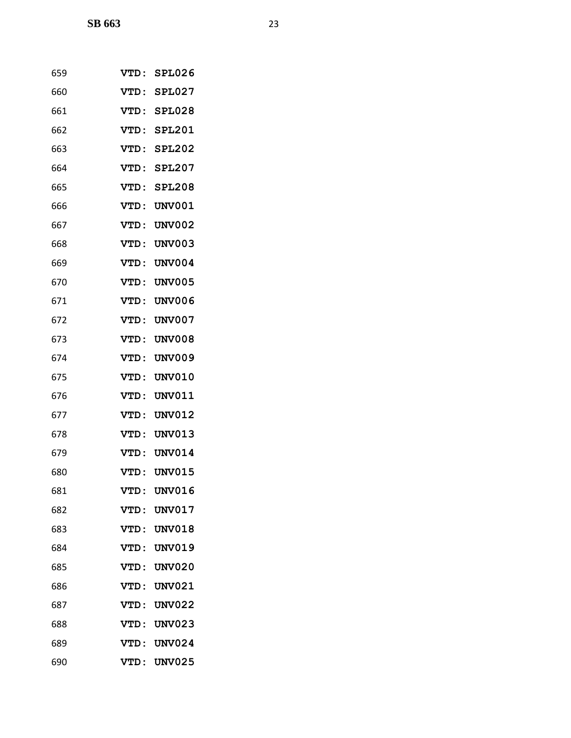659 **VTD: SPL026**

660 **VTD: SPL027**

661 **VTD: SPL028**

662 **VTD: SPL201**

663 **VTD: SPL202**

664 **VTD: SPL207**

665 **VTD: SPL208**

666 **VTD: UNV001**

667 **VTD: UNV002**

668 **VTD: UNV003**

669 **VTD: UNV004**

670 **VTD: UNV005**

671 **VTD: UNV006**

672 **VTD: UNV007**

673 **VTD: UNV008**

674 **VTD: UNV009**

675 **VTD: UNV010**

676 **VTD: UNV011**

677 **VTD: UNV012**

678 **VTD: UNV013**

679 **VTD: UNV014**

680 **VTD: UNV015**

681 **VTD: UNV016**

682 **VTD: UNV017**

683 **VTD: UNV018**

684 **VTD: UNV019**

685 **VTD: UNV020**

686 **VTD: UNV021**

687 **VTD: UNV022**

688 **VTD: UNV023**

689 **VTD: UNV024**

690 **VTD: UNV025**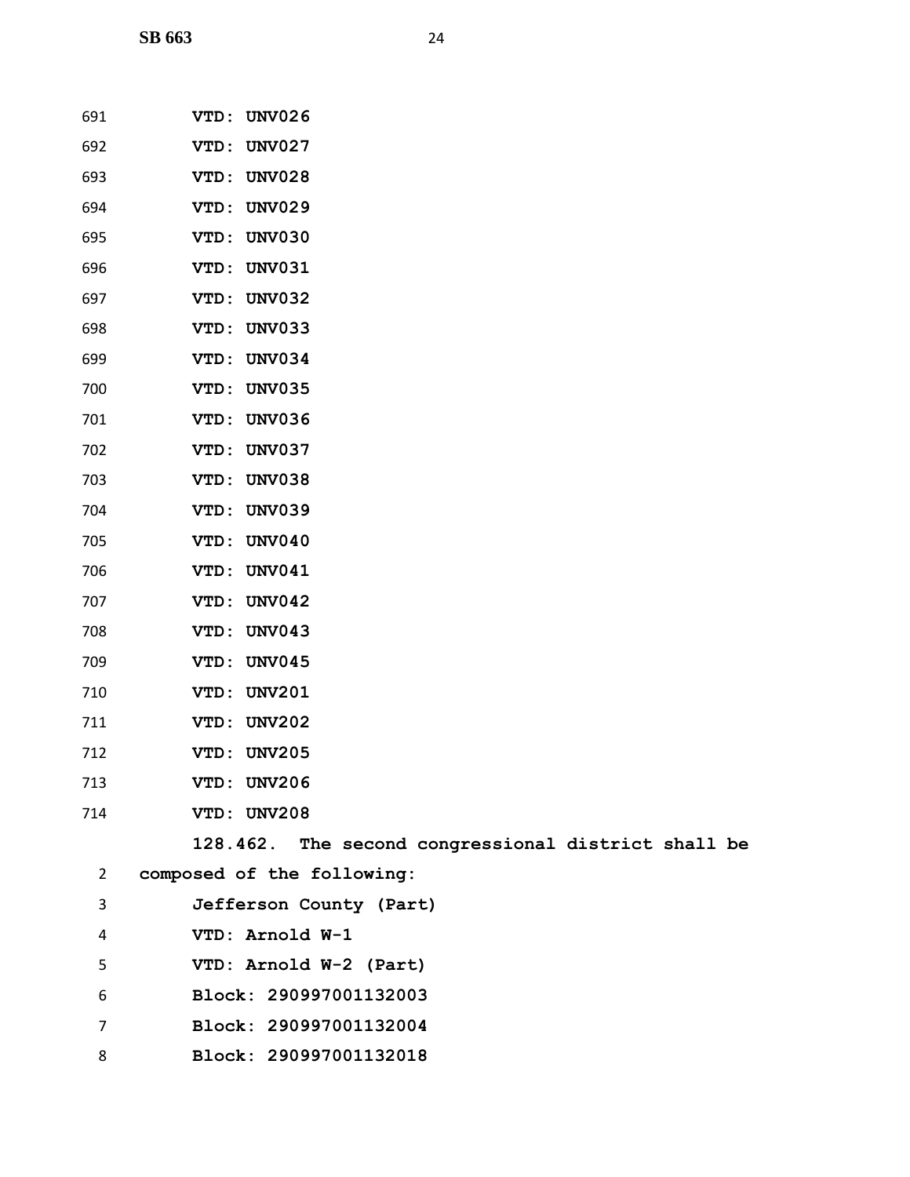VTD: UNV026

VTD: UNV027

VTD: UNV028

VTD: UNV029

VTD: UNV030

VTD: UNV031

VTD: UNV032

VTD: UNV033

VTD: UNV034

VTD: UNV035

VTD: UNV036

VTD: UNV037

VTD: UNV038

VTD: UNV039

VTD: UNV040

VTD: UNV041

VTD: UNV042

VTD: UNV043

VTD: UNV045

VTD: UNV201

VTD: UNV202

VTD: UNV205

VTD: UNV206

VTD: UNV208

**128.462. The second congressional district shall be composed of the following:**

Jefferson County (Part)

VTD: Arnold W-1

VTD: Arnold W-2 (Part)

Block: 290997001132003

Block: 290997001132004

Block: 290997001132018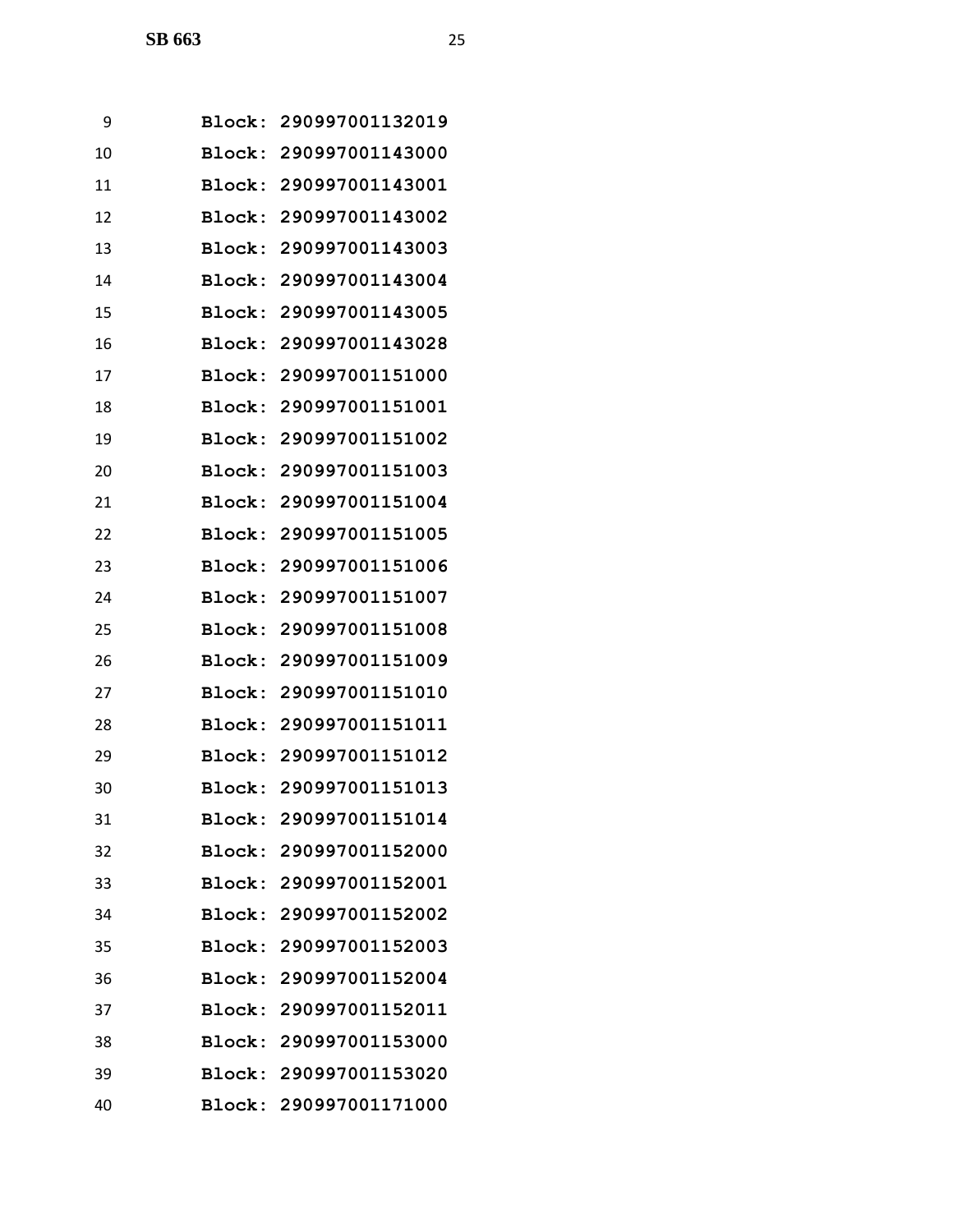Block: 290997001132019
Block: 290997001143000
Block: 290997001143001
Block: 290997001143002
Block: 290997001143003
Block: 290997001143004
Block: 290997001143005
Block: 290997001143028
Block: 290997001151000
Block: 290997001151001
Block: 290997001151002
Block: 290997001151003
Block: 290997001151004
Block: 290997001151005
Block: 290997001151006
Block: 290997001151007
Block: 290997001151008
Block: 290997001151009
Block: 290997001151010
Block: 290997001151011
Block: 290997001151012
Block: 290997001151013
Block: 290997001151014
Block: 290997001152000
Block: 290997001152001
Block: 290997001152002
Block: 290997001152003
Block: 290997001152004
Block: 290997001152011
Block: 290997001153000
Block: 290997001153020
Block: 290997001171000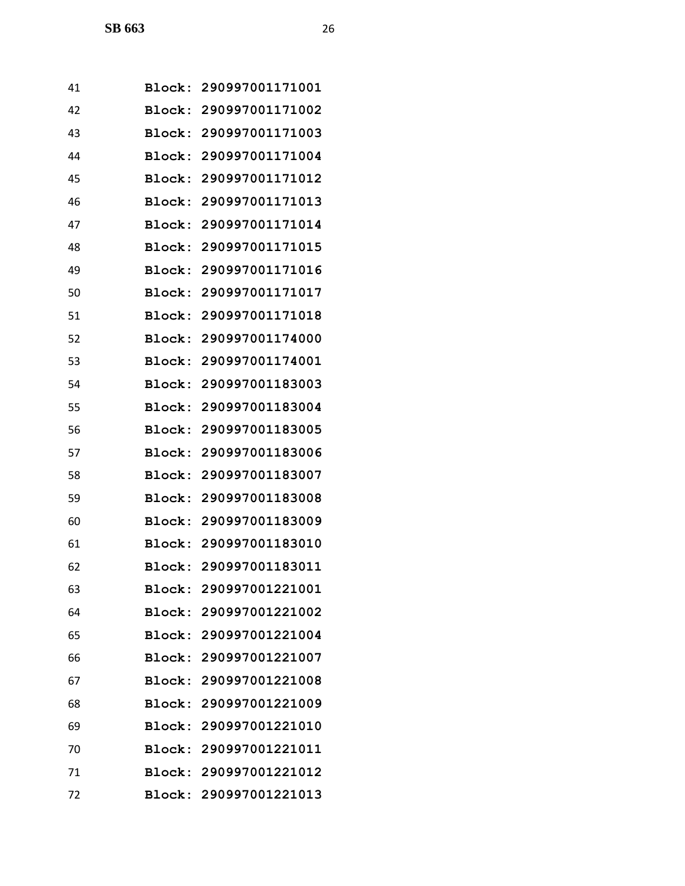Block: 290997001171001

Block: 290997001171002

Block: 290997001171003

Block: 290997001171004

Block: 290997001171012

Block: 290997001171013

Block: 290997001171014

Block: 290997001171015

Block: 290997001171016

Block: 290997001171017

Block: 290997001171018

Block: 290997001174000

Block: 290997001174001

Block: 290997001183003

Block: 290997001183004

Block: 290997001183005

Block: 290997001183006

Block: 290997001183007

Block: 290997001183008

Block: 290997001183009

Block: 290997001183010

Block: 290997001183011

Block: 290997001221001

Block: 290997001221002

Block: 290997001221004

Block: 290997001221007

Block: 290997001221008

Block: 290997001221009

Block: 290997001221010

Block: 290997001221011

Block: 290997001221012

Block: 290997001221013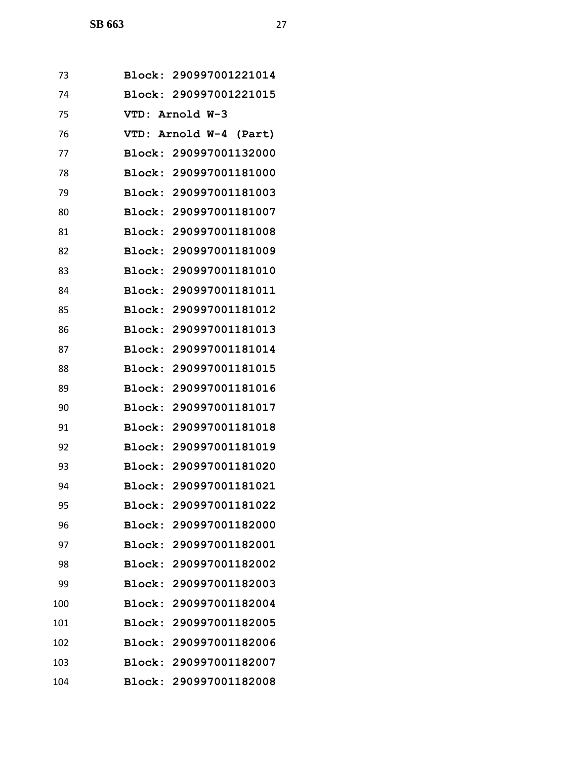Block: 290997001221014
Block: 290997001221015
VTD: Arnold W-3
VTD: Arnold W-4 (Part)
Block: 290997001132000
Block: 290997001181000
Block: 290997001181003
Block: 290997001181007
Block: 290997001181008
Block: 290997001181009
Block: 290997001181010
Block: 290997001181011
Block: 290997001181012
Block: 290997001181013
Block: 290997001181014
Block: 290997001181015
Block: 290997001181016
Block: 290997001181017
Block: 290997001181018
Block: 290997001181019
Block: 290997001181020
Block: 290997001181021
Block: 290997001181022
Block: 290997001182000
Block: 290997001182001
Block: 290997001182002
Block: 290997001182003
Block: 290997001182004
Block: 290997001182005
Block: 290997001182006
Block: 290997001182007
Block: 290997001182008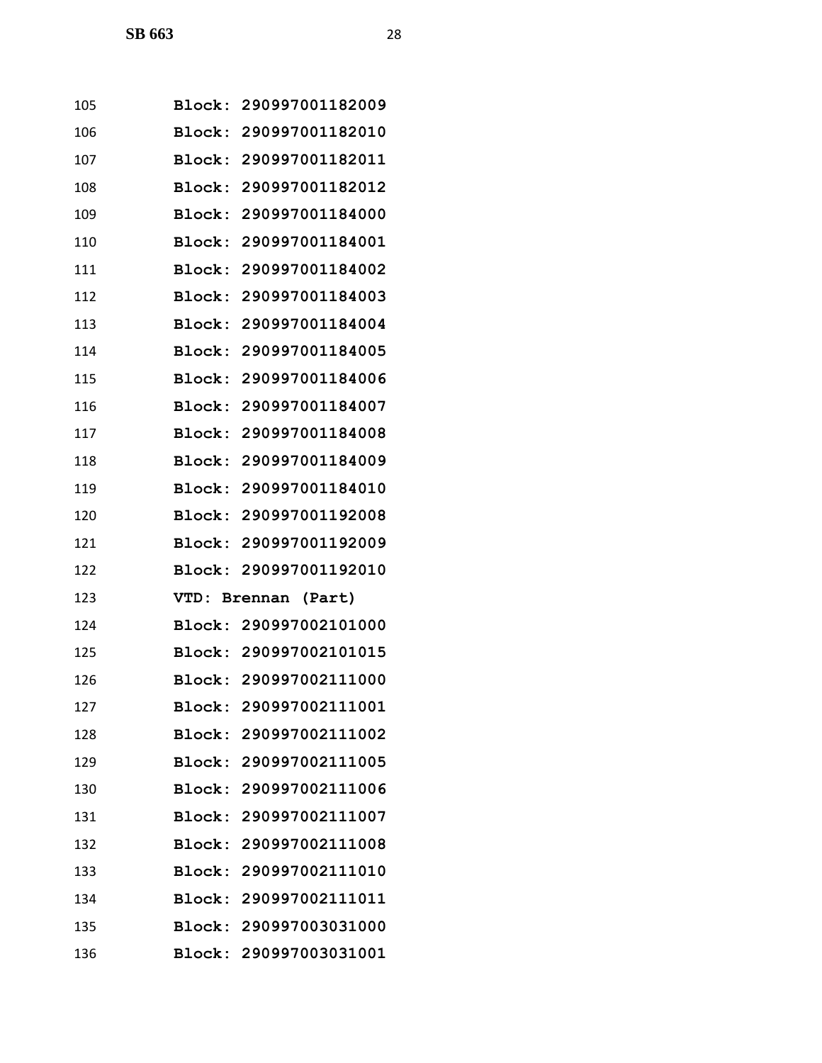105 Block: 290997001182009
106 Block: 290997001182010
107 Block: 290997001182011
108 Block: 290997001182012
109 Block: 290997001184000
110 Block: 290997001184001
111 Block: 290997001184002
112 Block: 290997001184003
113 Block: 290997001184004
114 Block: 290997001184005
115 Block: 290997001184006
116 Block: 290997001184007
117 Block: 290997001184008
118 Block: 290997001184009
119 Block: 290997001184010
120 Block: 290997001192008
121 Block: 290997001192009
122 Block: 290997001192010
123 VTD: Brennan (Part)
124 Block: 290997002101000
125 Block: 290997002101015
126 Block: 290997002111000
127 Block: 290997002111001
128 Block: 290997002111002
129 Block: 290997002111005
130 Block: 290997002111006
131 Block: 290997002111007
132 Block: 290997002111008
133 Block: 290997002111010
134 Block: 290997002111011
135 Block: 290997003031000
136 Block: 290997003031001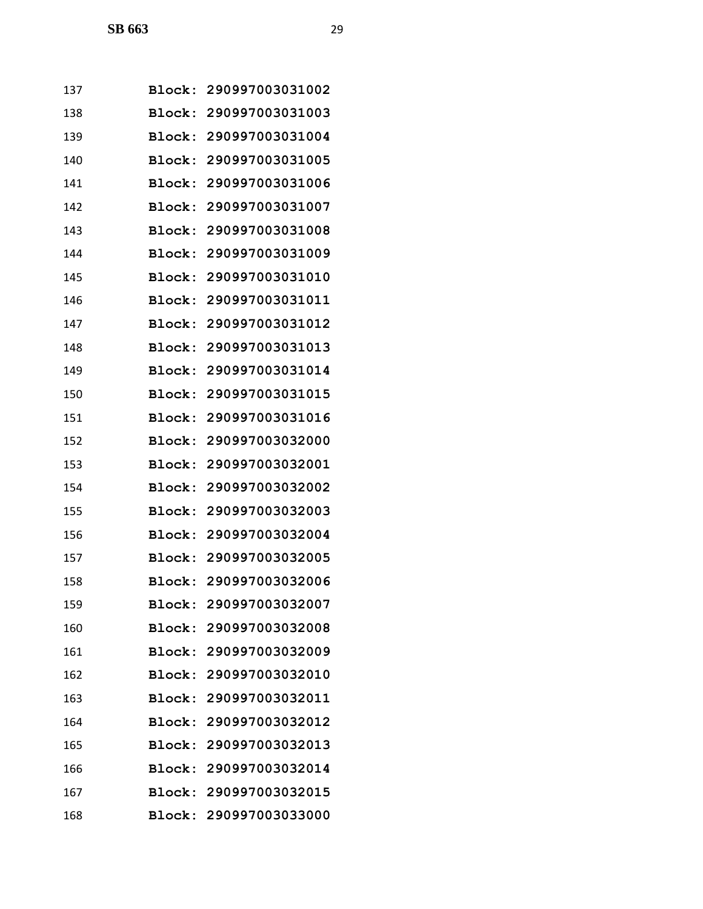137 **Block: 290997003031002**
138 **Block: 290997003031003**
139 **Block: 290997003031004**
140 **Block: 290997003031005**
141 **Block: 290997003031006**
142 **Block: 290997003031007**
143 **Block: 290997003031008**
144 **Block: 290997003031009**
145 **Block: 290997003031010**
146 **Block: 290997003031011**
147 **Block: 290997003031012**
148 **Block: 290997003031013**
149 **Block: 290997003031014**
150 **Block: 290997003031015**
151 **Block: 290997003031016**
152 **Block: 290997003032000**
153 **Block: 290997003032001**
154 **Block: 290997003032002**
155 **Block: 290997003032003**
156 **Block: 290997003032004**
157 **Block: 290997003032005**
158 **Block: 290997003032006**
159 **Block: 290997003032007**
160 **Block: 290997003032008**
161 **Block: 290997003032009**
162 **Block: 290997003032010**
163 **Block: 290997003032011**
164 **Block: 290997003032012**
165 **Block: 290997003032013**
166 **Block: 290997003032014**
167 **Block: 290997003032015**
168 **Block: 290997003033000**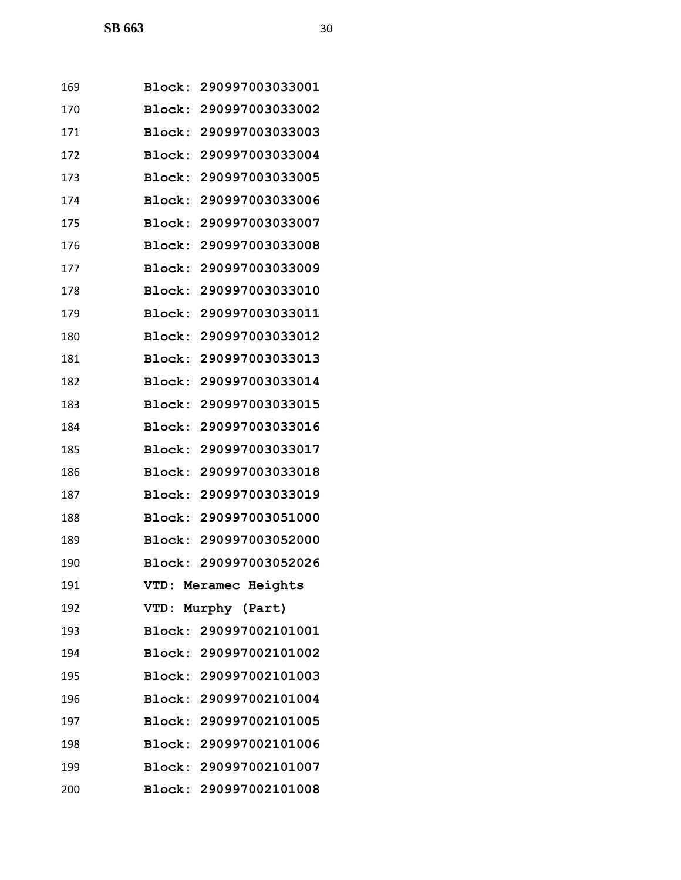169 **Block: 290997003033001**
170 **Block: 290997003033002**
171 **Block: 290997003033003**
172 **Block: 290997003033004**
173 **Block: 290997003033005**
174 **Block: 290997003033006**
175 **Block: 290997003033007**
176 **Block: 290997003033008**
177 **Block: 290997003033009**
178 **Block: 290997003033010**
179 **Block: 290997003033011**
180 **Block: 290997003033012**
181 **Block: 290997003033013**
182 **Block: 290997003033014**
183 **Block: 290997003033015**
184 **Block: 290997003033016**
185 **Block: 290997003033017**
186 **Block: 290997003033018**
187 **Block: 290997003033019**
188 **Block: 290997003051000**
189 **Block: 290997003052000**
190 **Block: 290997003052026**
191 **VTD: Meramec Heights**
192 **VTD: Murphy (Part)**
193 **Block: 290997002101001**
194 **Block: 290997002101002**
195 **Block: 290997002101003**
196 **Block: 290997002101004**
197 **Block: 290997002101005**
198 **Block: 290997002101006**
199 **Block: 290997002101007**
200 **Block: 290997002101008**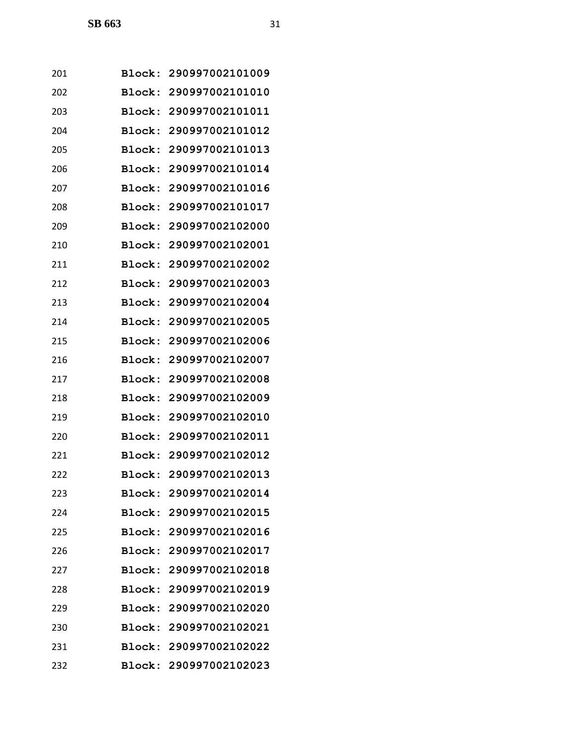201 **Block: 290997002101009**

202 **Block: 290997002101010**

203 **Block: 290997002101011**

204 **Block: 290997002101012**

205 **Block: 290997002101013**

206 **Block: 290997002101014**

207 **Block: 290997002101016**

208 **Block: 290997002101017**

209 **Block: 290997002102000**

210 **Block: 290997002102001**

211 **Block: 290997002102002**

212 **Block: 290997002102003**

213 **Block: 290997002102004**

214 **Block: 290997002102005**

215 **Block: 290997002102006**

216 **Block: 290997002102007**

217 **Block: 290997002102008**

218 **Block: 290997002102009**

219 **Block: 290997002102010**

220 **Block: 290997002102011**

221 **Block: 290997002102012**

222 **Block: 290997002102013**

223 **Block: 290997002102014**

224 **Block: 290997002102015**

225 **Block: 290997002102016**

226 **Block: 290997002102017**

227 **Block: 290997002102018**

228 **Block: 290997002102019**

229 **Block: 290997002102020**

230 **Block: 290997002102021**

231 **Block: 290997002102022**

232 **Block: 290997002102023**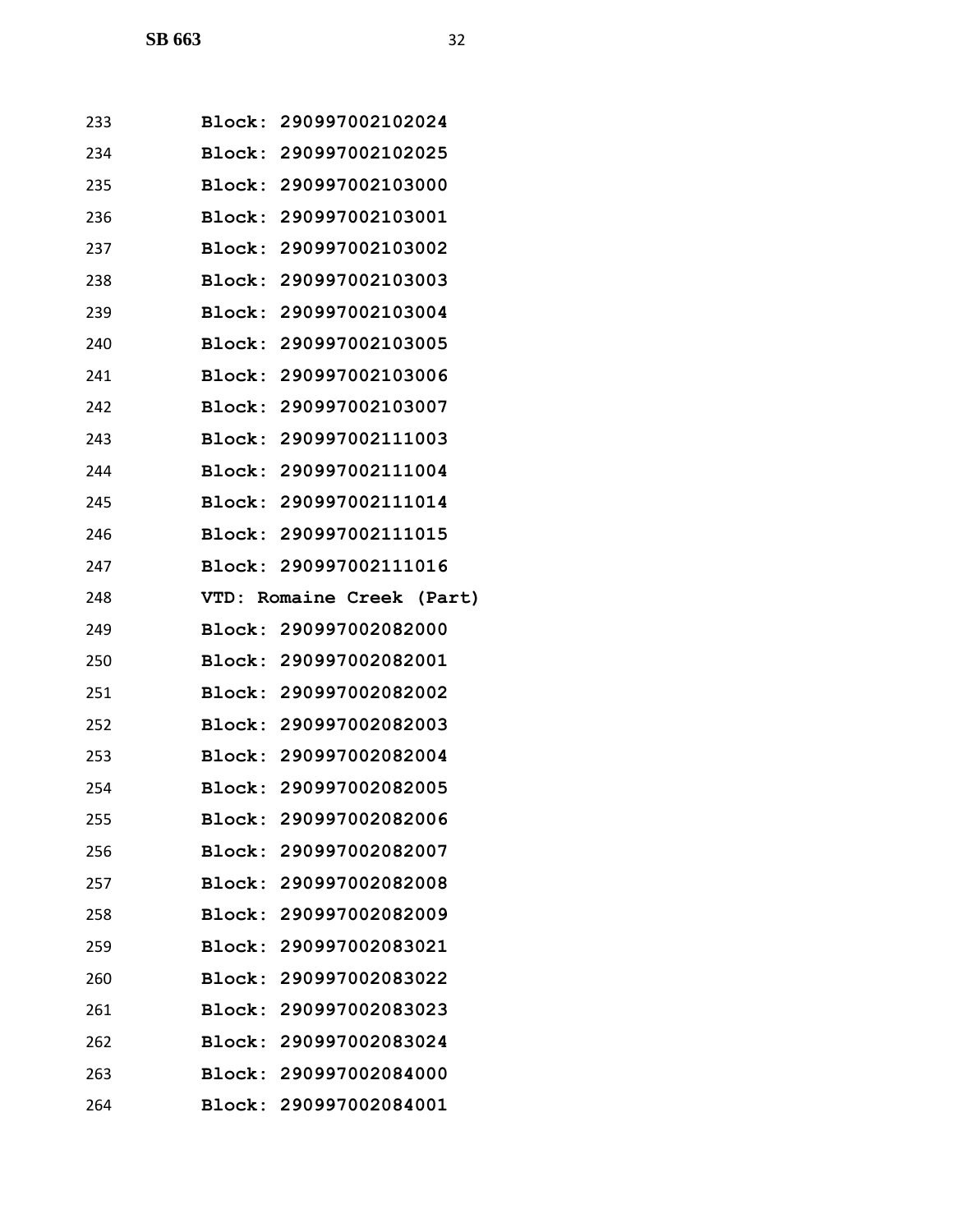233 Block: 290997002102024
234 Block: 290997002102025
235 Block: 290997002103000
236 Block: 290997002103001
237 Block: 290997002103002
238 Block: 290997002103003
239 Block: 290997002103004
240 Block: 290997002103005
241 Block: 290997002103006
242 Block: 290997002103007
243 Block: 290997002111003
244 Block: 290997002111004
245 Block: 290997002111014
246 Block: 290997002111015
247 Block: 290997002111016
248 VTD: Romaine Creek (Part)
249 Block: 290997002082000
250 Block: 290997002082001
251 Block: 290997002082002
252 Block: 290997002082003
253 Block: 290997002082004
254 Block: 290997002082005
255 Block: 290997002082006
256 Block: 290997002082007
257 Block: 290997002082008
258 Block: 290997002082009
259 Block: 290997002083021
260 Block: 290997002083022
261 Block: 290997002083023
262 Block: 290997002083024
263 Block: 290997002084000
264 Block: 290997002084001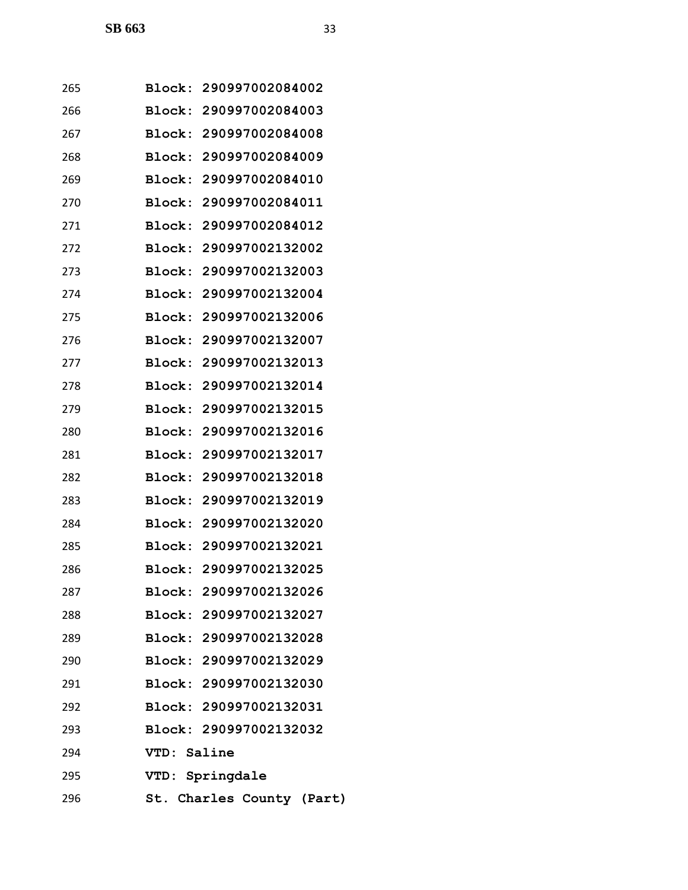265 **Block: 290997002084002**

266 **Block: 290997002084003**

267 **Block: 290997002084008**

268 **Block: 290997002084009**

269 **Block: 290997002084010**

270 **Block: 290997002084011**

271 **Block: 290997002084012**

272 **Block: 290997002132002**

273 **Block: 290997002132003**

274 **Block: 290997002132004**

275 **Block: 290997002132006**

276 **Block: 290997002132007**

277 **Block: 290997002132013**

278 **Block: 290997002132014**

279 **Block: 290997002132015**

280 **Block: 290997002132016**

281 **Block: 290997002132017**

282 **Block: 290997002132018**

283 **Block: 290997002132019**

284 **Block: 290997002132020**

285 **Block: 290997002132021**

286 **Block: 290997002132025**

287 **Block: 290997002132026**

288 **Block: 290997002132027**

289 **Block: 290997002132028**

290 **Block: 290997002132029**

291 **Block: 290997002132030**

292 **Block: 290997002132031**

293 **Block: 290997002132032**

294 **VTD: Saline**

295 **VTD: Springdale**

296 **St. Charles County (Part)**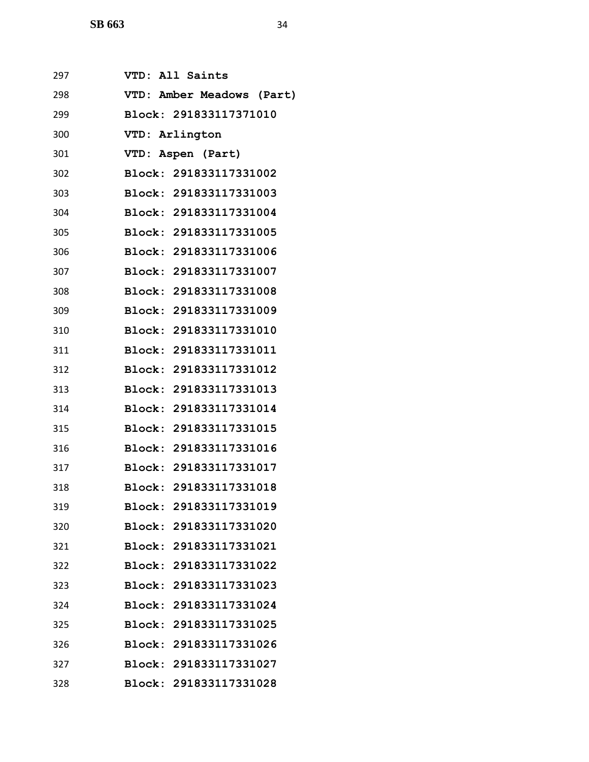297 **VTD: All Saints**

298 **VTD: Amber Meadows (Part)**

299 **Block: 291833117371010**

300 **VTD: Arlington**

301 **VTD: Aspen (Part)**

302 **Block: 291833117331002**

303 **Block: 291833117331003**

304 **Block: 291833117331004**

305 **Block: 291833117331005**

306 **Block: 291833117331006**

307 **Block: 291833117331007**

308 **Block: 291833117331008**

309 **Block: 291833117331009**

310 **Block: 291833117331010**

311 **Block: 291833117331011**

312 **Block: 291833117331012**

313 **Block: 291833117331013**

314 **Block: 291833117331014**

315 **Block: 291833117331015**

316 **Block: 291833117331016**

317 **Block: 291833117331017**

318 **Block: 291833117331018**

319 **Block: 291833117331019**

320 **Block: 291833117331020**

321 **Block: 291833117331021**

322 **Block: 291833117331022**

323 **Block: 291833117331023**

324 **Block: 291833117331024**

325 **Block: 291833117331025**

326 **Block: 291833117331026**

327 **Block: 291833117331027**

328 **Block: 291833117331028**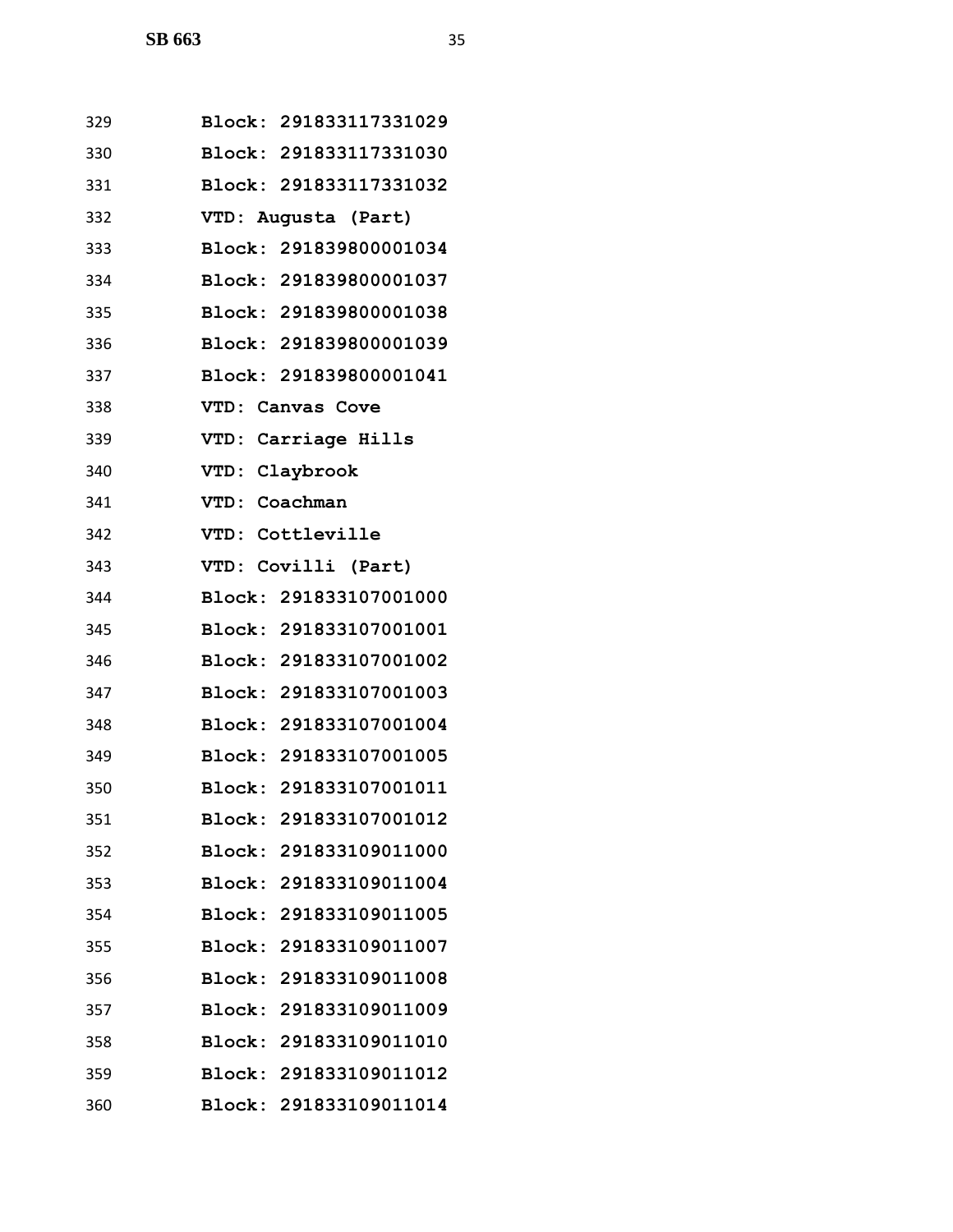329 **Block: 291833117331029**

330 **Block: 291833117331030**

331 **Block: 291833117331032**

332 **VTD: Augusta (Part)**

333 **Block: 291839800001034**

334 **Block: 291839800001037**

335 **Block: 291839800001038**

336 **Block: 291839800001039**

337 **Block: 291839800001041**

338 **VTD: Canvas Cove**

339 **VTD: Carriage Hills**

340 **VTD: Claybrook**

341 **VTD: Coachman**

342 **VTD: Cottleville**

343 **VTD: Covilli (Part)**

344 **Block: 291833107001000**

345 **Block: 291833107001001**

346 **Block: 291833107001002**

347 **Block: 291833107001003**

348 **Block: 291833107001004**

349 **Block: 291833107001005**

350 **Block: 291833107001011**

351 **Block: 291833107001012**

352 **Block: 291833109011000**

353 **Block: 291833109011004**

354 **Block: 291833109011005**

355 **Block: 291833109011007**

356 **Block: 291833109011008**

357 **Block: 291833109011009**

358 **Block: 291833109011010**

359 **Block: 291833109011012**

360 **Block: 291833109011014**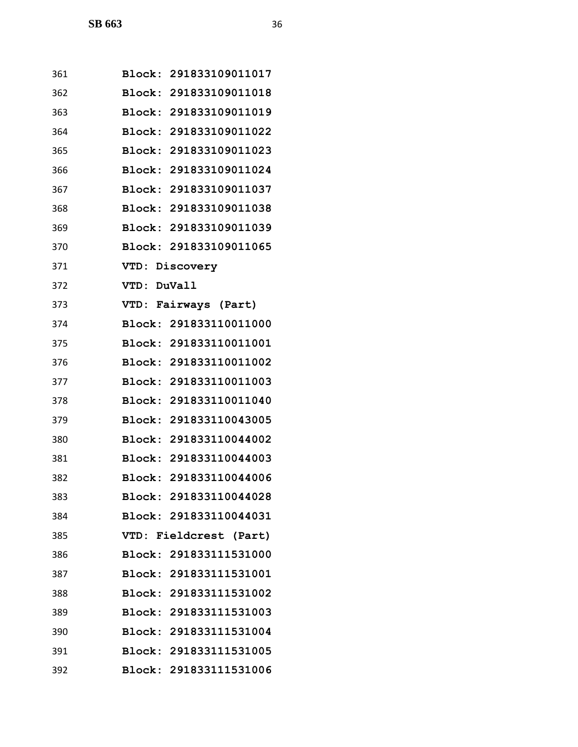Block: 291833109011017
Block: 291833109011018
Block: 291833109011019
Block: 291833109011022
Block: 291833109011023
Block: 291833109011024
Block: 291833109011037
Block: 291833109011038
Block: 291833109011039
Block: 291833109011065
VTD: Discovery
VTD: DuVall
VTD: Fairways (Part)
Block: 291833110011000
Block: 291833110011001
Block: 291833110011002
Block: 291833110011003
Block: 291833110011040
Block: 291833110043005
Block: 291833110044002
Block: 291833110044003
Block: 291833110044006
Block: 291833110044028
Block: 291833110044031
VTD: Fieldcrest (Part)
Block: 291833111531000
Block: 291833111531001
Block: 291833111531002
Block: 291833111531003
Block: 291833111531004
Block: 291833111531005
Block: 291833111531006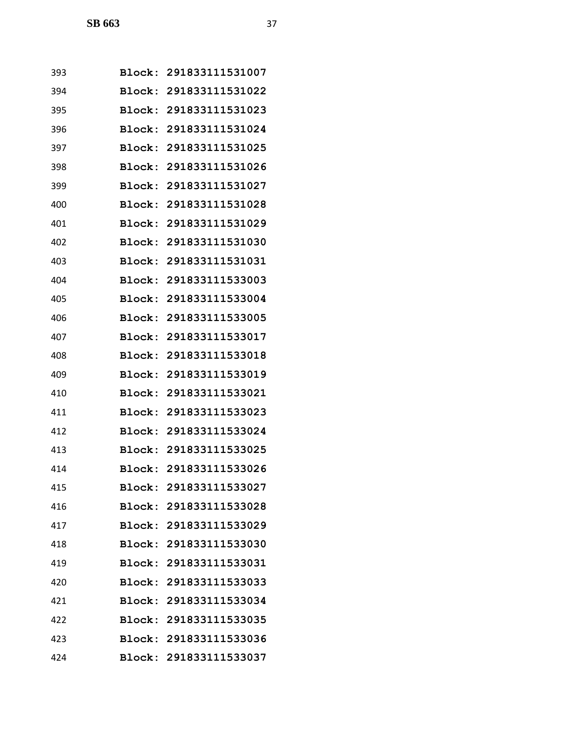393 **Block: 291833111531007**

394 **Block: 291833111531022**

395 **Block: 291833111531023**

396 **Block: 291833111531024**

397 **Block: 291833111531025**

398 **Block: 291833111531026**

399 **Block: 291833111531027**

400 **Block: 291833111531028**

401 **Block: 291833111531029**

402 **Block: 291833111531030**

403 **Block: 291833111531031**

404 **Block: 291833111533003**

405 **Block: 291833111533004**

406 **Block: 291833111533005**

407 **Block: 291833111533017**

408 **Block: 291833111533018**

409 **Block: 291833111533019**

410 **Block: 291833111533021**

411 **Block: 291833111533023**

412 **Block: 291833111533024**

413 **Block: 291833111533025**

414 **Block: 291833111533026**

415 **Block: 291833111533027**

416 **Block: 291833111533028**

417 **Block: 291833111533029**

418 **Block: 291833111533030**

419 **Block: 291833111533031**

420 **Block: 291833111533033**

421 **Block: 291833111533034**

422 **Block: 291833111533035**

423 **Block: 291833111533036**

424 **Block: 291833111533037**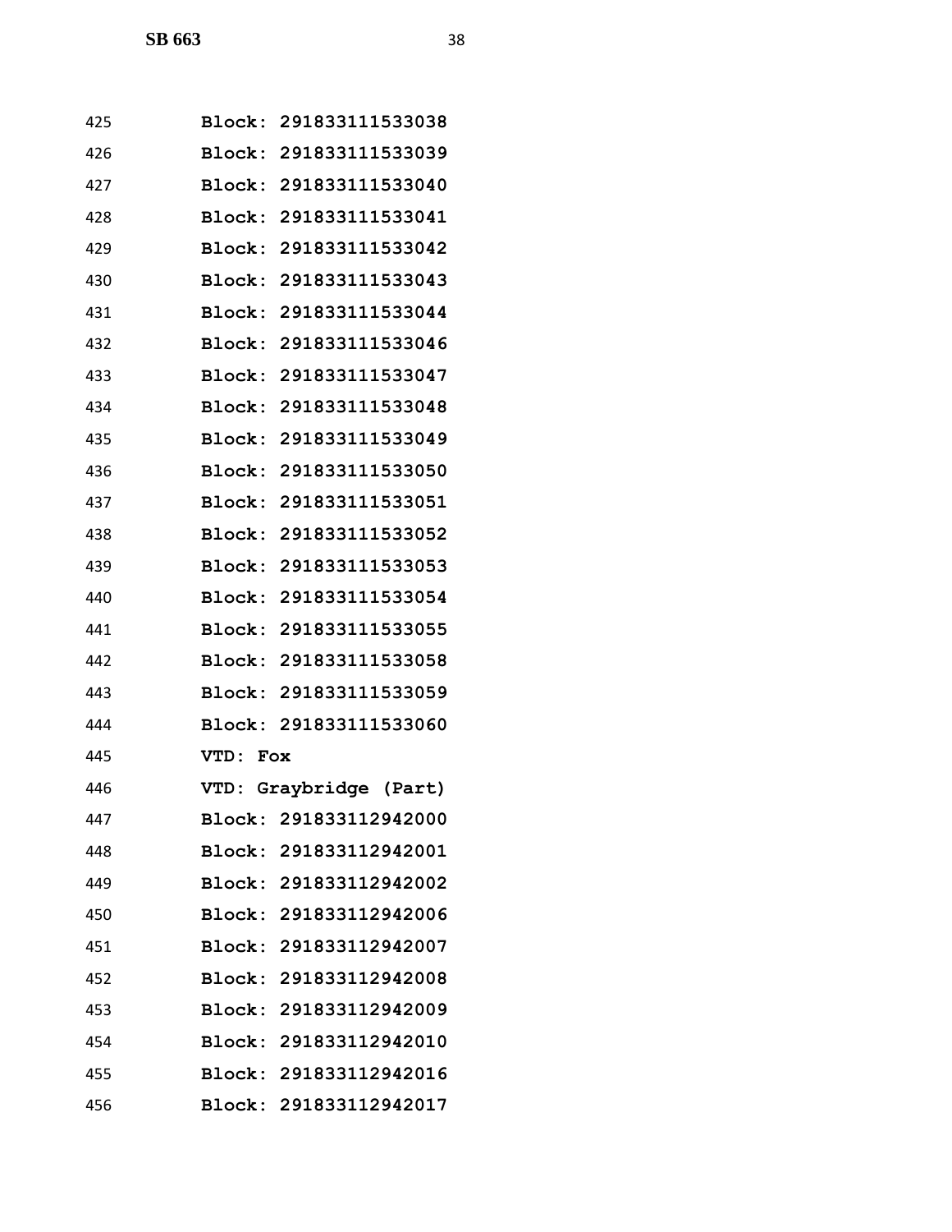425 **Block: 291833111533038**
426 **Block: 291833111533039**
427 **Block: 291833111533040**
428 **Block: 291833111533041**
429 **Block: 291833111533042**
430 **Block: 291833111533043**
431 **Block: 291833111533044**
432 **Block: 291833111533046**
433 **Block: 291833111533047**
434 **Block: 291833111533048**
435 **Block: 291833111533049**
436 **Block: 291833111533050**
437 **Block: 291833111533051**
438 **Block: 291833111533052**
439 **Block: 291833111533053**
440 **Block: 291833111533054**
441 **Block: 291833111533055**
442 **Block: 291833111533058**
443 **Block: 291833111533059**
444 **Block: 291833111533060**
445 **VTD: Fox**
446 **VTD: Graybridge (Part)**
447 **Block: 291833112942000**
448 **Block: 291833112942001**
449 **Block: 291833112942002**
450 **Block: 291833112942006**
451 **Block: 291833112942007**
452 **Block: 291833112942008**
453 **Block: 291833112942009**
454 **Block: 291833112942010**
455 **Block: 291833112942016**
456 **Block: 291833112942017**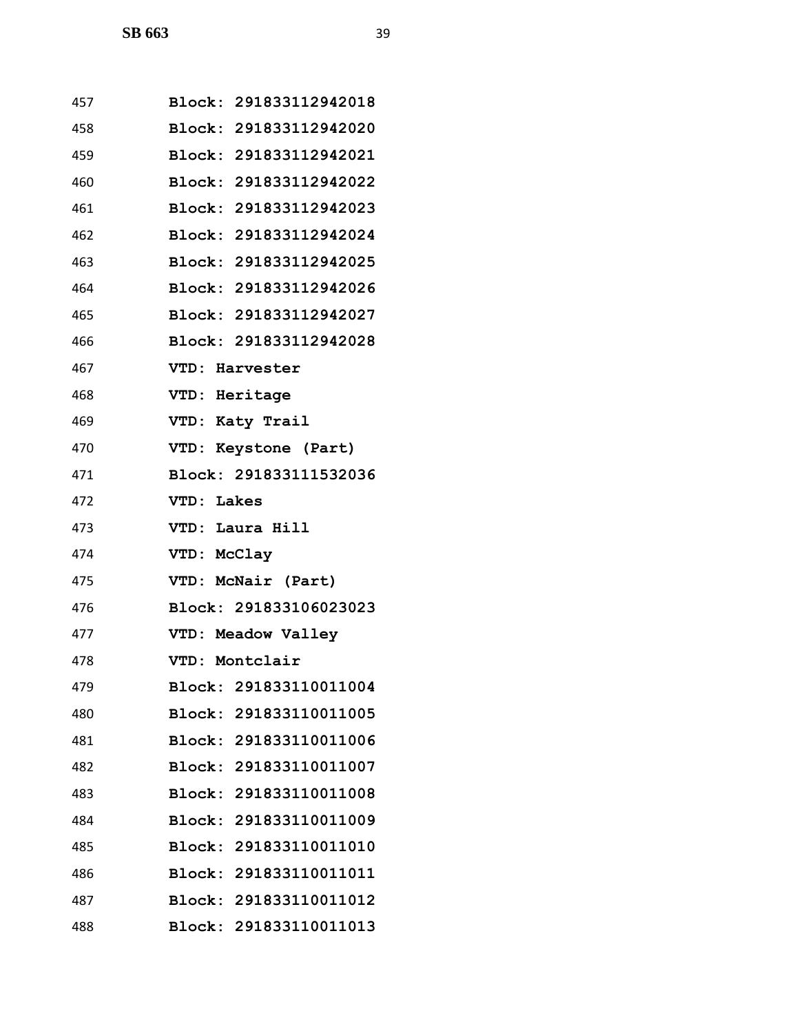457 Block: 291833112942018
458 Block: 291833112942020
459 Block: 291833112942021
460 Block: 291833112942022
461 Block: 291833112942023
462 Block: 291833112942024
463 Block: 291833112942025
464 Block: 291833112942026
465 Block: 291833112942027
466 Block: 291833112942028
467 VTD: Harvester
468 VTD: Heritage
469 VTD: Katy Trail
470 VTD: Keystone (Part)
471 Block: 291833111532036
472 VTD: Lakes
473 VTD: Laura Hill
474 VTD: McClay
475 VTD: McNair (Part)
476 Block: 291833106023023
477 VTD: Meadow Valley
478 VTD: Montclair
479 Block: 291833110011004
480 Block: 291833110011005
481 Block: 291833110011006
482 Block: 291833110011007
483 Block: 291833110011008
484 Block: 291833110011009
485 Block: 291833110011010
486 Block: 291833110011011
487 Block: 291833110011012
488 Block: 291833110011013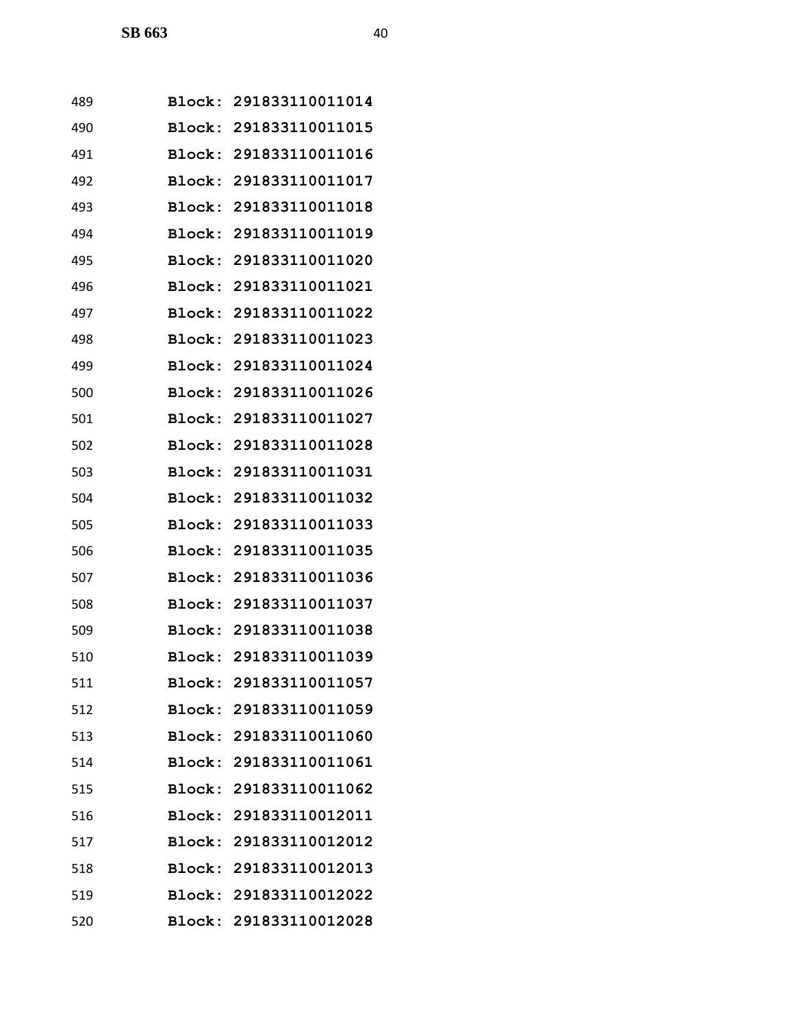489 **Block: 291833110011014**
490 **Block: 291833110011015**
491 **Block: 291833110011016**
492 **Block: 291833110011017**
493 **Block: 291833110011018**
494 **Block: 291833110011019**
495 **Block: 291833110011020**
496 **Block: 291833110011021**
497 **Block: 291833110011022**
498 **Block: 291833110011023**
499 **Block: 291833110011024**
500 **Block: 291833110011026**
501 **Block: 291833110011027**
502 **Block: 291833110011028**
503 **Block: 291833110011031**
504 **Block: 291833110011032**
505 **Block: 291833110011033**
506 **Block: 291833110011035**
507 **Block: 291833110011036**
508 **Block: 291833110011037**
509 **Block: 291833110011038**
510 **Block: 291833110011039**
511 **Block: 291833110011057**
512 **Block: 291833110011059**
513 **Block: 291833110011060**
514 **Block: 291833110011061**
515 **Block: 291833110011062**
516 **Block: 291833110012011**
517 **Block: 291833110012012**
518 **Block: 291833110012013**
519 **Block: 291833110012022**
520 **Block: 291833110012028**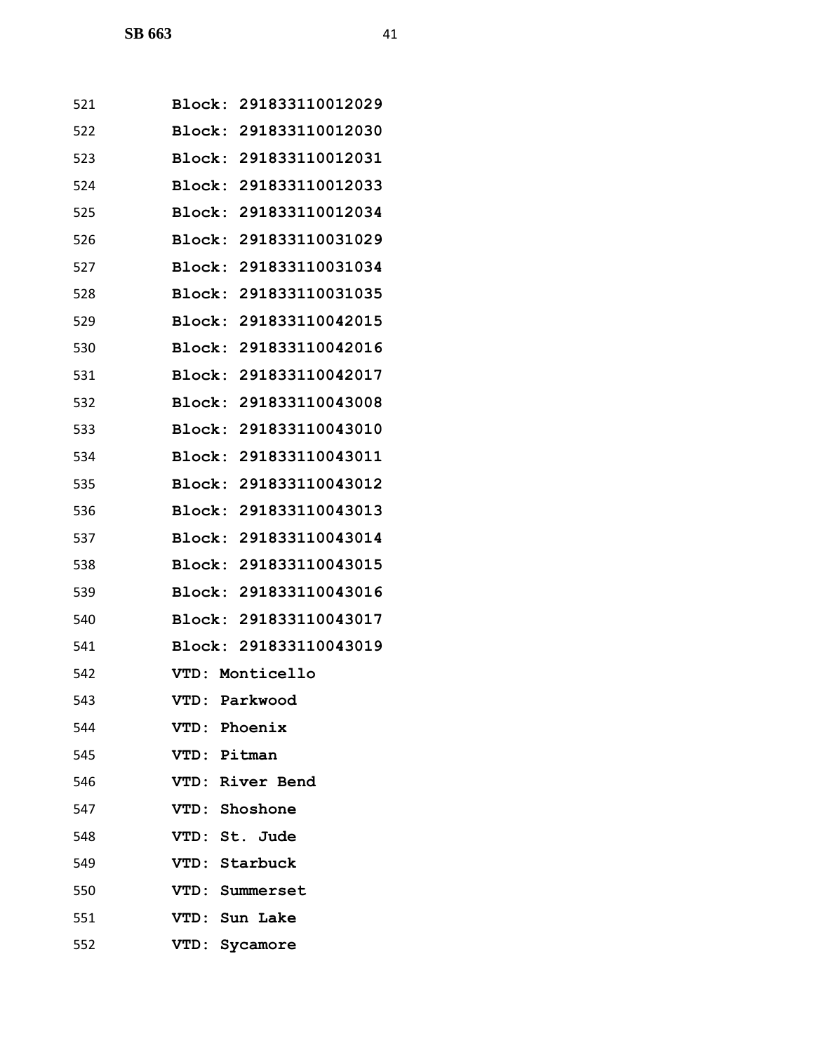521 Block: 291833110012029
522 Block: 291833110012030
523 Block: 291833110012031
524 Block: 291833110012033
525 Block: 291833110012034
526 Block: 291833110031029
527 Block: 291833110031034
528 Block: 291833110031035
529 Block: 291833110042015
530 Block: 291833110042016
531 Block: 291833110042017
532 Block: 291833110043008
533 Block: 291833110043010
534 Block: 291833110043011
535 Block: 291833110043012
536 Block: 291833110043013
537 Block: 291833110043014
538 Block: 291833110043015
539 Block: 291833110043016
540 Block: 291833110043017
541 Block: 291833110043019
542 VTD: Monticello
543 VTD: Parkwood
544 VTD: Phoenix
545 VTD: Pitman
546 VTD: River Bend
547 VTD: Shoshone
548 VTD: St. Jude
549 VTD: Starbuck
550 VTD: Summerset
551 VTD: Sun Lake
552 VTD: Sycamore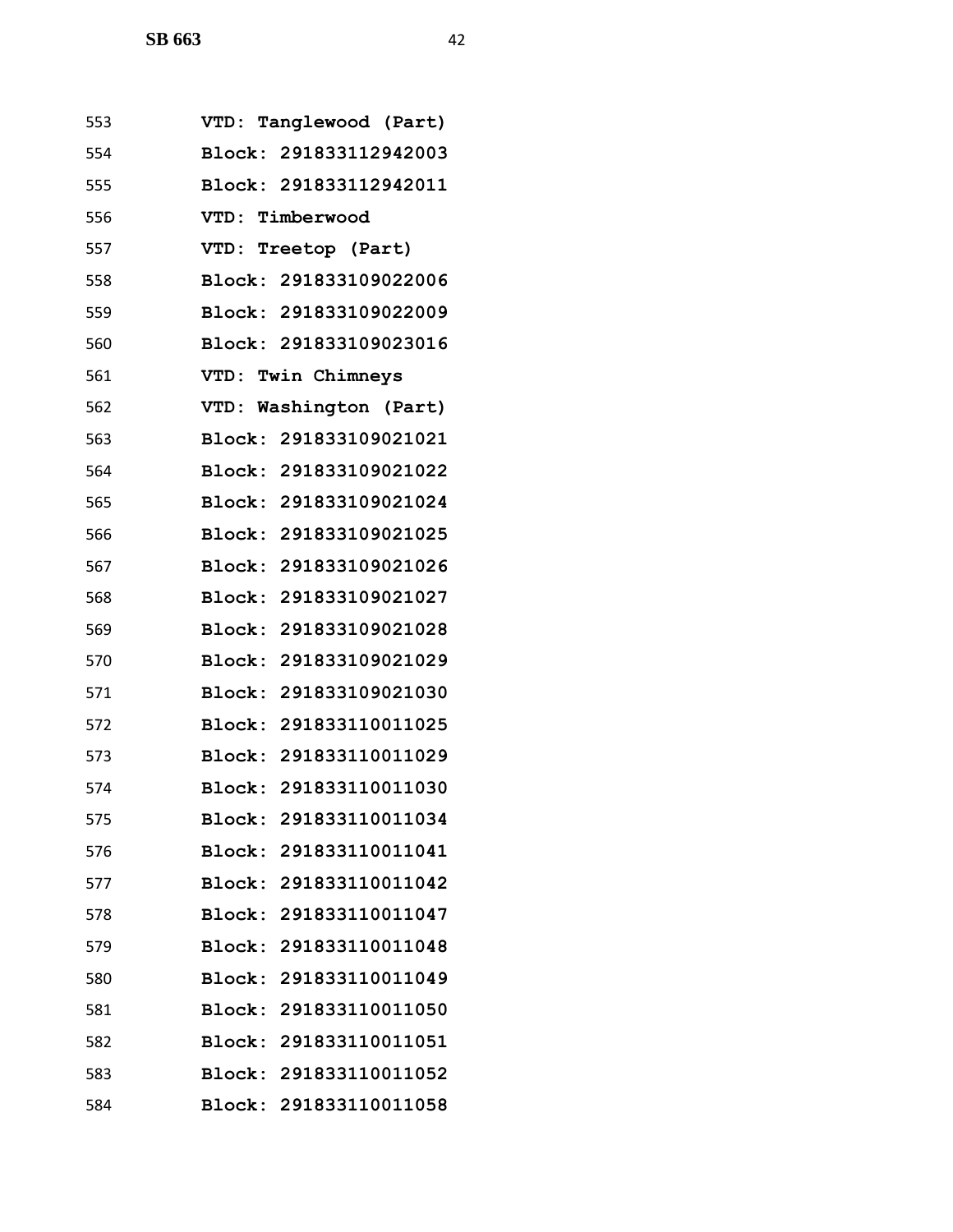553 VTD: Tanglewood (Part)
554 Block: 291833112942003
555 Block: 291833112942011
556 VTD: Timberwood
557 VTD: Treetop (Part)
558 Block: 291833109022006
559 Block: 291833109022009
560 Block: 291833109023016
561 VTD: Twin Chimneys
562 VTD: Washington (Part)
563 Block: 291833109021021
564 Block: 291833109021022
565 Block: 291833109021024
566 Block: 291833109021025
567 Block: 291833109021026
568 Block: 291833109021027
569 Block: 291833109021028
570 Block: 291833109021029
571 Block: 291833109021030
572 Block: 291833110011025
573 Block: 291833110011029
574 Block: 291833110011030
575 Block: 291833110011034
576 Block: 291833110011041
577 Block: 291833110011042
578 Block: 291833110011047
579 Block: 291833110011048
580 Block: 291833110011049
581 Block: 291833110011050
582 Block: 291833110011051
583 Block: 291833110011052
584 Block: 291833110011058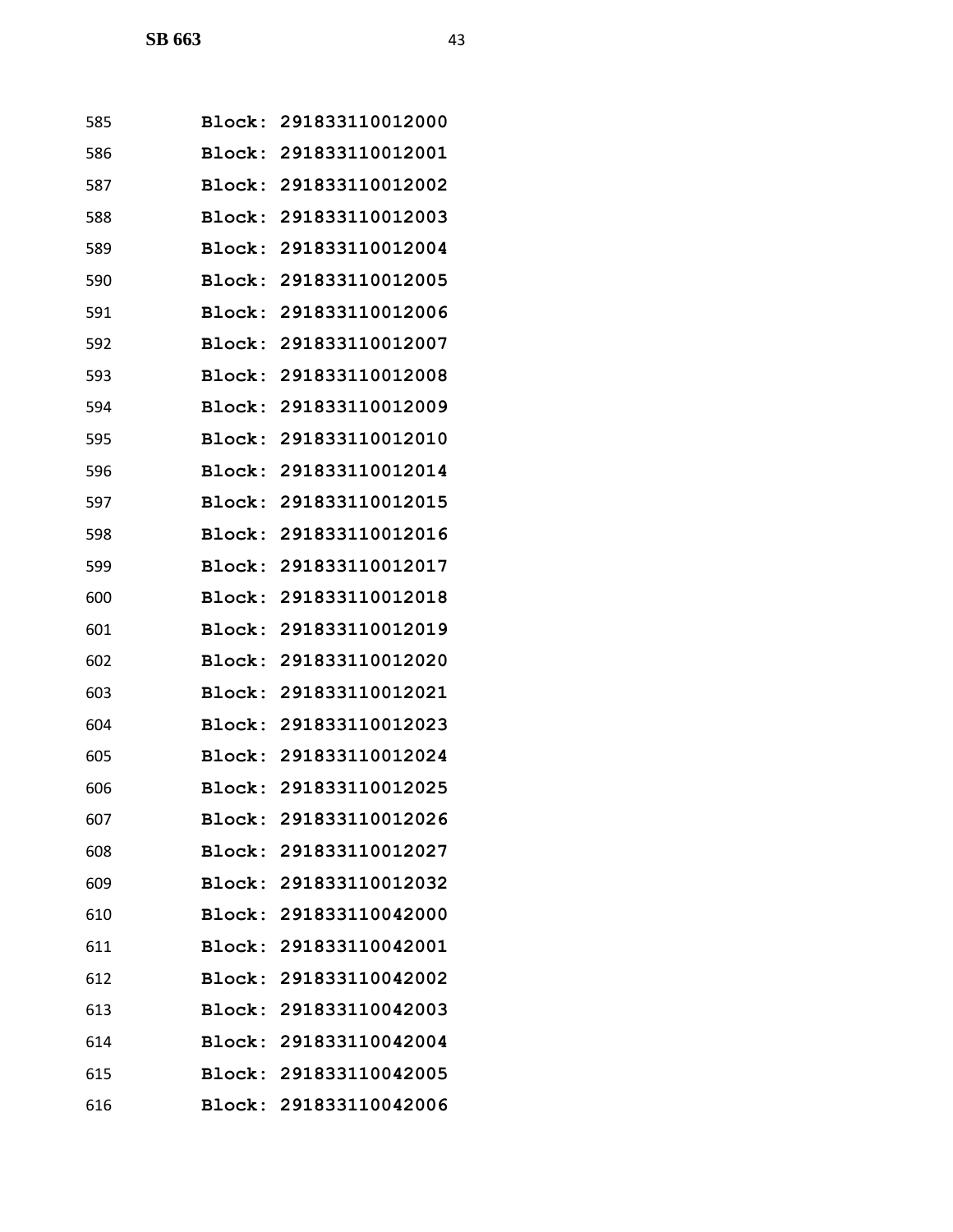585 **Block: 291833110012000**
586 **Block: 291833110012001**
587 **Block: 291833110012002**
588 **Block: 291833110012003**
589 **Block: 291833110012004**
590 **Block: 291833110012005**
591 **Block: 291833110012006**
592 **Block: 291833110012007**
593 **Block: 291833110012008**
594 **Block: 291833110012009**
595 **Block: 291833110012010**
596 **Block: 291833110012014**
597 **Block: 291833110012015**
598 **Block: 291833110012016**
599 **Block: 291833110012017**
600 **Block: 291833110012018**
601 **Block: 291833110012019**
602 **Block: 291833110012020**
603 **Block: 291833110012021**
604 **Block: 291833110012023**
605 **Block: 291833110012024**
606 **Block: 291833110012025**
607 **Block: 291833110012026**
608 **Block: 291833110012027**
609 **Block: 291833110012032**
610 **Block: 291833110042000**
611 **Block: 291833110042001**
612 **Block: 291833110042002**
613 **Block: 291833110042003**
614 **Block: 291833110042004**
615 **Block: 291833110042005**
616 **Block: 291833110042006**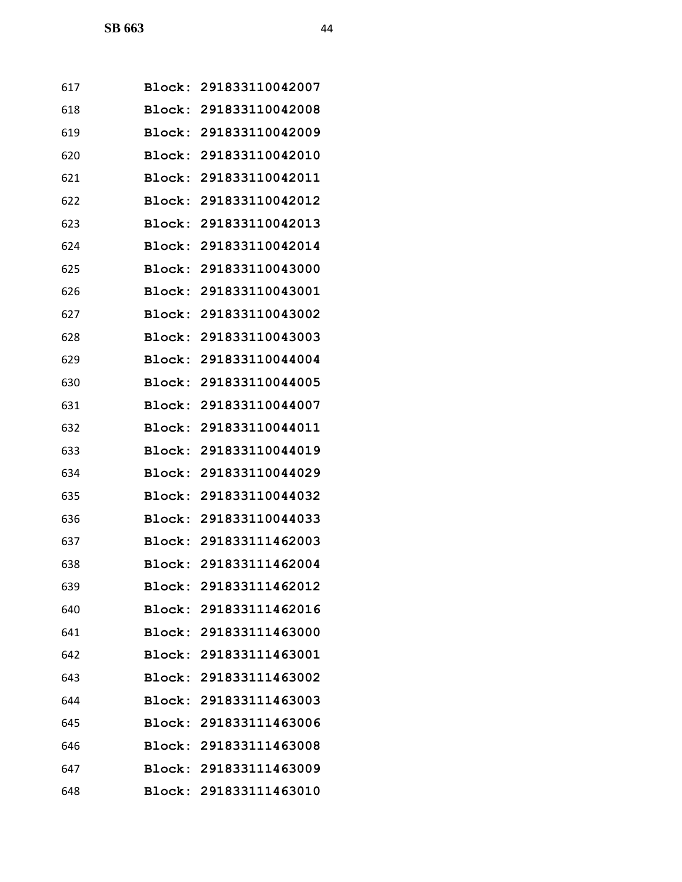617 **Block: 291833110042007**
618 **Block: 291833110042008**
619 **Block: 291833110042009**
620 **Block: 291833110042010**
621 **Block: 291833110042011**
622 **Block: 291833110042012**
623 **Block: 291833110042013**
624 **Block: 291833110042014**
625 **Block: 291833110043000**
626 **Block: 291833110043001**
627 **Block: 291833110043002**
628 **Block: 291833110043003**
629 **Block: 291833110044004**
630 **Block: 291833110044005**
631 **Block: 291833110044007**
632 **Block: 291833110044011**
633 **Block: 291833110044019**
634 **Block: 291833110044029**
635 **Block: 291833110044032**
636 **Block: 291833110044033**
637 **Block: 291833111462003**
638 **Block: 291833111462004**
639 **Block: 291833111462012**
640 **Block: 291833111462016**
641 **Block: 291833111463000**
642 **Block: 291833111463001**
643 **Block: 291833111463002**
644 **Block: 291833111463003**
645 **Block: 291833111463006**
646 **Block: 291833111463008**
647 **Block: 291833111463009**
648 **Block: 291833111463010**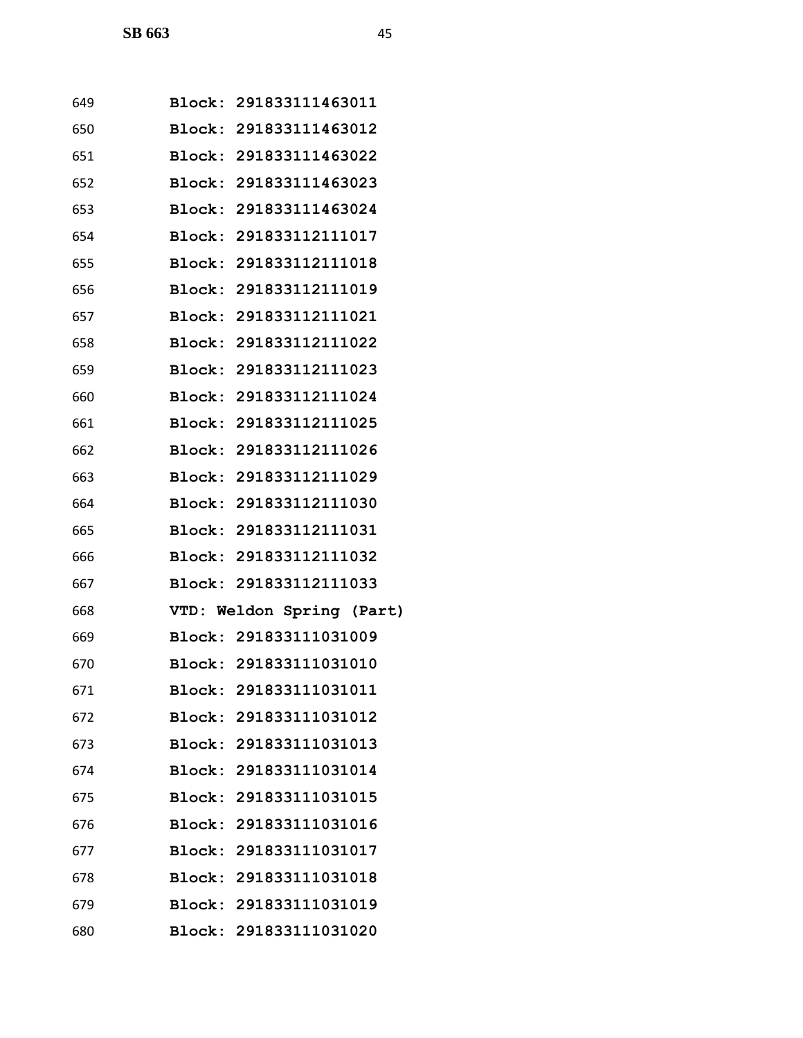649 **Block: 291833111463011**
650 **Block: 291833111463012**
651 **Block: 291833111463022**
652 **Block: 291833111463023**
653 **Block: 291833111463024**
654 **Block: 291833112111017**
655 **Block: 291833112111018**
656 **Block: 291833112111019**
657 **Block: 291833112111021**
658 **Block: 291833112111022**
659 **Block: 291833112111023**
660 **Block: 291833112111024**
661 **Block: 291833112111025**
662 **Block: 291833112111026**
663 **Block: 291833112111029**
664 **Block: 291833112111030**
665 **Block: 291833112111031**
666 **Block: 291833112111032**
667 **Block: 291833112111033**
668 **VTD: Weldon Spring (Part)**
669 **Block: 291833111031009**
670 **Block: 291833111031010**
671 **Block: 291833111031011**
672 **Block: 291833111031012**
673 **Block: 291833111031013**
674 **Block: 291833111031014**
675 **Block: 291833111031015**
676 **Block: 291833111031016**
677 **Block: 291833111031017**
678 **Block: 291833111031018**
679 **Block: 291833111031019**
680 **Block: 291833111031020**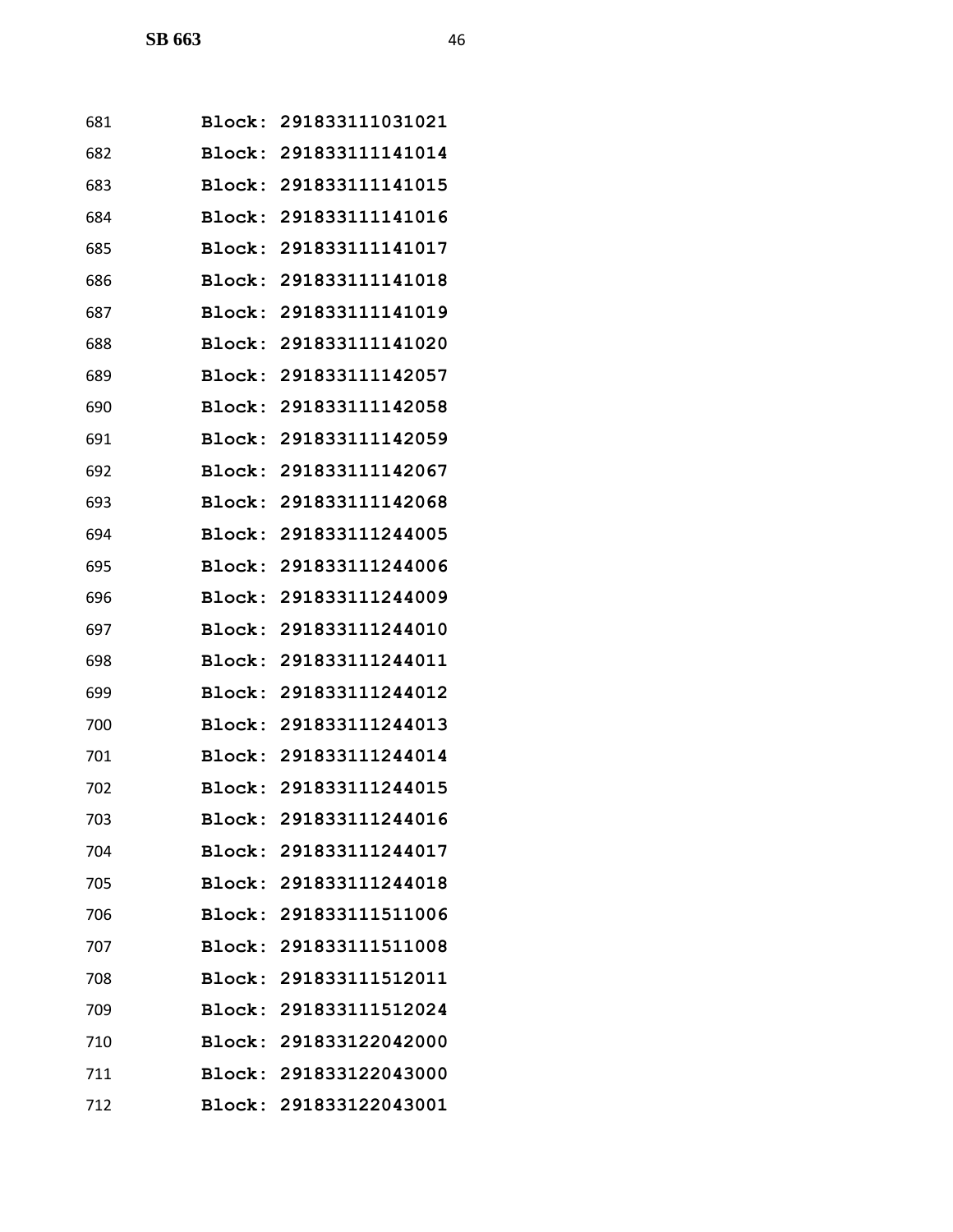681 **Block: 291833111031021**

682 **Block: 291833111141014**

683 **Block: 291833111141015**

684 **Block: 291833111141016**

685 **Block: 291833111141017**

686 **Block: 291833111141018**

687 **Block: 291833111141019**

688 **Block: 291833111141020**

689 **Block: 291833111142057**

690 **Block: 291833111142058**

691 **Block: 291833111142059**

692 **Block: 291833111142067**

693 **Block: 291833111142068**

694 **Block: 291833111244005**

695 **Block: 291833111244006**

696 **Block: 291833111244009**

697 **Block: 291833111244010**

698 **Block: 291833111244011**

699 **Block: 291833111244012**

700 **Block: 291833111244013**

701 **Block: 291833111244014**

702 **Block: 291833111244015**

703 **Block: 291833111244016**

704 **Block: 291833111244017**

705 **Block: 291833111244018**

706 **Block: 291833111511006**

707 **Block: 291833111511008**

708 **Block: 291833111512011**

709 **Block: 291833111512024**

710 **Block: 291833122042000**

711 **Block: 291833122043000**

712 **Block: 291833122043001**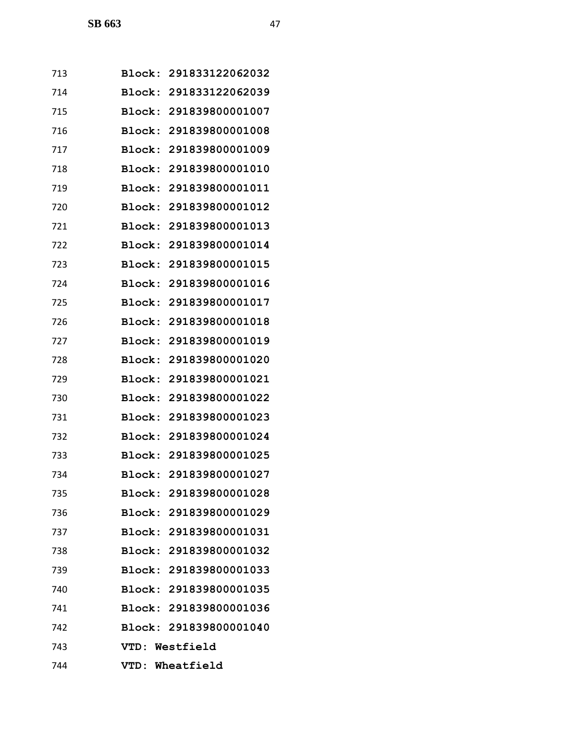713 **Block: 291833122062032**
714 **Block: 291833122062039**
715 **Block: 291839800001007**
716 **Block: 291839800001008**
717 **Block: 291839800001009**
718 **Block: 291839800001010**
719 **Block: 291839800001011**
720 **Block: 291839800001012**
721 **Block: 291839800001013**
722 **Block: 291839800001014**
723 **Block: 291839800001015**
724 **Block: 291839800001016**
725 **Block: 291839800001017**
726 **Block: 291839800001018**
727 **Block: 291839800001019**
728 **Block: 291839800001020**
729 **Block: 291839800001021**
730 **Block: 291839800001022**
731 **Block: 291839800001023**
732 **Block: 291839800001024**
733 **Block: 291839800001025**
734 **Block: 291839800001027**
735 **Block: 291839800001028**
736 **Block: 291839800001029**
737 **Block: 291839800001031**
738 **Block: 291839800001032**
739 **Block: 291839800001033**
740 **Block: 291839800001035**
741 **Block: 291839800001036**
742 **Block: 291839800001040**
743 **VTD: Westfield**
744 **VTD: Wheatfield**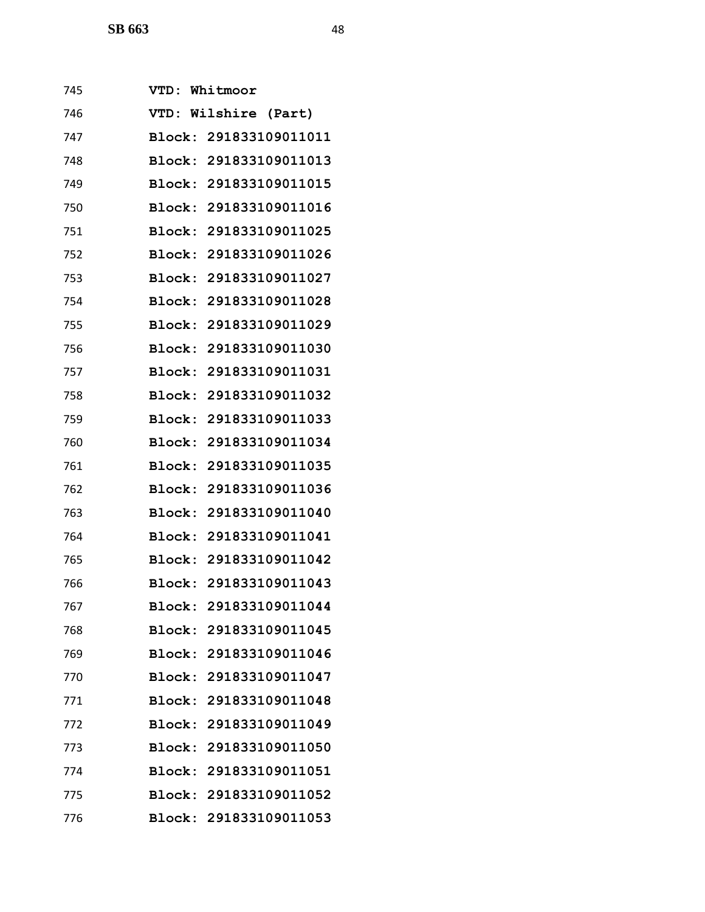745 **VTD: Whitmoor**
746 **VTD: Wilshire (Part)**
747 **Block: 291833109011011**
748 **Block: 291833109011013**
749 **Block: 291833109011015**
750 **Block: 291833109011016**
751 **Block: 291833109011025**
752 **Block: 291833109011026**
753 **Block: 291833109011027**
754 **Block: 291833109011028**
755 **Block: 291833109011029**
756 **Block: 291833109011030**
757 **Block: 291833109011031**
758 **Block: 291833109011032**
759 **Block: 291833109011033**
760 **Block: 291833109011034**
761 **Block: 291833109011035**
762 **Block: 291833109011036**
763 **Block: 291833109011040**
764 **Block: 291833109011041**
765 **Block: 291833109011042**
766 **Block: 291833109011043**
767 **Block: 291833109011044**
768 **Block: 291833109011045**
769 **Block: 291833109011046**
770 **Block: 291833109011047**
771 **Block: 291833109011048**
772 **Block: 291833109011049**
773 **Block: 291833109011050**
774 **Block: 291833109011051**
775 **Block: 291833109011052**
776 **Block: 291833109011053**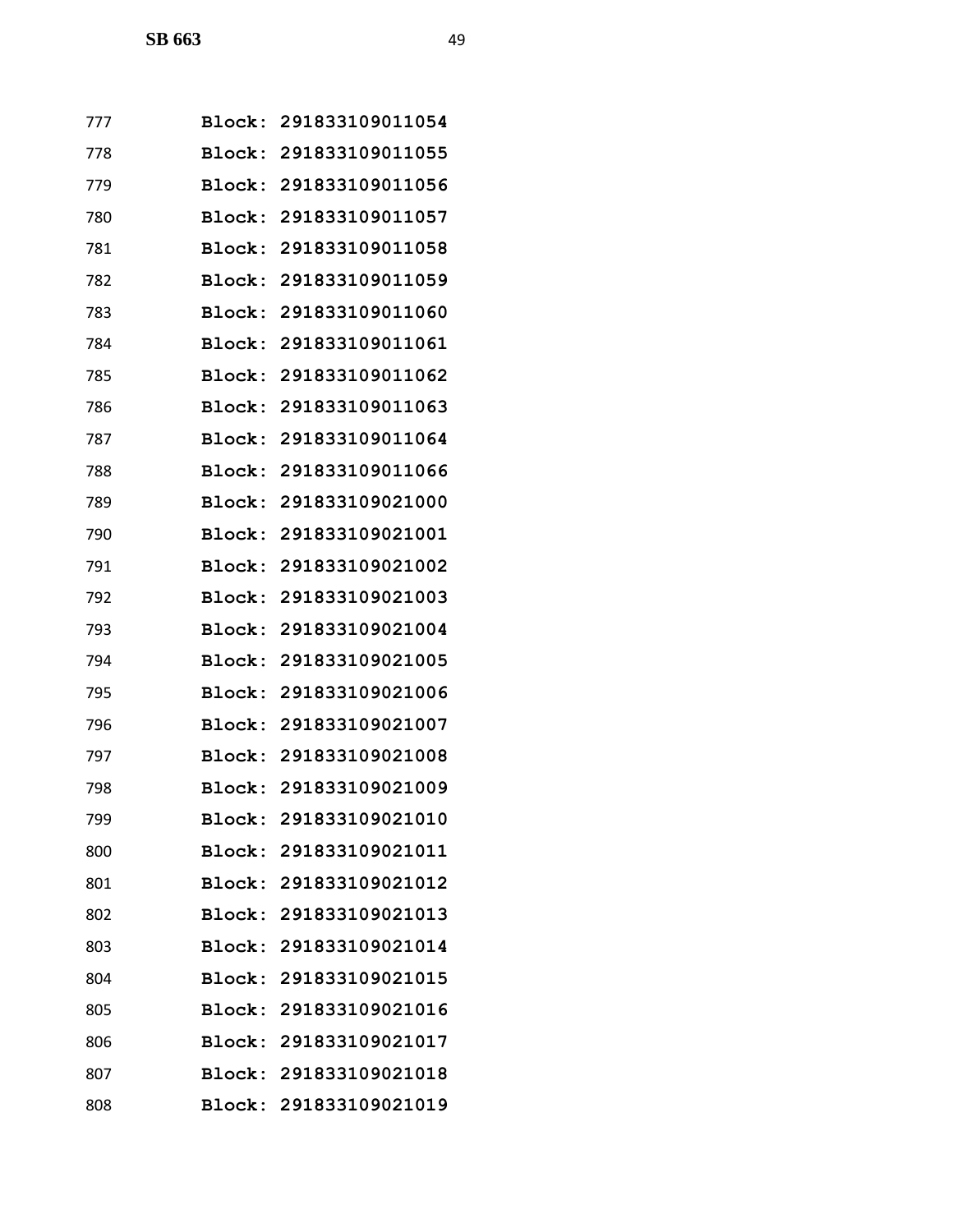777 **Block: 291833109011054**

778 **Block: 291833109011055**

779 **Block: 291833109011056**

780 **Block: 291833109011057**

781 **Block: 291833109011058**

782 **Block: 291833109011059**

783 **Block: 291833109011060**

784 **Block: 291833109011061**

785 **Block: 291833109011062**

786 **Block: 291833109011063**

787 **Block: 291833109011064**

788 **Block: 291833109011066**

789 **Block: 291833109021000**

790 **Block: 291833109021001**

791 **Block: 291833109021002**

792 **Block: 291833109021003**

793 **Block: 291833109021004**

794 **Block: 291833109021005**

795 **Block: 291833109021006**

796 **Block: 291833109021007**

797 **Block: 291833109021008**

798 **Block: 291833109021009**

799 **Block: 291833109021010**

800 **Block: 291833109021011**

801 **Block: 291833109021012**

802 **Block: 291833109021013**

803 **Block: 291833109021014**

804 **Block: 291833109021015**

805 **Block: 291833109021016**

806 **Block: 291833109021017**

807 **Block: 291833109021018**

808 **Block: 291833109021019**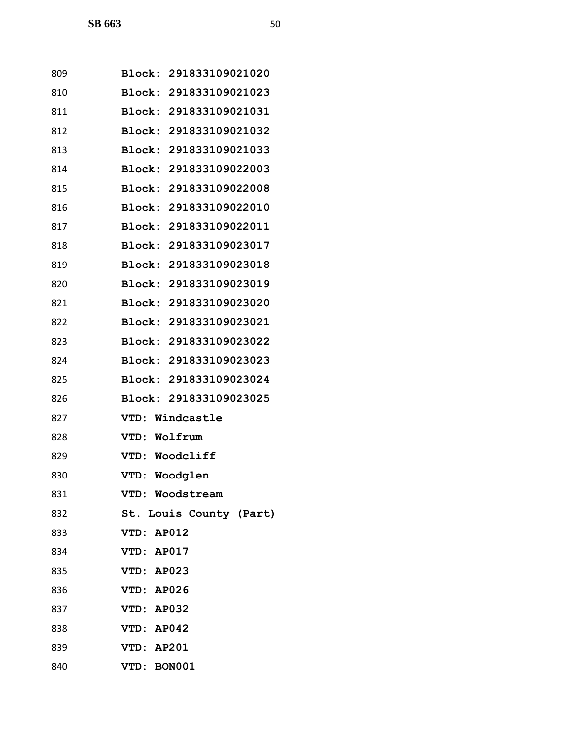809 **Block: 291833109021020**

810 **Block: 291833109021023**

811 **Block: 291833109021031**

812 **Block: 291833109021032**

813 **Block: 291833109021033**

814 **Block: 291833109022003**

815 **Block: 291833109022008**

816 **Block: 291833109022010**

817 **Block: 291833109022011**

818 **Block: 291833109023017**

819 **Block: 291833109023018**

820 **Block: 291833109023019**

821 **Block: 291833109023020**

822 **Block: 291833109023021**

823 **Block: 291833109023022**

824 **Block: 291833109023023**

825 **Block: 291833109023024**

826 **Block: 291833109023025**

827 **VTD: Windcastle**

828 **VTD: Wolfrum**

829 **VTD: Woodcliff**

830 **VTD: Woodglen**

831 **VTD: Woodstream**

832 **St. Louis County (Part)**

833 **VTD: AP012**

834 **VTD: AP017**

835 **VTD: AP023**

836 **VTD: AP026**

837 **VTD: AP032**

838 **VTD: AP042**

839 **VTD: AP201**

840 **VTD: BON001**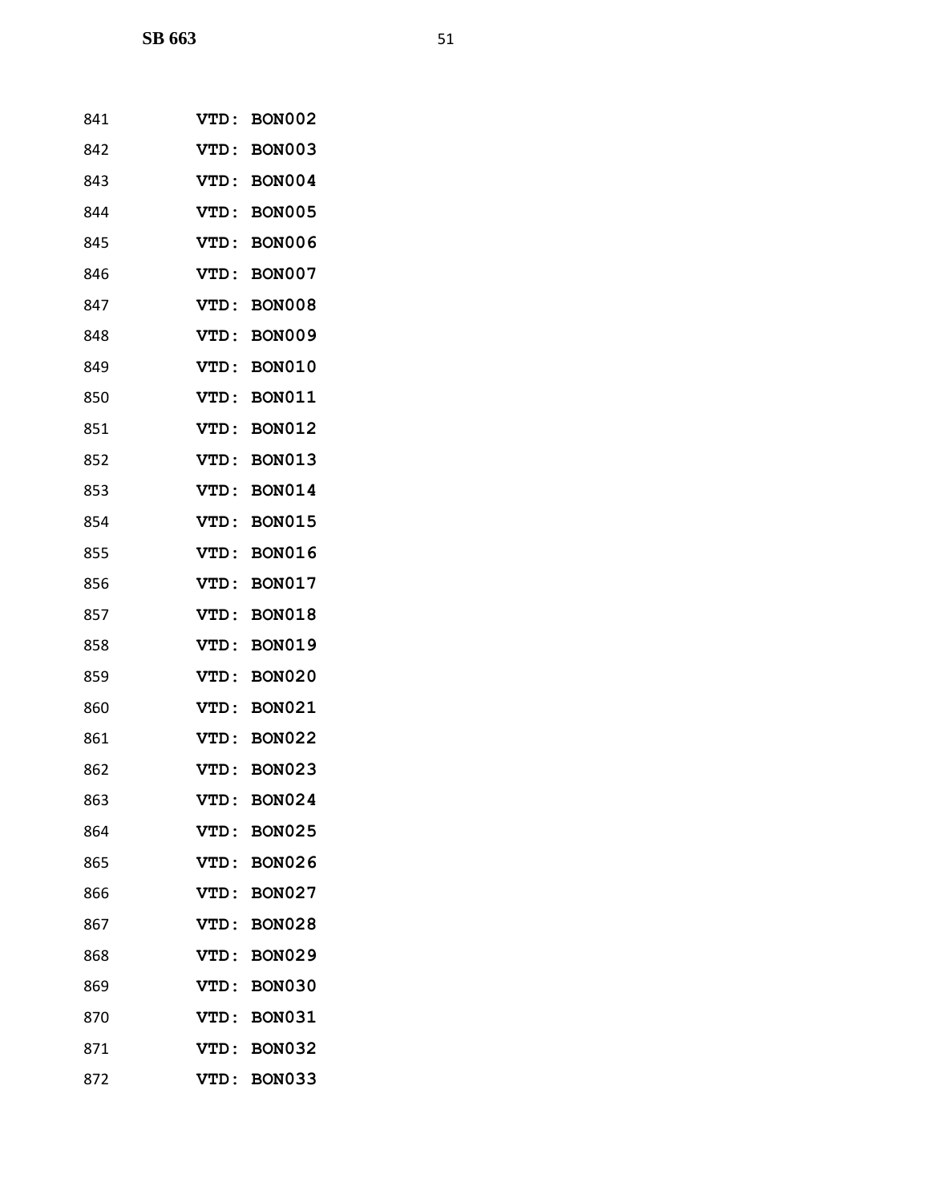841 **VTD: BON002**

842 **VTD: BON003**

843 **VTD: BON004**

844 **VTD: BON005**

845 **VTD: BON006**

846 **VTD: BON007**

847 **VTD: BON008**

848 **VTD: BON009**

849 **VTD: BON010**

850 **VTD: BON011**

851 **VTD: BON012**

852 **VTD: BON013**

853 **VTD: BON014**

854 **VTD: BON015**

855 **VTD: BON016**

856 **VTD: BON017**

857 **VTD: BON018**

858 **VTD: BON019**

859 **VTD: BON020**

860 **VTD: BON021**

861 **VTD: BON022**

862 **VTD: BON023**

863 **VTD: BON024**

864 **VTD: BON025**

865 **VTD: BON026**

866 **VTD: BON027**

867 **VTD: BON028**

868 **VTD: BON029**

869 **VTD: BON030**

870 **VTD: BON031**

871 **VTD: BON032**

872 **VTD: BON033**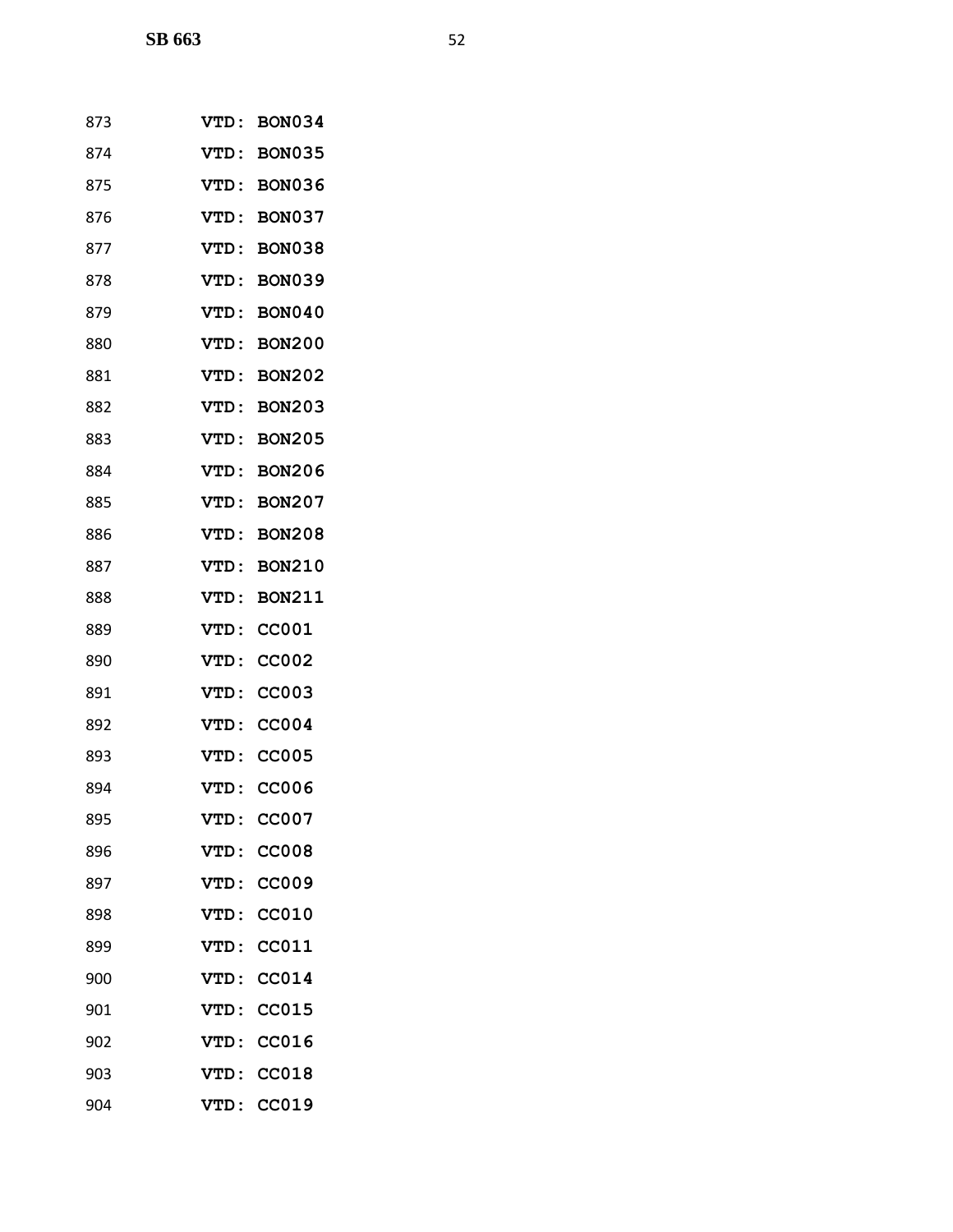873 **VTD: BON034**

874 **VTD: BON035**

875 **VTD: BON036**

876 **VTD: BON037**

877 **VTD: BON038**

878 **VTD: BON039**

879 **VTD: BON040**

880 **VTD: BON200**

881 **VTD: BON202**

882 **VTD: BON203**

883 **VTD: BON205**

884 **VTD: BON206**

885 **VTD: BON207**

886 **VTD: BON208**

887 **VTD: BON210**

888 **VTD: BON211**

889 **VTD: CC001**

890 **VTD: CC002**

891 **VTD: CC003**

892 **VTD: CC004**

893 **VTD: CC005**

894 **VTD: CC006**

895 **VTD: CC007**

896 **VTD: CC008**

897 **VTD: CC009**

898 **VTD: CC010**

899 **VTD: CC011**

900 **VTD: CC014**

901 **VTD: CC015**

902 **VTD: CC016**

903 **VTD: CC018**

904 **VTD: CC019**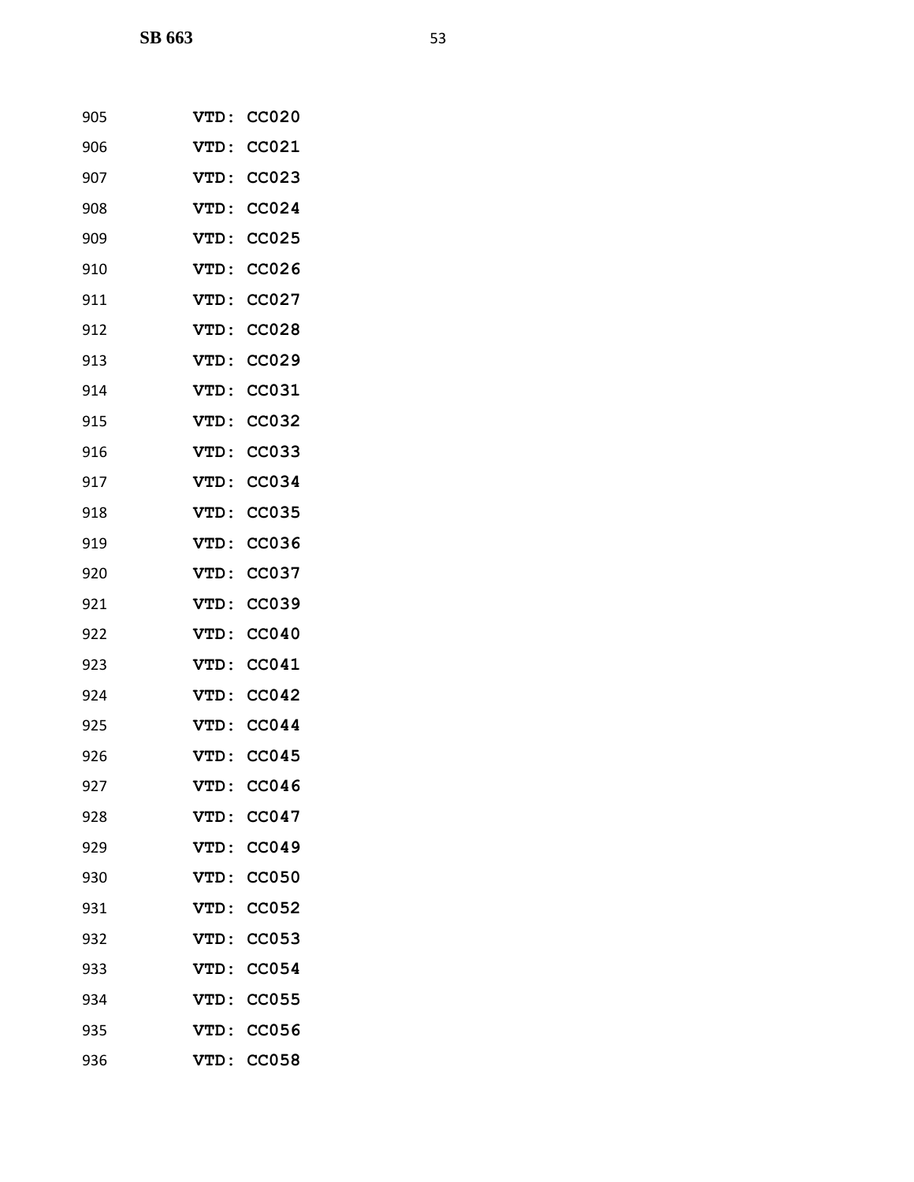905 **VTD: CC020**

906 **VTD: CC021**

907 **VTD: CC023**

908 **VTD: CC024**

909 **VTD: CC025**

910 **VTD: CC026**

911 **VTD: CC027**

912 **VTD: CC028**

913 **VTD: CC029**

914 **VTD: CC031**

915 **VTD: CC032**

916 **VTD: CC033**

917 **VTD: CC034**

918 **VTD: CC035**

919 **VTD: CC036**

920 **VTD: CC037**

921 **VTD: CC039**

922 **VTD: CC040**

923 **VTD: CC041**

924 **VTD: CC042**

925 **VTD: CC044**

926 **VTD: CC045**

927 **VTD: CC046**

928 **VTD: CC047**

929 **VTD: CC049**

930 **VTD: CC050**

931 **VTD: CC052**

932 **VTD: CC053**

933 **VTD: CC054**

934 **VTD: CC055**

935 **VTD: CC056**

936 **VTD: CC058**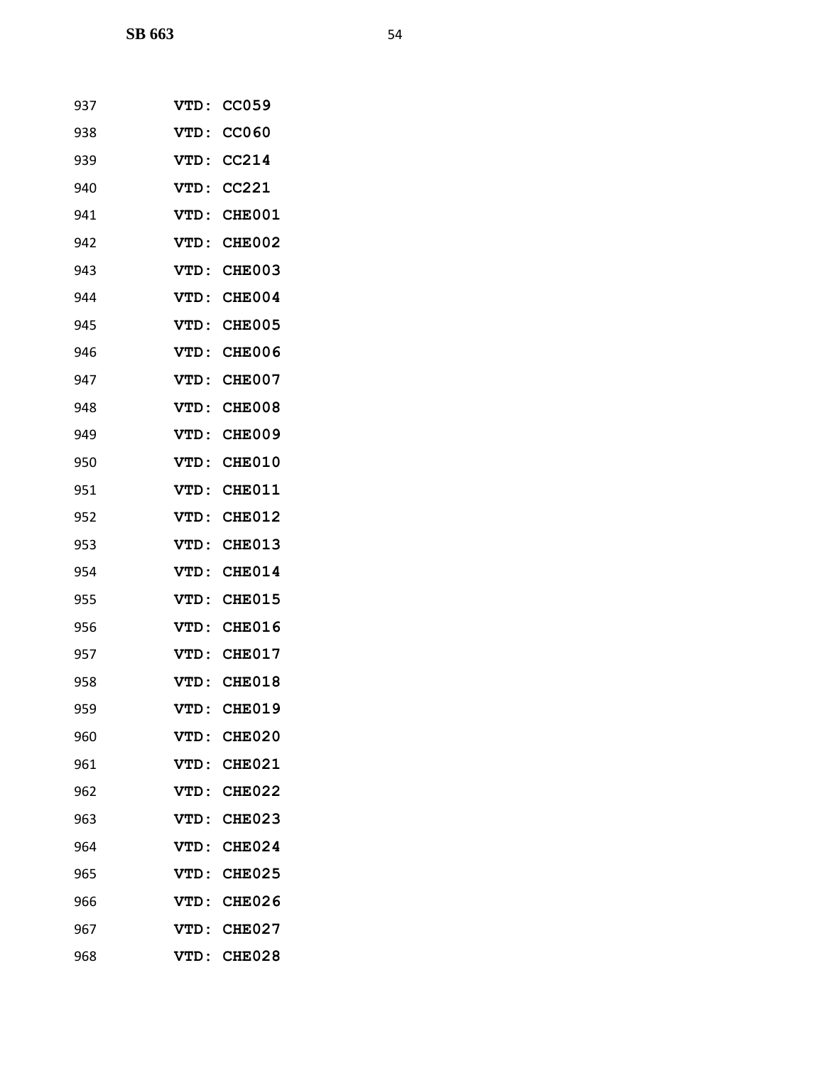937 **VTD: CC059**

938 **VTD: CC060**

939 **VTD: CC214**

940 **VTD: CC221**

941 **VTD: CHE001**

942 **VTD: CHE002**

943 **VTD: CHE003**

944 **VTD: CHE004**

945 **VTD: CHE005**

946 **VTD: CHE006**

947 **VTD: CHE007**

948 **VTD: CHE008**

949 **VTD: CHE009**

950 **VTD: CHE010**

951 **VTD: CHE011**

952 **VTD: CHE012**

953 **VTD: CHE013**

954 **VTD: CHE014**

955 **VTD: CHE015**

956 **VTD: CHE016**

957 **VTD: CHE017**

958 **VTD: CHE018**

959 **VTD: CHE019**

960 **VTD: CHE020**

961 **VTD: CHE021**

962 **VTD: CHE022**

963 **VTD: CHE023**

964 **VTD: CHE024**

965 **VTD: CHE025**

966 **VTD: CHE026**

967 **VTD: CHE027**

968 **VTD: CHE028**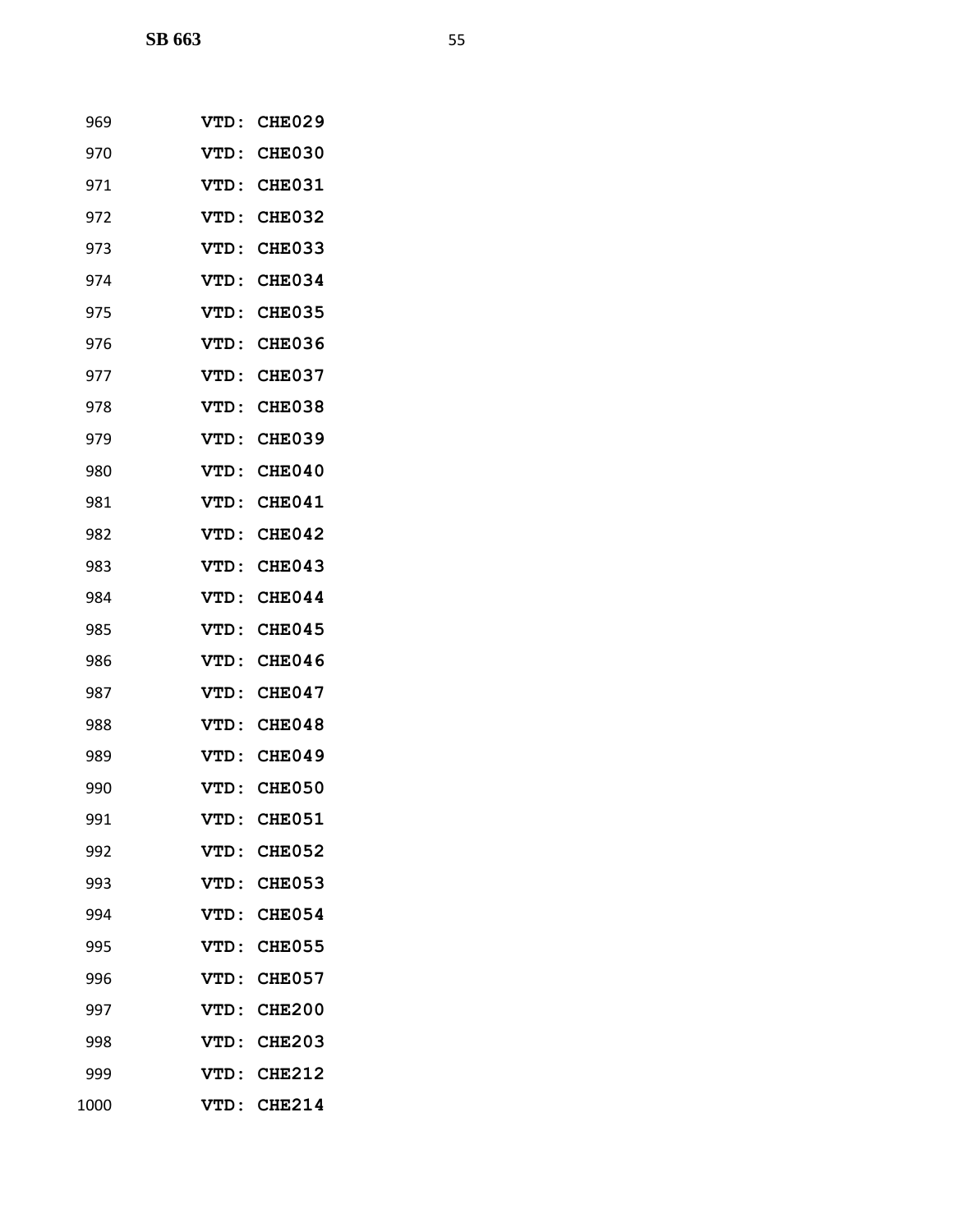969 VTD: CHE029

970 VTD: CHE030

971 VTD: CHE031

972 VTD: CHE032

973 VTD: CHE033

974 VTD: CHE034

975 VTD: CHE035

976 VTD: CHE036

977 VTD: CHE037

978 VTD: CHE038

979 VTD: CHE039

980 VTD: CHE040

981 VTD: CHE041

982 VTD: CHE042

983 VTD: CHE043

984 VTD: CHE044

985 VTD: CHE045

986 VTD: CHE046

987 VTD: CHE047

988 VTD: CHE048

989 VTD: CHE049

990 VTD: CHE050

991 VTD: CHE051

992 VTD: CHE052

993 VTD: CHE053

994 VTD: CHE054

995 VTD: CHE055

996 VTD: CHE057

997 VTD: CHE200

998 VTD: CHE203

999 VTD: CHE212

1000 VTD: CHE214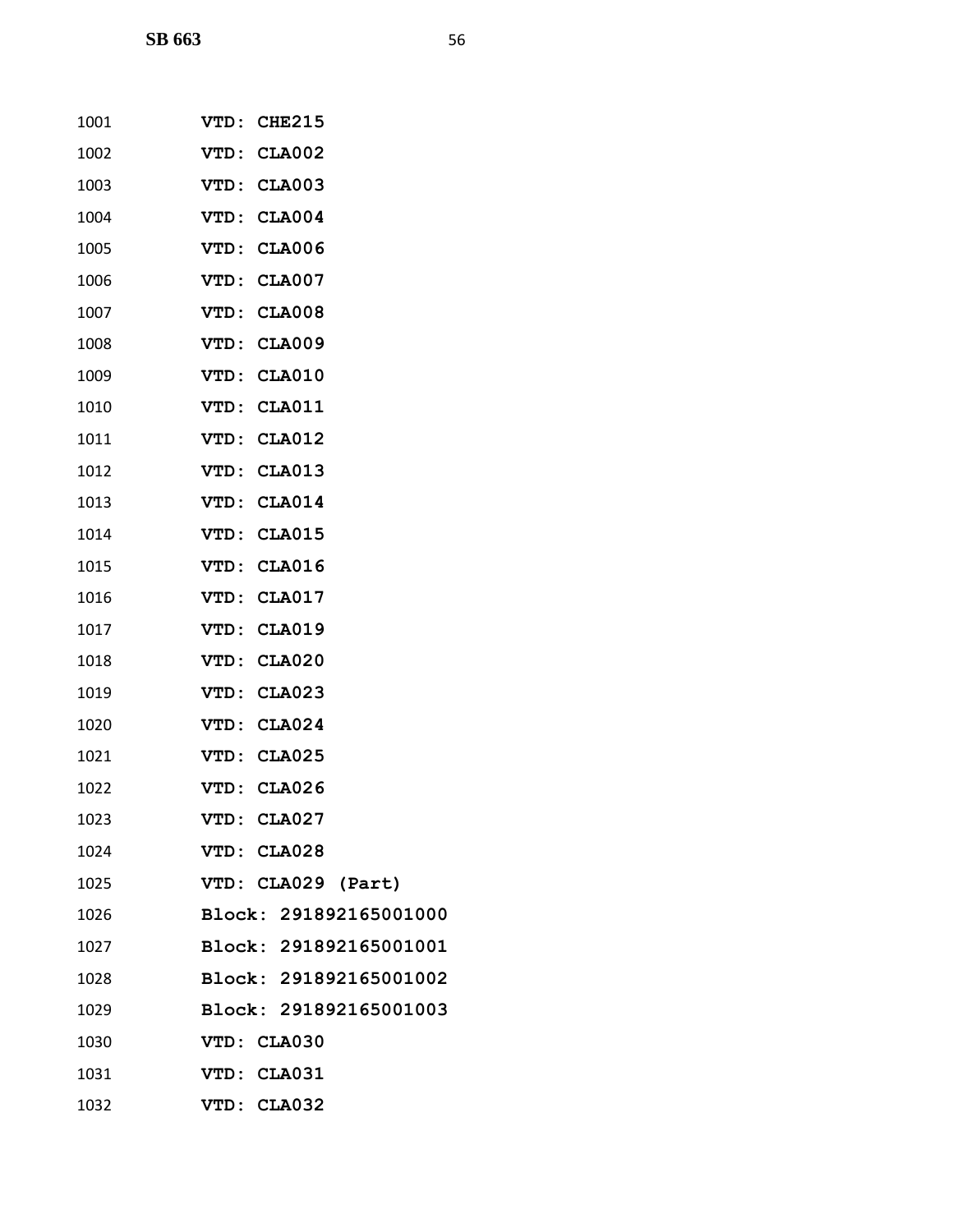1001 VTD: CHE215

1002 VTD: CLA002

1003 VTD: CLA003

1004 VTD: CLA004

1005 VTD: CLA006

1006 VTD: CLA007

1007 VTD: CLA008

1008 VTD: CLA009

1009 VTD: CLA010

1010 VTD: CLA011

1011 VTD: CLA012

1012 VTD: CLA013

1013 VTD: CLA014

1014 VTD: CLA015

1015 VTD: CLA016

1016 VTD: CLA017

1017 VTD: CLA019

1018 VTD: CLA020

1019 VTD: CLA023

1020 VTD: CLA024

1021 VTD: CLA025

1022 VTD: CLA026

1023 VTD: CLA027

1024 VTD: CLA028

1025 VTD: CLA029 (Part)

1026 Block: 291892165001000

1027 Block: 291892165001001

1028 Block: 291892165001002

1029 Block: 291892165001003

1030 VTD: CLA030

1031 VTD: CLA031

1032 VTD: CLA032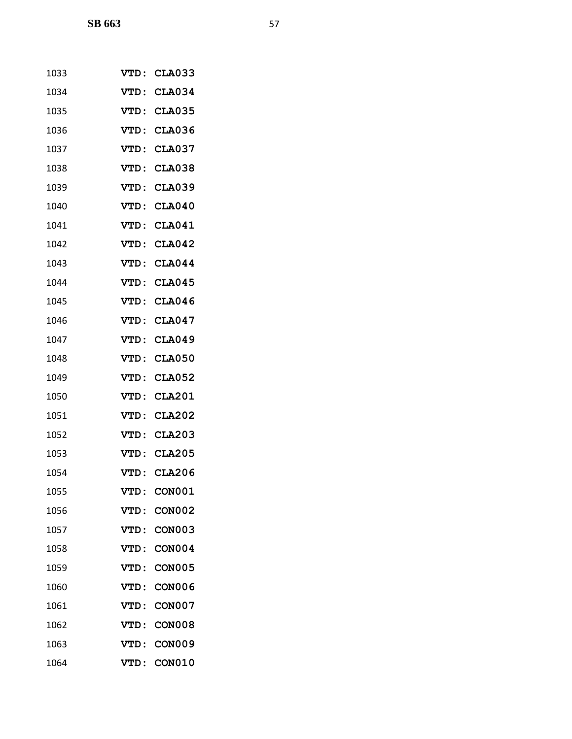1033 **VTD: CLA033**

1034 **VTD: CLA034**

1035 **VTD: CLA035**

1036 **VTD: CLA036**

1037 **VTD: CLA037**

1038 **VTD: CLA038**

1039 **VTD: CLA039**

1040 **VTD: CLA040**

1041 **VTD: CLA041**

1042 **VTD: CLA042**

1043 **VTD: CLA044**

1044 **VTD: CLA045**

1045 **VTD: CLA046**

1046 **VTD: CLA047**

1047 **VTD: CLA049**

1048 **VTD: CLA050**

1049 **VTD: CLA052**

1050 **VTD: CLA201**

1051 **VTD: CLA202**

1052 **VTD: CLA203**

1053 **VTD: CLA205**

1054 **VTD: CLA206**

1055 **VTD: CON001**

1056 **VTD: CON002**

1057 **VTD: CON003**

1058 **VTD: CON004**

1059 **VTD: CON005**

1060 **VTD: CON006**

1061 **VTD: CON007**

1062 **VTD: CON008**

1063 **VTD: CON009**

1064 **VTD: CON010**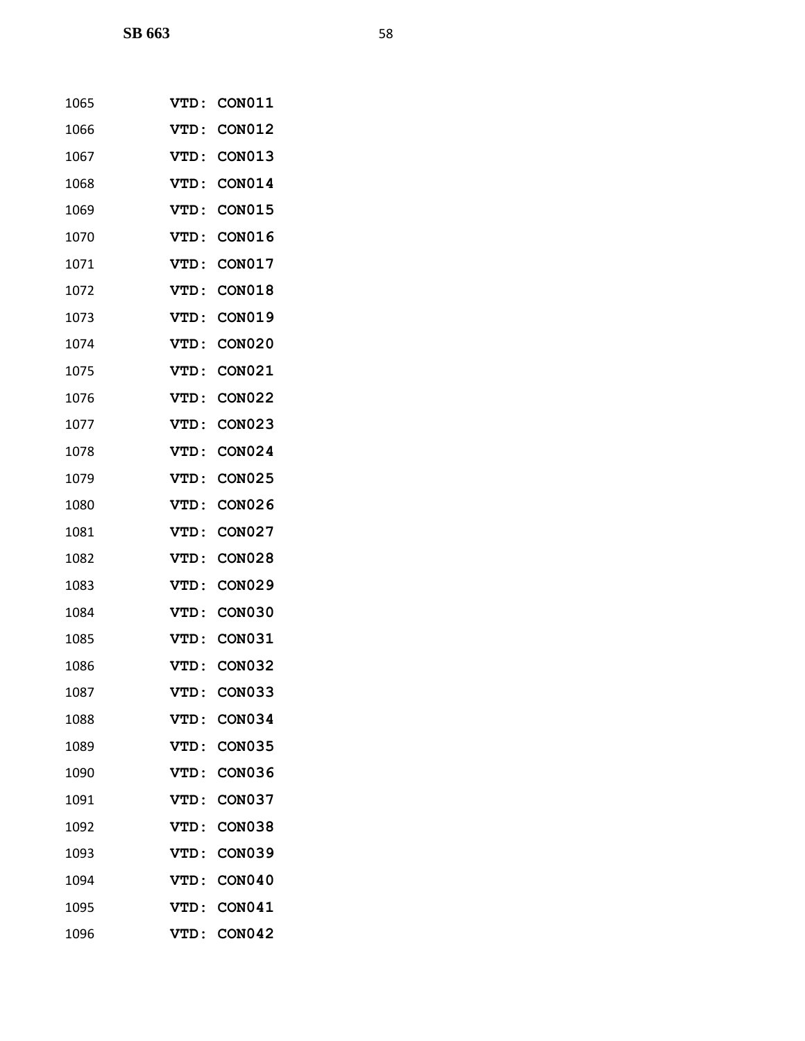1065 **VTD: CON011**

1066 **VTD: CON012**

1067 **VTD: CON013**

1068 **VTD: CON014**

1069 **VTD: CON015**

1070 **VTD: CON016**

1071 **VTD: CON017**

1072 **VTD: CON018**

1073 **VTD: CON019**

1074 **VTD: CON020**

1075 **VTD: CON021**

1076 **VTD: CON022**

1077 **VTD: CON023**

1078 **VTD: CON024**

1079 **VTD: CON025**

1080 **VTD: CON026**

1081 **VTD: CON027**

1082 **VTD: CON028**

1083 **VTD: CON029**

1084 **VTD: CON030**

1085 **VTD: CON031**

1086 **VTD: CON032**

1087 **VTD: CON033**

1088 **VTD: CON034**

1089 **VTD: CON035**

1090 **VTD: CON036**

1091 **VTD: CON037**

1092 **VTD: CON038**

1093 **VTD: CON039**

1094 **VTD: CON040**

1095 **VTD: CON041**

1096 **VTD: CON042**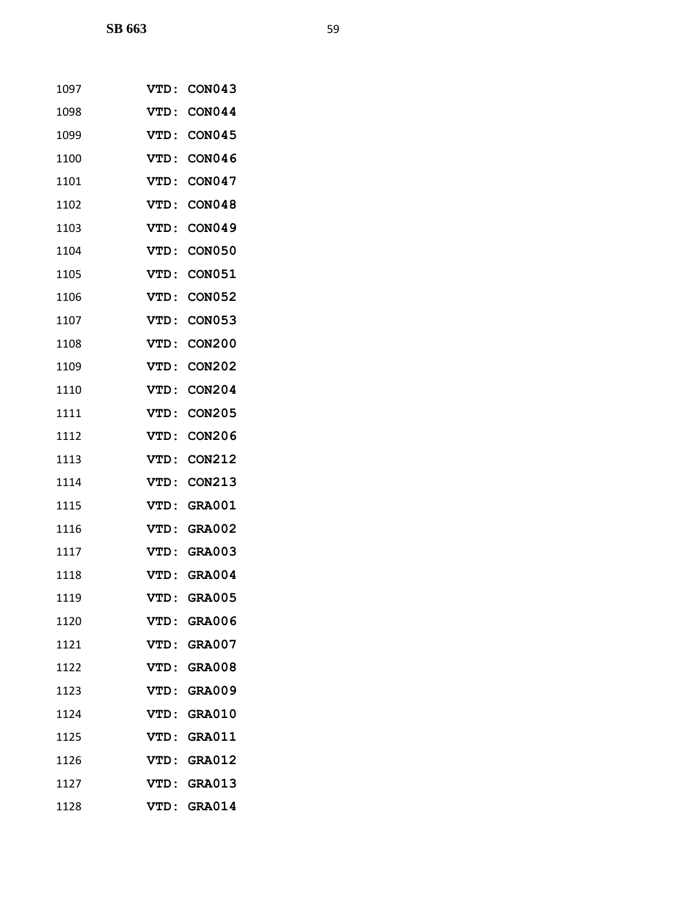1097 **VTD: CON043**

1098 **VTD: CON044**

1099 **VTD: CON045**

1100 **VTD: CON046**

1101 **VTD: CON047**

1102 **VTD: CON048**

1103 **VTD: CON049**

1104 **VTD: CON050**

1105 **VTD: CON051**

1106 **VTD: CON052**

1107 **VTD: CON053**

1108 **VTD: CON200**

1109 **VTD: CON202**

1110 **VTD: CON204**

1111 **VTD: CON205**

1112 **VTD: CON206**

1113 **VTD: CON212**

1114 **VTD: CON213**

1115 **VTD: GRA001**

1116 **VTD: GRA002**

1117 **VTD: GRA003**

1118 **VTD: GRA004**

1119 **VTD: GRA005**

1120 **VTD: GRA006**

1121 **VTD: GRA007**

1122 **VTD: GRA008**

1123 **VTD: GRA009**

1124 **VTD: GRA010**

1125 **VTD: GRA011**

1126 **VTD: GRA012**

1127 **VTD: GRA013**

1128 **VTD: GRA014**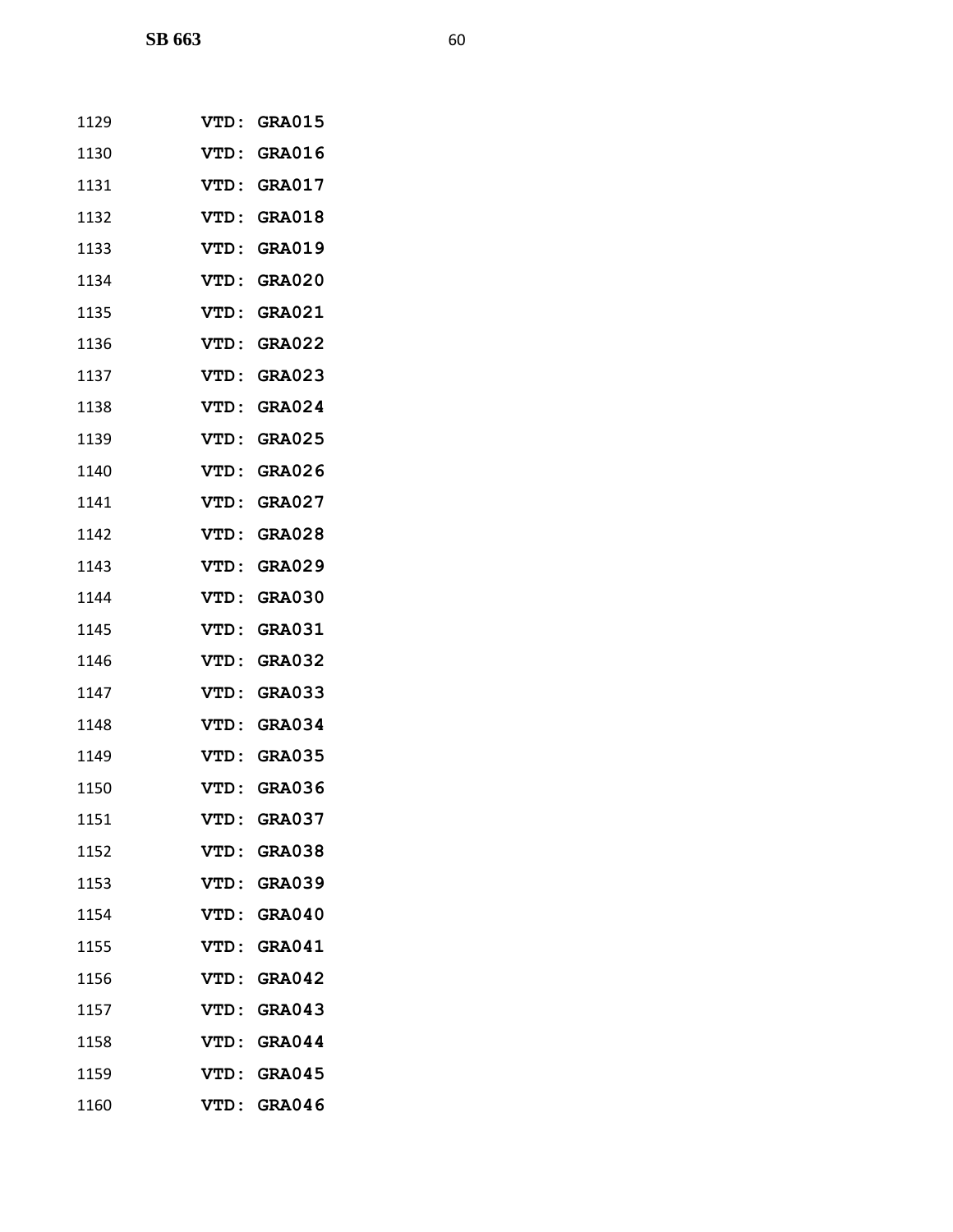1129 **VTD: GRA015**

1130 **VTD: GRA016**

1131 **VTD: GRA017**

1132 **VTD: GRA018**

1133 **VTD: GRA019**

1134 **VTD: GRA020**

1135 **VTD: GRA021**

1136 **VTD: GRA022**

1137 **VTD: GRA023**

1138 **VTD: GRA024**

1139 **VTD: GRA025**

1140 **VTD: GRA026**

1141 **VTD: GRA027**

1142 **VTD: GRA028**

1143 **VTD: GRA029**

1144 **VTD: GRA030**

1145 **VTD: GRA031**

1146 **VTD: GRA032**

1147 **VTD: GRA033**

1148 **VTD: GRA034**

1149 **VTD: GRA035**

1150 **VTD: GRA036**

1151 **VTD: GRA037**

1152 **VTD: GRA038**

1153 **VTD: GRA039**

1154 **VTD: GRA040**

1155 **VTD: GRA041**

1156 **VTD: GRA042**

1157 **VTD: GRA043**

1158 **VTD: GRA044**

1159 **VTD: GRA045**

1160 **VTD: GRA046**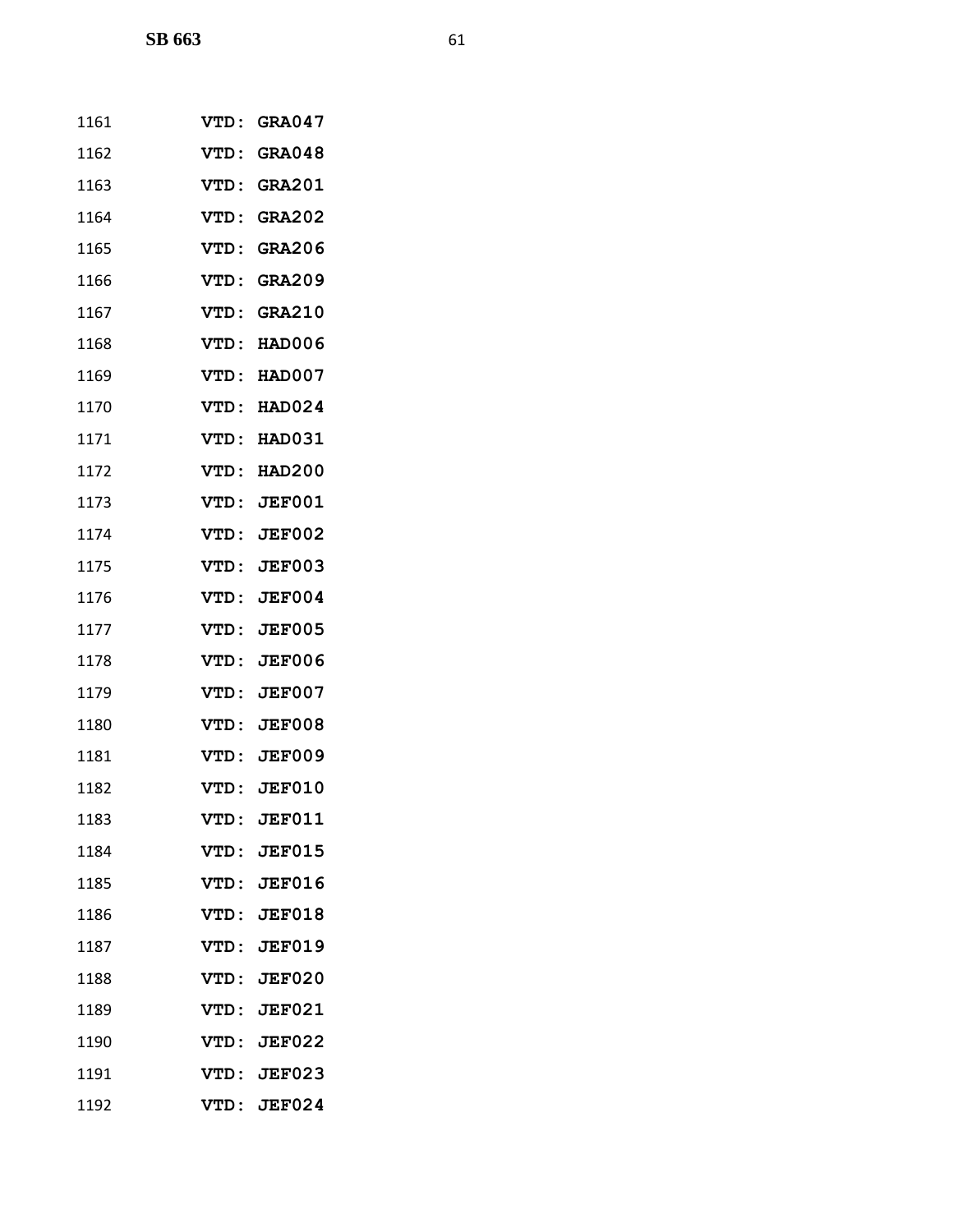1161 **VTD: GRA047**

1162 **VTD: GRA048**

1163 **VTD: GRA201**

1164 **VTD: GRA202**

1165 **VTD: GRA206**

1166 **VTD: GRA209**

1167 **VTD: GRA210**

1168 **VTD: HAD006**

1169 **VTD: HAD007**

1170 **VTD: HAD024**

1171 **VTD: HAD031**

1172 **VTD: HAD200**

1173 **VTD: JEF001**

1174 **VTD: JEF002**

1175 **VTD: JEF003**

1176 **VTD: JEF004**

1177 **VTD: JEF005**

1178 **VTD: JEF006**

1179 **VTD: JEF007**

1180 **VTD: JEF008**

1181 **VTD: JEF009**

1182 **VTD: JEF010**

1183 **VTD: JEF011**

1184 **VTD: JEF015**

1185 **VTD: JEF016**

1186 **VTD: JEF018**

1187 **VTD: JEF019**

1188 **VTD: JEF020**

1189 **VTD: JEF021**

1190 **VTD: JEF022**

1191 **VTD: JEF023**

1192 **VTD: JEF024**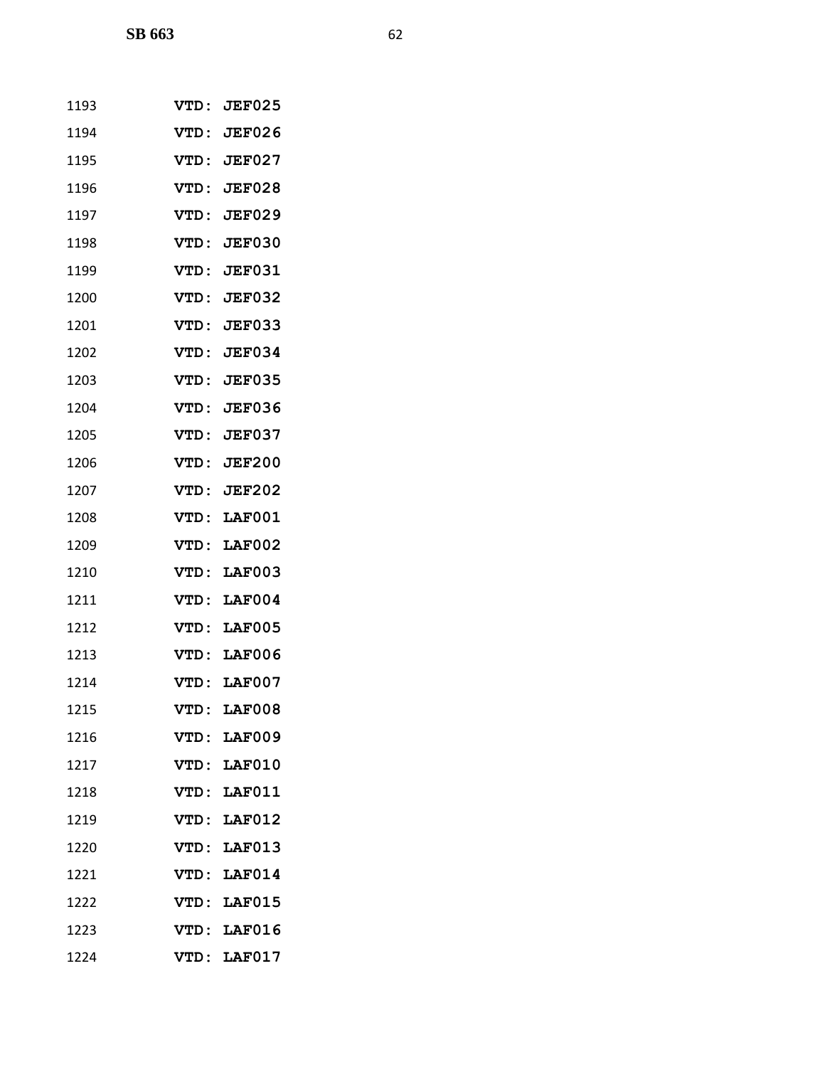1193 **VTD: JEF025**

1194 **VTD: JEF026**

1195 **VTD: JEF027**

1196 **VTD: JEF028**

1197 **VTD: JEF029**

1198 **VTD: JEF030**

1199 **VTD: JEF031**

1200 **VTD: JEF032**

1201 **VTD: JEF033**

1202 **VTD: JEF034**

1203 **VTD: JEF035**

1204 **VTD: JEF036**

1205 **VTD: JEF037**

1206 **VTD: JEF200**

1207 **VTD: JEF202**

1208 **VTD: LAF001**

1209 **VTD: LAF002**

1210 **VTD: LAF003**

1211 **VTD: LAF004**

1212 **VTD: LAF005**

1213 **VTD: LAF006**

1214 **VTD: LAF007**

1215 **VTD: LAF008**

1216 **VTD: LAF009**

1217 **VTD: LAF010**

1218 **VTD: LAF011**

1219 **VTD: LAF012**

1220 **VTD: LAF013**

1221 **VTD: LAF014**

1222 **VTD: LAF015**

1223 **VTD: LAF016**

1224 **VTD: LAF017**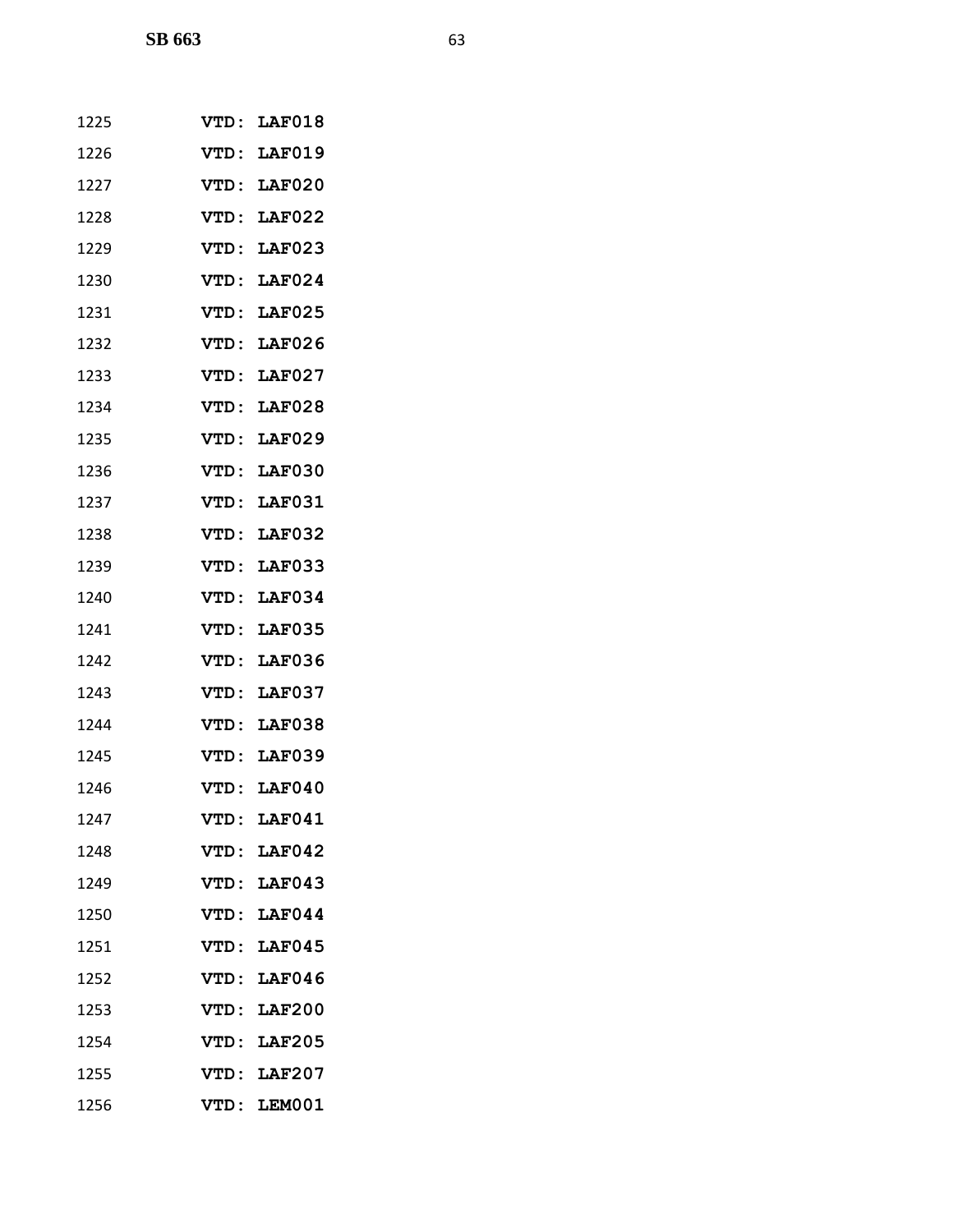1225 **VTD: LAF018**

1226 **VTD: LAF019**

1227 **VTD: LAF020**

1228 **VTD: LAF022**

1229 **VTD: LAF023**

1230 **VTD: LAF024**

1231 **VTD: LAF025**

1232 **VTD: LAF026**

1233 **VTD: LAF027**

1234 **VTD: LAF028**

1235 **VTD: LAF029**

1236 **VTD: LAF030**

1237 **VTD: LAF031**

1238 **VTD: LAF032**

1239 **VTD: LAF033**

1240 **VTD: LAF034**

1241 **VTD: LAF035**

1242 **VTD: LAF036**

1243 **VTD: LAF037**

1244 **VTD: LAF038**

1245 **VTD: LAF039**

1246 **VTD: LAF040**

1247 **VTD: LAF041**

1248 **VTD: LAF042**

1249 **VTD: LAF043**

1250 **VTD: LAF044**

1251 **VTD: LAF045**

1252 **VTD: LAF046**

1253 **VTD: LAF200**

1254 **VTD: LAF205**

1255 **VTD: LAF207**

1256 **VTD: LEM001**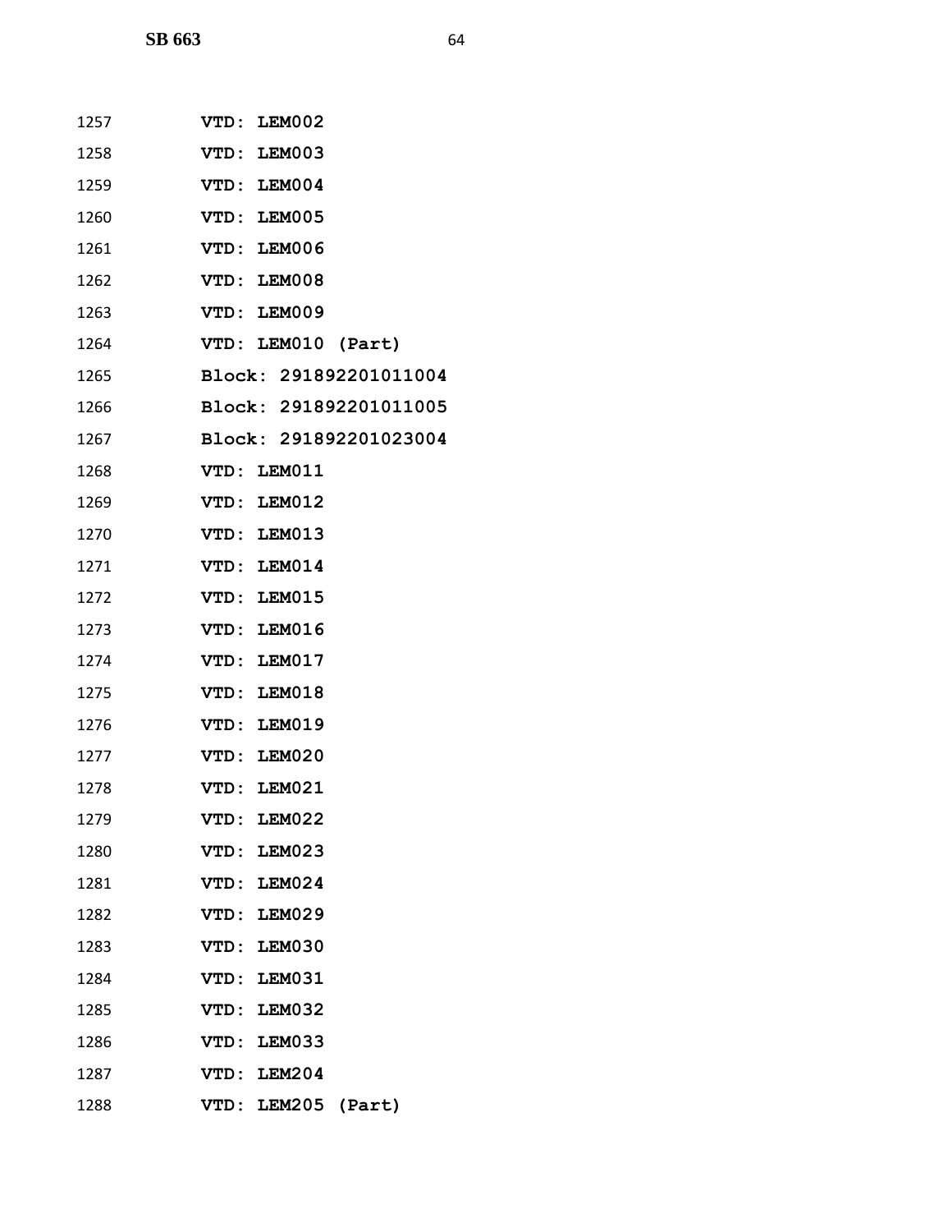1257 **VTD: LEM002**

1258 **VTD: LEM003**

1259 **VTD: LEM004**

1260 **VTD: LEM005**

1261 **VTD: LEM006**

1262 **VTD: LEM008**

1263 **VTD: LEM009**

1264 **VTD: LEM010 (Part)**

1265 **Block: 291892201011004**

1266 **Block: 291892201011005**

1267 **Block: 291892201023004**

1268 **VTD: LEM011**

1269 **VTD: LEM012**

1270 **VTD: LEM013**

1271 **VTD: LEM014**

1272 **VTD: LEM015**

1273 **VTD: LEM016**

1274 **VTD: LEM017**

1275 **VTD: LEM018**

1276 **VTD: LEM019**

1277 **VTD: LEM020**

1278 **VTD: LEM021**

1279 **VTD: LEM022**

1280 **VTD: LEM023**

1281 **VTD: LEM024**

1282 **VTD: LEM029**

1283 **VTD: LEM030**

1284 **VTD: LEM031**

1285 **VTD: LEM032**

1286 **VTD: LEM033**

1287 **VTD: LEM204**

1288 **VTD: LEM205 (Part)**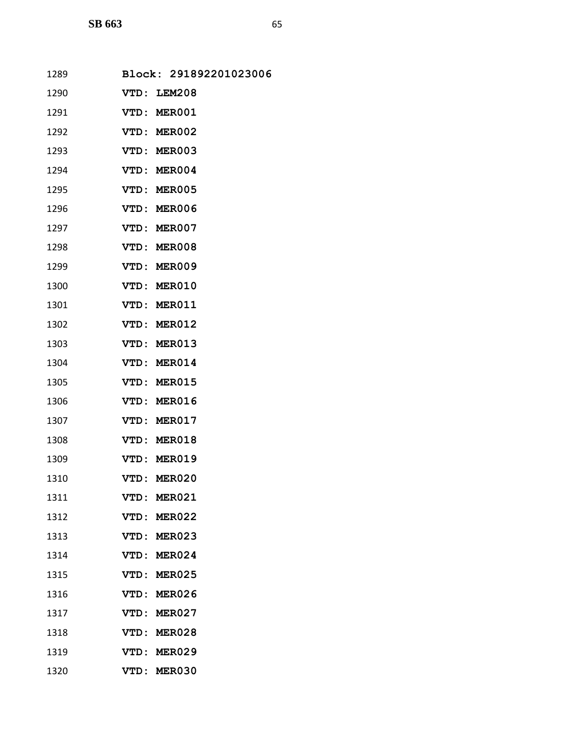1289 **Block: 291892201023006**

1290 **VTD: LEM208**

1291 **VTD: MER001**

1292 **VTD: MER002**

1293 **VTD: MER003**

1294 **VTD: MER004**

1295 **VTD: MER005**

1296 **VTD: MER006**

1297 **VTD: MER007**

1298 **VTD: MER008**

1299 **VTD: MER009**

1300 **VTD: MER010**

1301 **VTD: MER011**

1302 **VTD: MER012**

1303 **VTD: MER013**

1304 **VTD: MER014**

1305 **VTD: MER015**

1306 **VTD: MER016**

1307 **VTD: MER017**

1308 **VTD: MER018**

1309 **VTD: MER019**

1310 **VTD: MER020**

1311 **VTD: MER021**

1312 **VTD: MER022**

1313 **VTD: MER023**

1314 **VTD: MER024**

1315 **VTD: MER025**

1316 **VTD: MER026**

1317 **VTD: MER027**

1318 **VTD: MER028**

1319 **VTD: MER029**

1320 **VTD: MER030**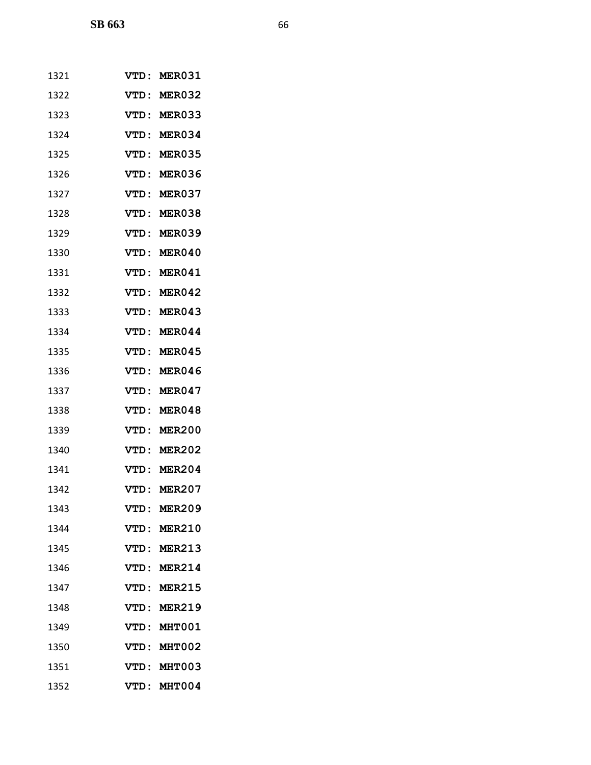1321 **VTD: MER031**

1322 **VTD: MER032**

1323 **VTD: MER033**

1324 **VTD: MER034**

1325 **VTD: MER035**

1326 **VTD: MER036**

1327 **VTD: MER037**

1328 **VTD: MER038**

1329 **VTD: MER039**

1330 **VTD: MER040**

1331 **VTD: MER041**

1332 **VTD: MER042**

1333 **VTD: MER043**

1334 **VTD: MER044**

1335 **VTD: MER045**

1336 **VTD: MER046**

1337 **VTD: MER047**

1338 **VTD: MER048**

1339 **VTD: MER200**

1340 **VTD: MER202**

1341 **VTD: MER204**

1342 **VTD: MER207**

1343 **VTD: MER209**

1344 **VTD: MER210**

1345 **VTD: MER213**

1346 **VTD: MER214**

1347 **VTD: MER215**

1348 **VTD: MER219**

1349 **VTD: MHT001**

1350 **VTD: MHT002**

1351 **VTD: MHT003**

1352 **VTD: MHT004**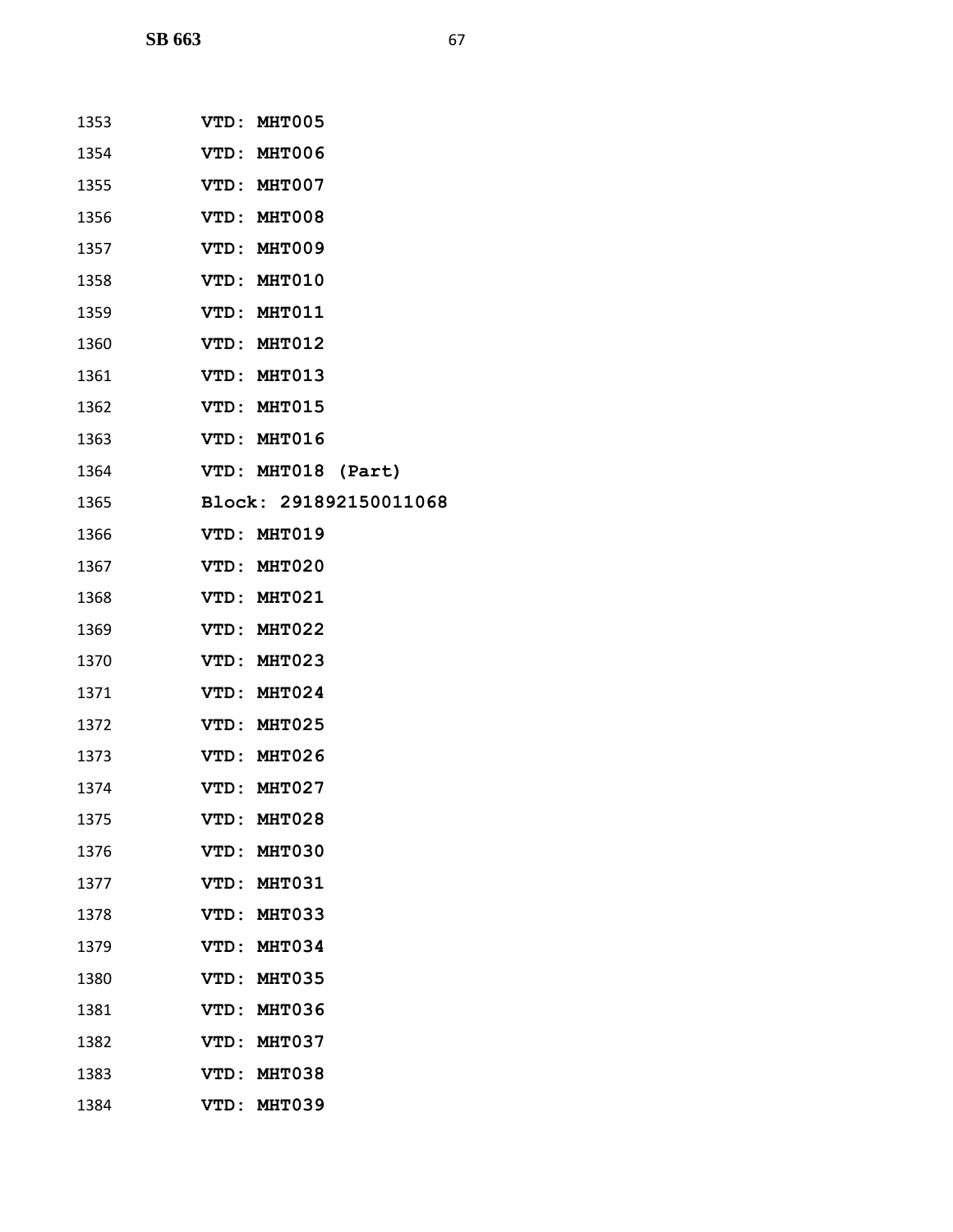1353 **VTD: MHT005**

1354 **VTD: MHT006**

1355 **VTD: MHT007**

1356 **VTD: MHT008**

1357 **VTD: MHT009**

1358 **VTD: MHT010**

1359 **VTD: MHT011**

1360 **VTD: MHT012**

1361 **VTD: MHT013**

1362 **VTD: MHT015**

1363 **VTD: MHT016**

1364 **VTD: MHT018 (Part)**

1365 **Block: 291892150011068**

1366 **VTD: MHT019**

1367 **VTD: MHT020**

1368 **VTD: MHT021**

1369 **VTD: MHT022**

1370 **VTD: MHT023**

1371 **VTD: MHT024**

1372 **VTD: MHT025**

1373 **VTD: MHT026**

1374 **VTD: MHT027**

1375 **VTD: MHT028**

1376 **VTD: MHT030**

1377 **VTD: MHT031**

1378 **VTD: MHT033**

1379 **VTD: MHT034**

1380 **VTD: MHT035**

1381 **VTD: MHT036**

1382 **VTD: MHT037**

1383 **VTD: MHT038**

1384 **VTD: MHT039**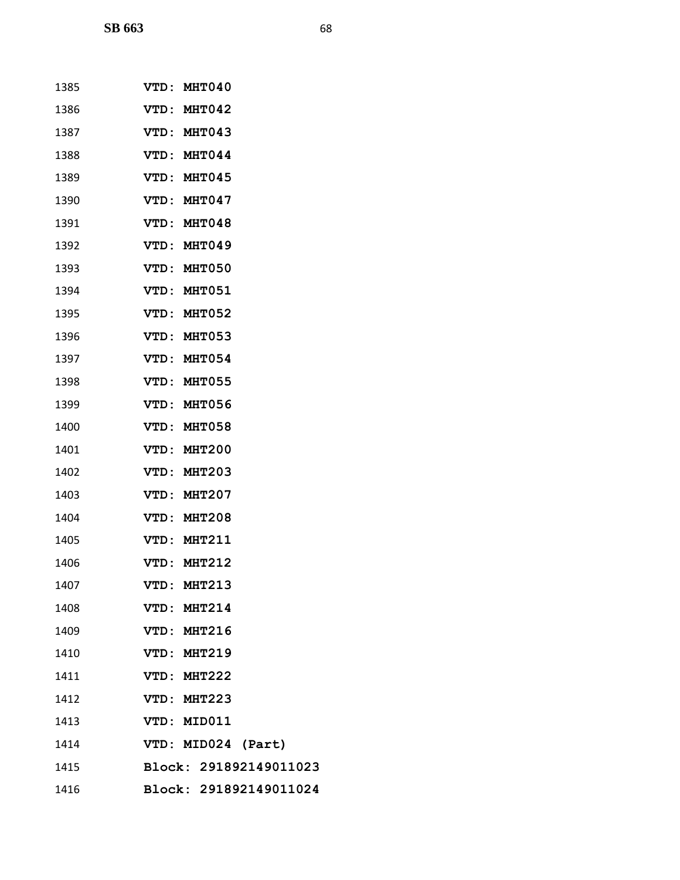1385 **VTD: MHT040**

1386 **VTD: MHT042**

1387 **VTD: MHT043**

1388 **VTD: MHT044**

1389 **VTD: MHT045**

1390 **VTD: MHT047**

1391 **VTD: MHT048**

1392 **VTD: MHT049**

1393 **VTD: MHT050**

1394 **VTD: MHT051**

1395 **VTD: MHT052**

1396 **VTD: MHT053**

1397 **VTD: MHT054**

1398 **VTD: MHT055**

1399 **VTD: MHT056**

1400 **VTD: MHT058**

1401 **VTD: MHT200**

1402 **VTD: MHT203**

1403 **VTD: MHT207**

1404 **VTD: MHT208**

1405 **VTD: MHT211**

1406 **VTD: MHT212**

1407 **VTD: MHT213**

1408 **VTD: MHT214**

1409 **VTD: MHT216**

1410 **VTD: MHT219**

1411 **VTD: MHT222**

1412 **VTD: MHT223**

1413 **VTD: MID011**

1414 **VTD: MID024 (Part)**

1415 **Block: 291892149011023**

1416 **Block: 291892149011024**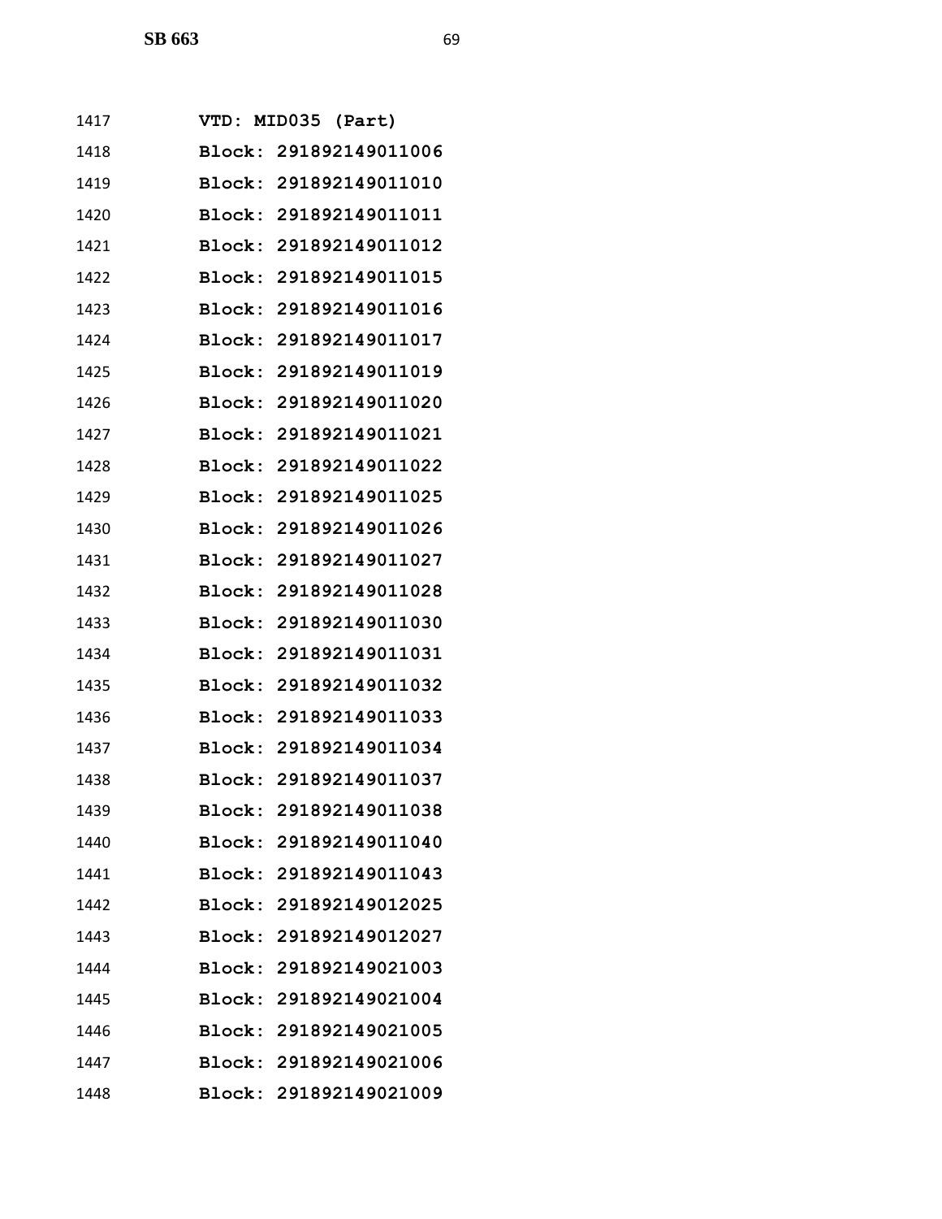1417 **VTD: MID035 (Part)**
1418 **Block: 291892149011006**
1419 **Block: 291892149011010**
1420 **Block: 291892149011011**
1421 **Block: 291892149011012**
1422 **Block: 291892149011015**
1423 **Block: 291892149011016**
1424 **Block: 291892149011017**
1425 **Block: 291892149011019**
1426 **Block: 291892149011020**
1427 **Block: 291892149011021**
1428 **Block: 291892149011022**
1429 **Block: 291892149011025**
1430 **Block: 291892149011026**
1431 **Block: 291892149011027**
1432 **Block: 291892149011028**
1433 **Block: 291892149011030**
1434 **Block: 291892149011031**
1435 **Block: 291892149011032**
1436 **Block: 291892149011033**
1437 **Block: 291892149011034**
1438 **Block: 291892149011037**
1439 **Block: 291892149011038**
1440 **Block: 291892149011040**
1441 **Block: 291892149011043**
1442 **Block: 291892149012025**
1443 **Block: 291892149012027**
1444 **Block: 291892149021003**
1445 **Block: 291892149021004**
1446 **Block: 291892149021005**
1447 **Block: 291892149021006**
1448 **Block: 291892149021009**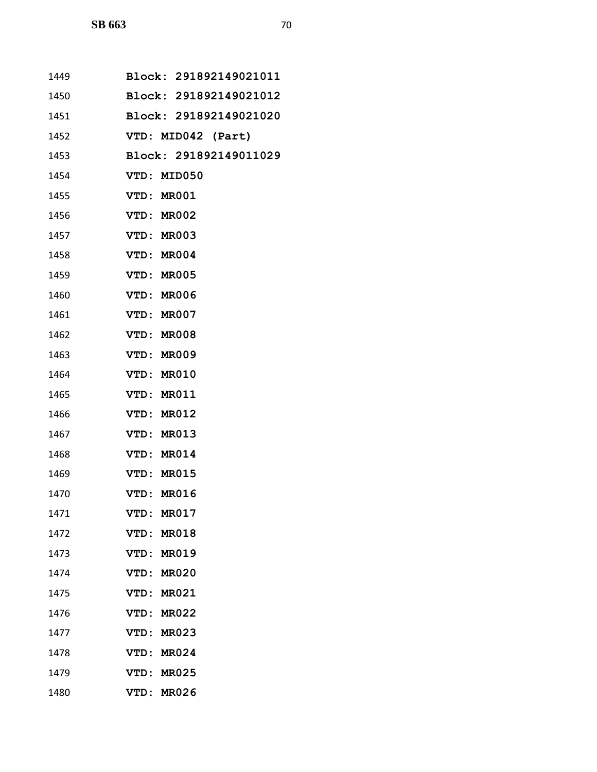1449 Block: 291892149021011
1450 Block: 291892149021012
1451 Block: 291892149021020
1452 VTD: MID042 (Part)
1453 Block: 291892149011029
1454 VTD: MID050
1455 VTD: MR001
1456 VTD: MR002
1457 VTD: MR003
1458 VTD: MR004
1459 VTD: MR005
1460 VTD: MR006
1461 VTD: MR007
1462 VTD: MR008
1463 VTD: MR009
1464 VTD: MR010
1465 VTD: MR011
1466 VTD: MR012
1467 VTD: MR013
1468 VTD: MR014
1469 VTD: MR015
1470 VTD: MR016
1471 VTD: MR017
1472 VTD: MR018
1473 VTD: MR019
1474 VTD: MR020
1475 VTD: MR021
1476 VTD: MR022
1477 VTD: MR023
1478 VTD: MR024
1479 VTD: MR025
1480 VTD: MR026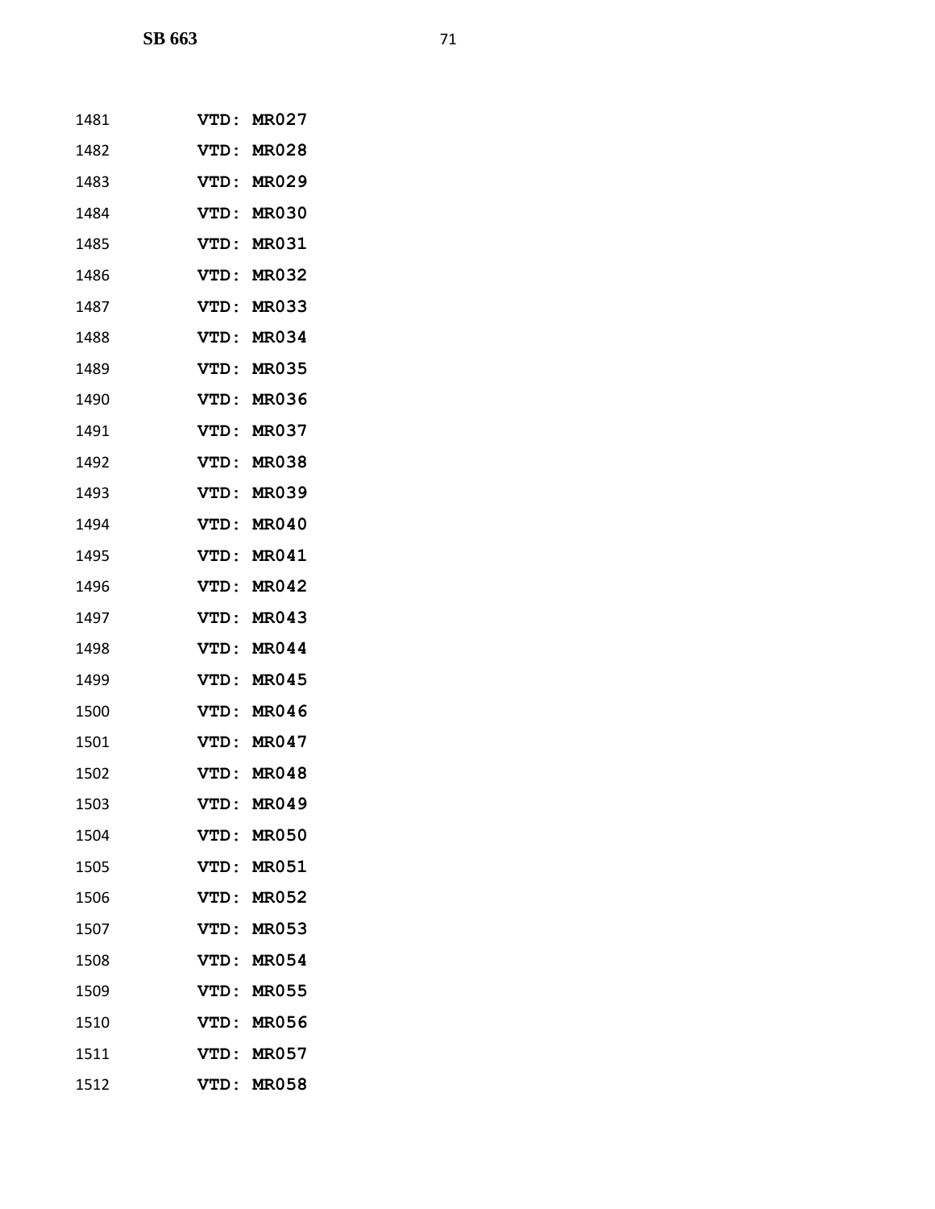1481 **VTD: MR027**

1482 **VTD: MR028**

1483 **VTD: MR029**

1484 **VTD: MR030**

1485 **VTD: MR031**

1486 **VTD: MR032**

1487 **VTD: MR033**

1488 **VTD: MR034**

1489 **VTD: MR035**

1490 **VTD: MR036**

1491 **VTD: MR037**

1492 **VTD: MR038**

1493 **VTD: MR039**

1494 **VTD: MR040**

1495 **VTD: MR041**

1496 **VTD: MR042**

1497 **VTD: MR043**

1498 **VTD: MR044**

1499 **VTD: MR045**

1500 **VTD: MR046**

1501 **VTD: MR047**

1502 **VTD: MR048**

1503 **VTD: MR049**

1504 **VTD: MR050**

1505 **VTD: MR051**

1506 **VTD: MR052**

1507 **VTD: MR053**

1508 **VTD: MR054**

1509 **VTD: MR055**

1510 **VTD: MR056**

1511 **VTD: MR057**

1512 **VTD: MR058**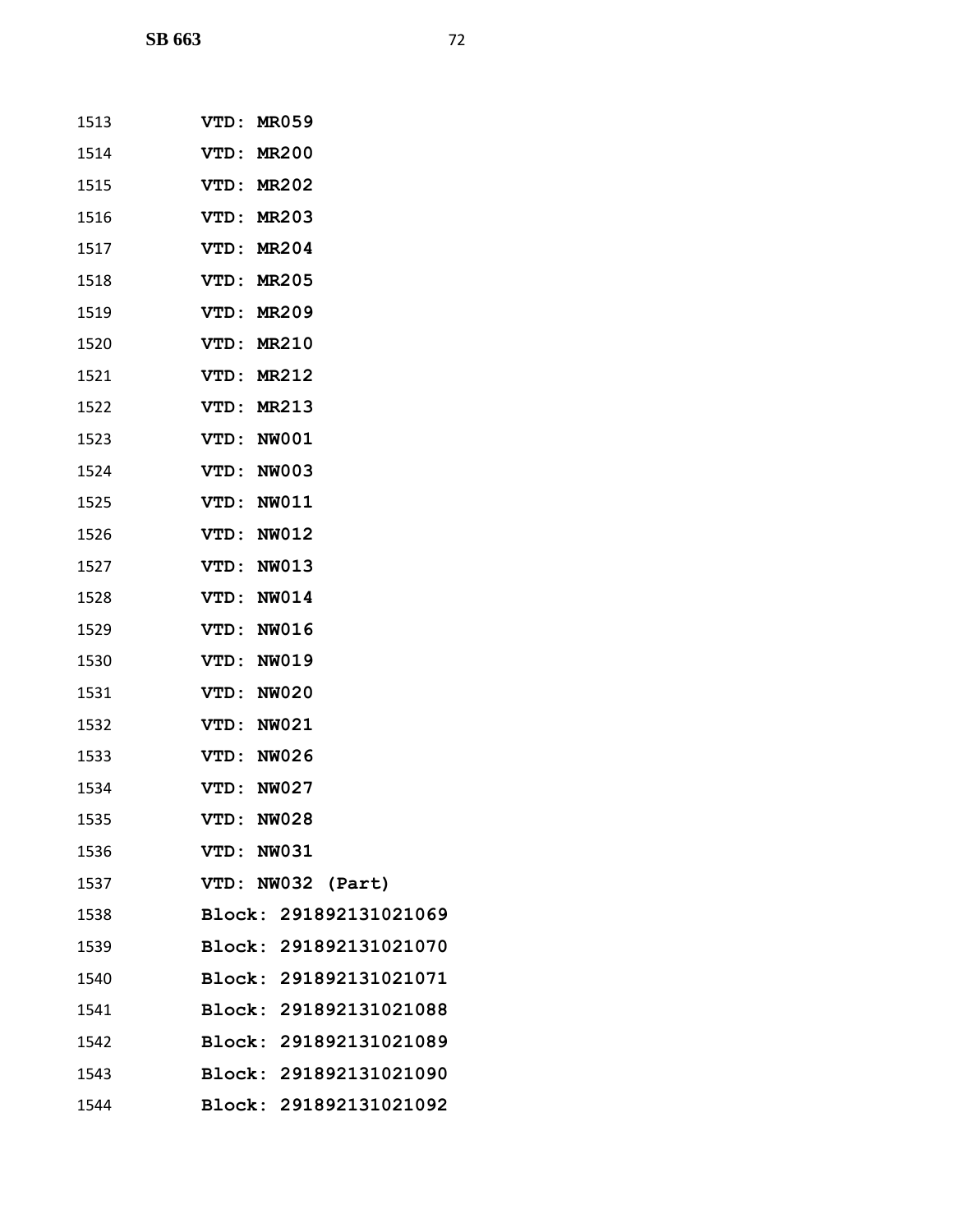1513 **VTD: MR059**

1514 **VTD: MR200**

1515 **VTD: MR202**

1516 **VTD: MR203**

1517 **VTD: MR204**

1518 **VTD: MR205**

1519 **VTD: MR209**

1520 **VTD: MR210**

1521 **VTD: MR212**

1522 **VTD: MR213**

1523 **VTD: NW001**

1524 **VTD: NW003**

1525 **VTD: NW011**

1526 **VTD: NW012**

1527 **VTD: NW013**

1528 **VTD: NW014**

1529 **VTD: NW016**

1530 **VTD: NW019**

1531 **VTD: NW020**

1532 **VTD: NW021**

1533 **VTD: NW026**

1534 **VTD: NW027**

1535 **VTD: NW028**

1536 **VTD: NW031**

1537 **VTD: NW032 (Part)**

1538 **Block: 291892131021069**

1539 **Block: 291892131021070**

1540 **Block: 291892131021071**

1541 **Block: 291892131021088**

1542 **Block: 291892131021089**

1543 **Block: 291892131021090**

1544 **Block: 291892131021092**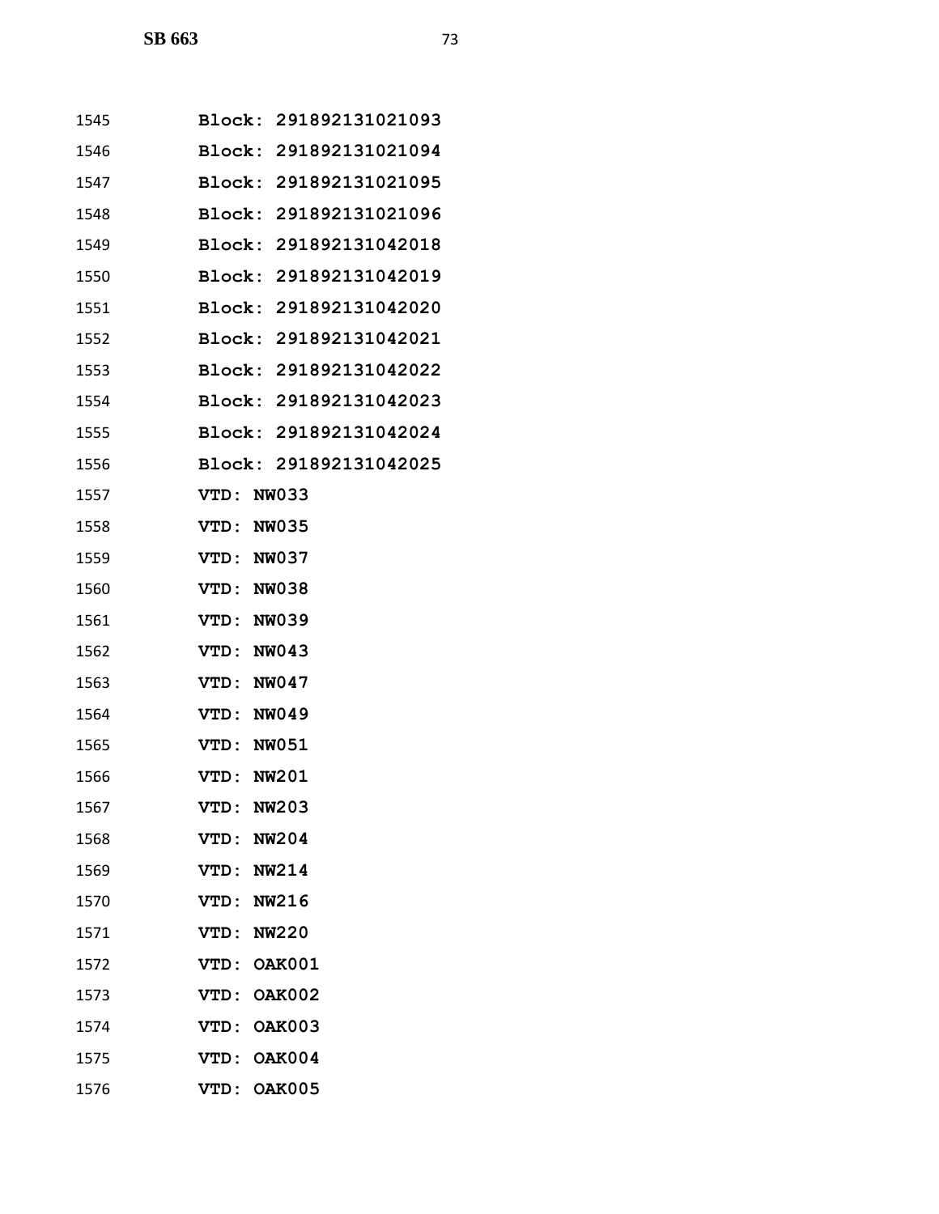1545 **Block: 291892131021093**
1546 **Block: 291892131021094**
1547 **Block: 291892131021095**
1548 **Block: 291892131021096**
1549 **Block: 291892131042018**
1550 **Block: 291892131042019**
1551 **Block: 291892131042020**
1552 **Block: 291892131042021**
1553 **Block: 291892131042022**
1554 **Block: 291892131042023**
1555 **Block: 291892131042024**
1556 **Block: 291892131042025**
1557 **VTD: NW033**
1558 **VTD: NW035**
1559 **VTD: NW037**
1560 **VTD: NW038**
1561 **VTD: NW039**
1562 **VTD: NW043**
1563 **VTD: NW047**
1564 **VTD: NW049**
1565 **VTD: NW051**
1566 **VTD: NW201**
1567 **VTD: NW203**
1568 **VTD: NW204**
1569 **VTD: NW214**
1570 **VTD: NW216**
1571 **VTD: NW220**
1572 **VTD: OAK001**
1573 **VTD: OAK002**
1574 **VTD: OAK003**
1575 **VTD: OAK004**
1576 **VTD: OAK005**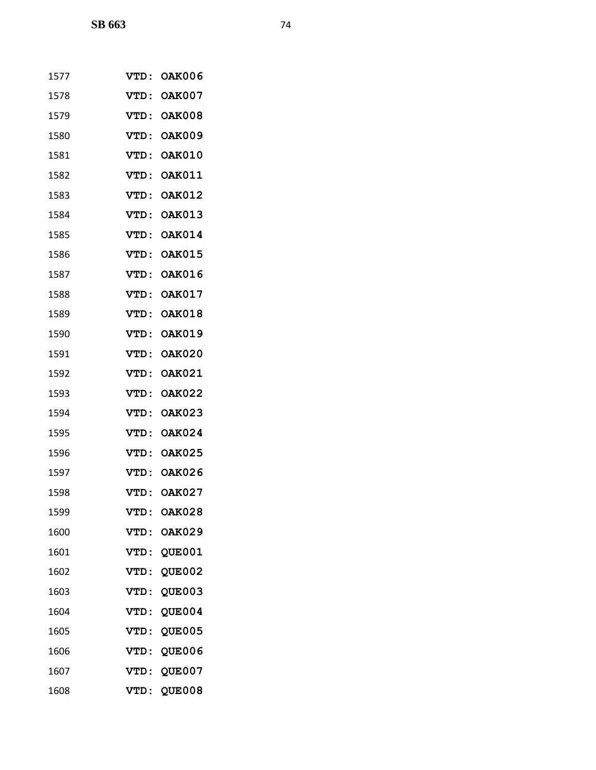1577 VTD: OAK006
1578 VTD: OAK007
1579 VTD: OAK008
1580 VTD: OAK009
1581 VTD: OAK010
1582 VTD: OAK011
1583 VTD: OAK012
1584 VTD: OAK013
1585 VTD: OAK014
1586 VTD: OAK015
1587 VTD: OAK016
1588 VTD: OAK017
1589 VTD: OAK018
1590 VTD: OAK019
1591 VTD: OAK020
1592 VTD: OAK021
1593 VTD: OAK022
1594 VTD: OAK023
1595 VTD: OAK024
1596 VTD: OAK025
1597 VTD: OAK026
1598 VTD: OAK027
1599 VTD: OAK028
1600 VTD: OAK029
1601 VTD: QUE001
1602 VTD: QUE002
1603 VTD: QUE003
1604 VTD: QUE004
1605 VTD: QUE005
1606 VTD: QUE006
1607 VTD: QUE007
1608 VTD: QUE008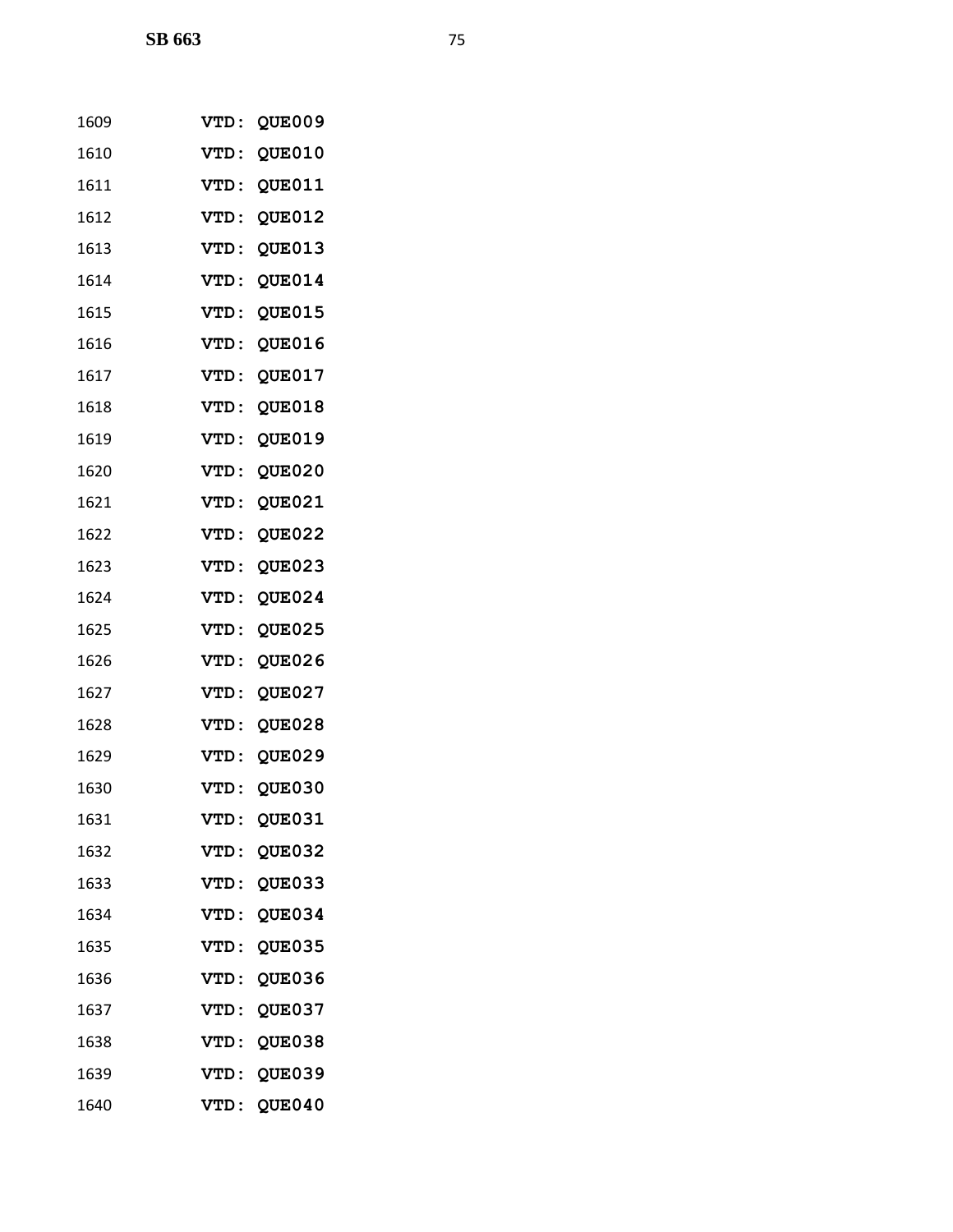1609 **VTD: QUE009**

1610 **VTD: QUE010**

1611 **VTD: QUE011**

1612 **VTD: QUE012**

1613 **VTD: QUE013**

1614 **VTD: QUE014**

1615 **VTD: QUE015**

1616 **VTD: QUE016**

1617 **VTD: QUE017**

1618 **VTD: QUE018**

1619 **VTD: QUE019**

1620 **VTD: QUE020**

1621 **VTD: QUE021**

1622 **VTD: QUE022**

1623 **VTD: QUE023**

1624 **VTD: QUE024**

1625 **VTD: QUE025**

1626 **VTD: QUE026**

1627 **VTD: QUE027**

1628 **VTD: QUE028**

1629 **VTD: QUE029**

1630 **VTD: QUE030**

1631 **VTD: QUE031**

1632 **VTD: QUE032**

1633 **VTD: QUE033**

1634 **VTD: QUE034**

1635 **VTD: QUE035**

1636 **VTD: QUE036**

1637 **VTD: QUE037**

1638 **VTD: QUE038**

1639 **VTD: QUE039**

1640 **VTD: QUE040**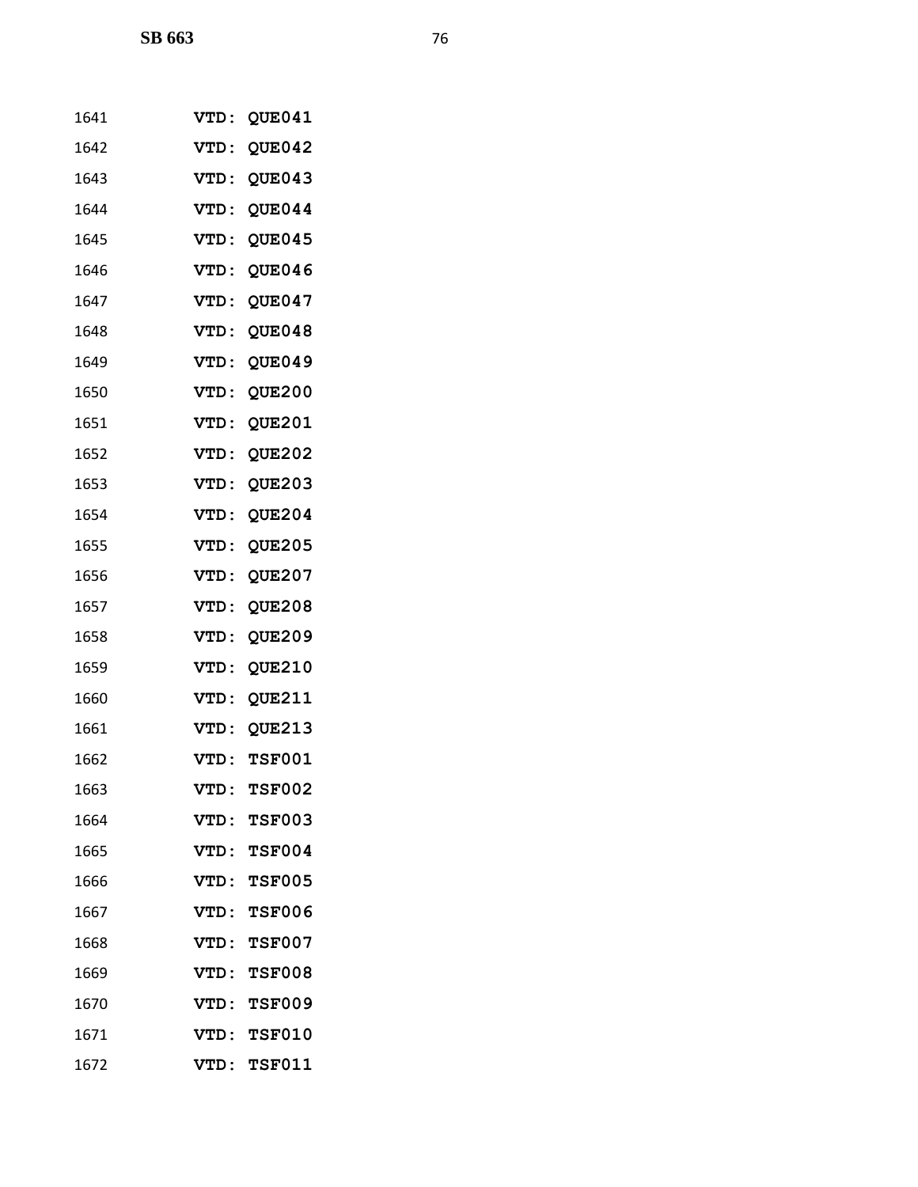1641 VTD: QUE041
1642 VTD: QUE042
1643 VTD: QUE043
1644 VTD: QUE044
1645 VTD: QUE045
1646 VTD: QUE046
1647 VTD: QUE047
1648 VTD: QUE048
1649 VTD: QUE049
1650 VTD: QUE200
1651 VTD: QUE201
1652 VTD: QUE202
1653 VTD: QUE203
1654 VTD: QUE204
1655 VTD: QUE205
1656 VTD: QUE207
1657 VTD: QUE208
1658 VTD: QUE209
1659 VTD: QUE210
1660 VTD: QUE211
1661 VTD: QUE213
1662 VTD: TSF001
1663 VTD: TSF002
1664 VTD: TSF003
1665 VTD: TSF004
1666 VTD: TSF005
1667 VTD: TSF006
1668 VTD: TSF007
1669 VTD: TSF008
1670 VTD: TSF009
1671 VTD: TSF010
1672 VTD: TSF011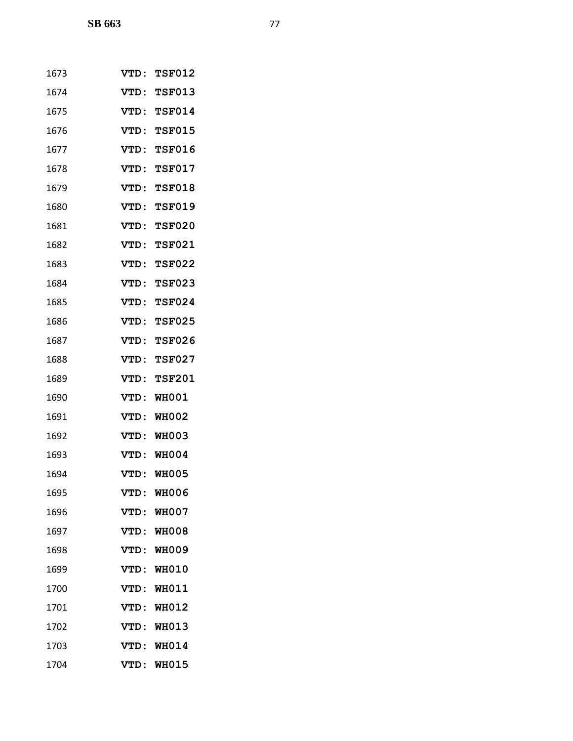1673 **VTD: TSF012**

1674 **VTD: TSF013**

1675 **VTD: TSF014**

1676 **VTD: TSF015**

1677 **VTD: TSF016**

1678 **VTD: TSF017**

1679 **VTD: TSF018**

1680 **VTD: TSF019**

1681 **VTD: TSF020**

1682 **VTD: TSF021**

1683 **VTD: TSF022**

1684 **VTD: TSF023**

1685 **VTD: TSF024**

1686 **VTD: TSF025**

1687 **VTD: TSF026**

1688 **VTD: TSF027**

1689 **VTD: TSF201**

1690 **VTD: WH001**

1691 **VTD: WH002**

1692 **VTD: WH003**

1693 **VTD: WH004**

1694 **VTD: WH005**

1695 **VTD: WH006**

1696 **VTD: WH007**

1697 **VTD: WH008**

1698 **VTD: WH009**

1699 **VTD: WH010**

1700 **VTD: WH011**

1701 **VTD: WH012**

1702 **VTD: WH013**

1703 **VTD: WH014**

1704 **VTD: WH015**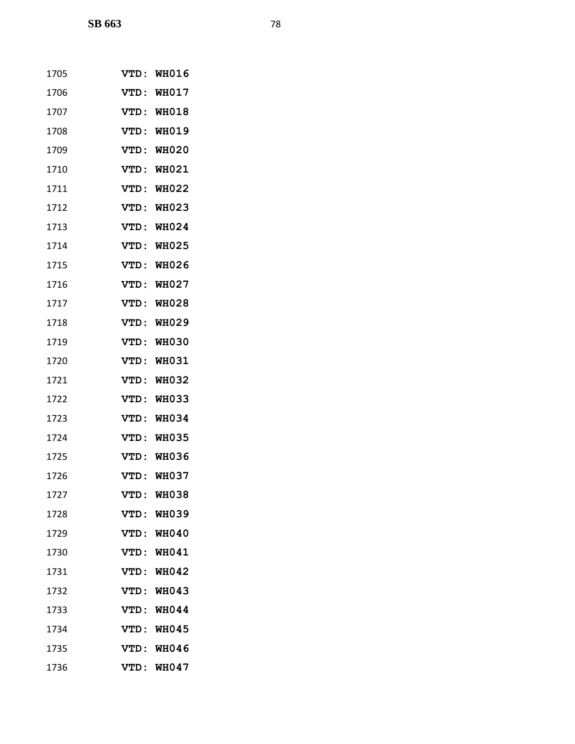1705 **VTD: WH016**

1706 **VTD: WH017**

1707 **VTD: WH018**

1708 **VTD: WH019**

1709 **VTD: WH020**

1710 **VTD: WH021**

1711 **VTD: WH022**

1712 **VTD: WH023**

1713 **VTD: WH024**

1714 **VTD: WH025**

1715 **VTD: WH026**

1716 **VTD: WH027**

1717 **VTD: WH028**

1718 **VTD: WH029**

1719 **VTD: WH030**

1720 **VTD: WH031**

1721 **VTD: WH032**

1722 **VTD: WH033**

1723 **VTD: WH034**

1724 **VTD: WH035**

1725 **VTD: WH036**

1726 **VTD: WH037**

1727 **VTD: WH038**

1728 **VTD: WH039**

1729 **VTD: WH040**

1730 **VTD: WH041**

1731 **VTD: WH042**

1732 **VTD: WH043**

1733 **VTD: WH044**

1734 **VTD: WH045**

1735 **VTD: WH046**

1736 **VTD: WH047**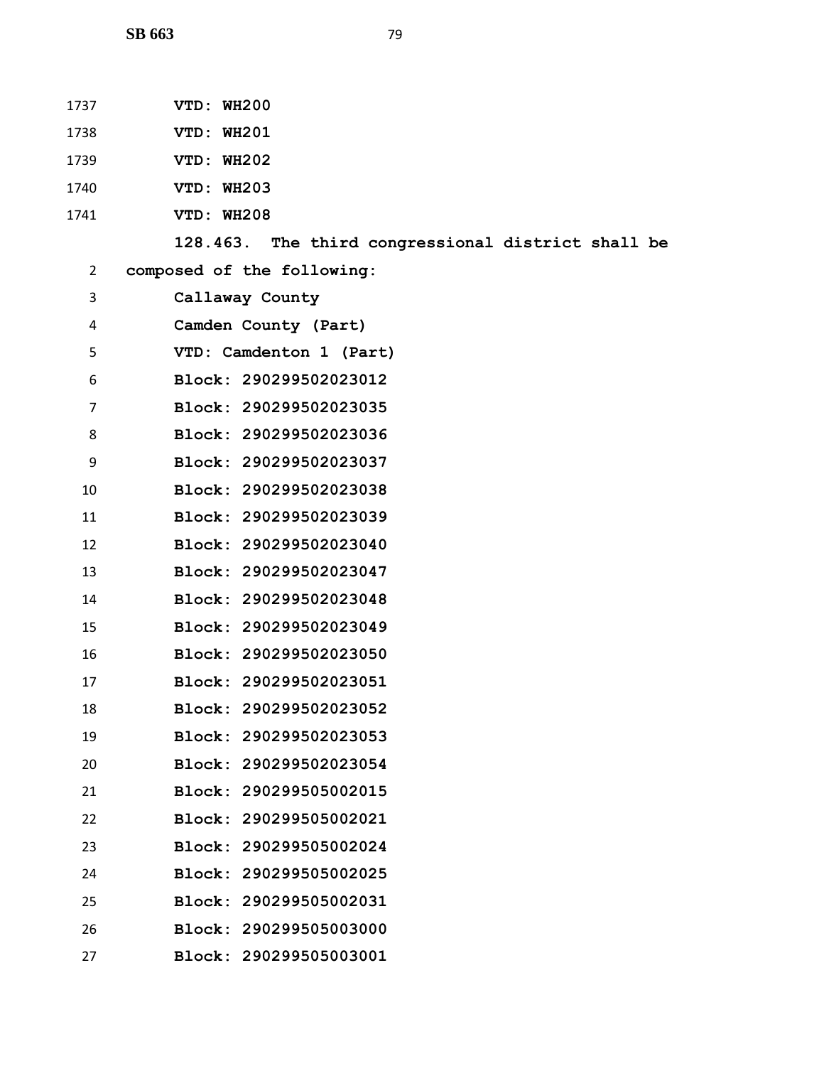VTD: WH200

VTD: WH201

VTD: WH202

VTD: WH203

VTD: WH208

**128.463. The third congressional district shall be composed of the following:**

**Callaway County**

**Camden County (Part)**

**VTD: Camdenton 1 (Part)**

**Block: 290299502023012**

**Block: 290299502023035**

**Block: 290299502023036**

**Block: 290299502023037**

**Block: 290299502023038**

**Block: 290299502023039**

**Block: 290299502023040**

**Block: 290299502023047**

**Block: 290299502023048**

**Block: 290299502023049**

**Block: 290299502023050**

**Block: 290299502023051**

**Block: 290299502023052**

**Block: 290299502023053**

**Block: 290299502023054**

**Block: 290299505002015**

**Block: 290299505002021**

**Block: 290299505002024**

**Block: 290299505002025**

**Block: 290299505002031**

**Block: 290299505003000**

**Block: 290299505003001**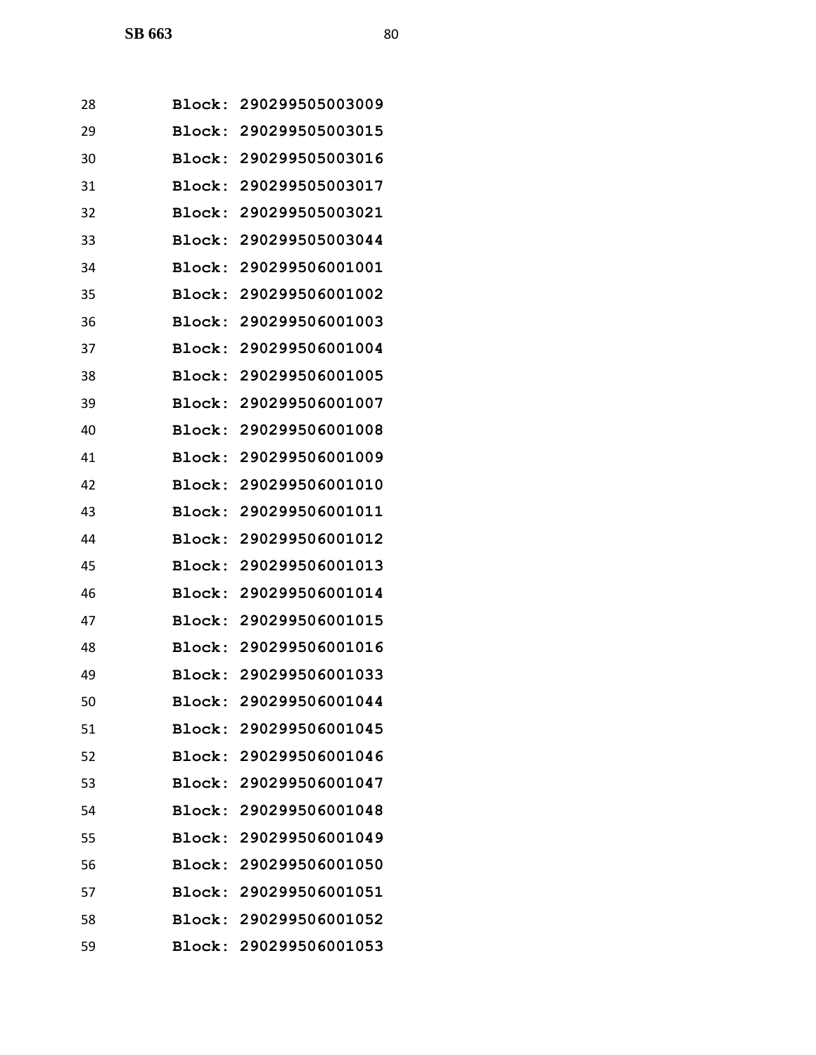Block: 290299505003009

Block: 290299505003015

Block: 290299505003016

Block: 290299505003017

Block: 290299505003021

Block: 290299505003044

Block: 290299506001001

Block: 290299506001002

Block: 290299506001003

Block: 290299506001004

Block: 290299506001005

Block: 290299506001007

Block: 290299506001008

Block: 290299506001009

Block: 290299506001010

Block: 290299506001011

Block: 290299506001012

Block: 290299506001013

Block: 290299506001014

Block: 290299506001015

Block: 290299506001016

Block: 290299506001033

Block: 290299506001044

Block: 290299506001045

Block: 290299506001046

Block: 290299506001047

Block: 290299506001048

Block: 290299506001049

Block: 290299506001050

Block: 290299506001051

Block: 290299506001052

Block: 290299506001053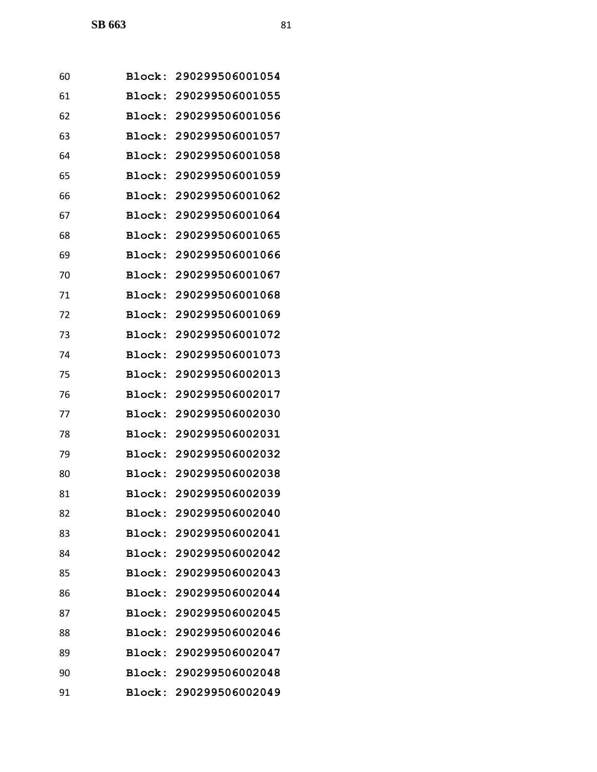60 **Block: 290299506001054**
61 **Block: 290299506001055**
62 **Block: 290299506001056**
63 **Block: 290299506001057**
64 **Block: 290299506001058**
65 **Block: 290299506001059**
66 **Block: 290299506001062**
67 **Block: 290299506001064**
68 **Block: 290299506001065**
69 **Block: 290299506001066**
70 **Block: 290299506001067**
71 **Block: 290299506001068**
72 **Block: 290299506001069**
73 **Block: 290299506001072**
74 **Block: 290299506001073**
75 **Block: 290299506002013**
76 **Block: 290299506002017**
77 **Block: 290299506002030**
78 **Block: 290299506002031**
79 **Block: 290299506002032**
80 **Block: 290299506002038**
81 **Block: 290299506002039**
82 **Block: 290299506002040**
83 **Block: 290299506002041**
84 **Block: 290299506002042**
85 **Block: 290299506002043**
86 **Block: 290299506002044**
87 **Block: 290299506002045**
88 **Block: 290299506002046**
89 **Block: 290299506002047**
90 **Block: 290299506002048**
91 **Block: 290299506002049**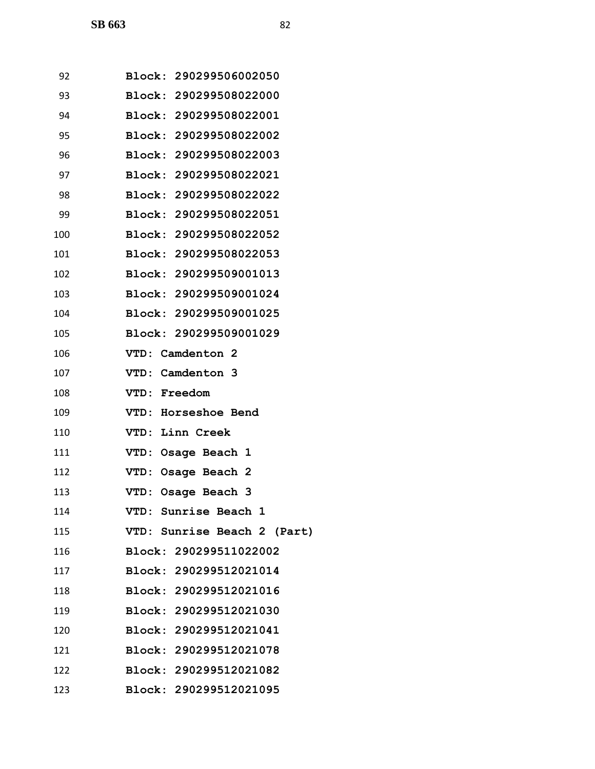92 Block: 290299506002050
93 Block: 290299508022000
94 Block: 290299508022001
95 Block: 290299508022002
96 Block: 290299508022003
97 Block: 290299508022021
98 Block: 290299508022022
99 Block: 290299508022051
100 Block: 290299508022052
101 Block: 290299508022053
102 Block: 290299509001013
103 Block: 290299509001024
104 Block: 290299509001025
105 Block: 290299509001029
106 VTD: Camdenton 2
107 VTD: Camdenton 3
108 VTD: Freedom
109 VTD: Horseshoe Bend
110 VTD: Linn Creek
111 VTD: Osage Beach 1
112 VTD: Osage Beach 2
113 VTD: Osage Beach 3
114 VTD: Sunrise Beach 1
115 VTD: Sunrise Beach 2 (Part)
116 Block: 290299511022002
117 Block: 290299512021014
118 Block: 290299512021016
119 Block: 290299512021030
120 Block: 290299512021041
121 Block: 290299512021078
122 Block: 290299512021082
123 Block: 290299512021095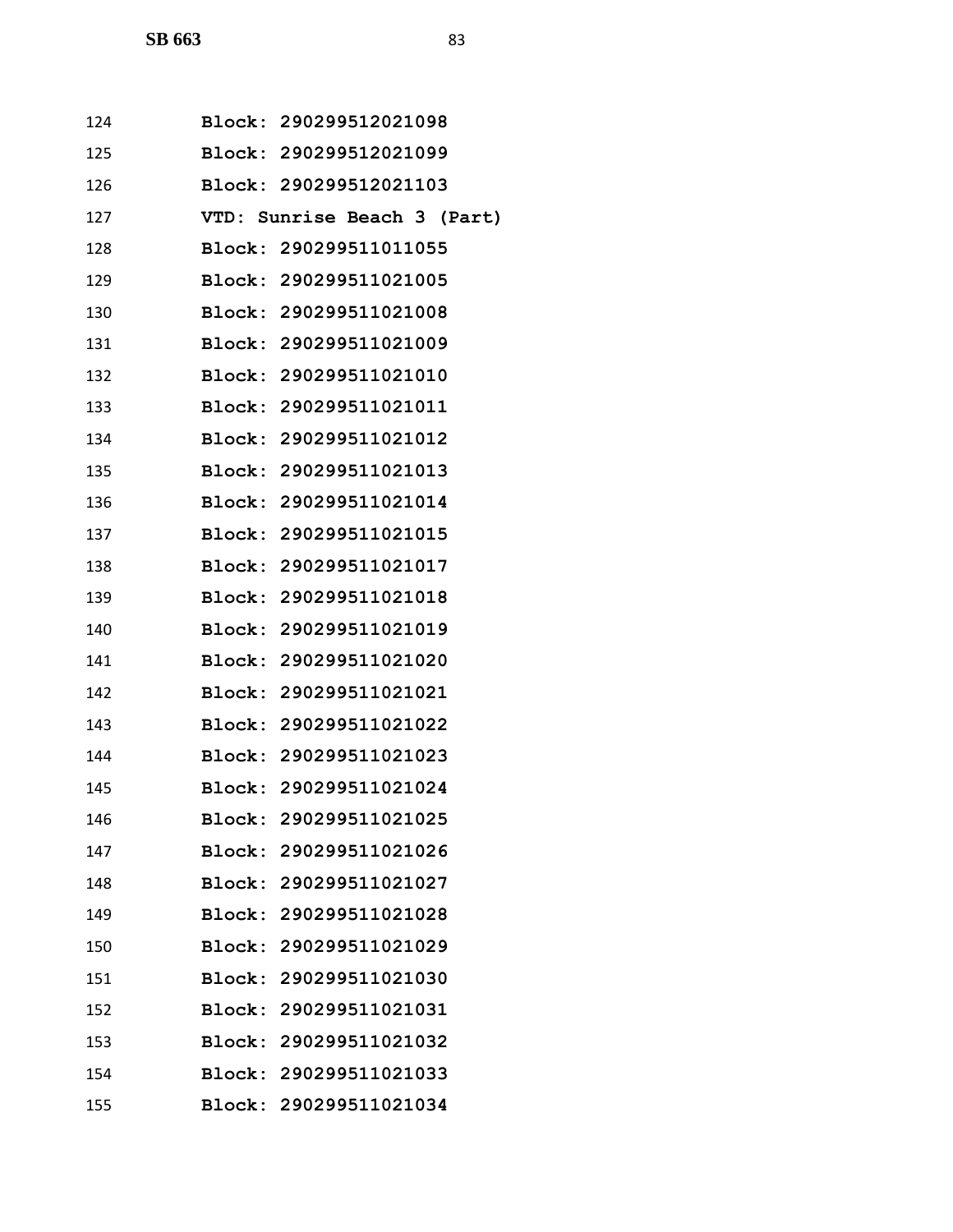**Block: 290299512021098**
**Block: 290299512021099**
**Block: 290299512021103**
**VTD: Sunrise Beach 3 (Part)**
**Block: 290299511011055**
**Block: 290299511021005**
**Block: 290299511021008**
**Block: 290299511021009**
**Block: 290299511021010**
**Block: 290299511021011**
**Block: 290299511021012**
**Block: 290299511021013**
**Block: 290299511021014**
**Block: 290299511021015**
**Block: 290299511021017**
**Block: 290299511021018**
**Block: 290299511021019**
**Block: 290299511021020**
**Block: 290299511021021**
**Block: 290299511021022**
**Block: 290299511021023**
**Block: 290299511021024**
**Block: 290299511021025**
**Block: 290299511021026**
**Block: 290299511021027**
**Block: 290299511021028**
**Block: 290299511021029**
**Block: 290299511021030**
**Block: 290299511021031**
**Block: 290299511021032**
**Block: 290299511021033**
**Block: 290299511021034**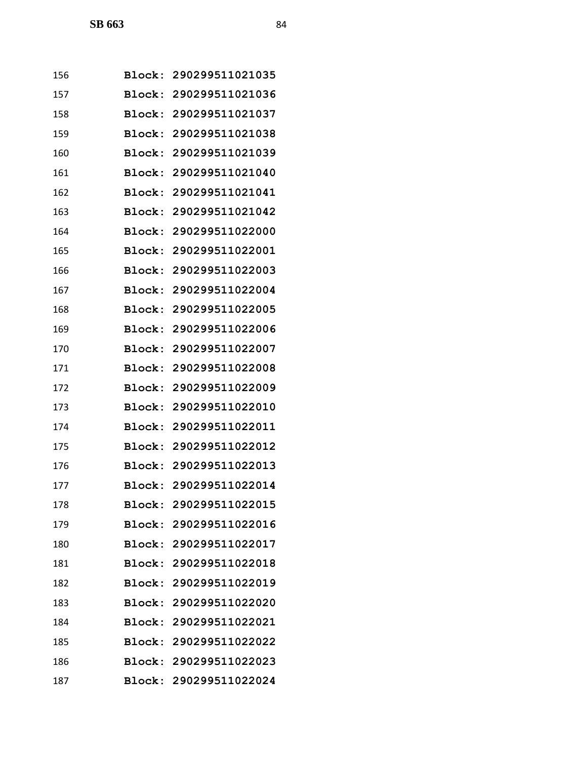156 **Block: 290299511021035**

157 **Block: 290299511021036**

158 **Block: 290299511021037**

159 **Block: 290299511021038**

160 **Block: 290299511021039**

161 **Block: 290299511021040**

162 **Block: 290299511021041**

163 **Block: 290299511021042**

164 **Block: 290299511022000**

165 **Block: 290299511022001**

166 **Block: 290299511022003**

167 **Block: 290299511022004**

168 **Block: 290299511022005**

169 **Block: 290299511022006**

170 **Block: 290299511022007**

171 **Block: 290299511022008**

172 **Block: 290299511022009**

173 **Block: 290299511022010**

174 **Block: 290299511022011**

175 **Block: 290299511022012**

176 **Block: 290299511022013**

177 **Block: 290299511022014**

178 **Block: 290299511022015**

179 **Block: 290299511022016**

180 **Block: 290299511022017**

181 **Block: 290299511022018**

182 **Block: 290299511022019**

183 **Block: 290299511022020**

184 **Block: 290299511022021**

185 **Block: 290299511022022**

186 **Block: 290299511022023**

187 **Block: 290299511022024**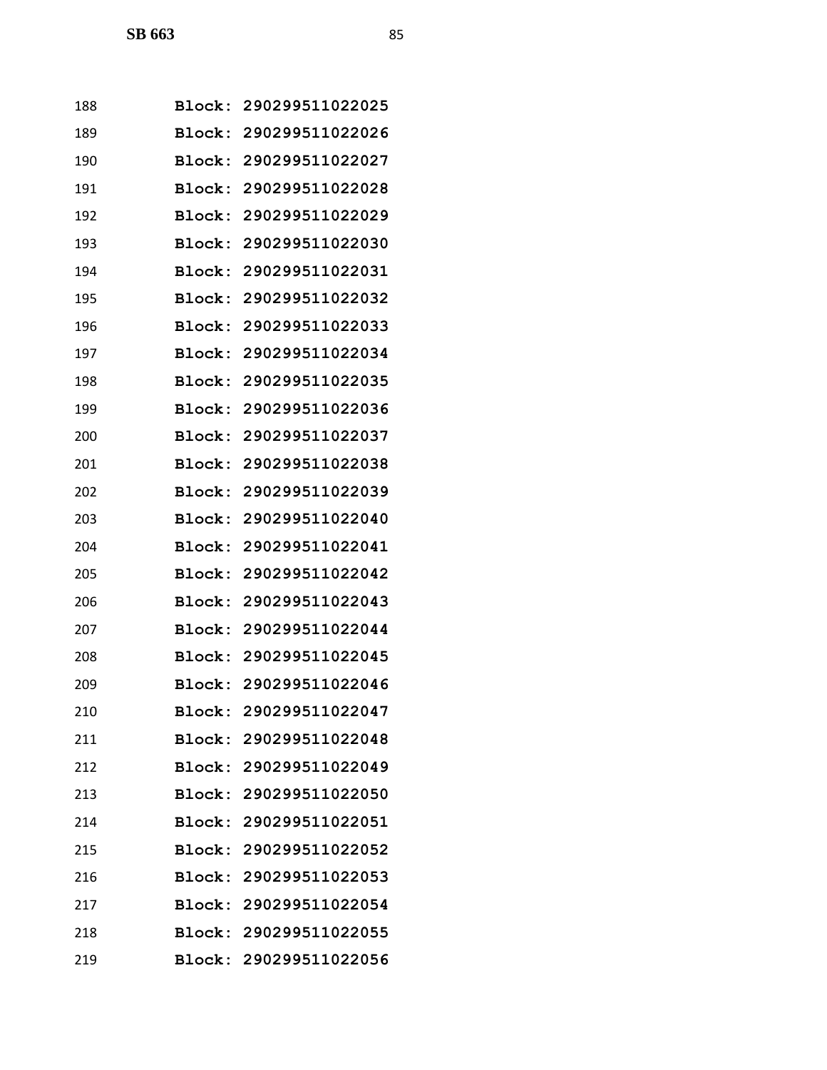188 Block: 290299511022025

189 Block: 290299511022026

190 Block: 290299511022027

191 Block: 290299511022028

192 Block: 290299511022029

193 Block: 290299511022030

194 Block: 290299511022031

195 Block: 290299511022032

196 Block: 290299511022033

197 Block: 290299511022034

198 Block: 290299511022035

199 Block: 290299511022036

200 Block: 290299511022037

201 Block: 290299511022038

202 Block: 290299511022039

203 Block: 290299511022040

204 Block: 290299511022041

205 Block: 290299511022042

206 Block: 290299511022043

207 Block: 290299511022044

208 Block: 290299511022045

209 Block: 290299511022046

210 Block: 290299511022047

211 Block: 290299511022048

212 Block: 290299511022049

213 Block: 290299511022050

214 Block: 290299511022051

215 Block: 290299511022052

216 Block: 290299511022053

217 Block: 290299511022054

218 Block: 290299511022055

219 Block: 290299511022056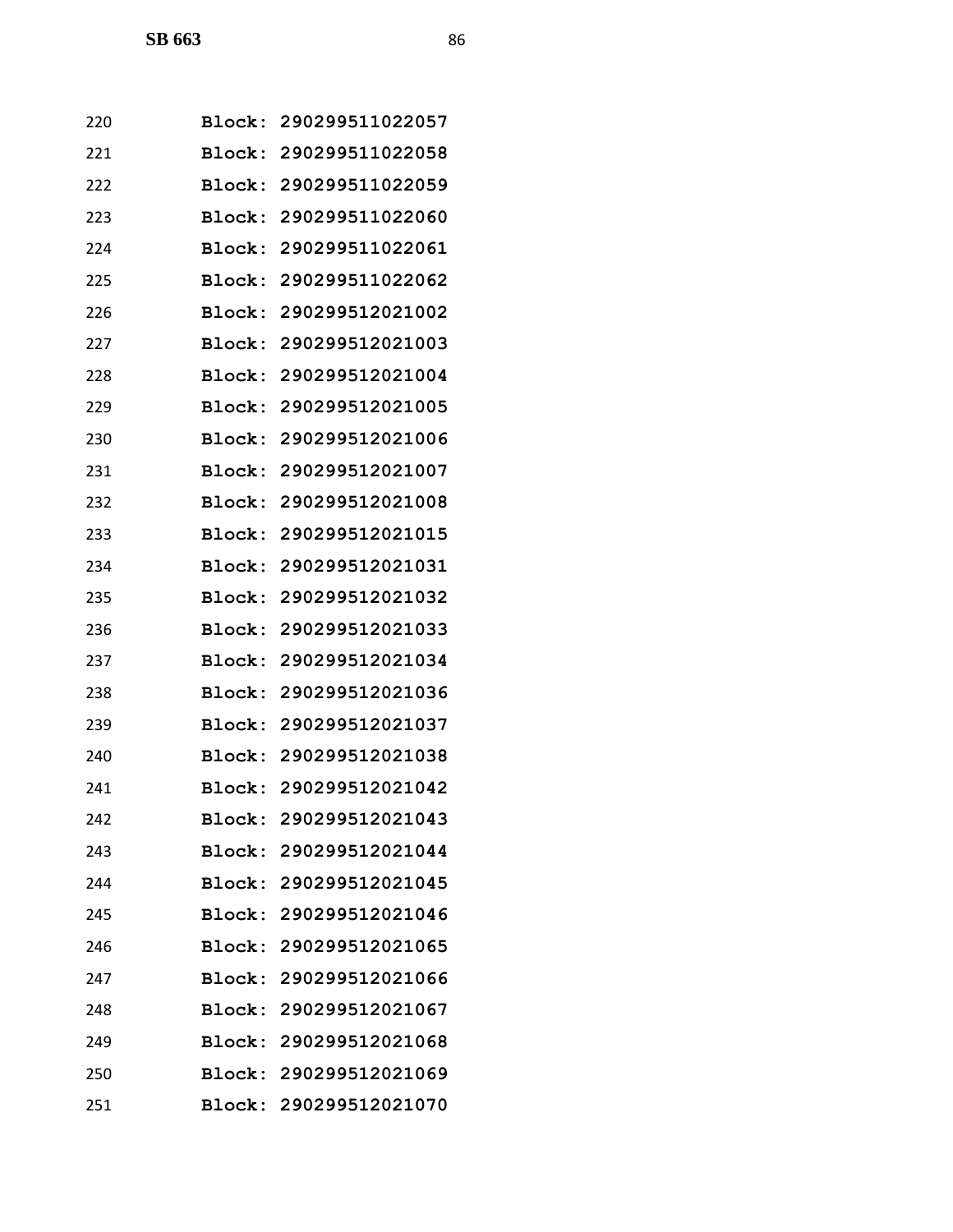Block: 290299511022057
Block: 290299511022058
Block: 290299511022059
Block: 290299511022060
Block: 290299511022061
Block: 290299511022062
Block: 290299512021002
Block: 290299512021003
Block: 290299512021004
Block: 290299512021005
Block: 290299512021006
Block: 290299512021007
Block: 290299512021008
Block: 290299512021015
Block: 290299512021031
Block: 290299512021032
Block: 290299512021033
Block: 290299512021034
Block: 290299512021036
Block: 290299512021037
Block: 290299512021038
Block: 290299512021042
Block: 290299512021043
Block: 290299512021044
Block: 290299512021045
Block: 290299512021046
Block: 290299512021065
Block: 290299512021066
Block: 290299512021067
Block: 290299512021068
Block: 290299512021069
Block: 290299512021070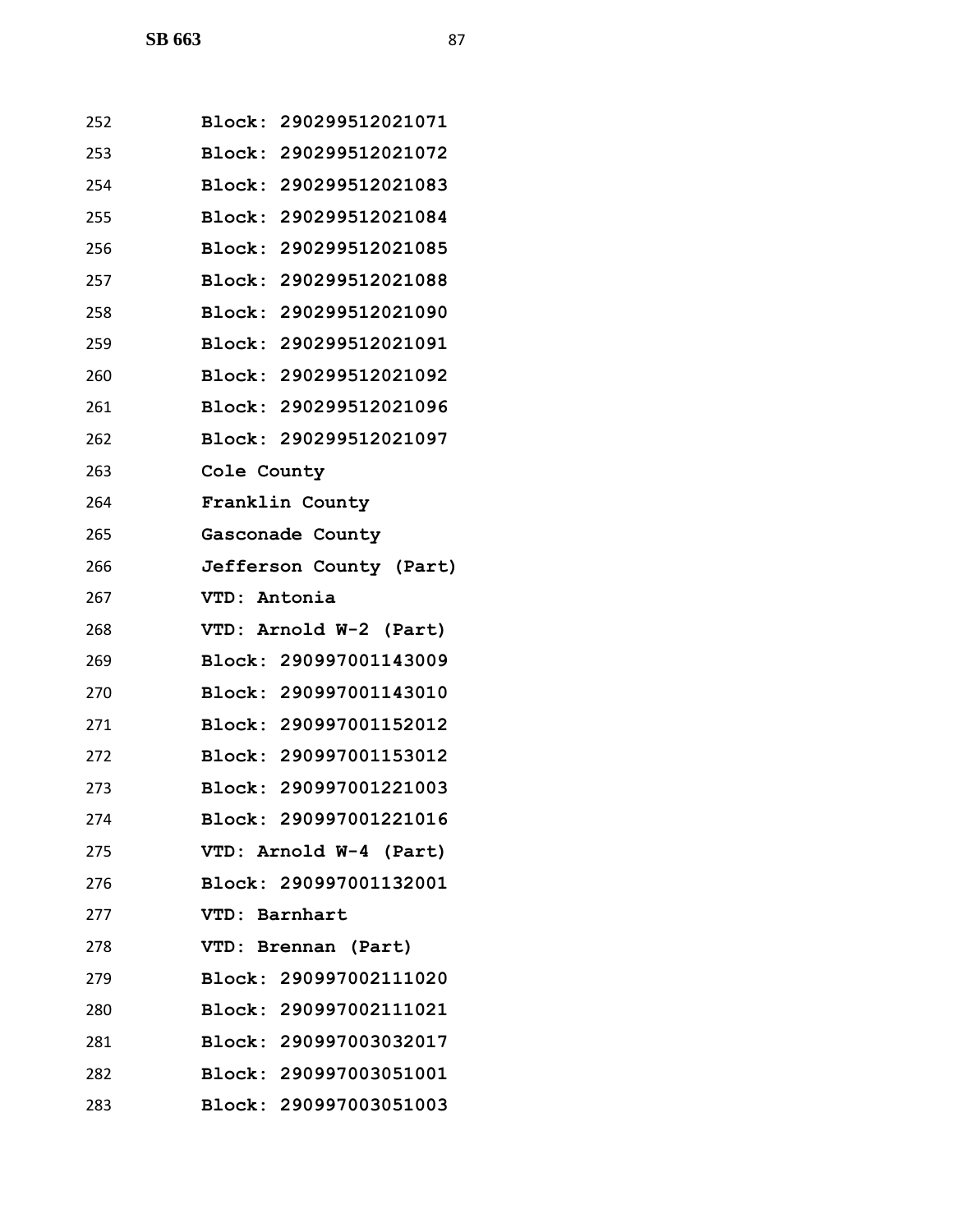252 **Block: 290299512021071**
253 **Block: 290299512021072**
254 **Block: 290299512021083**
255 **Block: 290299512021084**
256 **Block: 290299512021085**
257 **Block: 290299512021088**
258 **Block: 290299512021090**
259 **Block: 290299512021091**
260 **Block: 290299512021092**
261 **Block: 290299512021096**
262 **Block: 290299512021097**
263 **Cole County**
264 **Franklin County**
265 **Gasconade County**
266 **Jefferson County (Part)**
267 **VTD: Antonia**
268 **VTD: Arnold W-2 (Part)**
269 **Block: 290997001143009**
270 **Block: 290997001143010**
271 **Block: 290997001152012**
272 **Block: 290997001153012**
273 **Block: 290997001221003**
274 **Block: 290997001221016**
275 **VTD: Arnold W-4 (Part)**
276 **Block: 290997001132001**
277 **VTD: Barnhart**
278 **VTD: Brennan (Part)**
279 **Block: 290997002111020**
280 **Block: 290997002111021**
281 **Block: 290997003032017**
282 **Block: 290997003051001**
283 **Block: 290997003051003**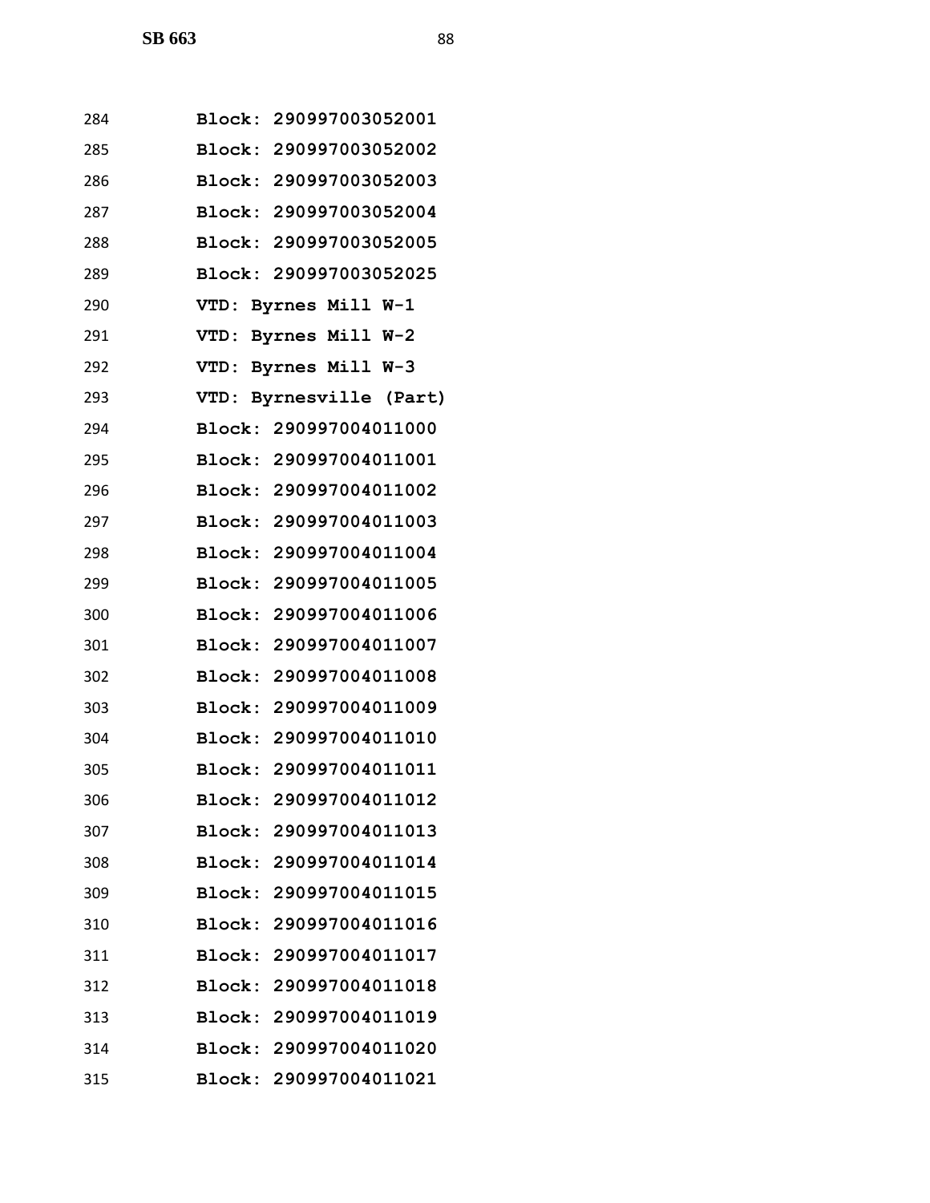Block: 290997003052001
Block: 290997003052002
Block: 290997003052003
Block: 290997003052004
Block: 290997003052005
Block: 290997003052025
VTD: Byrnes Mill W-1
VTD: Byrnes Mill W-2
VTD: Byrnes Mill W-3
VTD: Byrnesville (Part)
Block: 290997004011000
Block: 290997004011001
Block: 290997004011002
Block: 290997004011003
Block: 290997004011004
Block: 290997004011005
Block: 290997004011006
Block: 290997004011007
Block: 290997004011008
Block: 290997004011009
Block: 290997004011010
Block: 290997004011011
Block: 290997004011012
Block: 290997004011013
Block: 290997004011014
Block: 290997004011015
Block: 290997004011016
Block: 290997004011017
Block: 290997004011018
Block: 290997004011019
Block: 290997004011020
Block: 290997004011021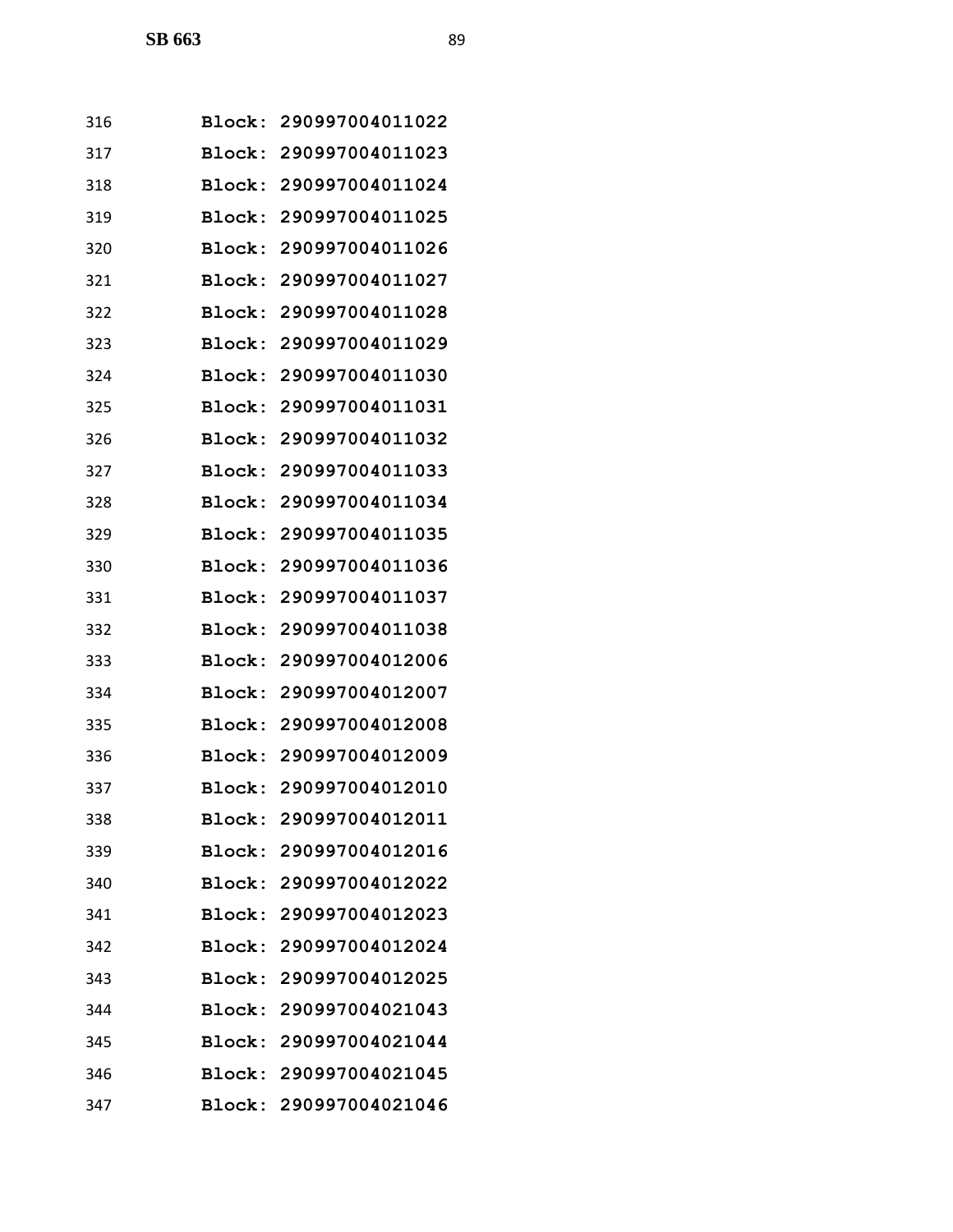316 Block: 290997004011022
317 Block: 290997004011023
318 Block: 290997004011024
319 Block: 290997004011025
320 Block: 290997004011026
321 Block: 290997004011027
322 Block: 290997004011028
323 Block: 290997004011029
324 Block: 290997004011030
325 Block: 290997004011031
326 Block: 290997004011032
327 Block: 290997004011033
328 Block: 290997004011034
329 Block: 290997004011035
330 Block: 290997004011036
331 Block: 290997004011037
332 Block: 290997004011038
333 Block: 290997004012006
334 Block: 290997004012007
335 Block: 290997004012008
336 Block: 290997004012009
337 Block: 290997004012010
338 Block: 290997004012011
339 Block: 290997004012016
340 Block: 290997004012022
341 Block: 290997004012023
342 Block: 290997004012024
343 Block: 290997004012025
344 Block: 290997004021043
345 Block: 290997004021044
346 Block: 290997004021045
347 Block: 290997004021046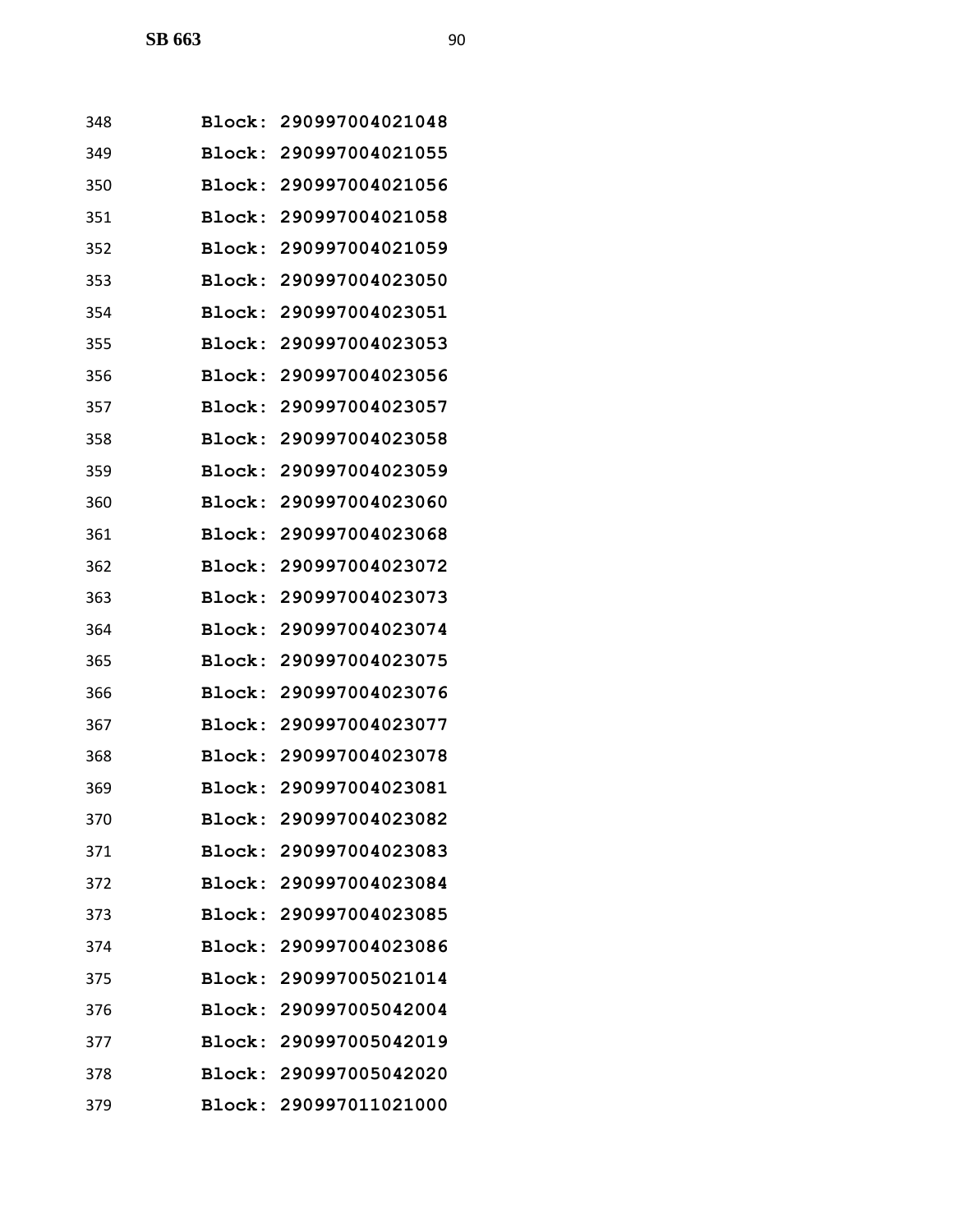348 Block: 290997004021048
349 Block: 290997004021055
350 Block: 290997004021056
351 Block: 290997004021058
352 Block: 290997004021059
353 Block: 290997004023050
354 Block: 290997004023051
355 Block: 290997004023053
356 Block: 290997004023056
357 Block: 290997004023057
358 Block: 290997004023058
359 Block: 290997004023059
360 Block: 290997004023060
361 Block: 290997004023068
362 Block: 290997004023072
363 Block: 290997004023073
364 Block: 290997004023074
365 Block: 290997004023075
366 Block: 290997004023076
367 Block: 290997004023077
368 Block: 290997004023078
369 Block: 290997004023081
370 Block: 290997004023082
371 Block: 290997004023083
372 Block: 290997004023084
373 Block: 290997004023085
374 Block: 290997004023086
375 Block: 290997005021014
376 Block: 290997005042004
377 Block: 290997005042019
378 Block: 290997005042020
379 Block: 290997011021000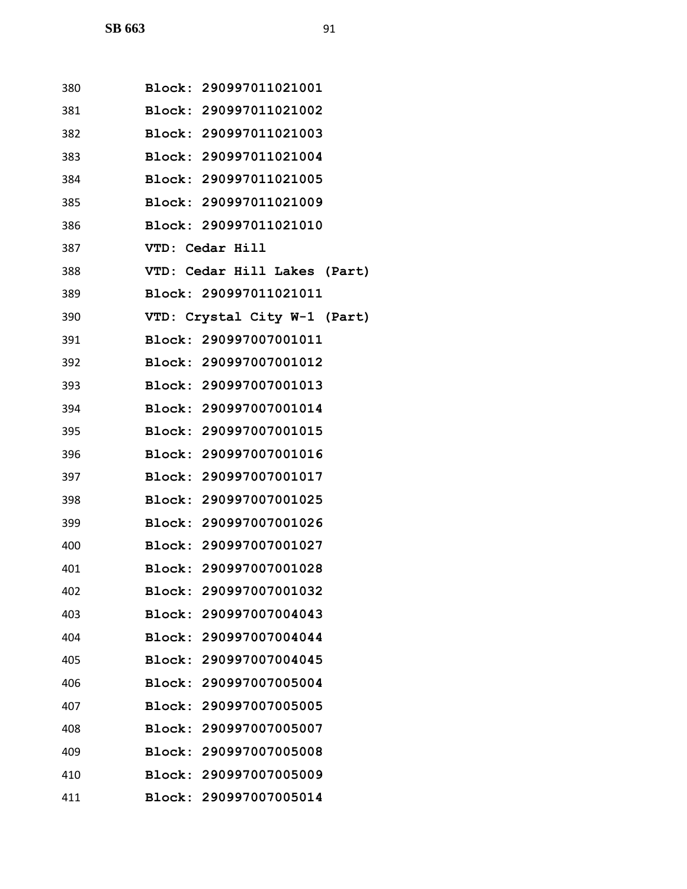380 **Block: 290997011021001**

381 **Block: 290997011021002**

382 **Block: 290997011021003**

383 **Block: 290997011021004**

384 **Block: 290997011021005**

385 **Block: 290997011021009**

386 **Block: 290997011021010**

387 **VTD: Cedar Hill**

388 **VTD: Cedar Hill Lakes (Part)**

389 **Block: 290997011021011**

390 **VTD: Crystal City W-1 (Part)**

391 **Block: 290997007001011**

392 **Block: 290997007001012**

393 **Block: 290997007001013**

394 **Block: 290997007001014**

395 **Block: 290997007001015**

396 **Block: 290997007001016**

397 **Block: 290997007001017**

398 **Block: 290997007001025**

399 **Block: 290997007001026**

400 **Block: 290997007001027**

401 **Block: 290997007001028**

402 **Block: 290997007001032**

403 **Block: 290997007004043**

404 **Block: 290997007004044**

405 **Block: 290997007004045**

406 **Block: 290997007005004**

407 **Block: 290997007005005**

408 **Block: 290997007005007**

409 **Block: 290997007005008**

410 **Block: 290997007005009**

411 **Block: 290997007005014**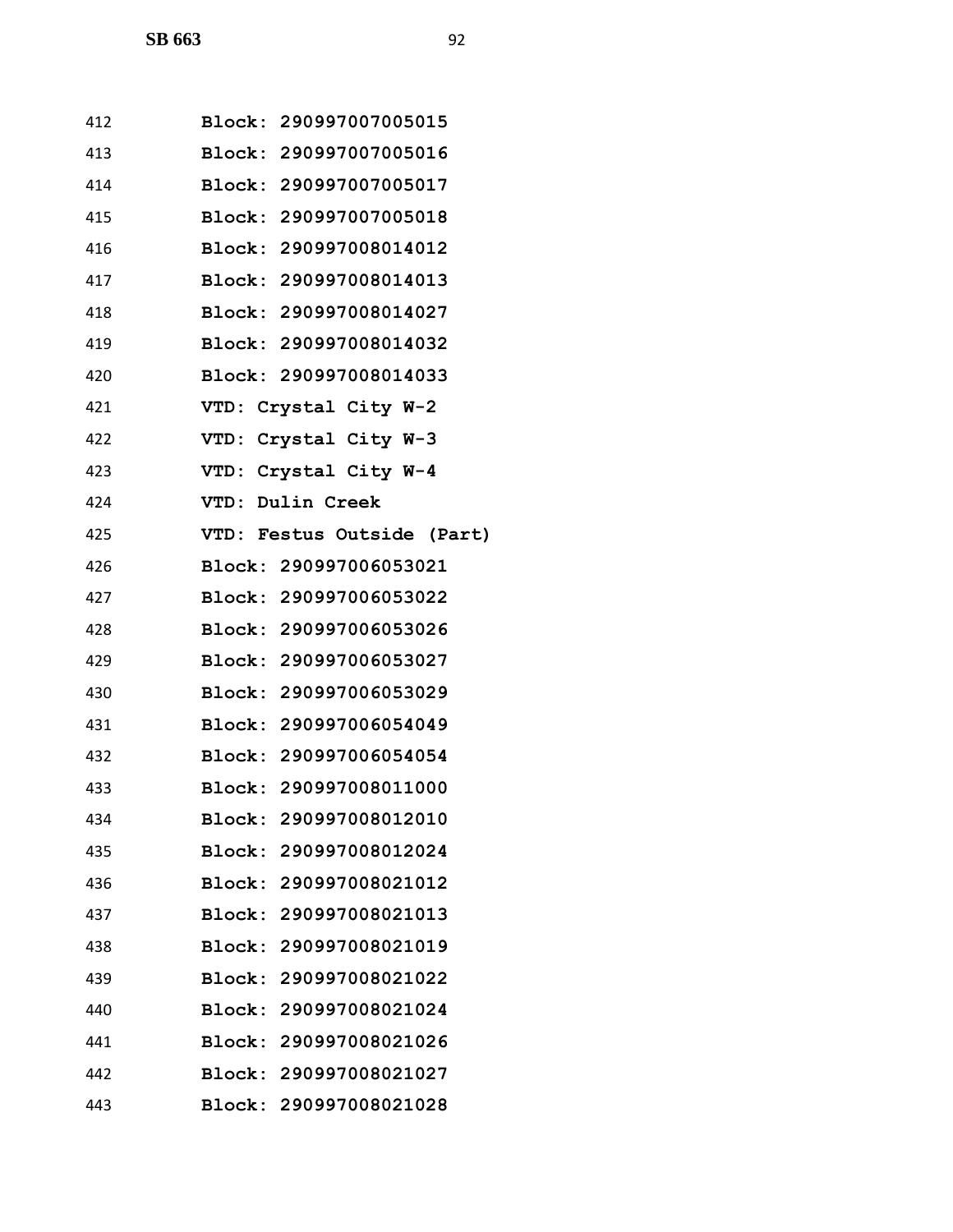412 Block: 290997007005015
413 Block: 290997007005016
414 Block: 290997007005017
415 Block: 290997007005018
416 Block: 290997008014012
417 Block: 290997008014013
418 Block: 290997008014027
419 Block: 290997008014032
420 Block: 290997008014033
421 VTD: Crystal City W-2
422 VTD: Crystal City W-3
423 VTD: Crystal City W-4
424 VTD: Dulin Creek
425 VTD: Festus Outside (Part)
426 Block: 290997006053021
427 Block: 290997006053022
428 Block: 290997006053026
429 Block: 290997006053027
430 Block: 290997006053029
431 Block: 290997006054049
432 Block: 290997006054054
433 Block: 290997008011000
434 Block: 290997008012010
435 Block: 290997008012024
436 Block: 290997008021012
437 Block: 290997008021013
438 Block: 290997008021019
439 Block: 290997008021022
440 Block: 290997008021024
441 Block: 290997008021026
442 Block: 290997008021027
443 Block: 290997008021028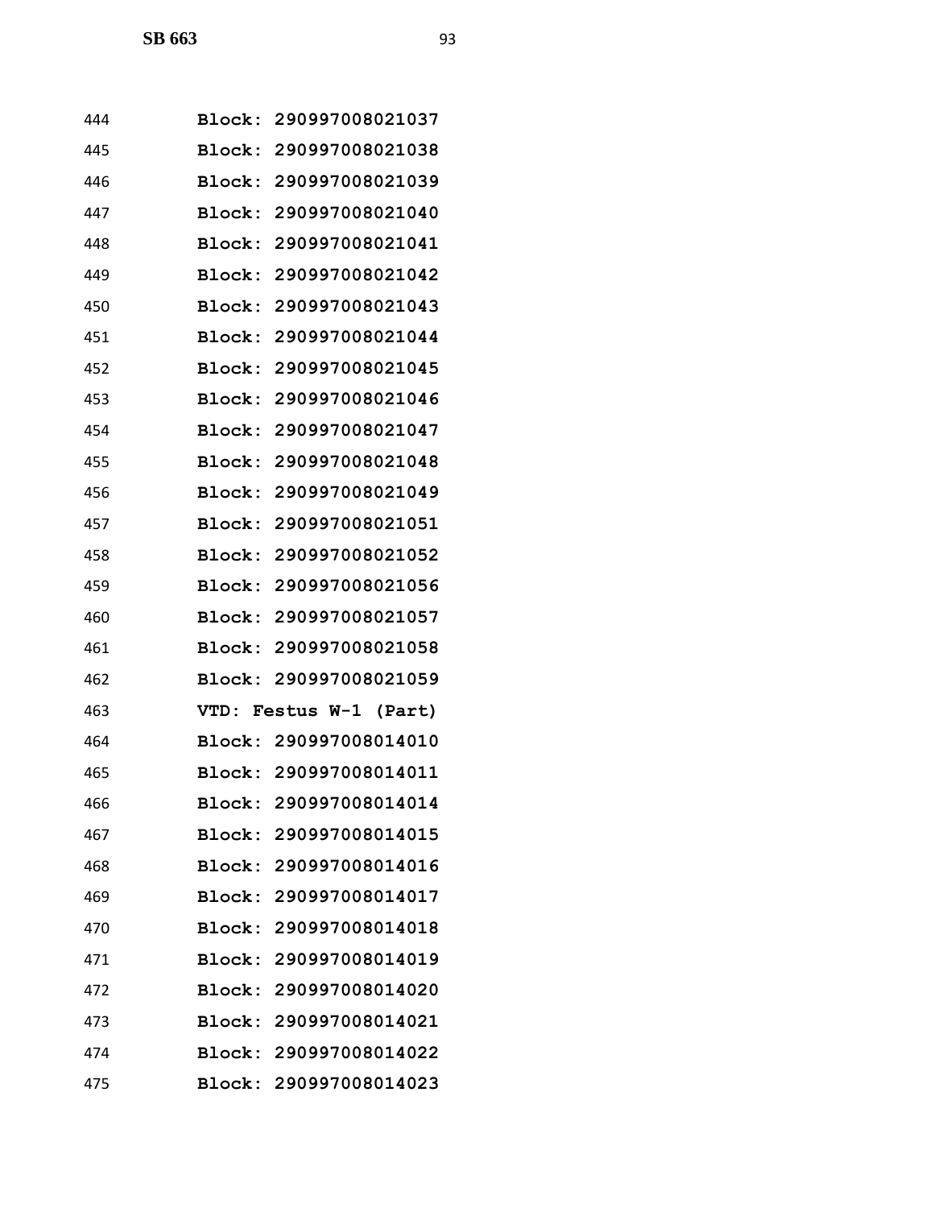444 **Block: 290997008021037**

445 **Block: 290997008021038**

446 **Block: 290997008021039**

447 **Block: 290997008021040**

448 **Block: 290997008021041**

449 **Block: 290997008021042**

450 **Block: 290997008021043**

451 **Block: 290997008021044**

452 **Block: 290997008021045**

453 **Block: 290997008021046**

454 **Block: 290997008021047**

455 **Block: 290997008021048**

456 **Block: 290997008021049**

457 **Block: 290997008021051**

458 **Block: 290997008021052**

459 **Block: 290997008021056**

460 **Block: 290997008021057**

461 **Block: 290997008021058**

462 **Block: 290997008021059**

463 **VTD: Festus W-1 (Part)**

464 **Block: 290997008014010**

465 **Block: 290997008014011**

466 **Block: 290997008014014**

467 **Block: 290997008014015**

468 **Block: 290997008014016**

469 **Block: 290997008014017**

470 **Block: 290997008014018**

471 **Block: 290997008014019**

472 **Block: 290997008014020**

473 **Block: 290997008014021**

474 **Block: 290997008014022**

475 **Block: 290997008014023**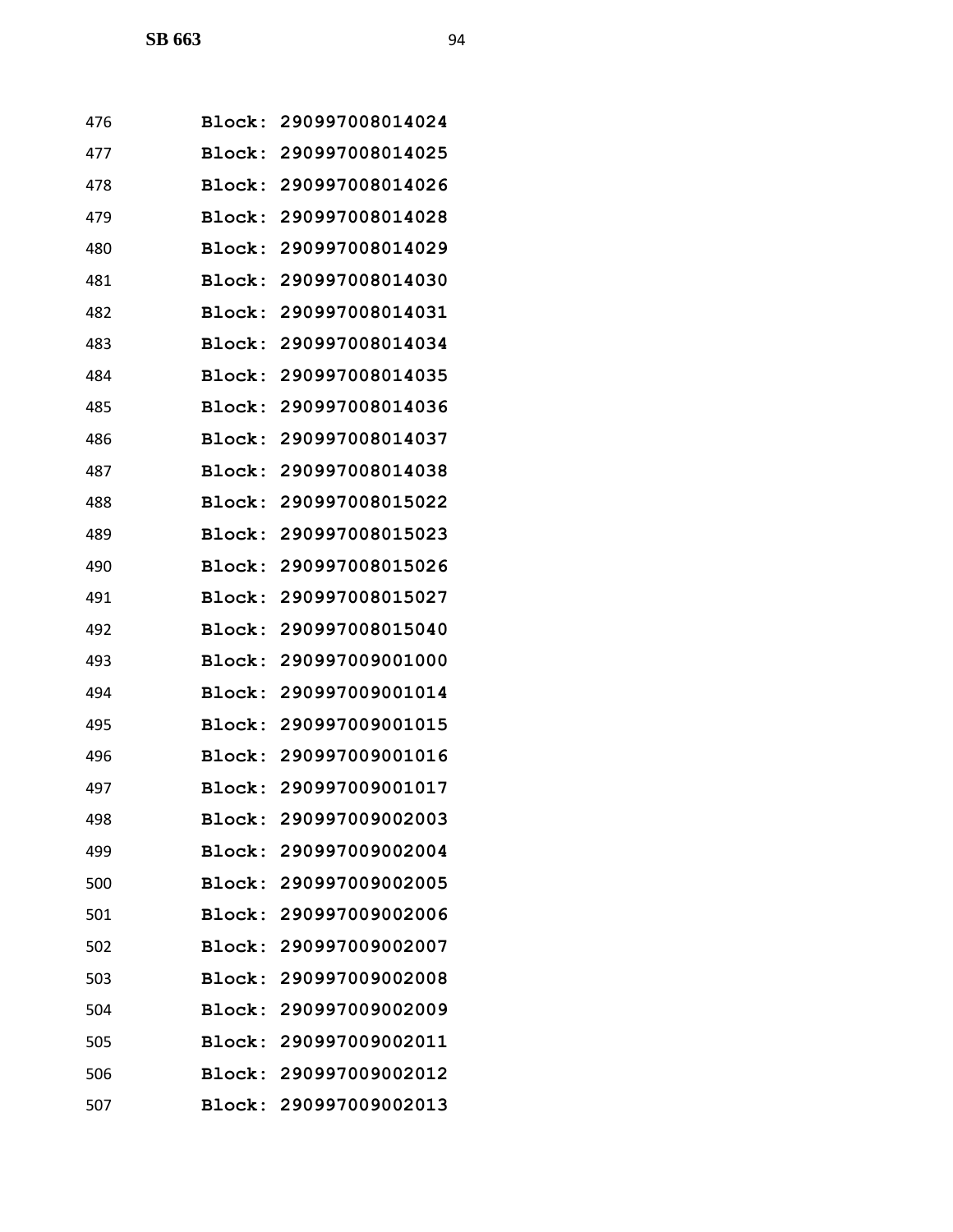476 **Block: 290997008014024**

477 **Block: 290997008014025**

478 **Block: 290997008014026**

479 **Block: 290997008014028**

480 **Block: 290997008014029**

481 **Block: 290997008014030**

482 **Block: 290997008014031**

483 **Block: 290997008014034**

484 **Block: 290997008014035**

485 **Block: 290997008014036**

486 **Block: 290997008014037**

487 **Block: 290997008014038**

488 **Block: 290997008015022**

489 **Block: 290997008015023**

490 **Block: 290997008015026**

491 **Block: 290997008015027**

492 **Block: 290997008015040**

493 **Block: 290997009001000**

494 **Block: 290997009001014**

495 **Block: 290997009001015**

496 **Block: 290997009001016**

497 **Block: 290997009001017**

498 **Block: 290997009002003**

499 **Block: 290997009002004**

500 **Block: 290997009002005**

501 **Block: 290997009002006**

502 **Block: 290997009002007**

503 **Block: 290997009002008**

504 **Block: 290997009002009**

505 **Block: 290997009002011**

506 **Block: 290997009002012**

507 **Block: 290997009002013**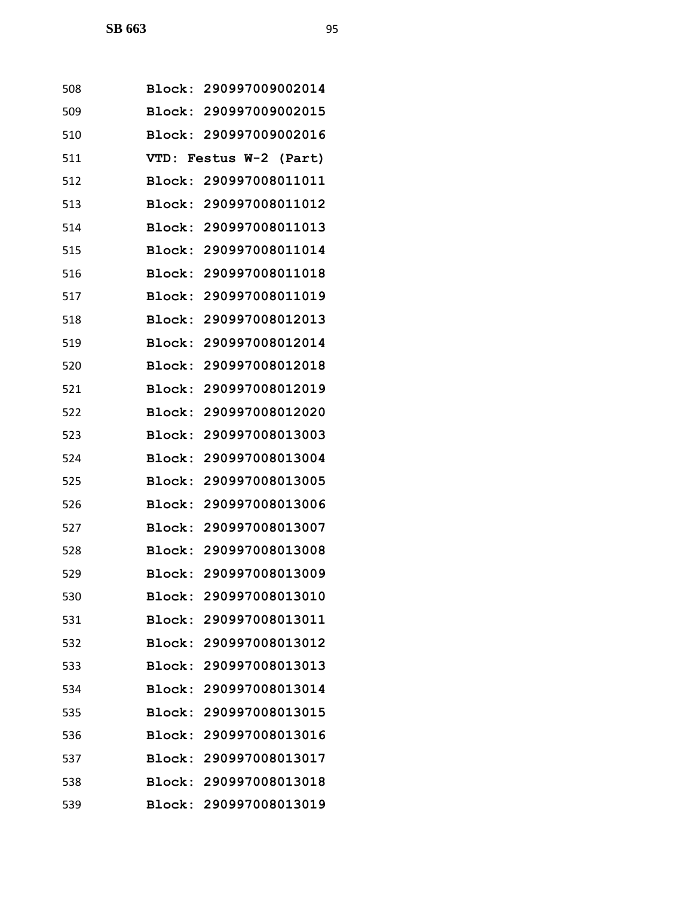508 Block: 290997009002014
509 Block: 290997009002015
510 Block: 290997009002016
511 VTD: Festus W-2 (Part)
512 Block: 290997008011011
513 Block: 290997008011012
514 Block: 290997008011013
515 Block: 290997008011014
516 Block: 290997008011018
517 Block: 290997008011019
518 Block: 290997008012013
519 Block: 290997008012014
520 Block: 290997008012018
521 Block: 290997008012019
522 Block: 290997008012020
523 Block: 290997008013003
524 Block: 290997008013004
525 Block: 290997008013005
526 Block: 290997008013006
527 Block: 290997008013007
528 Block: 290997008013008
529 Block: 290997008013009
530 Block: 290997008013010
531 Block: 290997008013011
532 Block: 290997008013012
533 Block: 290997008013013
534 Block: 290997008013014
535 Block: 290997008013015
536 Block: 290997008013016
537 Block: 290997008013017
538 Block: 290997008013018
539 Block: 290997008013019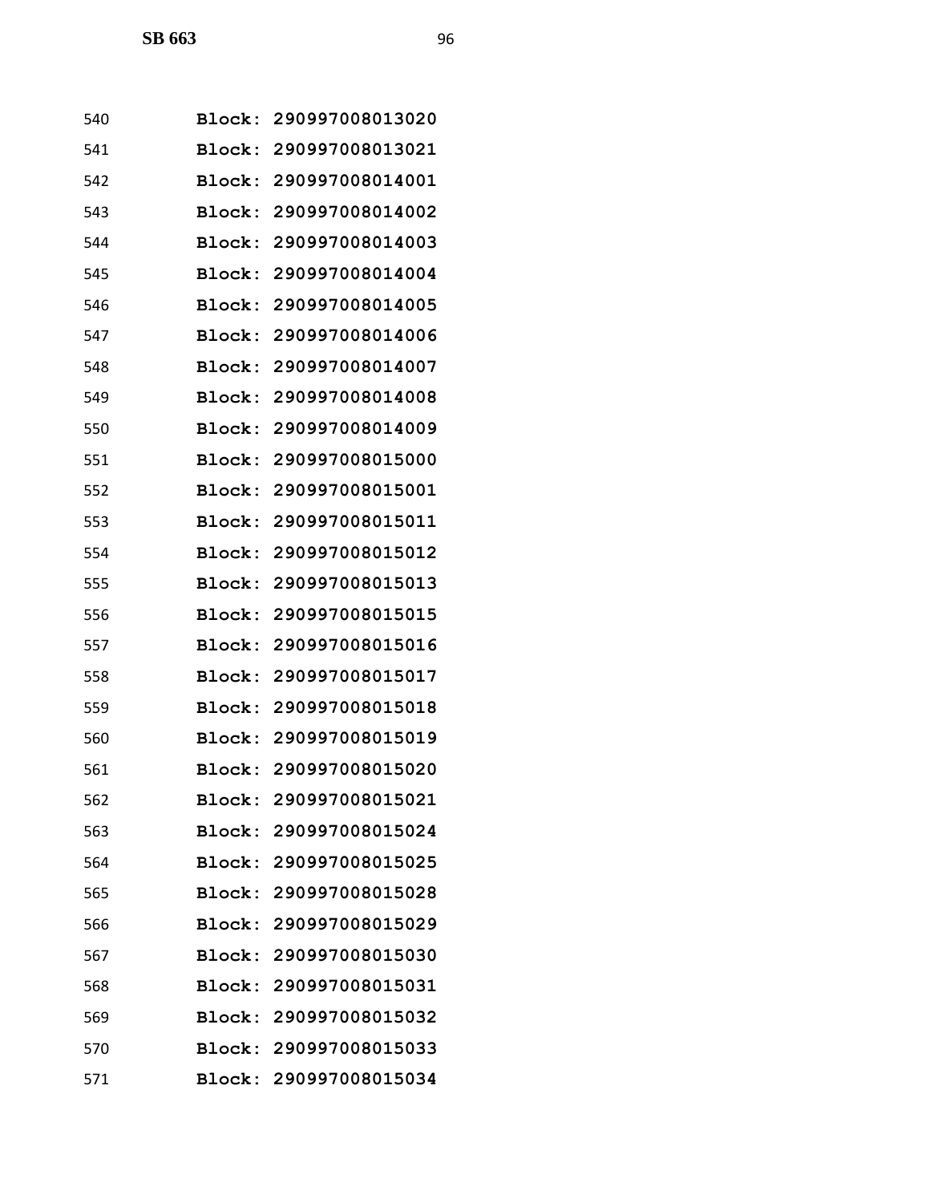540 **Block: 290997008013020**

541 **Block: 290997008013021**

542 **Block: 290997008014001**

543 **Block: 290997008014002**

544 **Block: 290997008014003**

545 **Block: 290997008014004**

546 **Block: 290997008014005**

547 **Block: 290997008014006**

548 **Block: 290997008014007**

549 **Block: 290997008014008**

550 **Block: 290997008014009**

551 **Block: 290997008015000**

552 **Block: 290997008015001**

553 **Block: 290997008015011**

554 **Block: 290997008015012**

555 **Block: 290997008015013**

556 **Block: 290997008015015**

557 **Block: 290997008015016**

558 **Block: 290997008015017**

559 **Block: 290997008015018**

560 **Block: 290997008015019**

561 **Block: 290997008015020**

562 **Block: 290997008015021**

563 **Block: 290997008015024**

564 **Block: 290997008015025**

565 **Block: 290997008015028**

566 **Block: 290997008015029**

567 **Block: 290997008015030**

568 **Block: 290997008015031**

569 **Block: 290997008015032**

570 **Block: 290997008015033**

571 **Block: 290997008015034**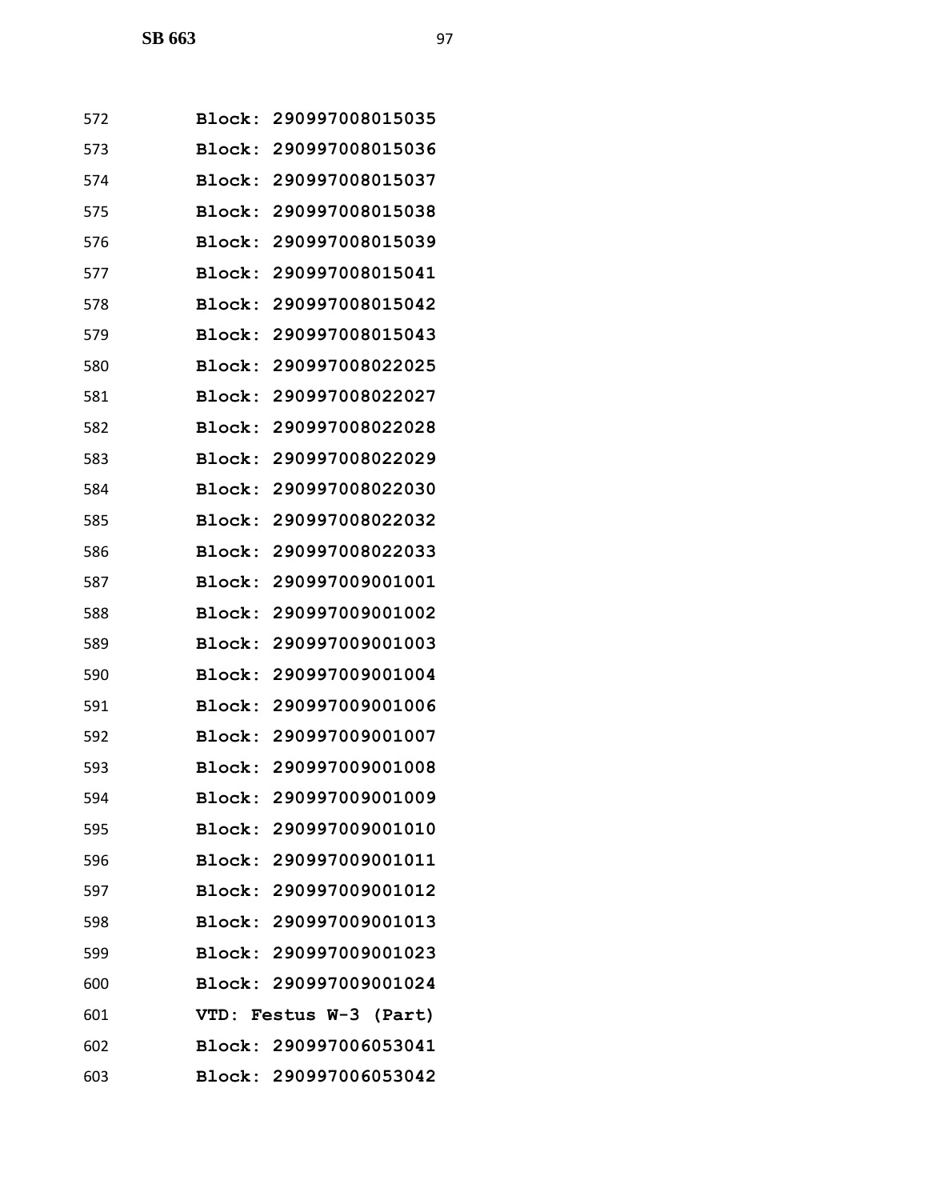572 Block: 290997008015035
573 Block: 290997008015036
574 Block: 290997008015037
575 Block: 290997008015038
576 Block: 290997008015039
577 Block: 290997008015041
578 Block: 290997008015042
579 Block: 290997008015043
580 Block: 290997008022025
581 Block: 290997008022027
582 Block: 290997008022028
583 Block: 290997008022029
584 Block: 290997008022030
585 Block: 290997008022032
586 Block: 290997008022033
587 Block: 290997009001001
588 Block: 290997009001002
589 Block: 290997009001003
590 Block: 290997009001004
591 Block: 290997009001006
592 Block: 290997009001007
593 Block: 290997009001008
594 Block: 290997009001009
595 Block: 290997009001010
596 Block: 290997009001011
597 Block: 290997009001012
598 Block: 290997009001013
599 Block: 290997009001023
600 Block: 290997009001024
601 VTD: Festus W-3 (Part)
602 Block: 290997006053041
603 Block: 290997006053042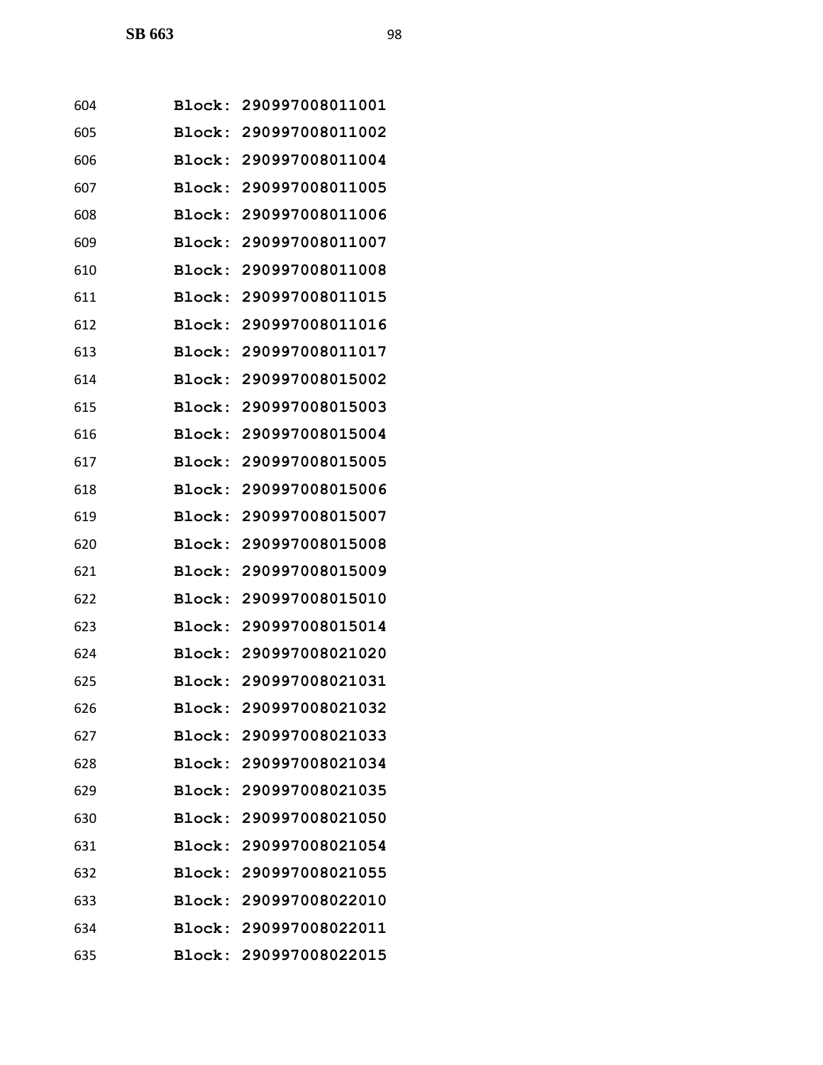604 **Block: 290997008011001**

605 **Block: 290997008011002**

606 **Block: 290997008011004**

607 **Block: 290997008011005**

608 **Block: 290997008011006**

609 **Block: 290997008011007**

610 **Block: 290997008011008**

611 **Block: 290997008011015**

612 **Block: 290997008011016**

613 **Block: 290997008011017**

614 **Block: 290997008015002**

615 **Block: 290997008015003**

616 **Block: 290997008015004**

617 **Block: 290997008015005**

618 **Block: 290997008015006**

619 **Block: 290997008015007**

620 **Block: 290997008015008**

621 **Block: 290997008015009**

622 **Block: 290997008015010**

623 **Block: 290997008015014**

624 **Block: 290997008021020**

625 **Block: 290997008021031**

626 **Block: 290997008021032**

627 **Block: 290997008021033**

628 **Block: 290997008021034**

629 **Block: 290997008021035**

630 **Block: 290997008021050**

631 **Block: 290997008021054**

632 **Block: 290997008021055**

633 **Block: 290997008022010**

634 **Block: 290997008022011**

635 **Block: 290997008022015**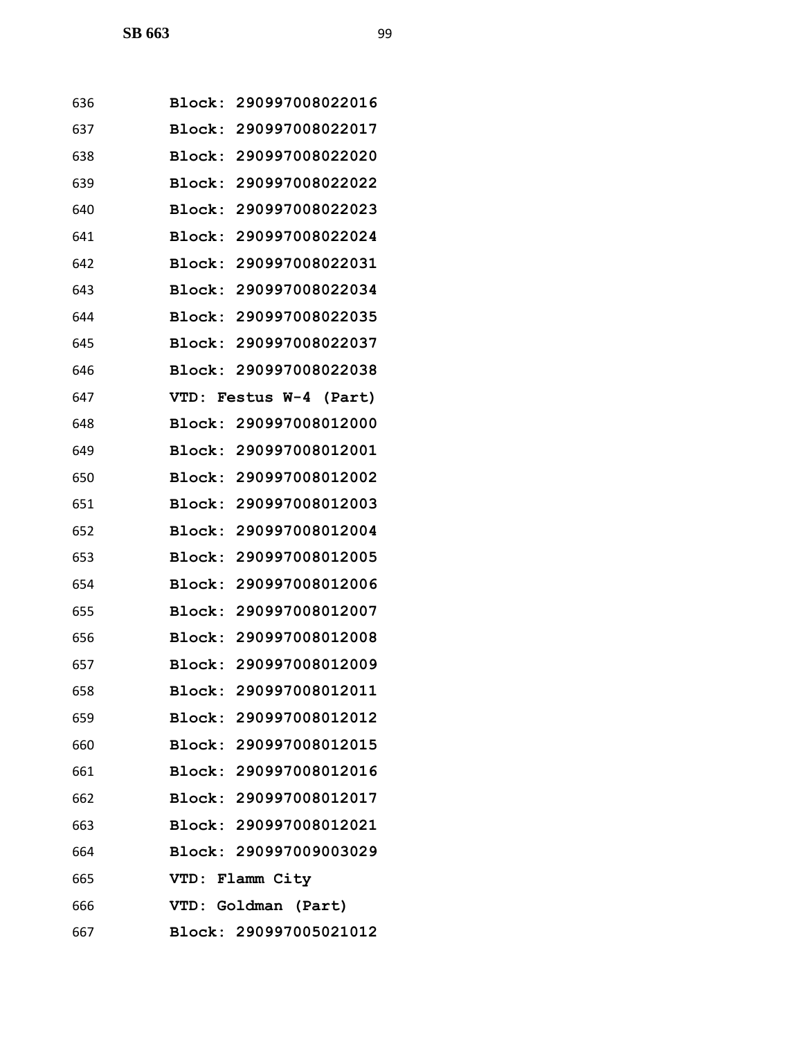636 Block: 290997008022016
637 Block: 290997008022017
638 Block: 290997008022020
639 Block: 290997008022022
640 Block: 290997008022023
641 Block: 290997008022024
642 Block: 290997008022031
643 Block: 290997008022034
644 Block: 290997008022035
645 Block: 290997008022037
646 Block: 290997008022038
647 VTD: Festus W-4 (Part)
648 Block: 290997008012000
649 Block: 290997008012001
650 Block: 290997008012002
651 Block: 290997008012003
652 Block: 290997008012004
653 Block: 290997008012005
654 Block: 290997008012006
655 Block: 290997008012007
656 Block: 290997008012008
657 Block: 290997008012009
658 Block: 290997008012011
659 Block: 290997008012012
660 Block: 290997008012015
661 Block: 290997008012016
662 Block: 290997008012017
663 Block: 290997008012021
664 Block: 290997009003029
665 VTD: Flamm City
666 VTD: Goldman (Part)
667 Block: 290997005021012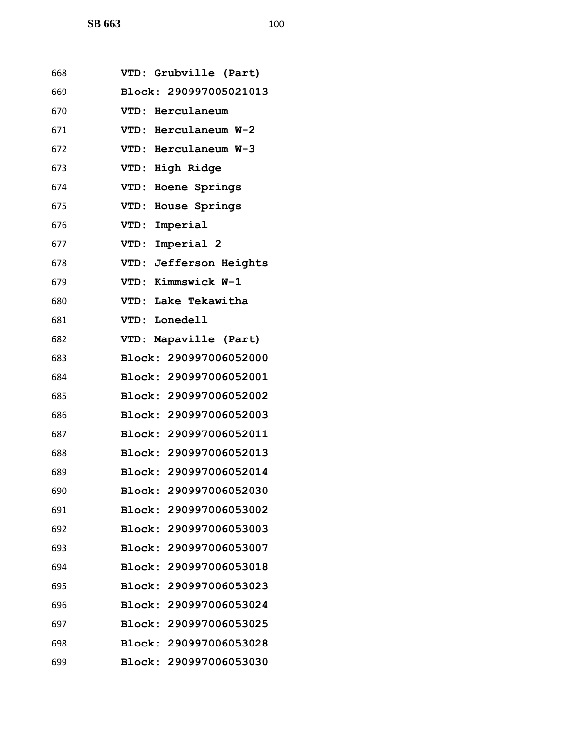668 **VTD: Grubville (Part)**
669 **Block: 290997005021013**
670 **VTD: Herculaneum**
671 **VTD: Herculaneum W-2**
672 **VTD: Herculaneum W-3**
673 **VTD: High Ridge**
674 **VTD: Hoene Springs**
675 **VTD: House Springs**
676 **VTD: Imperial**
677 **VTD: Imperial 2**
678 **VTD: Jefferson Heights**
679 **VTD: Kimmswick W-1**
680 **VTD: Lake Tekawitha**
681 **VTD: Lonedell**
682 **VTD: Mapaville (Part)**
683 **Block: 290997006052000**
684 **Block: 290997006052001**
685 **Block: 290997006052002**
686 **Block: 290997006052003**
687 **Block: 290997006052011**
688 **Block: 290997006052013**
689 **Block: 290997006052014**
690 **Block: 290997006052030**
691 **Block: 290997006053002**
692 **Block: 290997006053003**
693 **Block: 290997006053007**
694 **Block: 290997006053018**
695 **Block: 290997006053023**
696 **Block: 290997006053024**
697 **Block: 290997006053025**
698 **Block: 290997006053028**
699 **Block: 290997006053030**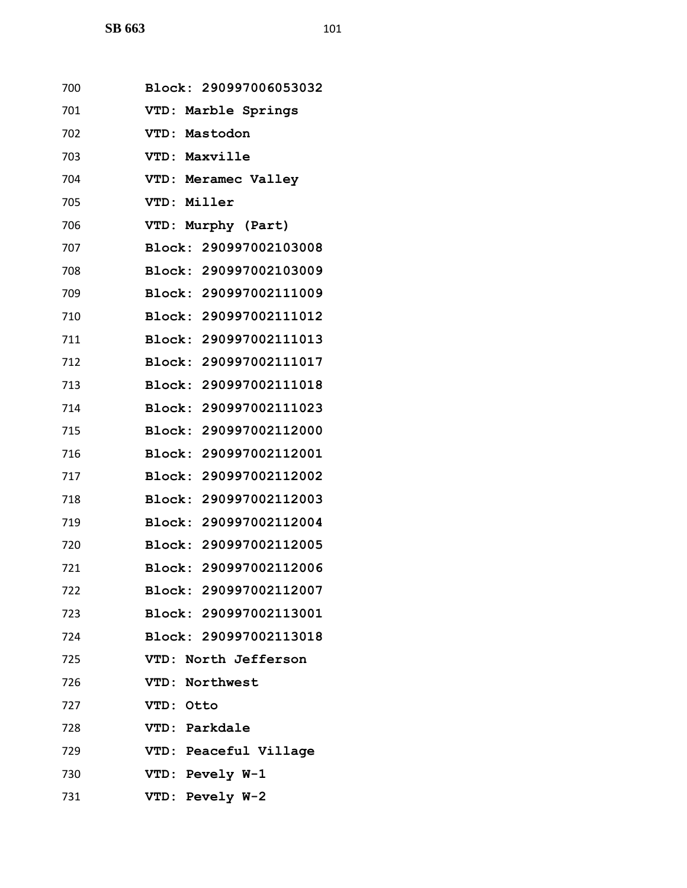700 **Block: 290997006053032**

701 **VTD: Marble Springs**

702 **VTD: Mastodon**

703 **VTD: Maxville**

704 **VTD: Meramec Valley**

705 **VTD: Miller**

706 **VTD: Murphy (Part)**

707 **Block: 290997002103008**

708 **Block: 290997002103009**

709 **Block: 290997002111009**

710 **Block: 290997002111012**

711 **Block: 290997002111013**

712 **Block: 290997002111017**

713 **Block: 290997002111018**

714 **Block: 290997002111023**

715 **Block: 290997002112000**

716 **Block: 290997002112001**

717 **Block: 290997002112002**

718 **Block: 290997002112003**

719 **Block: 290997002112004**

720 **Block: 290997002112005**

721 **Block: 290997002112006**

722 **Block: 290997002112007**

723 **Block: 290997002113001**

724 **Block: 290997002113018**

725 **VTD: North Jefferson**

726 **VTD: Northwest**

727 **VTD: Otto**

728 **VTD: Parkdale**

729 **VTD: Peaceful Village**

730 **VTD: Pevely W-1**

731 **VTD: Pevely W-2**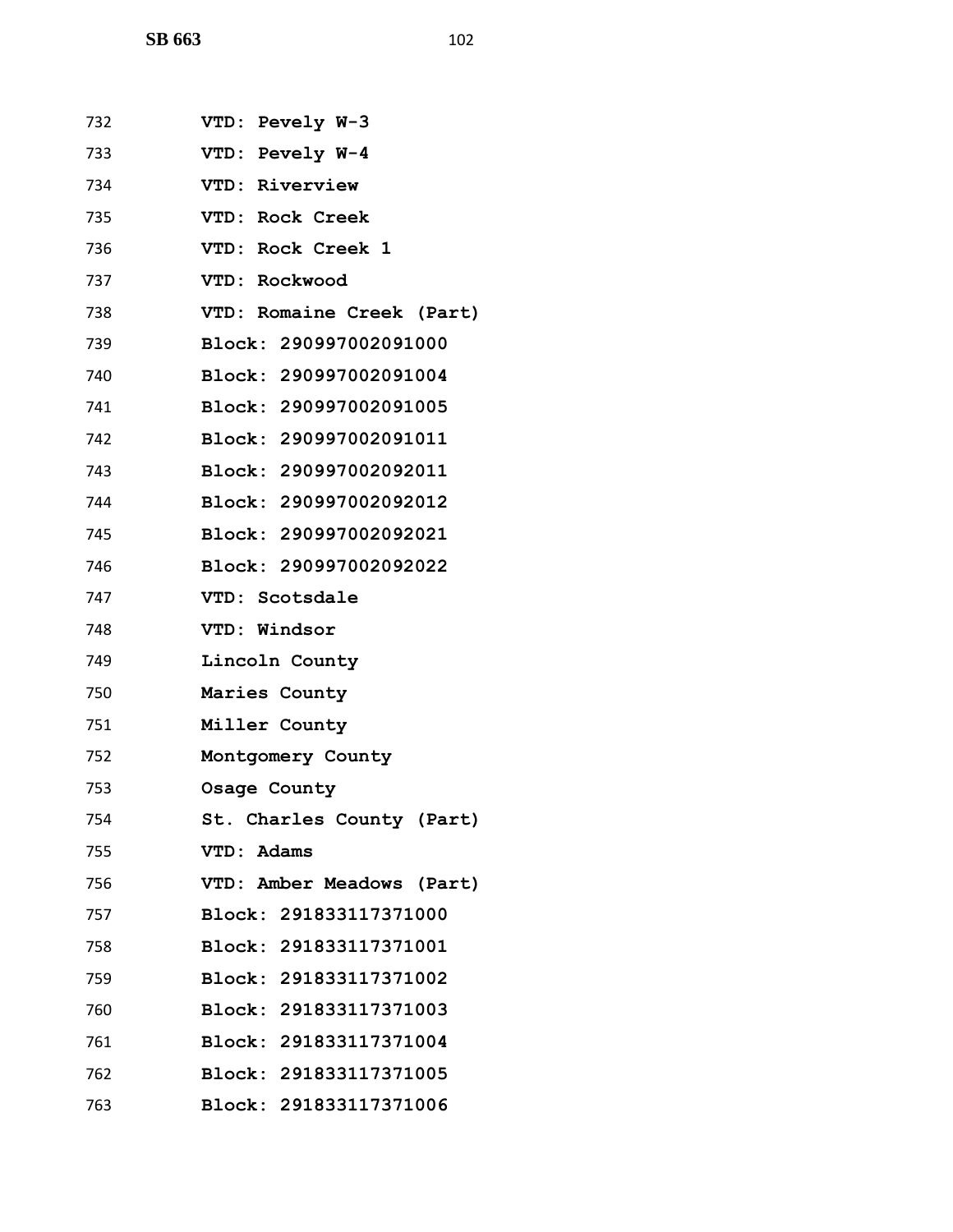732 **VTD: Pevely W-3**

733 **VTD: Pevely W-4**

734 **VTD: Riverview**

735 **VTD: Rock Creek**

736 **VTD: Rock Creek 1**

737 **VTD: Rockwood**

738 **VTD: Romaine Creek (Part)**

739 **Block: 290997002091000**

740 **Block: 290997002091004**

741 **Block: 290997002091005**

742 **Block: 290997002091011**

743 **Block: 290997002092011**

744 **Block: 290997002092012**

745 **Block: 290997002092021**

746 **Block: 290997002092022**

747 **VTD: Scotsdale**

748 **VTD: Windsor**

749 **Lincoln County**

750 **Maries County**

751 **Miller County**

752 **Montgomery County**

753 **Osage County**

754 **St. Charles County (Part)**

755 **VTD: Adams**

756 **VTD: Amber Meadows (Part)**

757 **Block: 291833117371000**

758 **Block: 291833117371001**

759 **Block: 291833117371002**

760 **Block: 291833117371003**

761 **Block: 291833117371004**

762 **Block: 291833117371005**

763 **Block: 291833117371006**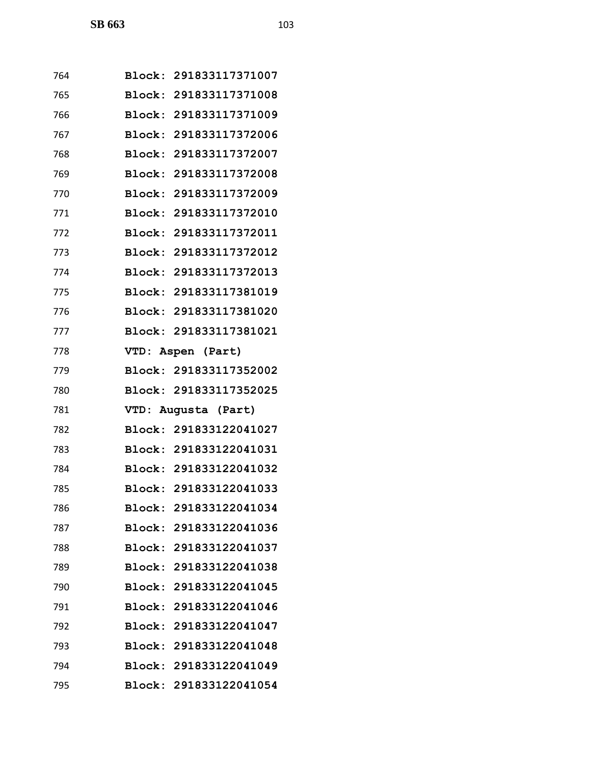764 **Block: 291833117371007**
765 **Block: 291833117371008**
766 **Block: 291833117371009**
767 **Block: 291833117372006**
768 **Block: 291833117372007**
769 **Block: 291833117372008**
770 **Block: 291833117372009**
771 **Block: 291833117372010**
772 **Block: 291833117372011**
773 **Block: 291833117372012**
774 **Block: 291833117372013**
775 **Block: 291833117381019**
776 **Block: 291833117381020**
777 **Block: 291833117381021**
778 **VTD: Aspen (Part)**
779 **Block: 291833117352002**
780 **Block: 291833117352025**
781 **VTD: Augusta (Part)**
782 **Block: 291833122041027**
783 **Block: 291833122041031**
784 **Block: 291833122041032**
785 **Block: 291833122041033**
786 **Block: 291833122041034**
787 **Block: 291833122041036**
788 **Block: 291833122041037**
789 **Block: 291833122041038**
790 **Block: 291833122041045**
791 **Block: 291833122041046**
792 **Block: 291833122041047**
793 **Block: 291833122041048**
794 **Block: 291833122041049**
795 **Block: 291833122041054**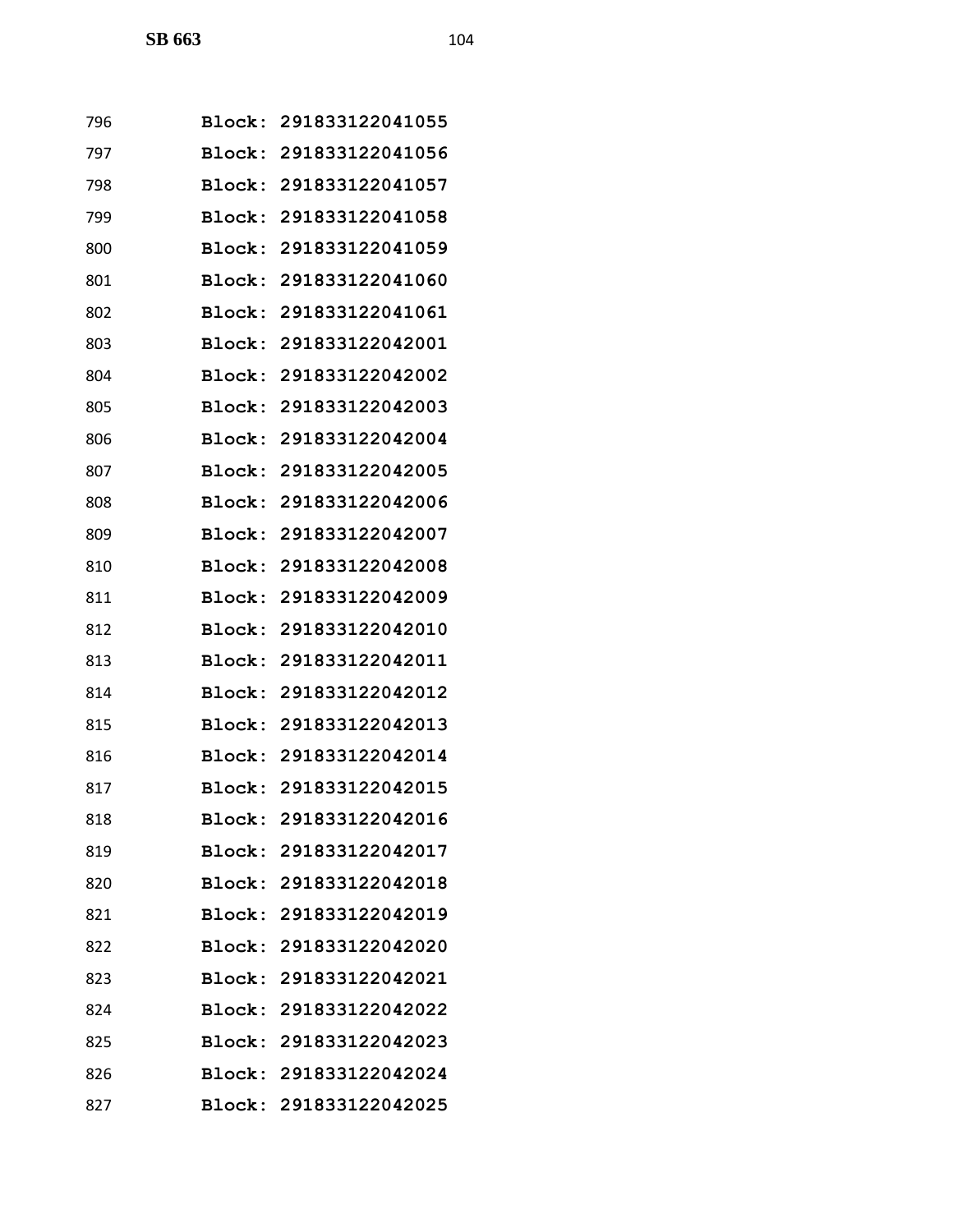796 Block: 291833122041055

797 Block: 291833122041056

798 Block: 291833122041057

799 Block: 291833122041058

800 Block: 291833122041059

801 Block: 291833122041060

802 Block: 291833122041061

803 Block: 291833122042001

804 Block: 291833122042002

805 Block: 291833122042003

806 Block: 291833122042004

807 Block: 291833122042005

808 Block: 291833122042006

809 Block: 291833122042007

810 Block: 291833122042008

811 Block: 291833122042009

812 Block: 291833122042010

813 Block: 291833122042011

814 Block: 291833122042012

815 Block: 291833122042013

816 Block: 291833122042014

817 Block: 291833122042015

818 Block: 291833122042016

819 Block: 291833122042017

820 Block: 291833122042018

821 Block: 291833122042019

822 Block: 291833122042020

823 Block: 291833122042021

824 Block: 291833122042022

825 Block: 291833122042023

826 Block: 291833122042024

827 Block: 291833122042025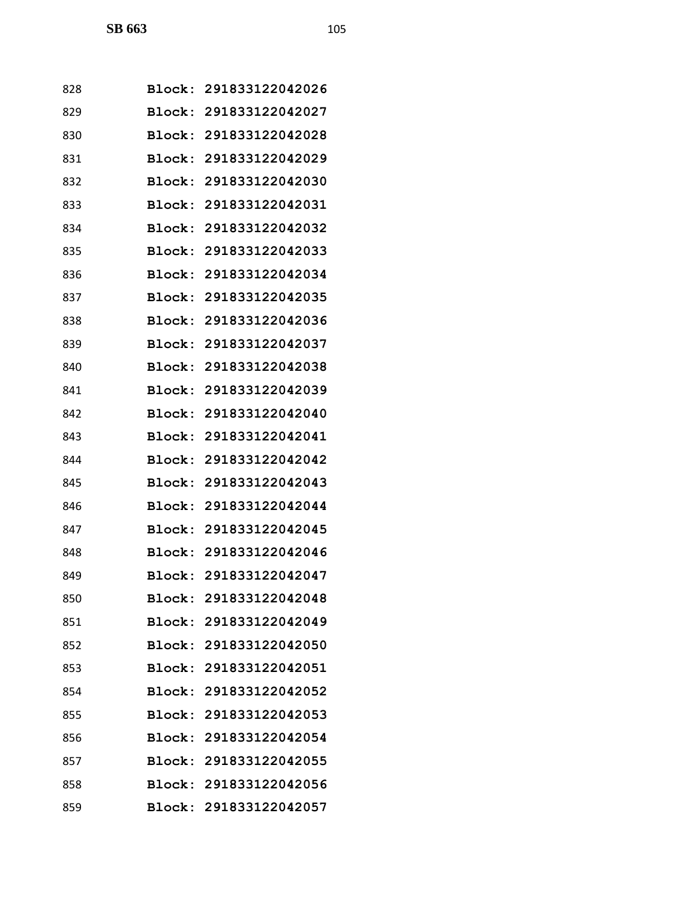828 **Block: 291833122042026**

829 **Block: 291833122042027**

830 **Block: 291833122042028**

831 **Block: 291833122042029**

832 **Block: 291833122042030**

833 **Block: 291833122042031**

834 **Block: 291833122042032**

835 **Block: 291833122042033**

836 **Block: 291833122042034**

837 **Block: 291833122042035**

838 **Block: 291833122042036**

839 **Block: 291833122042037**

840 **Block: 291833122042038**

841 **Block: 291833122042039**

842 **Block: 291833122042040**

843 **Block: 291833122042041**

844 **Block: 291833122042042**

845 **Block: 291833122042043**

846 **Block: 291833122042044**

847 **Block: 291833122042045**

848 **Block: 291833122042046**

849 **Block: 291833122042047**

850 **Block: 291833122042048**

851 **Block: 291833122042049**

852 **Block: 291833122042050**

853 **Block: 291833122042051**

854 **Block: 291833122042052**

855 **Block: 291833122042053**

856 **Block: 291833122042054**

857 **Block: 291833122042055**

858 **Block: 291833122042056**

859 **Block: 291833122042057**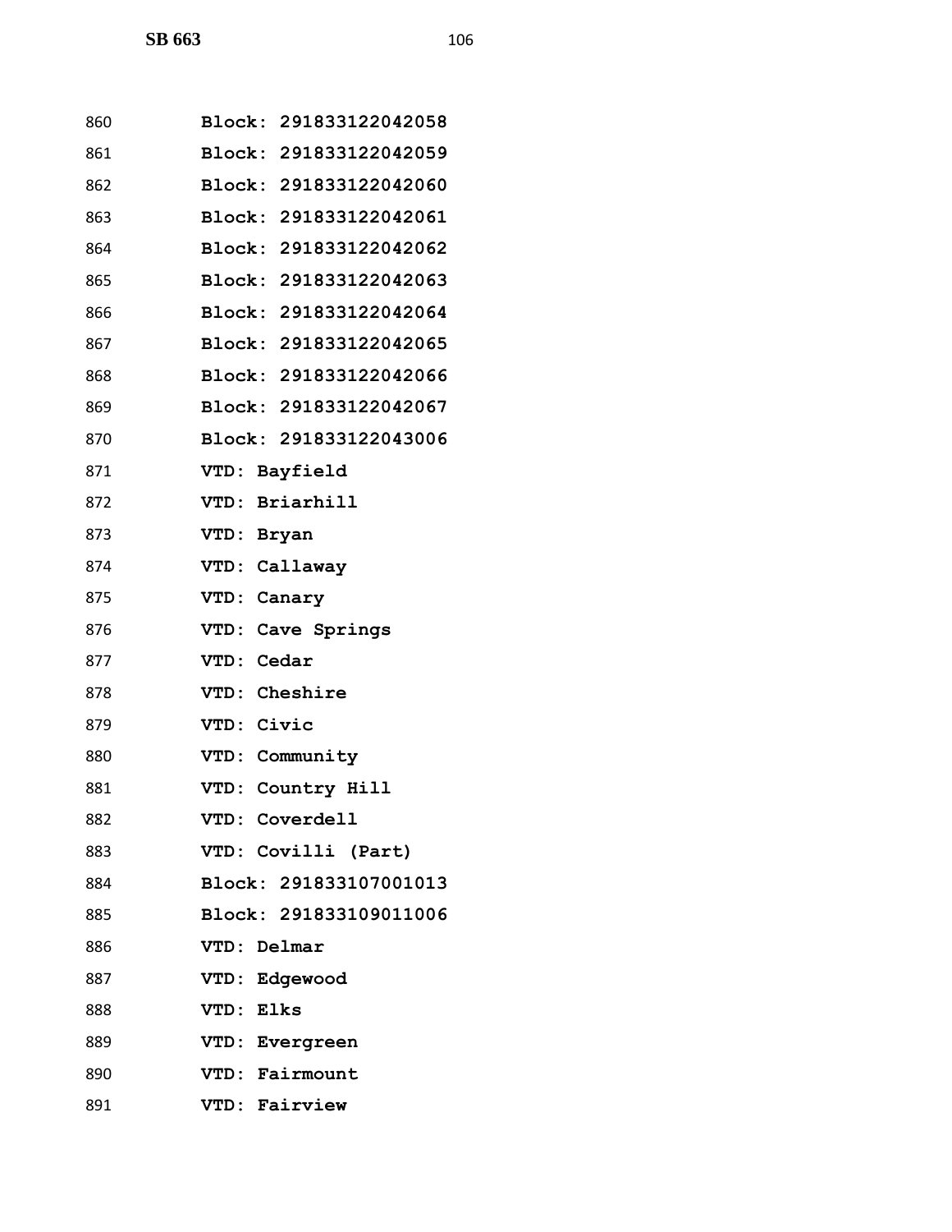860 Block: 291833122042058
861 Block: 291833122042059
862 Block: 291833122042060
863 Block: 291833122042061
864 Block: 291833122042062
865 Block: 291833122042063
866 Block: 291833122042064
867 Block: 291833122042065
868 Block: 291833122042066
869 Block: 291833122042067
870 Block: 291833122043006
871 VTD: Bayfield
872 VTD: Briarhill
873 VTD: Bryan
874 VTD: Callaway
875 VTD: Canary
876 VTD: Cave Springs
877 VTD: Cedar
878 VTD: Cheshire
879 VTD: Civic
880 VTD: Community
881 VTD: Country Hill
882 VTD: Coverdell
883 VTD: Covilli (Part)
884 Block: 291833107001013
885 Block: 291833109011006
886 VTD: Delmar
887 VTD: Edgewood
888 VTD: Elks
889 VTD: Evergreen
890 VTD: Fairmount
891 VTD: Fairview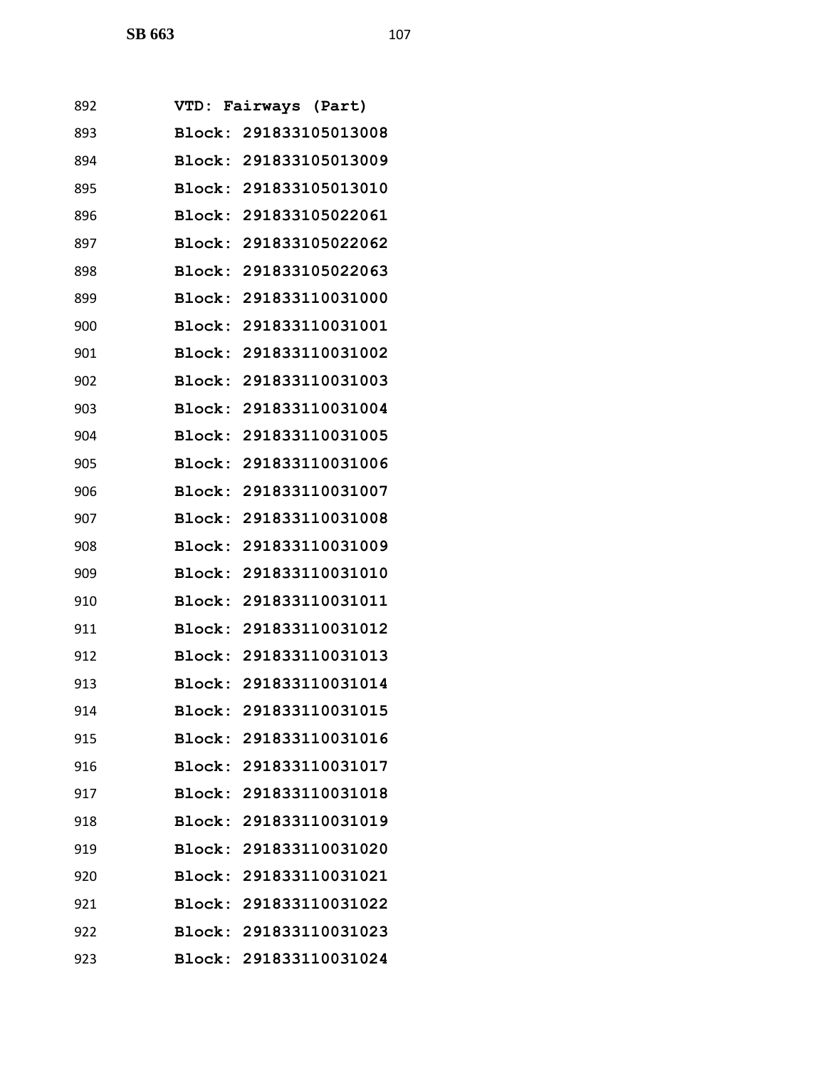892 VTD: Fairways (Part)
893 Block: 291833105013008
894 Block: 291833105013009
895 Block: 291833105013010
896 Block: 291833105022061
897 Block: 291833105022062
898 Block: 291833105022063
899 Block: 291833110031000
900 Block: 291833110031001
901 Block: 291833110031002
902 Block: 291833110031003
903 Block: 291833110031004
904 Block: 291833110031005
905 Block: 291833110031006
906 Block: 291833110031007
907 Block: 291833110031008
908 Block: 291833110031009
909 Block: 291833110031010
910 Block: 291833110031011
911 Block: 291833110031012
912 Block: 291833110031013
913 Block: 291833110031014
914 Block: 291833110031015
915 Block: 291833110031016
916 Block: 291833110031017
917 Block: 291833110031018
918 Block: 291833110031019
919 Block: 291833110031020
920 Block: 291833110031021
921 Block: 291833110031022
922 Block: 291833110031023
923 Block: 291833110031024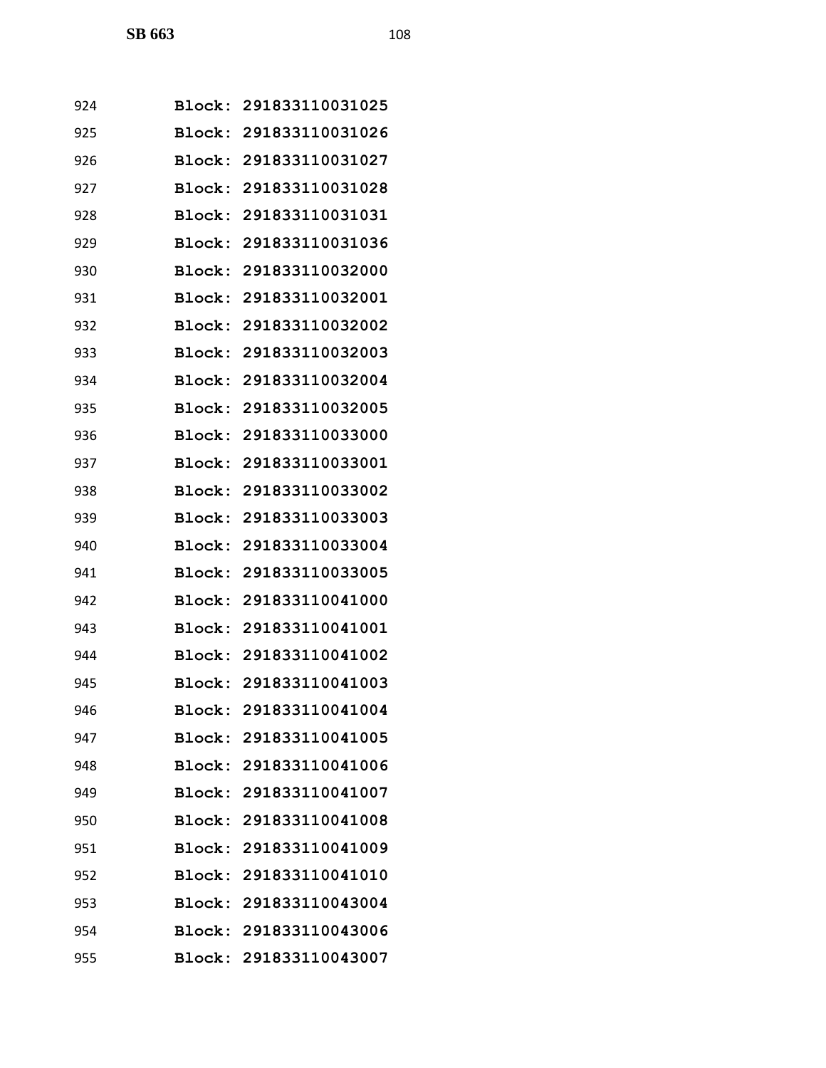924 **Block: 291833110031025**

925 **Block: 291833110031026**

926 **Block: 291833110031027**

927 **Block: 291833110031028**

928 **Block: 291833110031031**

929 **Block: 291833110031036**

930 **Block: 291833110032000**

931 **Block: 291833110032001**

932 **Block: 291833110032002**

933 **Block: 291833110032003**

934 **Block: 291833110032004**

935 **Block: 291833110032005**

936 **Block: 291833110033000**

937 **Block: 291833110033001**

938 **Block: 291833110033002**

939 **Block: 291833110033003**

940 **Block: 291833110033004**

941 **Block: 291833110033005**

942 **Block: 291833110041000**

943 **Block: 291833110041001**

944 **Block: 291833110041002**

945 **Block: 291833110041003**

946 **Block: 291833110041004**

947 **Block: 291833110041005**

948 **Block: 291833110041006**

949 **Block: 291833110041007**

950 **Block: 291833110041008**

951 **Block: 291833110041009**

952 **Block: 291833110041010**

953 **Block: 291833110043004**

954 **Block: 291833110043006**

955 **Block: 291833110043007**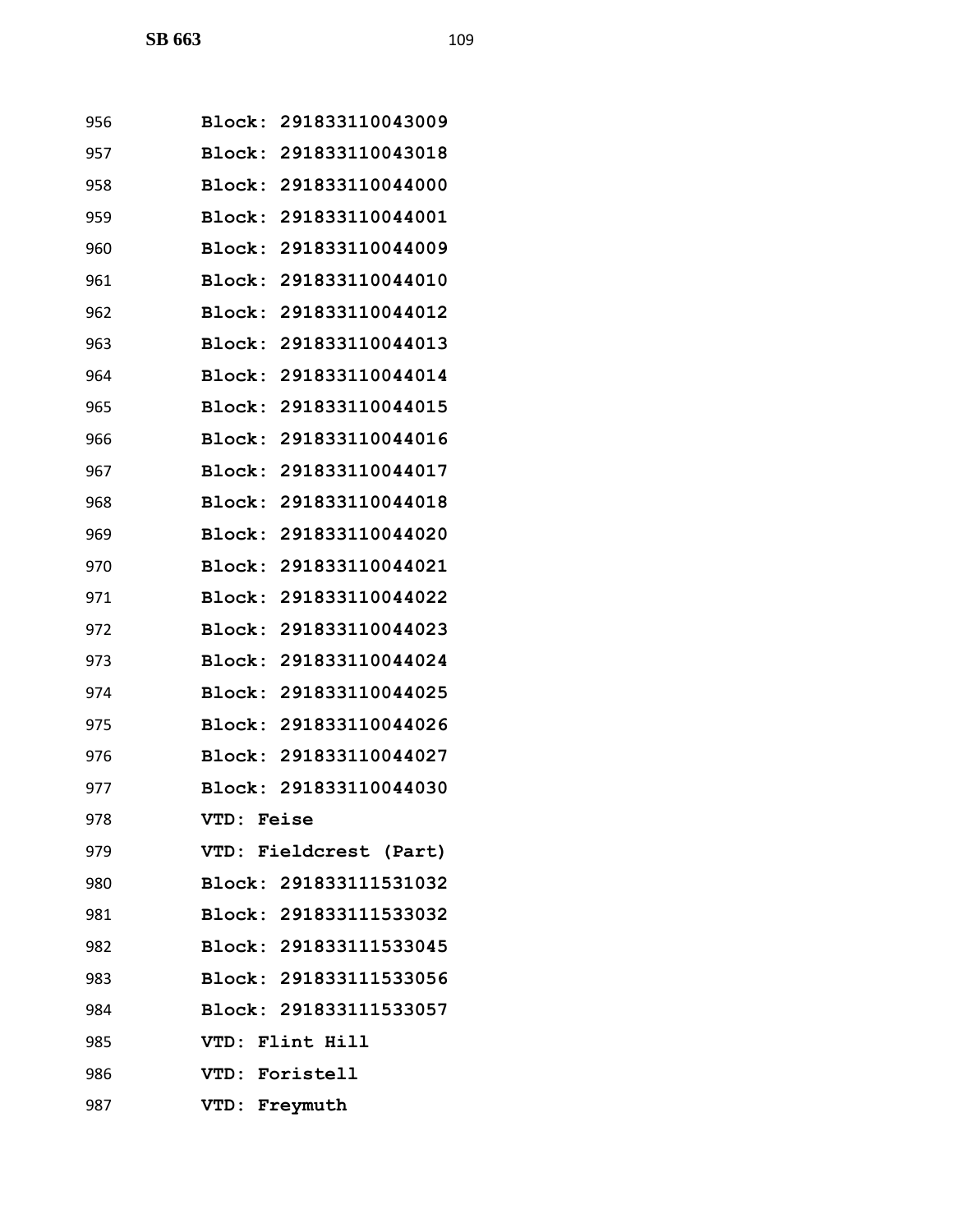956 Block: 291833110043009
957 Block: 291833110043018
958 Block: 291833110044000
959 Block: 291833110044001
960 Block: 291833110044009
961 Block: 291833110044010
962 Block: 291833110044012
963 Block: 291833110044013
964 Block: 291833110044014
965 Block: 291833110044015
966 Block: 291833110044016
967 Block: 291833110044017
968 Block: 291833110044018
969 Block: 291833110044020
970 Block: 291833110044021
971 Block: 291833110044022
972 Block: 291833110044023
973 Block: 291833110044024
974 Block: 291833110044025
975 Block: 291833110044026
976 Block: 291833110044027
977 Block: 291833110044030
978 VTD: Feise
979 VTD: Fieldcrest (Part)
980 Block: 291833111531032
981 Block: 291833111533032
982 Block: 291833111533045
983 Block: 291833111533056
984 Block: 291833111533057
985 VTD: Flint Hill
986 VTD: Foristell
987 VTD: Freymuth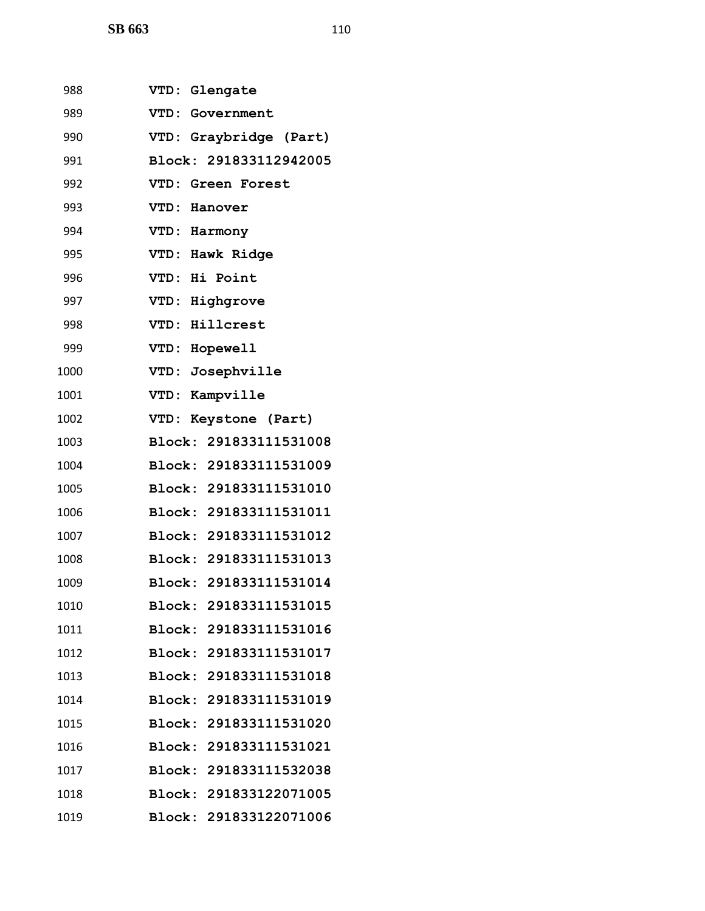988 **VTD: Glengate**

989 **VTD: Government**

990 **VTD: Graybridge (Part)**

991 **Block: 291833112942005**

992 **VTD: Green Forest**

993 **VTD: Hanover**

994 **VTD: Harmony**

995 **VTD: Hawk Ridge**

996 **VTD: Hi Point**

997 **VTD: Highgrove**

998 **VTD: Hillcrest**

999 **VTD: Hopewell**

1000 **VTD: Josephville**

1001 **VTD: Kampville**

1002 **VTD: Keystone (Part)**

1003 **Block: 291833111531008**

1004 **Block: 291833111531009**

1005 **Block: 291833111531010**

1006 **Block: 291833111531011**

1007 **Block: 291833111531012**

1008 **Block: 291833111531013**

1009 **Block: 291833111531014**

1010 **Block: 291833111531015**

1011 **Block: 291833111531016**

1012 **Block: 291833111531017**

1013 **Block: 291833111531018**

1014 **Block: 291833111531019**

1015 **Block: 291833111531020**

1016 **Block: 291833111531021**

1017 **Block: 291833111532038**

1018 **Block: 291833122071005**

1019 **Block: 291833122071006**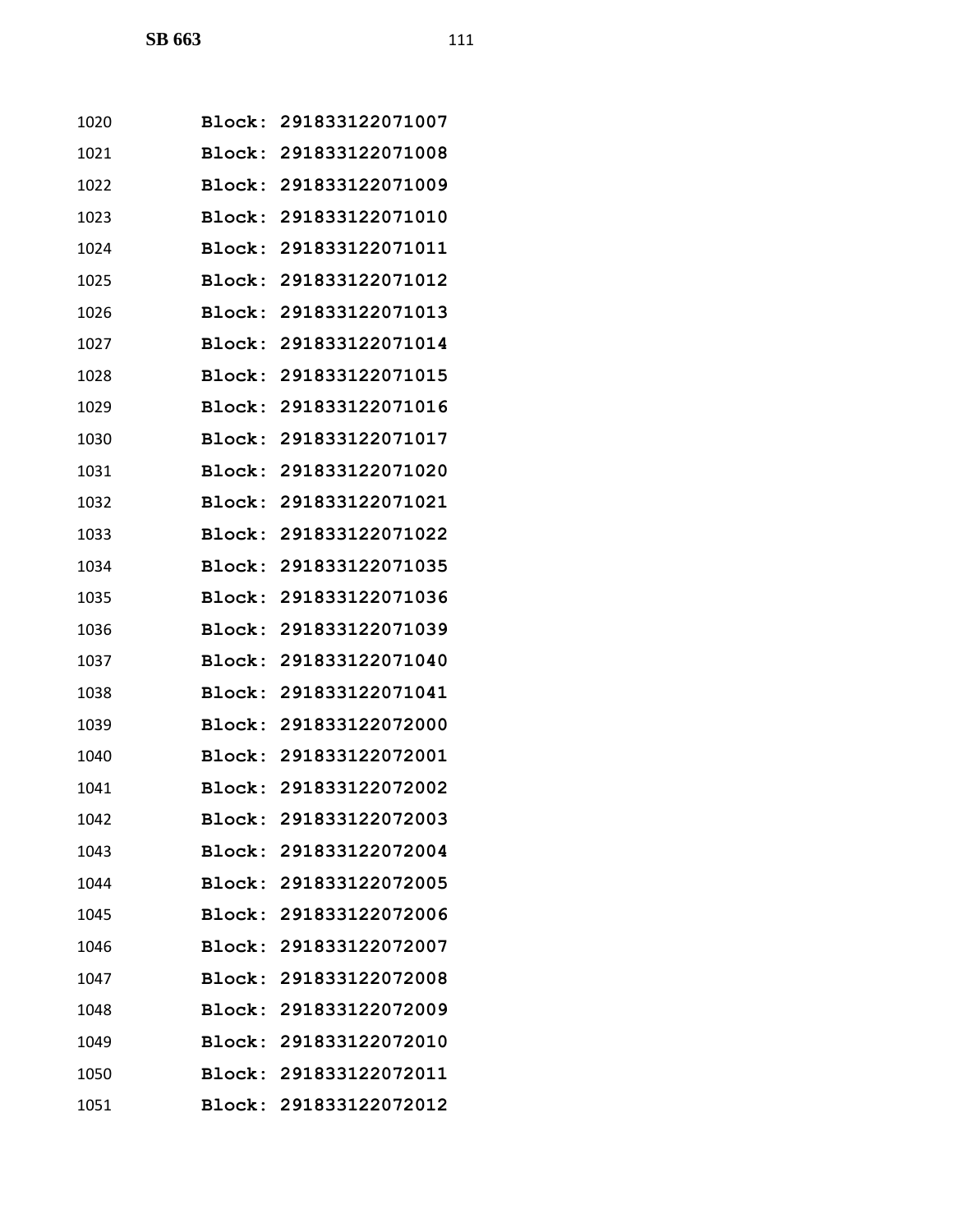1020 **Block: 291833122071007**

1021 **Block: 291833122071008**

1022 **Block: 291833122071009**

1023 **Block: 291833122071010**

1024 **Block: 291833122071011**

1025 **Block: 291833122071012**

1026 **Block: 291833122071013**

1027 **Block: 291833122071014**

1028 **Block: 291833122071015**

1029 **Block: 291833122071016**

1030 **Block: 291833122071017**

1031 **Block: 291833122071020**

1032 **Block: 291833122071021**

1033 **Block: 291833122071022**

1034 **Block: 291833122071035**

1035 **Block: 291833122071036**

1036 **Block: 291833122071039**

1037 **Block: 291833122071040**

1038 **Block: 291833122071041**

1039 **Block: 291833122072000**

1040 **Block: 291833122072001**

1041 **Block: 291833122072002**

1042 **Block: 291833122072003**

1043 **Block: 291833122072004**

1044 **Block: 291833122072005**

1045 **Block: 291833122072006**

1046 **Block: 291833122072007**

1047 **Block: 291833122072008**

1048 **Block: 291833122072009**

1049 **Block: 291833122072010**

1050 **Block: 291833122072011**

1051 **Block: 291833122072012**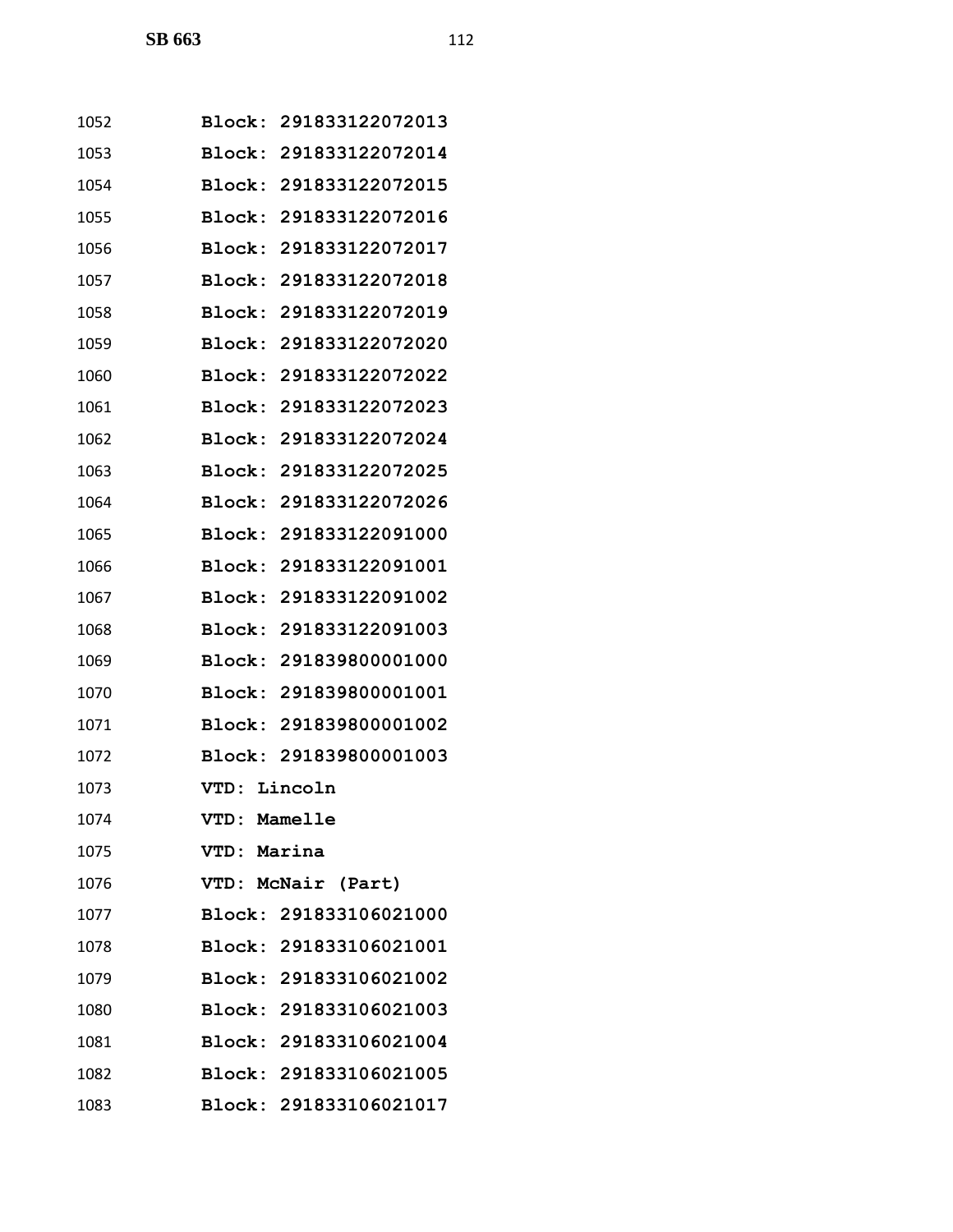1052 Block: 291833122072013
1053 Block: 291833122072014
1054 Block: 291833122072015
1055 Block: 291833122072016
1056 Block: 291833122072017
1057 Block: 291833122072018
1058 Block: 291833122072019
1059 Block: 291833122072020
1060 Block: 291833122072022
1061 Block: 291833122072023
1062 Block: 291833122072024
1063 Block: 291833122072025
1064 Block: 291833122072026
1065 Block: 291833122091000
1066 Block: 291833122091001
1067 Block: 291833122091002
1068 Block: 291833122091003
1069 Block: 291839800001000
1070 Block: 291839800001001
1071 Block: 291839800001002
1072 Block: 291839800001003
1073 VTD: Lincoln
1074 VTD: Mamelle
1075 VTD: Marina
1076 VTD: McNair (Part)
1077 Block: 291833106021000
1078 Block: 291833106021001
1079 Block: 291833106021002
1080 Block: 291833106021003
1081 Block: 291833106021004
1082 Block: 291833106021005
1083 Block: 291833106021017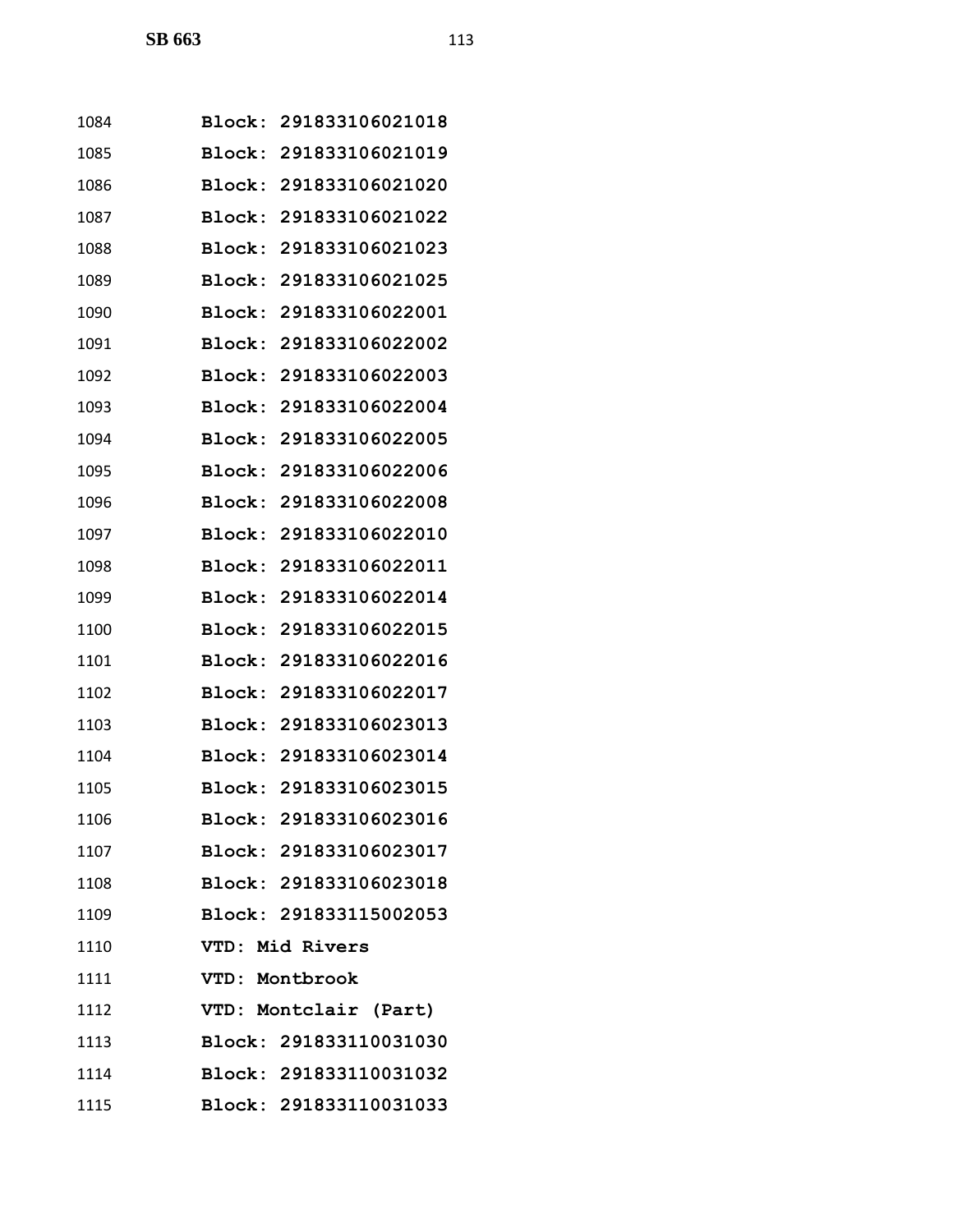1084 Block: 291833106021018
1085 Block: 291833106021019
1086 Block: 291833106021020
1087 Block: 291833106021022
1088 Block: 291833106021023
1089 Block: 291833106021025
1090 Block: 291833106022001
1091 Block: 291833106022002
1092 Block: 291833106022003
1093 Block: 291833106022004
1094 Block: 291833106022005
1095 Block: 291833106022006
1096 Block: 291833106022008
1097 Block: 291833106022010
1098 Block: 291833106022011
1099 Block: 291833106022014
1100 Block: 291833106022015
1101 Block: 291833106022016
1102 Block: 291833106022017
1103 Block: 291833106023013
1104 Block: 291833106023014
1105 Block: 291833106023015
1106 Block: 291833106023016
1107 Block: 291833106023017
1108 Block: 291833106023018
1109 Block: 291833115002053
1110 VTD: Mid Rivers
1111 VTD: Montbrook
1112 VTD: Montclair (Part)
1113 Block: 291833110031030
1114 Block: 291833110031032
1115 Block: 291833110031033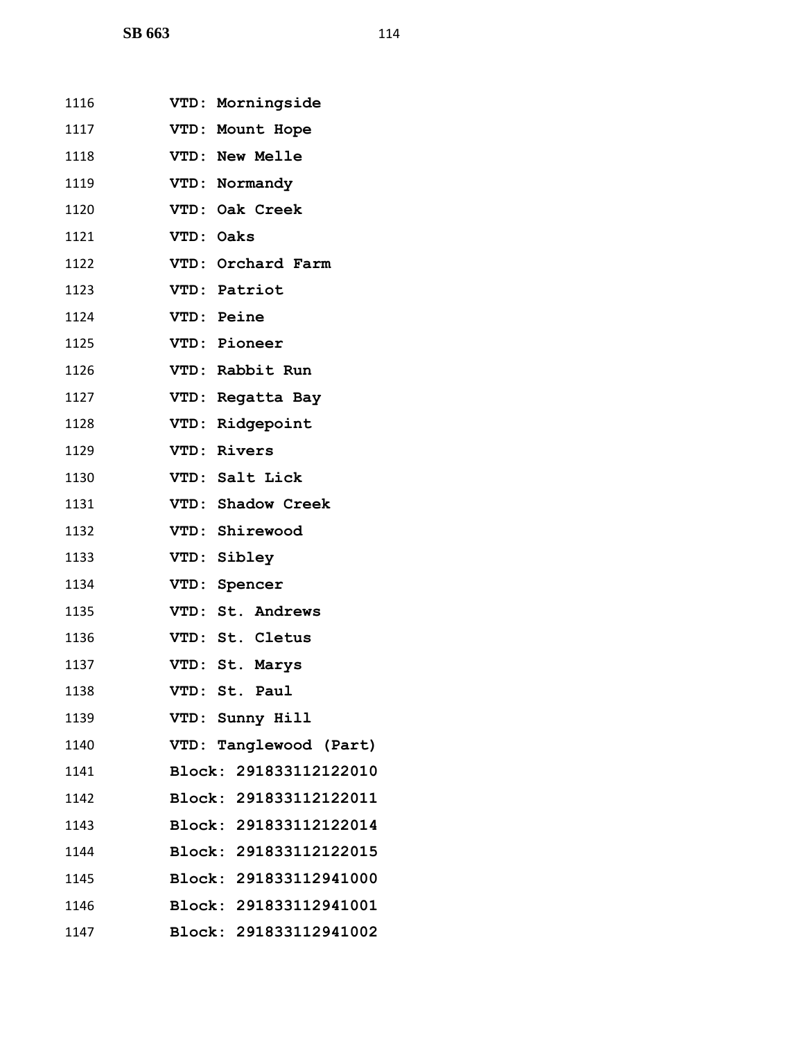1116 **VTD: Morningside**

1117 **VTD: Mount Hope**

1118 **VTD: New Melle**

1119 **VTD: Normandy**

1120 **VTD: Oak Creek**

1121 **VTD: Oaks**

1122 **VTD: Orchard Farm**

1123 **VTD: Patriot**

1124 **VTD: Peine**

1125 **VTD: Pioneer**

1126 **VTD: Rabbit Run**

1127 **VTD: Regatta Bay**

1128 **VTD: Ridgepoint**

1129 **VTD: Rivers**

1130 **VTD: Salt Lick**

1131 **VTD: Shadow Creek**

1132 **VTD: Shirewood**

1133 **VTD: Sibley**

1134 **VTD: Spencer**

1135 **VTD: St. Andrews**

1136 **VTD: St. Cletus**

1137 **VTD: St. Marys**

1138 **VTD: St. Paul**

1139 **VTD: Sunny Hill**

1140 **VTD: Tanglewood (Part)**

1141 **Block: 291833112122010**

1142 **Block: 291833112122011**

1143 **Block: 291833112122014**

1144 **Block: 291833112122015**

1145 **Block: 291833112941000**

1146 **Block: 291833112941001**

1147 **Block: 291833112941002**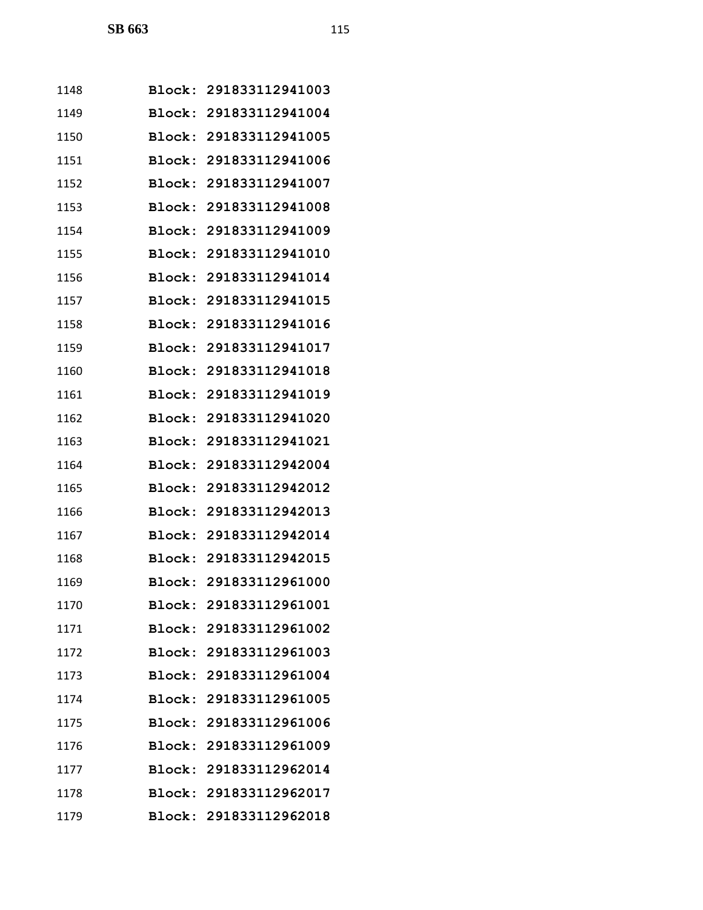1148 **Block: 291833112941003**

1149 **Block: 291833112941004**

1150 **Block: 291833112941005**

1151 **Block: 291833112941006**

1152 **Block: 291833112941007**

1153 **Block: 291833112941008**

1154 **Block: 291833112941009**

1155 **Block: 291833112941010**

1156 **Block: 291833112941014**

1157 **Block: 291833112941015**

1158 **Block: 291833112941016**

1159 **Block: 291833112941017**

1160 **Block: 291833112941018**

1161 **Block: 291833112941019**

1162 **Block: 291833112941020**

1163 **Block: 291833112941021**

1164 **Block: 291833112942004**

1165 **Block: 291833112942012**

1166 **Block: 291833112942013**

1167 **Block: 291833112942014**

1168 **Block: 291833112942015**

1169 **Block: 291833112961000**

1170 **Block: 291833112961001**

1171 **Block: 291833112961002**

1172 **Block: 291833112961003**

1173 **Block: 291833112961004**

1174 **Block: 291833112961005**

1175 **Block: 291833112961006**

1176 **Block: 291833112961009**

1177 **Block: 291833112962014**

1178 **Block: 291833112962017**

1179 **Block: 291833112962018**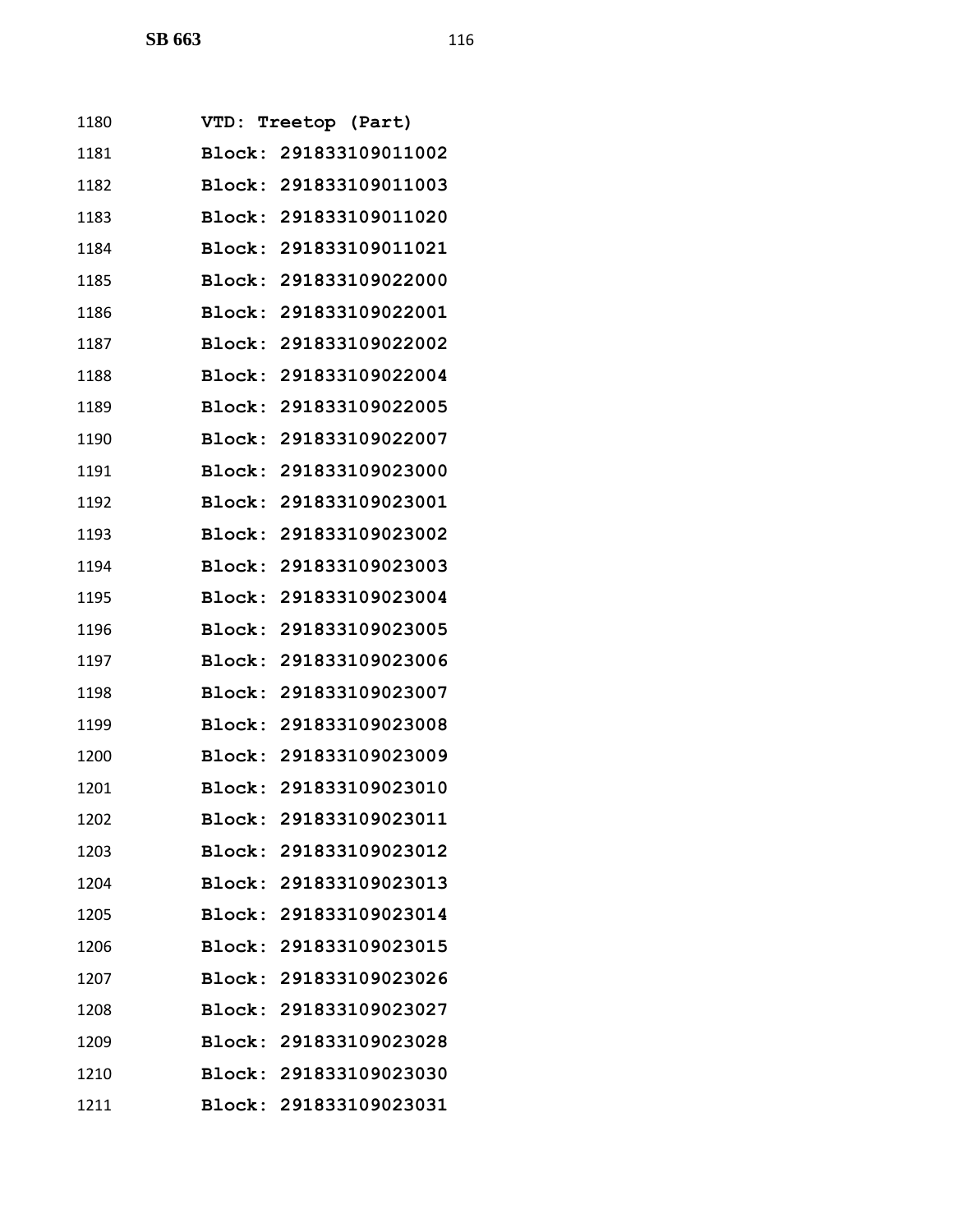1180 VTD: Treetop (Part)
1181 Block: 291833109011002
1182 Block: 291833109011003
1183 Block: 291833109011020
1184 Block: 291833109011021
1185 Block: 291833109022000
1186 Block: 291833109022001
1187 Block: 291833109022002
1188 Block: 291833109022004
1189 Block: 291833109022005
1190 Block: 291833109022007
1191 Block: 291833109023000
1192 Block: 291833109023001
1193 Block: 291833109023002
1194 Block: 291833109023003
1195 Block: 291833109023004
1196 Block: 291833109023005
1197 Block: 291833109023006
1198 Block: 291833109023007
1199 Block: 291833109023008
1200 Block: 291833109023009
1201 Block: 291833109023010
1202 Block: 291833109023011
1203 Block: 291833109023012
1204 Block: 291833109023013
1205 Block: 291833109023014
1206 Block: 291833109023015
1207 Block: 291833109023026
1208 Block: 291833109023027
1209 Block: 291833109023028
1210 Block: 291833109023030
1211 Block: 291833109023031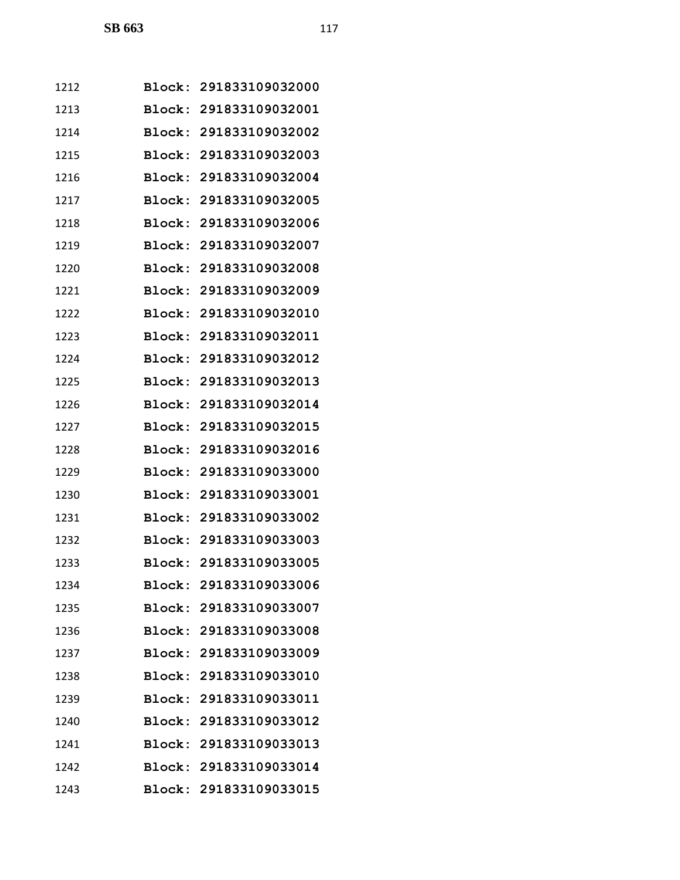1212 **Block: 291833109032000**
1213 **Block: 291833109032001**
1214 **Block: 291833109032002**
1215 **Block: 291833109032003**
1216 **Block: 291833109032004**
1217 **Block: 291833109032005**
1218 **Block: 291833109032006**
1219 **Block: 291833109032007**
1220 **Block: 291833109032008**
1221 **Block: 291833109032009**
1222 **Block: 291833109032010**
1223 **Block: 291833109032011**
1224 **Block: 291833109032012**
1225 **Block: 291833109032013**
1226 **Block: 291833109032014**
1227 **Block: 291833109032015**
1228 **Block: 291833109032016**
1229 **Block: 291833109033000**
1230 **Block: 291833109033001**
1231 **Block: 291833109033002**
1232 **Block: 291833109033003**
1233 **Block: 291833109033005**
1234 **Block: 291833109033006**
1235 **Block: 291833109033007**
1236 **Block: 291833109033008**
1237 **Block: 291833109033009**
1238 **Block: 291833109033010**
1239 **Block: 291833109033011**
1240 **Block: 291833109033012**
1241 **Block: 291833109033013**
1242 **Block: 291833109033014**
1243 **Block: 291833109033015**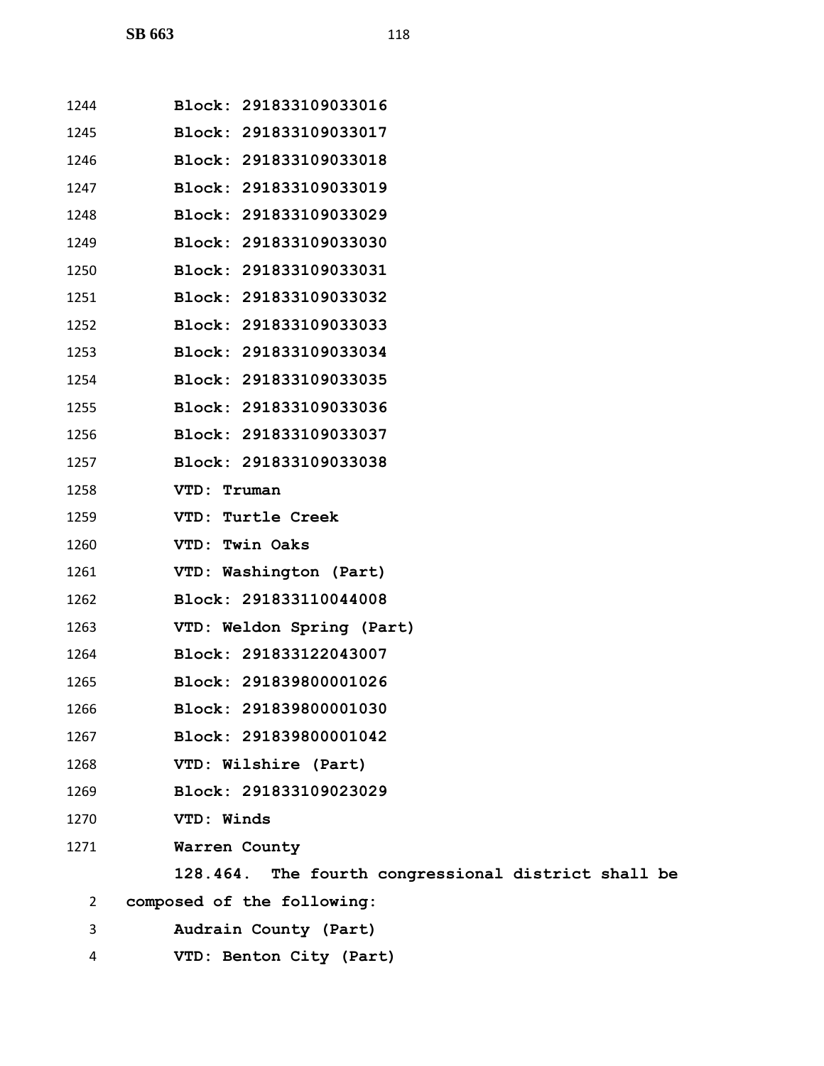1244 **Block: 291833109033016**

1245 **Block: 291833109033017**

1246 **Block: 291833109033018**

1247 **Block: 291833109033019**

1248 **Block: 291833109033029**

1249 **Block: 291833109033030**

1250 **Block: 291833109033031**

1251 **Block: 291833109033032**

1252 **Block: 291833109033033**

1253 **Block: 291833109033034**

1254 **Block: 291833109033035**

1255 **Block: 291833109033036**

1256 **Block: 291833109033037**

1257 **Block: 291833109033038**

1258 **VTD: Truman**

1259 **VTD: Turtle Creek**

1260 **VTD: Twin Oaks**

1261 **VTD: Washington (Part)**

1262 **Block: 291833110044008**

1263 **VTD: Weldon Spring (Part)**

1264 **Block: 291833122043007**

1265 **Block: 291839800001026**

1266 **Block: 291839800001030**

1267 **Block: 291839800001042**

1268 **VTD: Wilshire (Part)**

1269 **Block: 291833109023029**

1270 **VTD: Winds**

1271 **Warren County**

**128.464. The fourth congressional district shall be**

2 **composed of the following:**

3 **Audrain County (Part)**

4 **VTD: Benton City (Part)**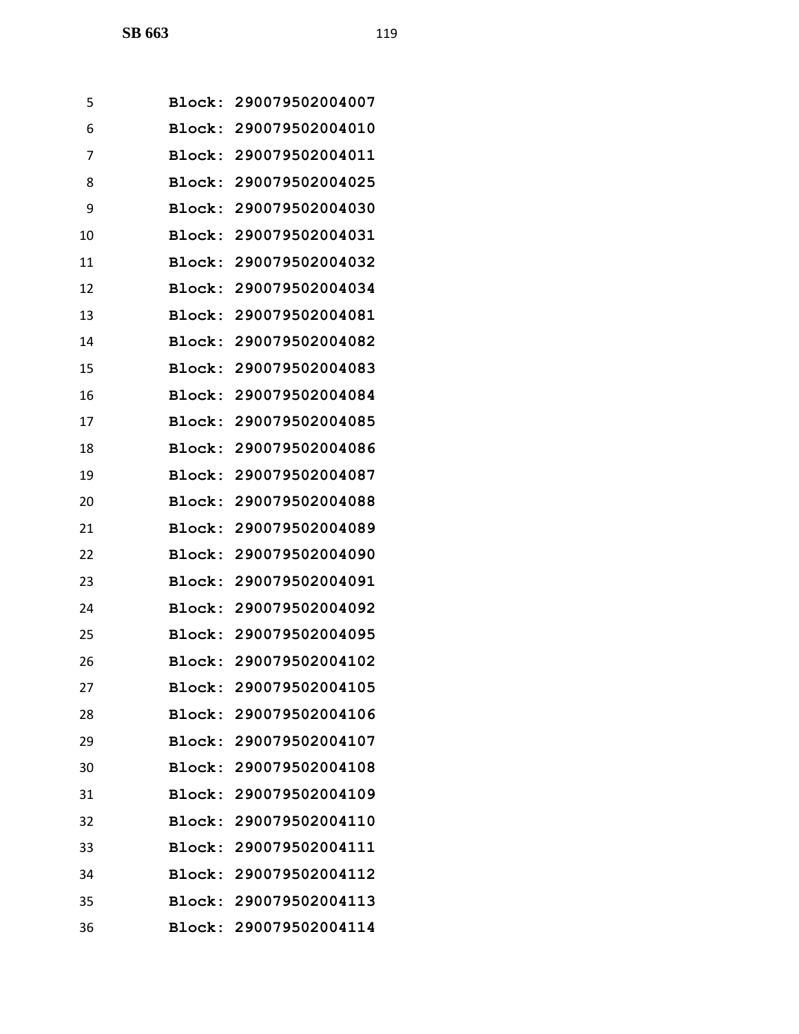Block: 290079502004007
Block: 290079502004010
Block: 290079502004011
Block: 290079502004025
Block: 290079502004030
Block: 290079502004031
Block: 290079502004032
Block: 290079502004034
Block: 290079502004081
Block: 290079502004082
Block: 290079502004083
Block: 290079502004084
Block: 290079502004085
Block: 290079502004086
Block: 290079502004087
Block: 290079502004088
Block: 290079502004089
Block: 290079502004090
Block: 290079502004091
Block: 290079502004092
Block: 290079502004095
Block: 290079502004102
Block: 290079502004105
Block: 290079502004106
Block: 290079502004107
Block: 290079502004108
Block: 290079502004109
Block: 290079502004110
Block: 290079502004111
Block: 290079502004112
Block: 290079502004113
Block: 290079502004114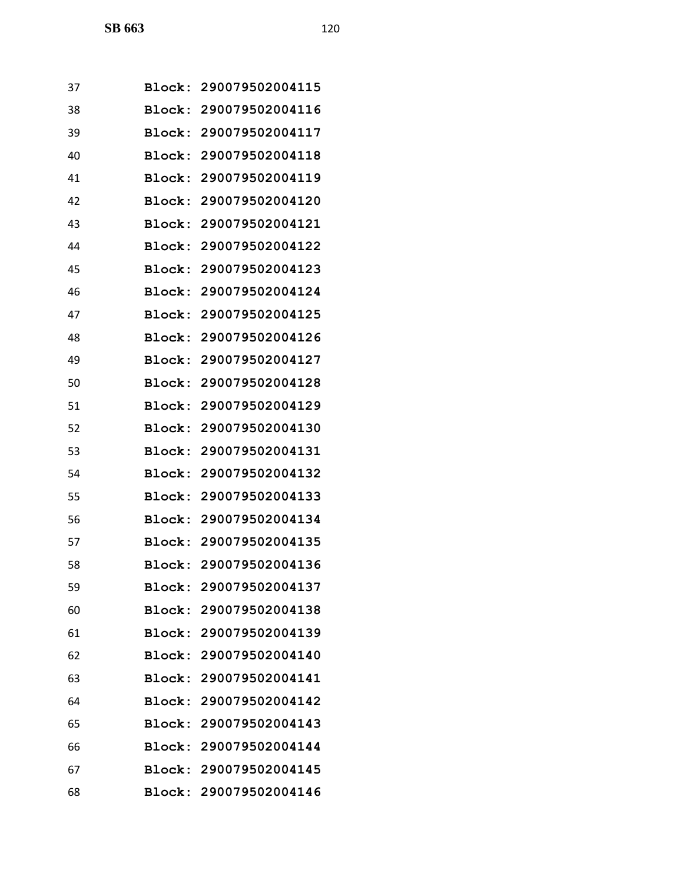Block: 290079502004115

Block: 290079502004116

Block: 290079502004117

Block: 290079502004118

Block: 290079502004119

Block: 290079502004120

Block: 290079502004121

Block: 290079502004122

Block: 290079502004123

Block: 290079502004124

Block: 290079502004125

Block: 290079502004126

Block: 290079502004127

Block: 290079502004128

Block: 290079502004129

Block: 290079502004130

Block: 290079502004131

Block: 290079502004132

Block: 290079502004133

Block: 290079502004134

Block: 290079502004135

Block: 290079502004136

Block: 290079502004137

Block: 290079502004138

Block: 290079502004139

Block: 290079502004140

Block: 290079502004141

Block: 290079502004142

Block: 290079502004143

Block: 290079502004144

Block: 290079502004145

Block: 290079502004146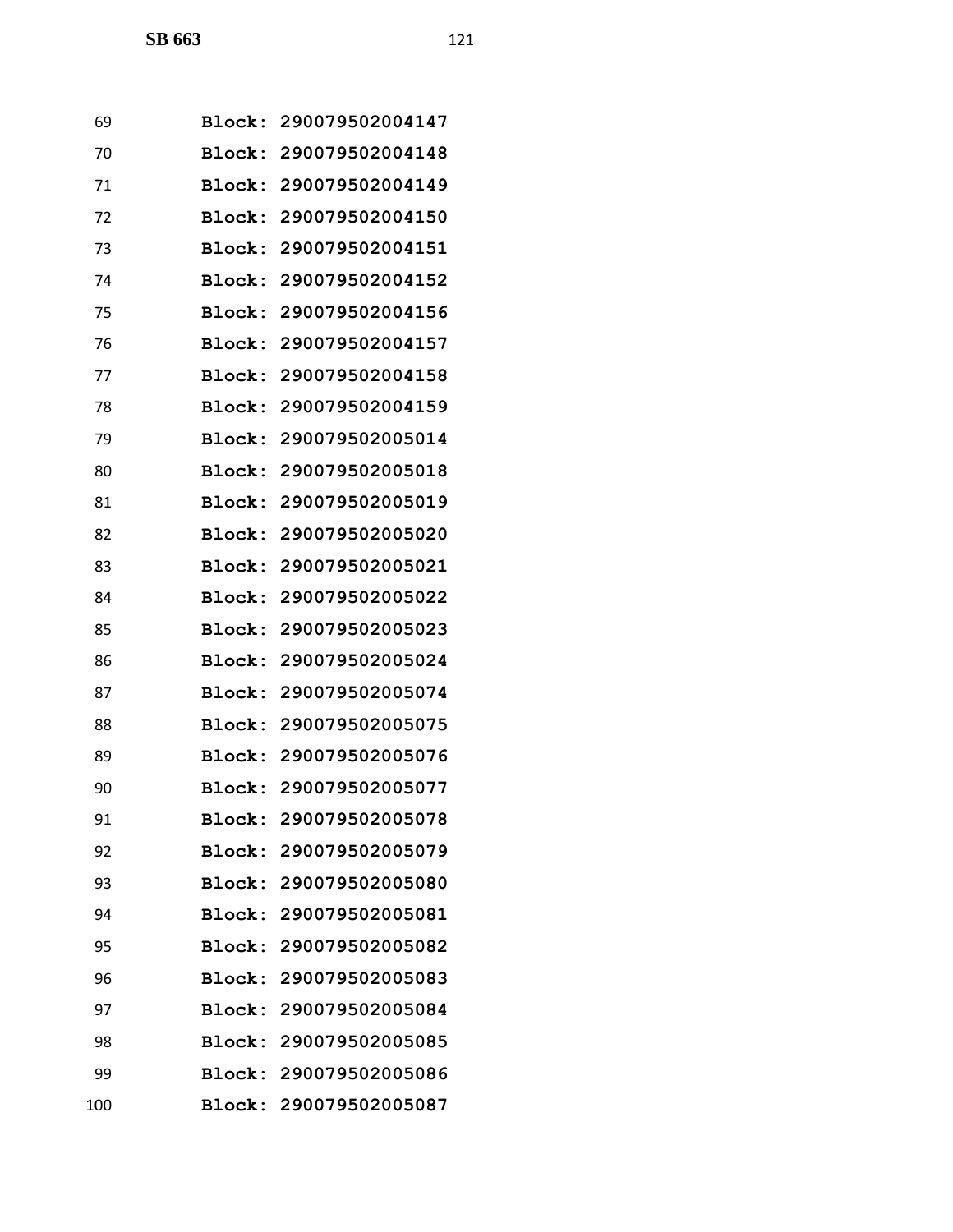69 Block: 290079502004147

70 Block: 290079502004148

71 Block: 290079502004149

72 Block: 290079502004150

73 Block: 290079502004151

74 Block: 290079502004152

75 Block: 290079502004156

76 Block: 290079502004157

77 Block: 290079502004158

78 Block: 290079502004159

79 Block: 290079502005014

80 Block: 290079502005018

81 Block: 290079502005019

82 Block: 290079502005020

83 Block: 290079502005021

84 Block: 290079502005022

85 Block: 290079502005023

86 Block: 290079502005024

87 Block: 290079502005074

88 Block: 290079502005075

89 Block: 290079502005076

90 Block: 290079502005077

91 Block: 290079502005078

92 Block: 290079502005079

93 Block: 290079502005080

94 Block: 290079502005081

95 Block: 290079502005082

96 Block: 290079502005083

97 Block: 290079502005084

98 Block: 290079502005085

99 Block: 290079502005086

100 Block: 290079502005087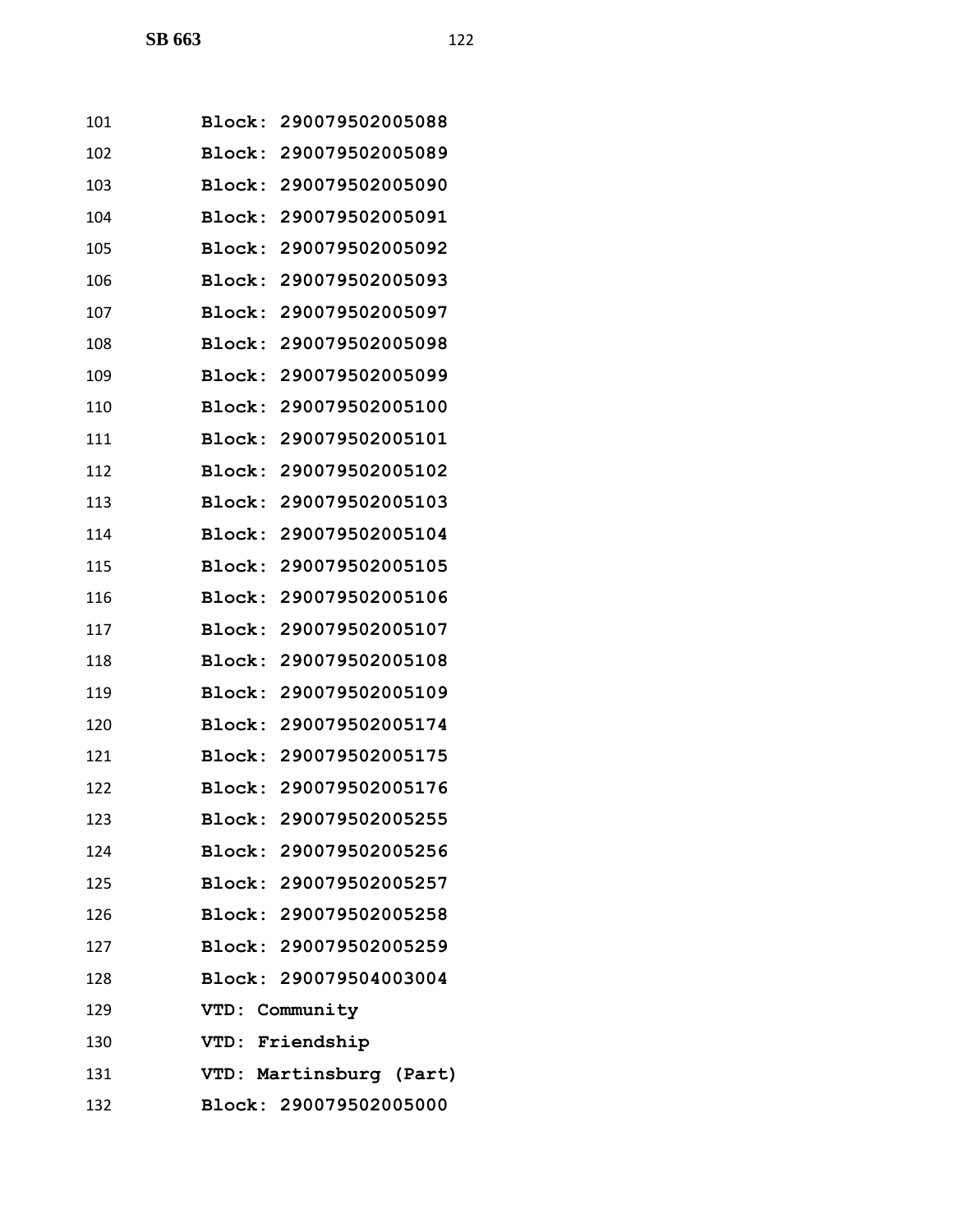**Block: 290079502005088**
**Block: 290079502005089**
**Block: 290079502005090**
**Block: 290079502005091**
**Block: 290079502005092**
**Block: 290079502005093**
**Block: 290079502005097**
**Block: 290079502005098**
**Block: 290079502005099**
**Block: 290079502005100**
**Block: 290079502005101**
**Block: 290079502005102**
**Block: 290079502005103**
**Block: 290079502005104**
**Block: 290079502005105**
**Block: 290079502005106**
**Block: 290079502005107**
**Block: 290079502005108**
**Block: 290079502005109**
**Block: 290079502005174**
**Block: 290079502005175**
**Block: 290079502005176**
**Block: 290079502005255**
**Block: 290079502005256**
**Block: 290079502005257**
**Block: 290079502005258**
**Block: 290079502005259**
**Block: 290079504003004**
**VTD: Community**
**VTD: Friendship**
**VTD: Martinsburg (Part)**
**Block: 290079502005000**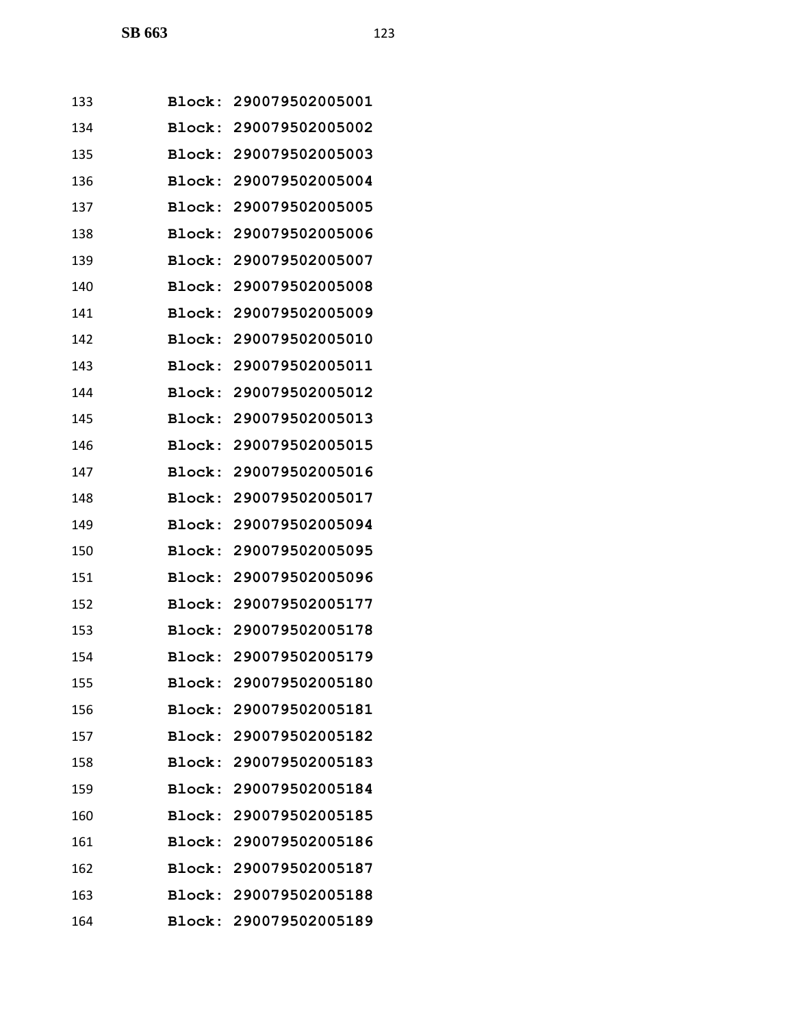133 **Block: 290079502005001**
134 **Block: 290079502005002**
135 **Block: 290079502005003**
136 **Block: 290079502005004**
137 **Block: 290079502005005**
138 **Block: 290079502005006**
139 **Block: 290079502005007**
140 **Block: 290079502005008**
141 **Block: 290079502005009**
142 **Block: 290079502005010**
143 **Block: 290079502005011**
144 **Block: 290079502005012**
145 **Block: 290079502005013**
146 **Block: 290079502005015**
147 **Block: 290079502005016**
148 **Block: 290079502005017**
149 **Block: 290079502005094**
150 **Block: 290079502005095**
151 **Block: 290079502005096**
152 **Block: 290079502005177**
153 **Block: 290079502005178**
154 **Block: 290079502005179**
155 **Block: 290079502005180**
156 **Block: 290079502005181**
157 **Block: 290079502005182**
158 **Block: 290079502005183**
159 **Block: 290079502005184**
160 **Block: 290079502005185**
161 **Block: 290079502005186**
162 **Block: 290079502005187**
163 **Block: 290079502005188**
164 **Block: 290079502005189**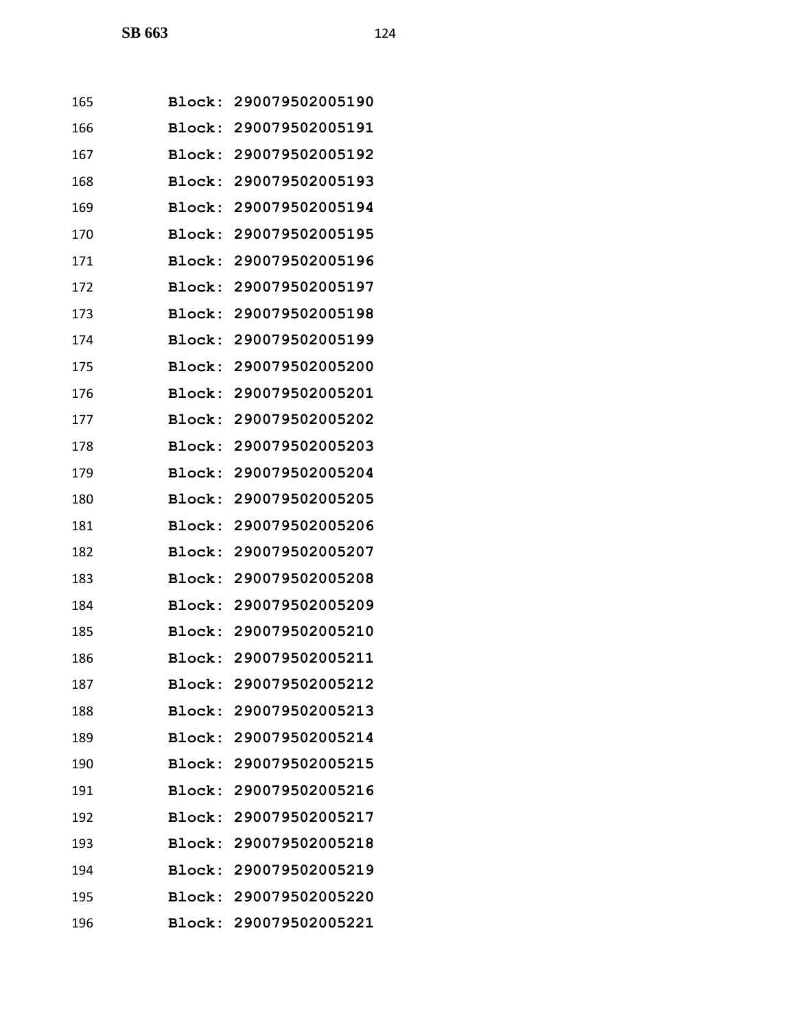165 **Block: 290079502005190**
166 **Block: 290079502005191**
167 **Block: 290079502005192**
168 **Block: 290079502005193**
169 **Block: 290079502005194**
170 **Block: 290079502005195**
171 **Block: 290079502005196**
172 **Block: 290079502005197**
173 **Block: 290079502005198**
174 **Block: 290079502005199**
175 **Block: 290079502005200**
176 **Block: 290079502005201**
177 **Block: 290079502005202**
178 **Block: 290079502005203**
179 **Block: 290079502005204**
180 **Block: 290079502005205**
181 **Block: 290079502005206**
182 **Block: 290079502005207**
183 **Block: 290079502005208**
184 **Block: 290079502005209**
185 **Block: 290079502005210**
186 **Block: 290079502005211**
187 **Block: 290079502005212**
188 **Block: 290079502005213**
189 **Block: 290079502005214**
190 **Block: 290079502005215**
191 **Block: 290079502005216**
192 **Block: 290079502005217**
193 **Block: 290079502005218**
194 **Block: 290079502005219**
195 **Block: 290079502005220**
196 **Block: 290079502005221**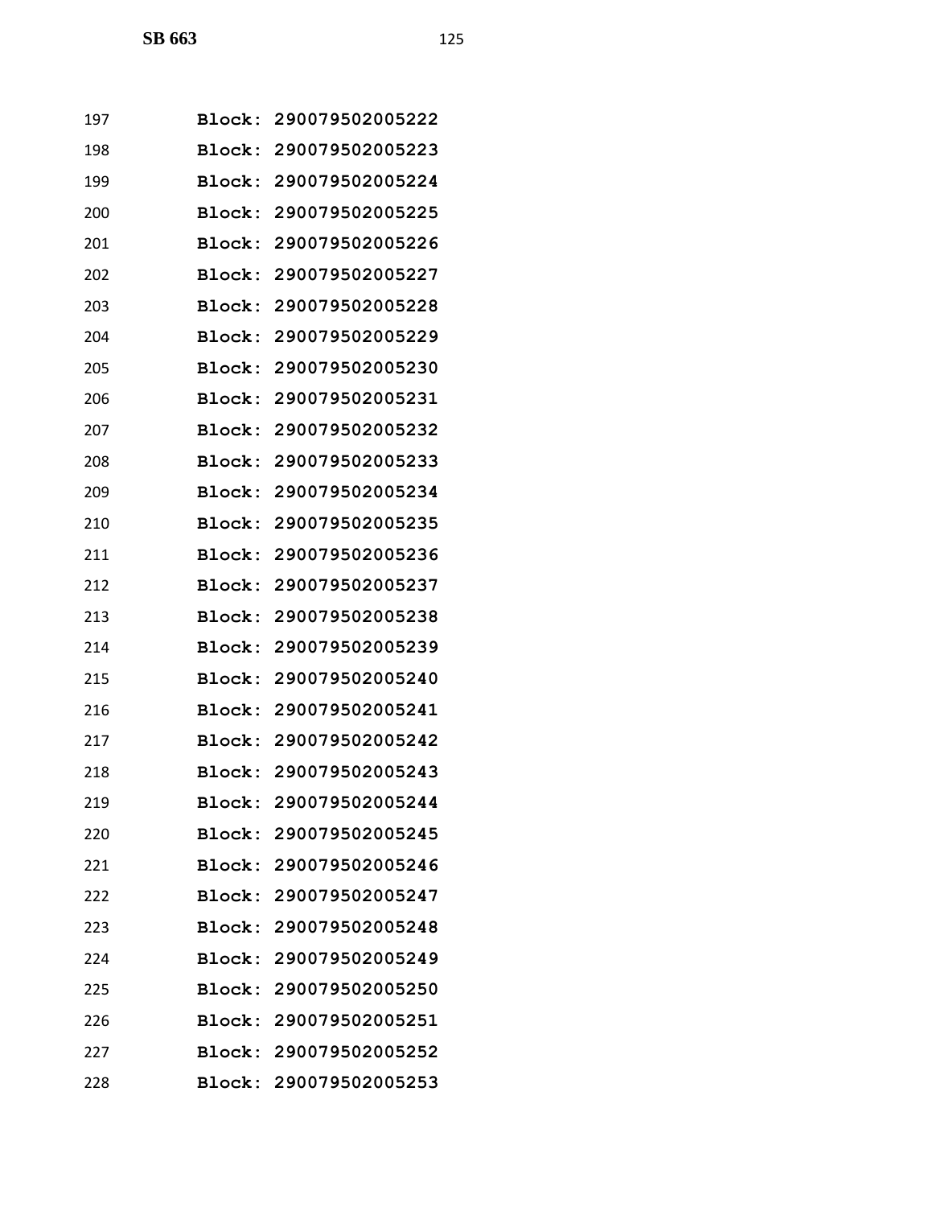197 **Block: 290079502005222**

198 **Block: 290079502005223**

199 **Block: 290079502005224**

200 **Block: 290079502005225**

201 **Block: 290079502005226**

202 **Block: 290079502005227**

203 **Block: 290079502005228**

204 **Block: 290079502005229**

205 **Block: 290079502005230**

206 **Block: 290079502005231**

207 **Block: 290079502005232**

208 **Block: 290079502005233**

209 **Block: 290079502005234**

210 **Block: 290079502005235**

211 **Block: 290079502005236**

212 **Block: 290079502005237**

213 **Block: 290079502005238**

214 **Block: 290079502005239**

215 **Block: 290079502005240**

216 **Block: 290079502005241**

217 **Block: 290079502005242**

218 **Block: 290079502005243**

219 **Block: 290079502005244**

220 **Block: 290079502005245**

221 **Block: 290079502005246**

222 **Block: 290079502005247**

223 **Block: 290079502005248**

224 **Block: 290079502005249**

225 **Block: 290079502005250**

226 **Block: 290079502005251**

227 **Block: 290079502005252**

228 **Block: 290079502005253**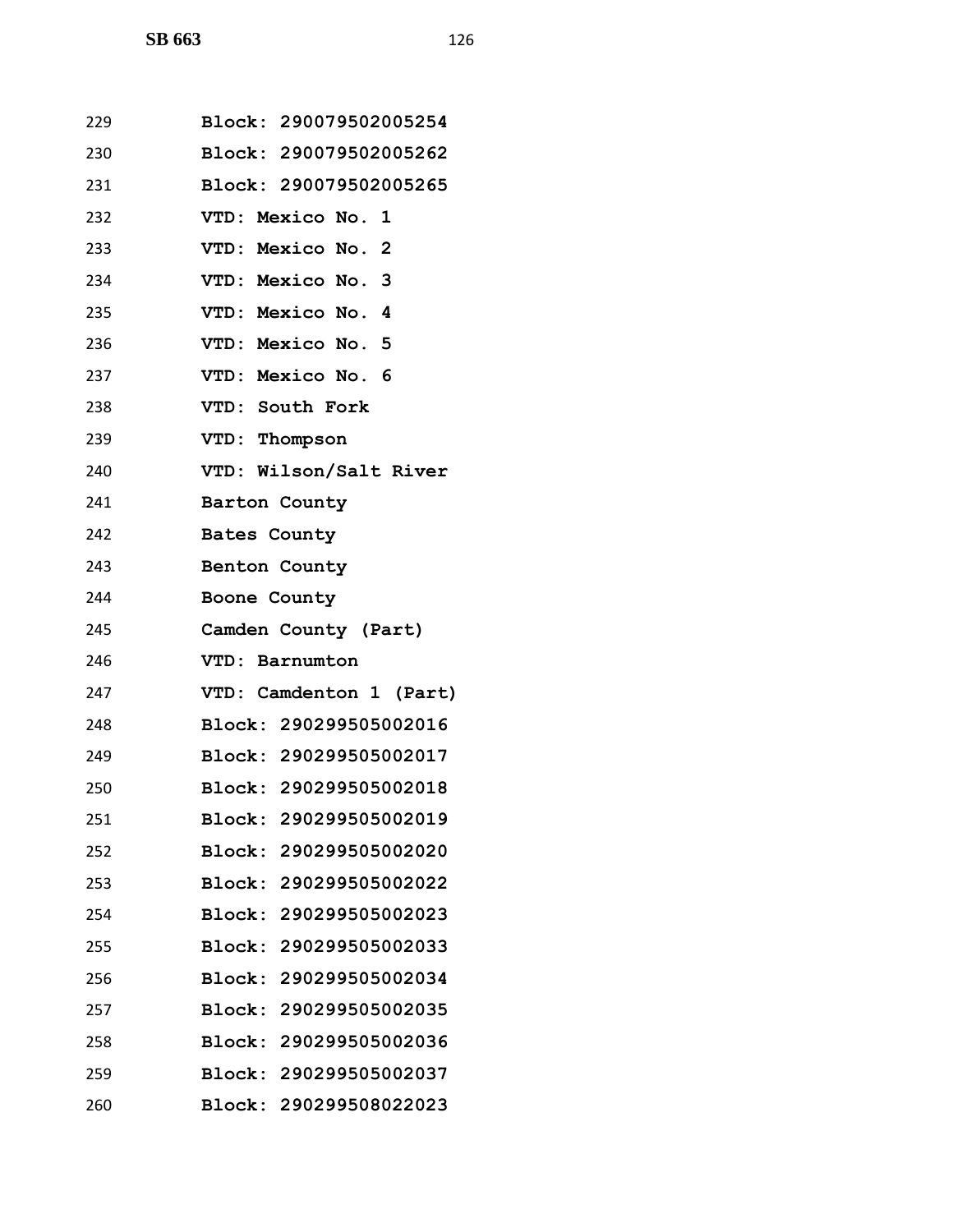229 **Block: 290079502005254**

230 **Block: 290079502005262**

231 **Block: 290079502005265**

232 **VTD: Mexico No. 1**

233 **VTD: Mexico No. 2**

234 **VTD: Mexico No. 3**

235 **VTD: Mexico No. 4**

236 **VTD: Mexico No. 5**

237 **VTD: Mexico No. 6**

238 **VTD: South Fork**

239 **VTD: Thompson**

240 **VTD: Wilson/Salt River**

241 **Barton County**

242 **Bates County**

243 **Benton County**

244 **Boone County**

245 **Camden County (Part)**

246 **VTD: Barnumton**

247 **VTD: Camdenton 1 (Part)**

248 **Block: 290299505002016**

249 **Block: 290299505002017**

250 **Block: 290299505002018**

251 **Block: 290299505002019**

252 **Block: 290299505002020**

253 **Block: 290299505002022**

254 **Block: 290299505002023**

255 **Block: 290299505002033**

256 **Block: 290299505002034**

257 **Block: 290299505002035**

258 **Block: 290299505002036**

259 **Block: 290299505002037**

260 **Block: 290299508022023**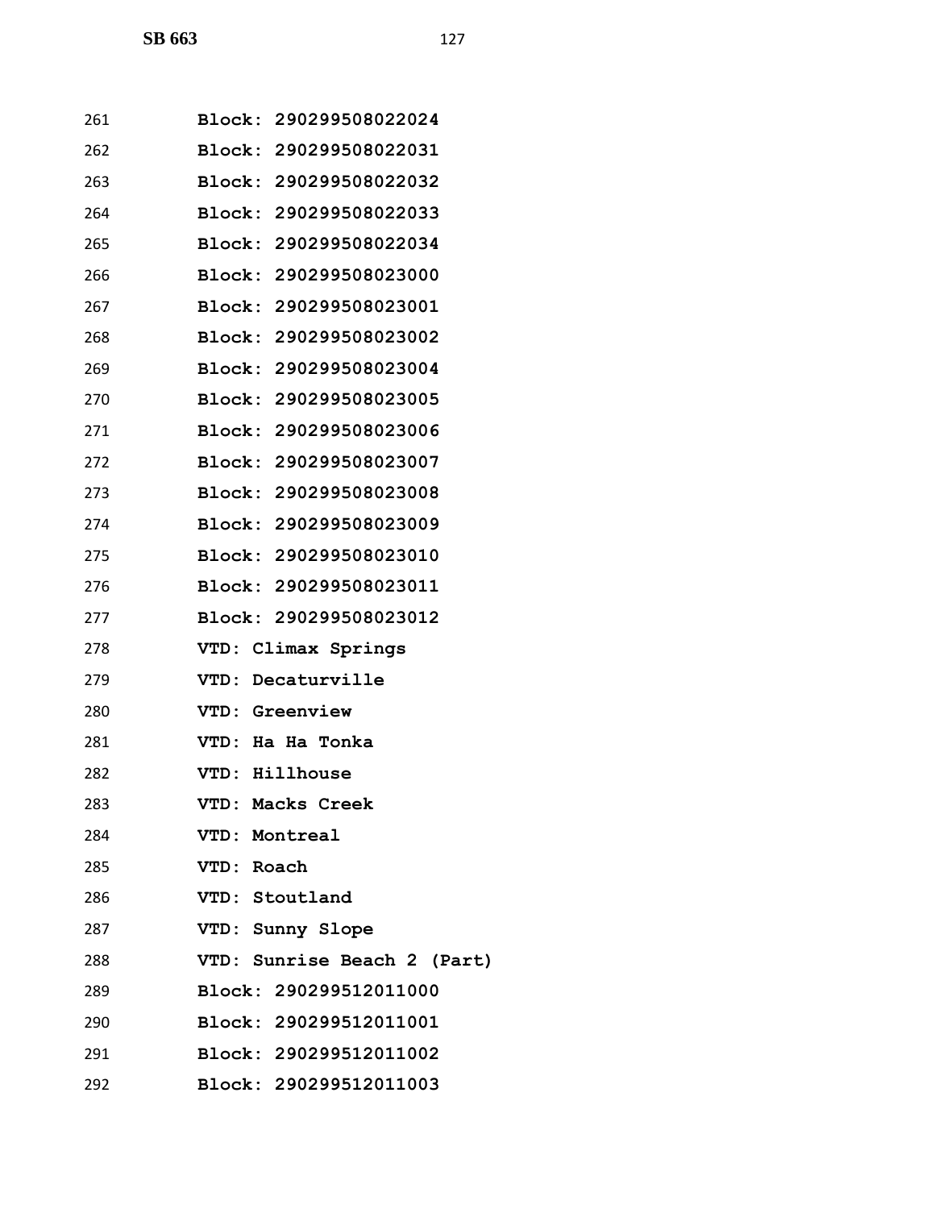Block: 290299508022024

Block: 290299508022031

Block: 290299508022032

Block: 290299508022033

Block: 290299508022034

Block: 290299508023000

Block: 290299508023001

Block: 290299508023002

Block: 290299508023004

Block: 290299508023005

Block: 290299508023006

Block: 290299508023007

Block: 290299508023008

Block: 290299508023009

Block: 290299508023010

Block: 290299508023011

Block: 290299508023012

VTD: Climax Springs

VTD: Decaturville

VTD: Greenview

VTD: Ha Ha Tonka

VTD: Hillhouse

VTD: Macks Creek

VTD: Montreal

VTD: Roach

VTD: Stoutland

VTD: Sunny Slope

VTD: Sunrise Beach 2 (Part)

Block: 290299512011000

Block: 290299512011001

Block: 290299512011002

Block: 290299512011003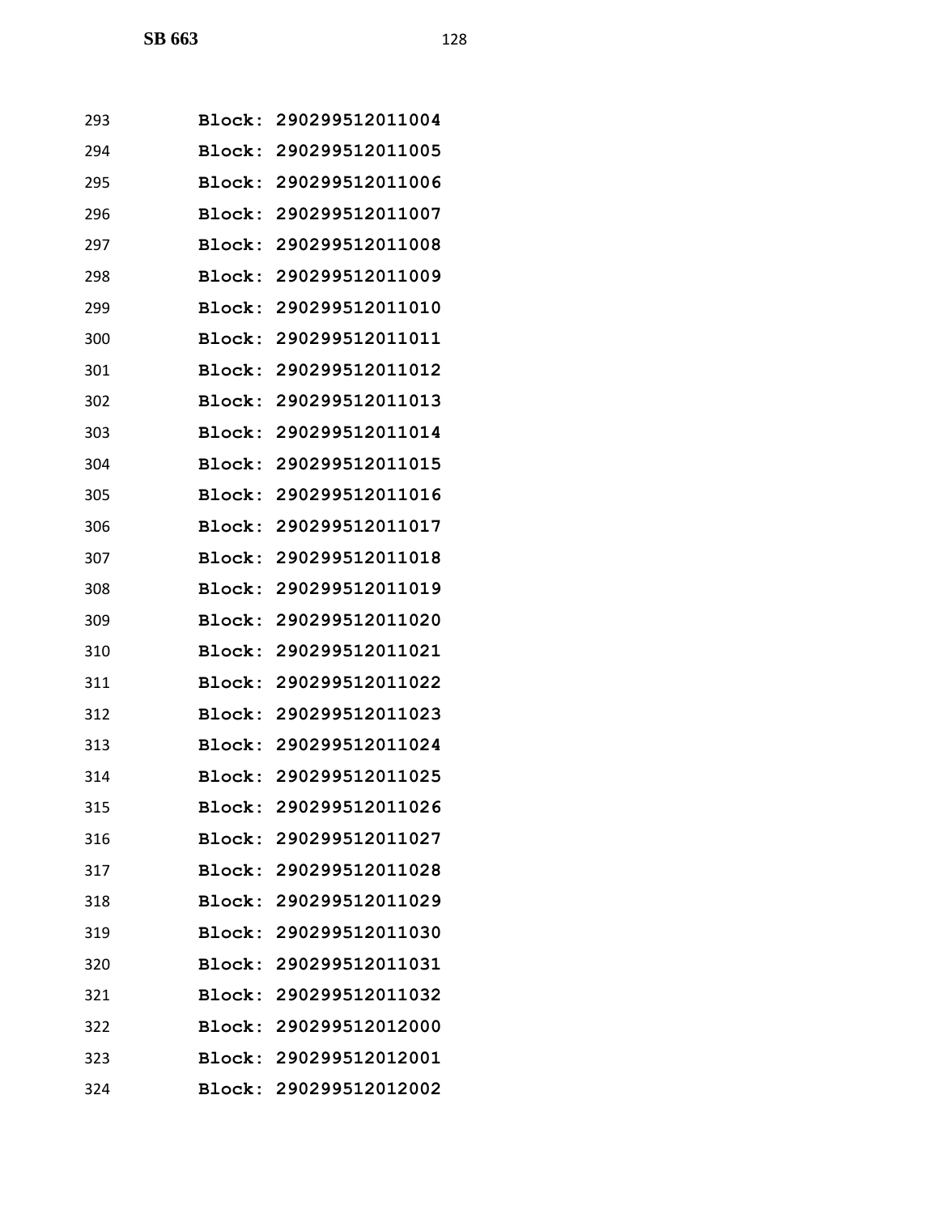**Block: 290299512011004**
**Block: 290299512011005**
**Block: 290299512011006**
**Block: 290299512011007**
**Block: 290299512011008**
**Block: 290299512011009**
**Block: 290299512011010**
**Block: 290299512011011**
**Block: 290299512011012**
**Block: 290299512011013**
**Block: 290299512011014**
**Block: 290299512011015**
**Block: 290299512011016**
**Block: 290299512011017**
**Block: 290299512011018**
**Block: 290299512011019**
**Block: 290299512011020**
**Block: 290299512011021**
**Block: 290299512011022**
**Block: 290299512011023**
**Block: 290299512011024**
**Block: 290299512011025**
**Block: 290299512011026**
**Block: 290299512011027**
**Block: 290299512011028**
**Block: 290299512011029**
**Block: 290299512011030**
**Block: 290299512011031**
**Block: 290299512011032**
**Block: 290299512012000**
**Block: 290299512012001**
**Block: 290299512012002**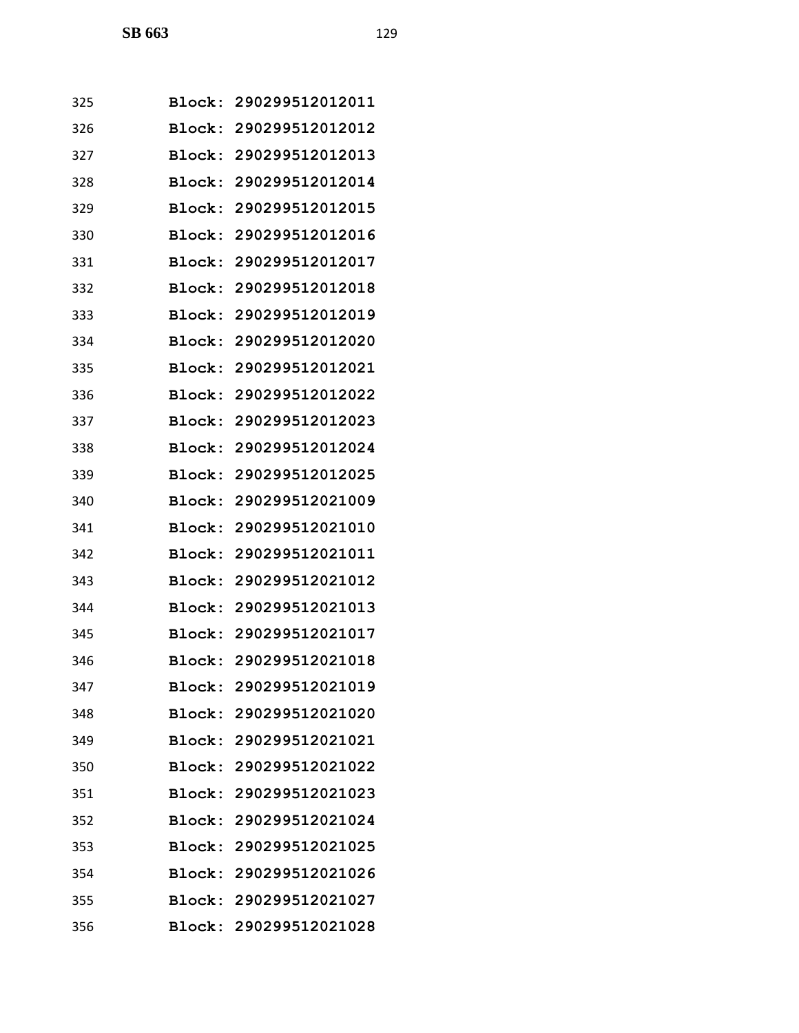325 **Block: 290299512012011**

326 **Block: 290299512012012**

327 **Block: 290299512012013**

328 **Block: 290299512012014**

329 **Block: 290299512012015**

330 **Block: 290299512012016**

331 **Block: 290299512012017**

332 **Block: 290299512012018**

333 **Block: 290299512012019**

334 **Block: 290299512012020**

335 **Block: 290299512012021**

336 **Block: 290299512012022**

337 **Block: 290299512012023**

338 **Block: 290299512012024**

339 **Block: 290299512012025**

340 **Block: 290299512021009**

341 **Block: 290299512021010**

342 **Block: 290299512021011**

343 **Block: 290299512021012**

344 **Block: 290299512021013**

345 **Block: 290299512021017**

346 **Block: 290299512021018**

347 **Block: 290299512021019**

348 **Block: 290299512021020**

349 **Block: 290299512021021**

350 **Block: 290299512021022**

351 **Block: 290299512021023**

352 **Block: 290299512021024**

353 **Block: 290299512021025**

354 **Block: 290299512021026**

355 **Block: 290299512021027**

356 **Block: 290299512021028**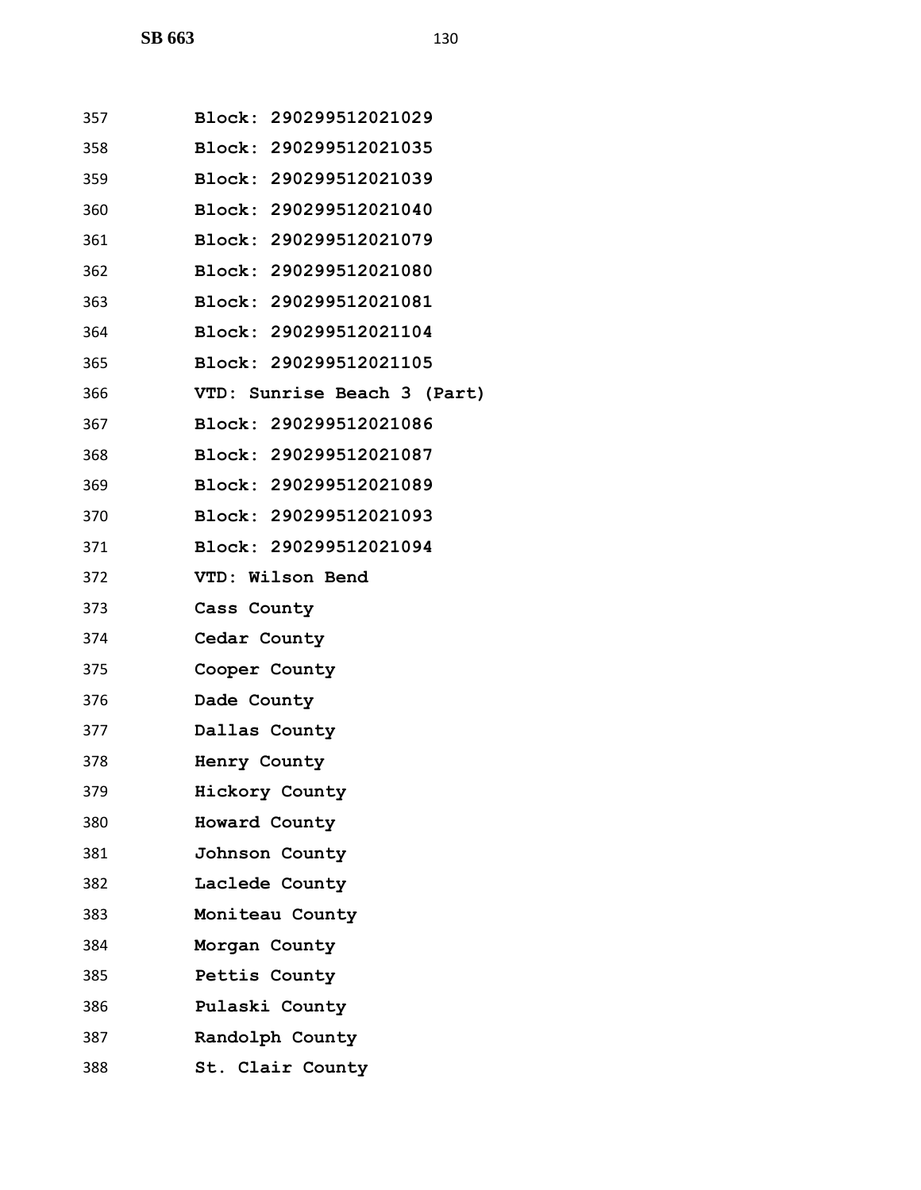357 Block: 290299512021029

358 Block: 290299512021035

359 Block: 290299512021039

360 Block: 290299512021040

361 Block: 290299512021079

362 Block: 290299512021080

363 Block: 290299512021081

364 Block: 290299512021104

365 Block: 290299512021105

366 VTD: Sunrise Beach 3 (Part)

367 Block: 290299512021086

368 Block: 290299512021087

369 Block: 290299512021089

370 Block: 290299512021093

371 Block: 290299512021094

372 VTD: Wilson Bend

373 Cass County

374 Cedar County

375 Cooper County

376 Dade County

377 Dallas County

378 Henry County

379 Hickory County

380 Howard County

381 Johnson County

382 Laclede County

383 Moniteau County

384 Morgan County

385 Pettis County

386 Pulaski County

387 Randolph County

388 St. Clair County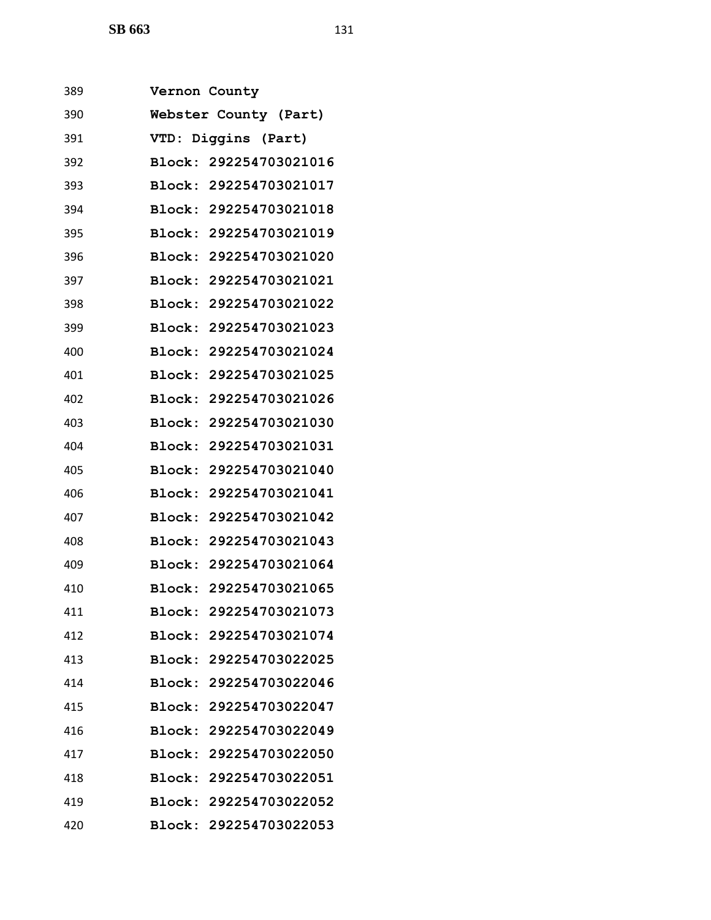389 **Vernon County**
390 **Webster County (Part)**
391 **VTD: Diggins (Part)**
392 **Block: 292254703021016**
393 **Block: 292254703021017**
394 **Block: 292254703021018**
395 **Block: 292254703021019**
396 **Block: 292254703021020**
397 **Block: 292254703021021**
398 **Block: 292254703021022**
399 **Block: 292254703021023**
400 **Block: 292254703021024**
401 **Block: 292254703021025**
402 **Block: 292254703021026**
403 **Block: 292254703021030**
404 **Block: 292254703021031**
405 **Block: 292254703021040**
406 **Block: 292254703021041**
407 **Block: 292254703021042**
408 **Block: 292254703021043**
409 **Block: 292254703021064**
410 **Block: 292254703021065**
411 **Block: 292254703021073**
412 **Block: 292254703021074**
413 **Block: 292254703022025**
414 **Block: 292254703022046**
415 **Block: 292254703022047**
416 **Block: 292254703022049**
417 **Block: 292254703022050**
418 **Block: 292254703022051**
419 **Block: 292254703022052**
420 **Block: 292254703022053**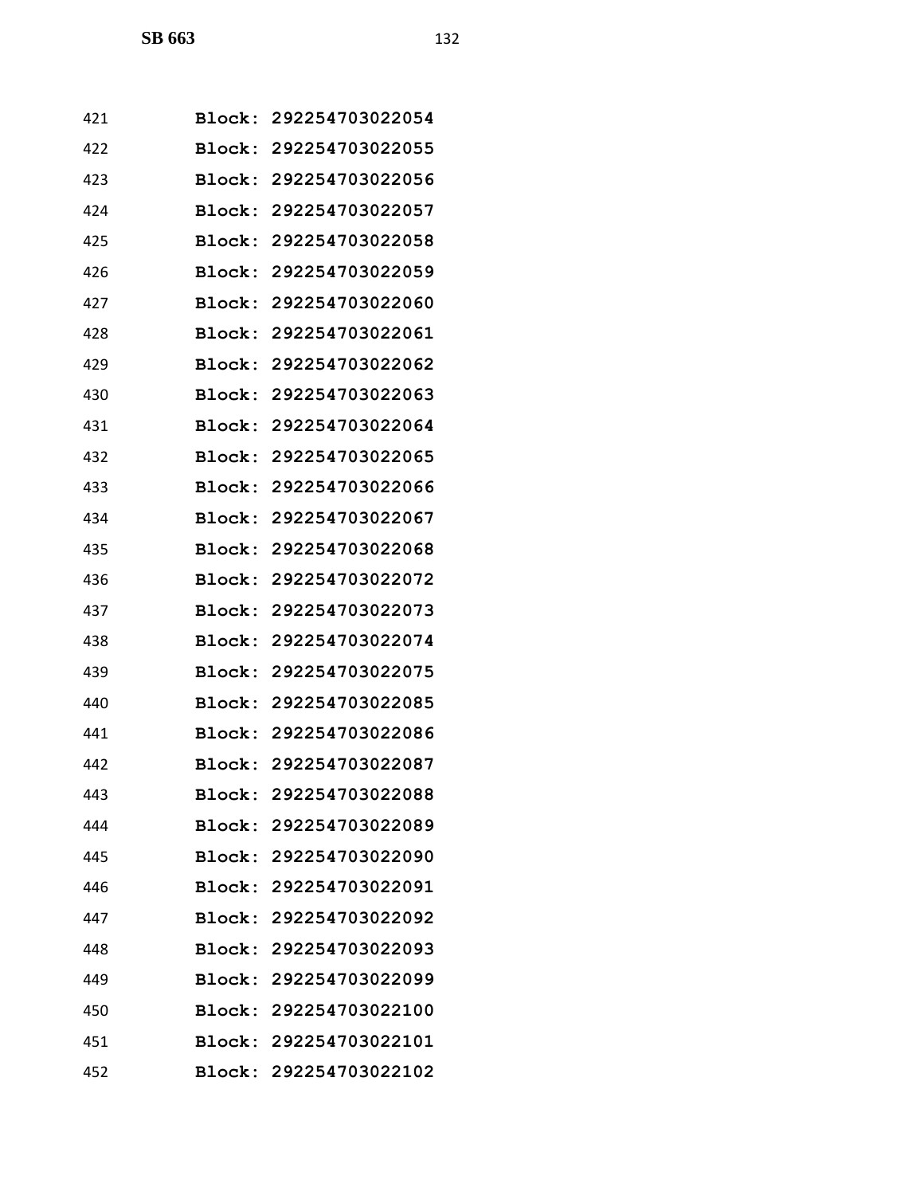421 **Block: 292254703022054**

422 **Block: 292254703022055**

423 **Block: 292254703022056**

424 **Block: 292254703022057**

425 **Block: 292254703022058**

426 **Block: 292254703022059**

427 **Block: 292254703022060**

428 **Block: 292254703022061**

429 **Block: 292254703022062**

430 **Block: 292254703022063**

431 **Block: 292254703022064**

432 **Block: 292254703022065**

433 **Block: 292254703022066**

434 **Block: 292254703022067**

435 **Block: 292254703022068**

436 **Block: 292254703022072**

437 **Block: 292254703022073**

438 **Block: 292254703022074**

439 **Block: 292254703022075**

440 **Block: 292254703022085**

441 **Block: 292254703022086**

442 **Block: 292254703022087**

443 **Block: 292254703022088**

444 **Block: 292254703022089**

445 **Block: 292254703022090**

446 **Block: 292254703022091**

447 **Block: 292254703022092**

448 **Block: 292254703022093**

449 **Block: 292254703022099**

450 **Block: 292254703022100**

451 **Block: 292254703022101**

452 **Block: 292254703022102**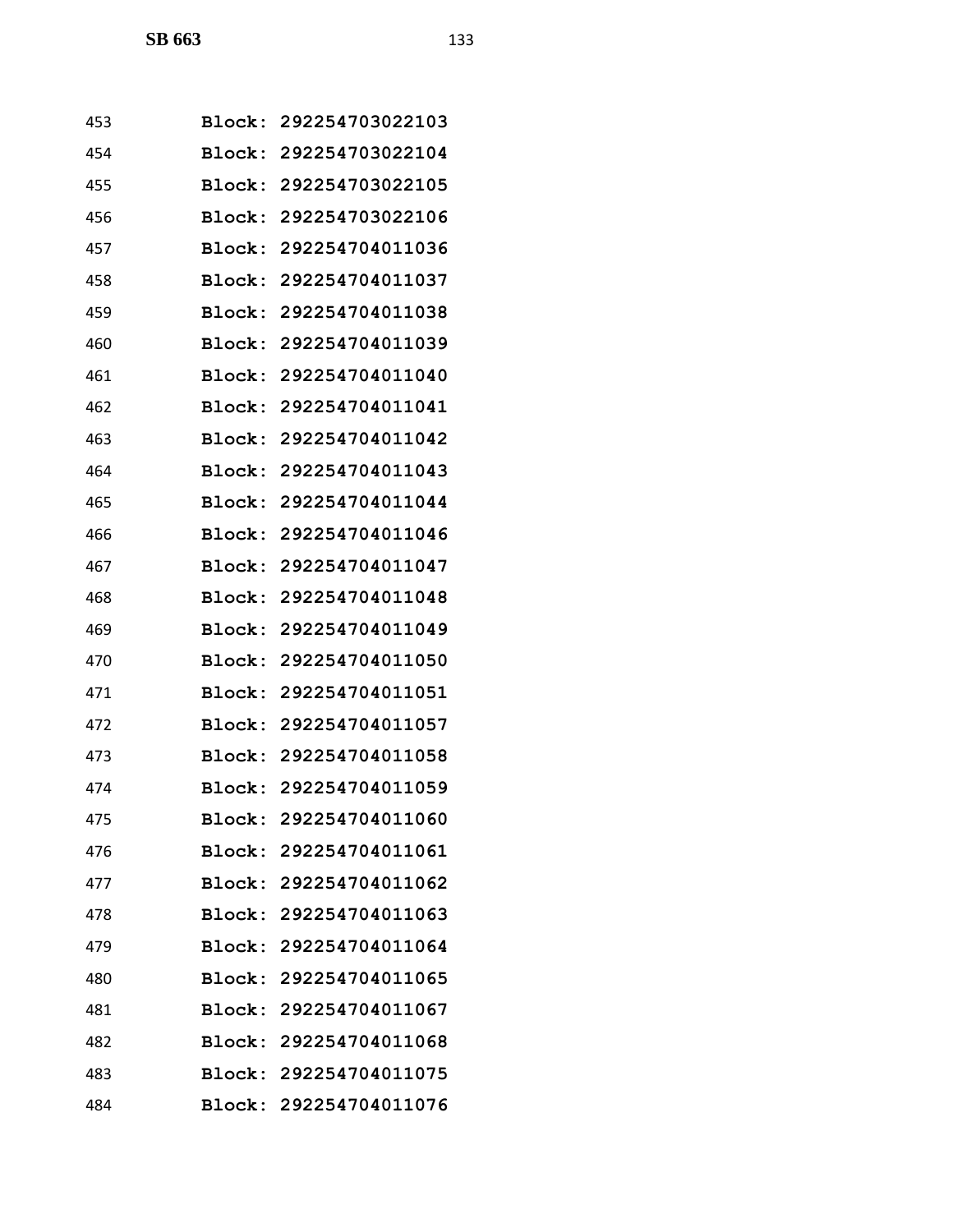453 **Block: 292254703022103**

454 **Block: 292254703022104**

455 **Block: 292254703022105**

456 **Block: 292254703022106**

457 **Block: 292254704011036**

458 **Block: 292254704011037**

459 **Block: 292254704011038**

460 **Block: 292254704011039**

461 **Block: 292254704011040**

462 **Block: 292254704011041**

463 **Block: 292254704011042**

464 **Block: 292254704011043**

465 **Block: 292254704011044**

466 **Block: 292254704011046**

467 **Block: 292254704011047**

468 **Block: 292254704011048**

469 **Block: 292254704011049**

470 **Block: 292254704011050**

471 **Block: 292254704011051**

472 **Block: 292254704011057**

473 **Block: 292254704011058**

474 **Block: 292254704011059**

475 **Block: 292254704011060**

476 **Block: 292254704011061**

477 **Block: 292254704011062**

478 **Block: 292254704011063**

479 **Block: 292254704011064**

480 **Block: 292254704011065**

481 **Block: 292254704011067**

482 **Block: 292254704011068**

483 **Block: 292254704011075**

484 **Block: 292254704011076**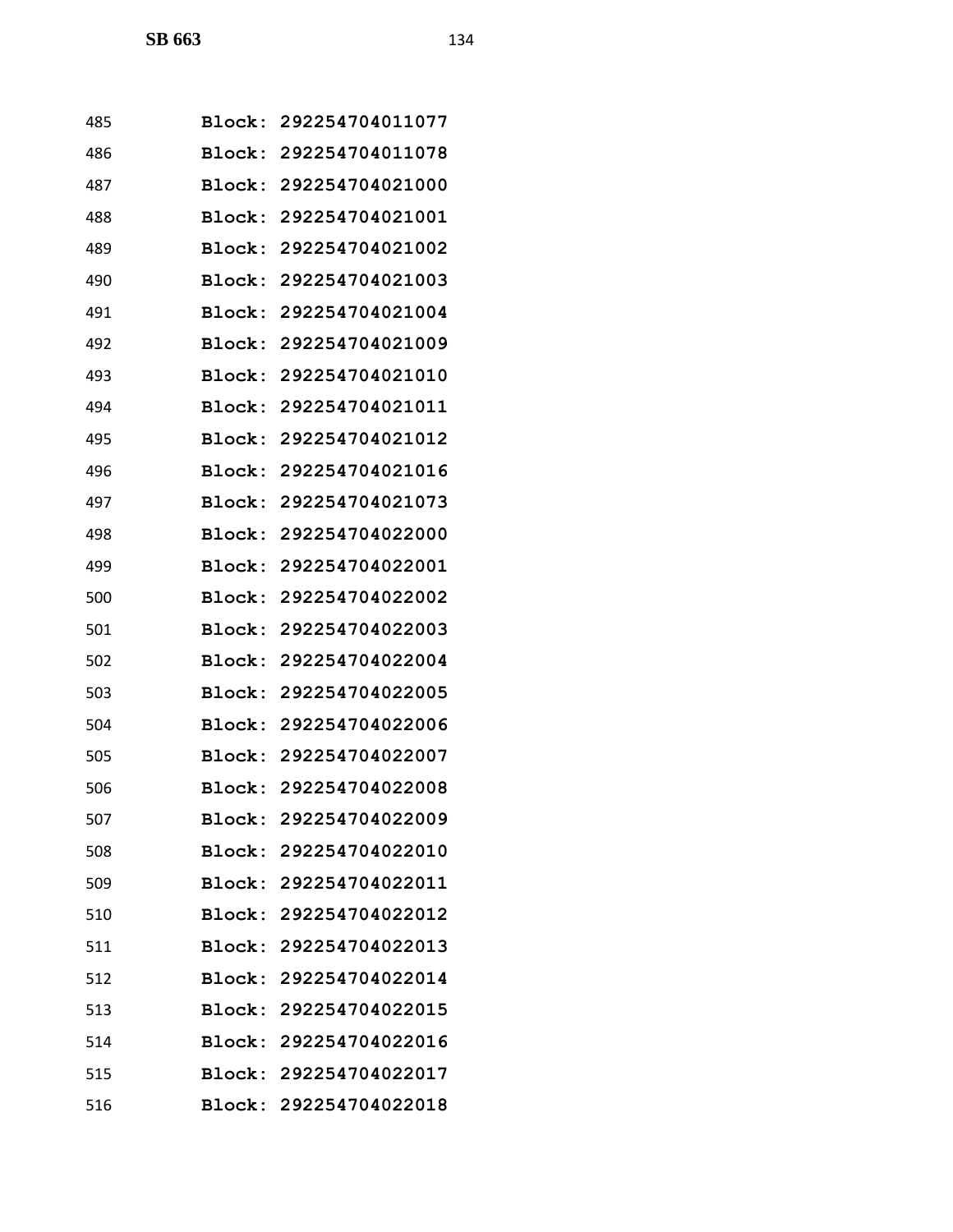485 **Block: 292254704011077**
486 **Block: 292254704011078**
487 **Block: 292254704021000**
488 **Block: 292254704021001**
489 **Block: 292254704021002**
490 **Block: 292254704021003**
491 **Block: 292254704021004**
492 **Block: 292254704021009**
493 **Block: 292254704021010**
494 **Block: 292254704021011**
495 **Block: 292254704021012**
496 **Block: 292254704021016**
497 **Block: 292254704021073**
498 **Block: 292254704022000**
499 **Block: 292254704022001**
500 **Block: 292254704022002**
501 **Block: 292254704022003**
502 **Block: 292254704022004**
503 **Block: 292254704022005**
504 **Block: 292254704022006**
505 **Block: 292254704022007**
506 **Block: 292254704022008**
507 **Block: 292254704022009**
508 **Block: 292254704022010**
509 **Block: 292254704022011**
510 **Block: 292254704022012**
511 **Block: 292254704022013**
512 **Block: 292254704022014**
513 **Block: 292254704022015**
514 **Block: 292254704022016**
515 **Block: 292254704022017**
516 **Block: 292254704022018**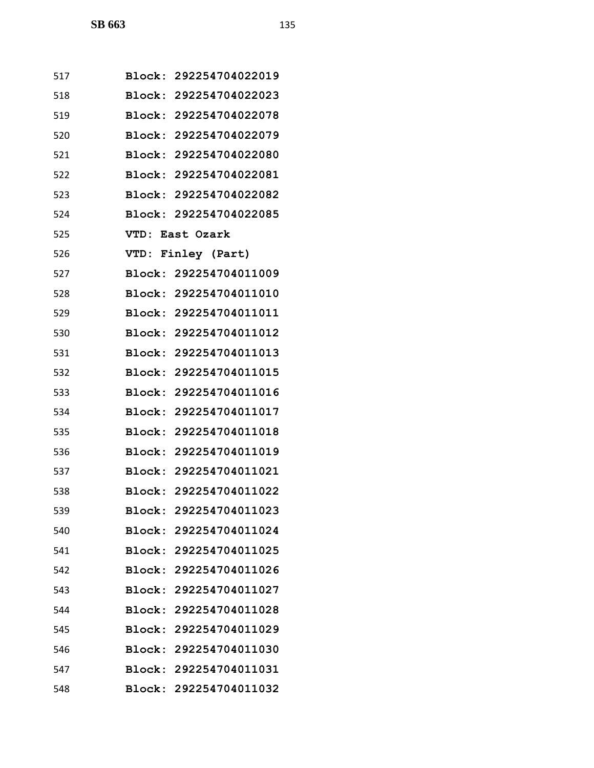517 **Block: 292254704022019**
518 **Block: 292254704022023**
519 **Block: 292254704022078**
520 **Block: 292254704022079**
521 **Block: 292254704022080**
522 **Block: 292254704022081**
523 **Block: 292254704022082**
524 **Block: 292254704022085**
525 **VTD: East Ozark**
526 **VTD: Finley (Part)**
527 **Block: 292254704011009**
528 **Block: 292254704011010**
529 **Block: 292254704011011**
530 **Block: 292254704011012**
531 **Block: 292254704011013**
532 **Block: 292254704011015**
533 **Block: 292254704011016**
534 **Block: 292254704011017**
535 **Block: 292254704011018**
536 **Block: 292254704011019**
537 **Block: 292254704011021**
538 **Block: 292254704011022**
539 **Block: 292254704011023**
540 **Block: 292254704011024**
541 **Block: 292254704011025**
542 **Block: 292254704011026**
543 **Block: 292254704011027**
544 **Block: 292254704011028**
545 **Block: 292254704011029**
546 **Block: 292254704011030**
547 **Block: 292254704011031**
548 **Block: 292254704011032**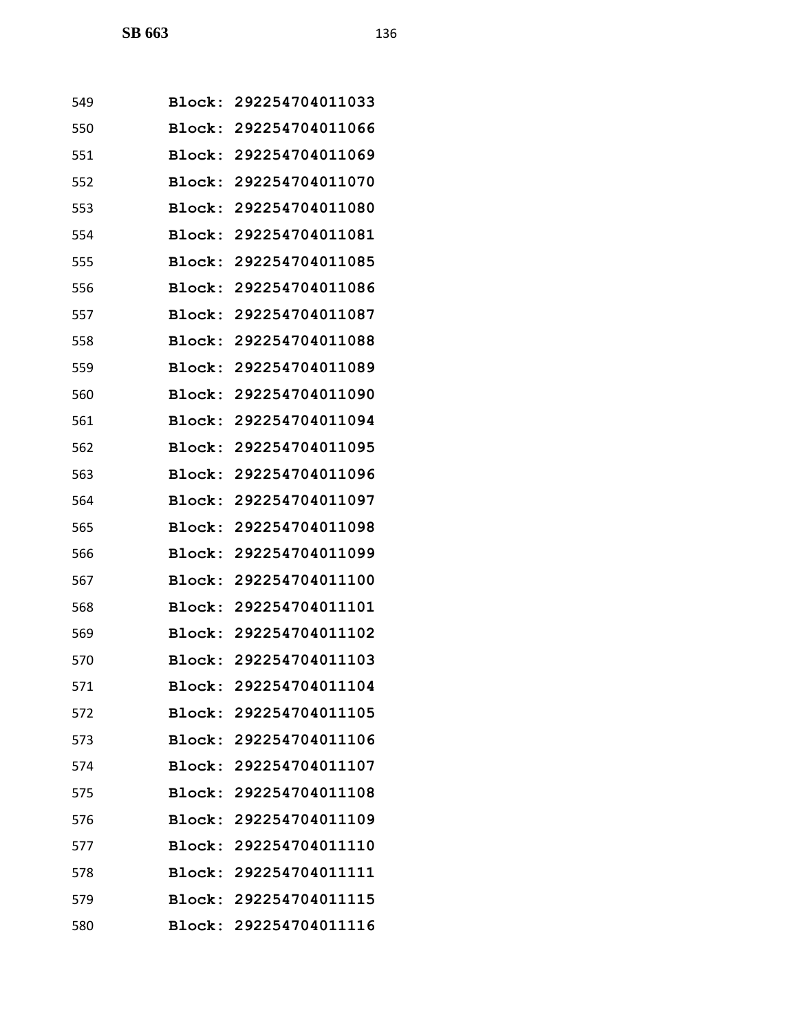549 **Block: 292254704011033**
550 **Block: 292254704011066**
551 **Block: 292254704011069**
552 **Block: 292254704011070**
553 **Block: 292254704011080**
554 **Block: 292254704011081**
555 **Block: 292254704011085**
556 **Block: 292254704011086**
557 **Block: 292254704011087**
558 **Block: 292254704011088**
559 **Block: 292254704011089**
560 **Block: 292254704011090**
561 **Block: 292254704011094**
562 **Block: 292254704011095**
563 **Block: 292254704011096**
564 **Block: 292254704011097**
565 **Block: 292254704011098**
566 **Block: 292254704011099**
567 **Block: 292254704011100**
568 **Block: 292254704011101**
569 **Block: 292254704011102**
570 **Block: 292254704011103**
571 **Block: 292254704011104**
572 **Block: 292254704011105**
573 **Block: 292254704011106**
574 **Block: 292254704011107**
575 **Block: 292254704011108**
576 **Block: 292254704011109**
577 **Block: 292254704011110**
578 **Block: 292254704011111**
579 **Block: 292254704011115**
580 **Block: 292254704011116**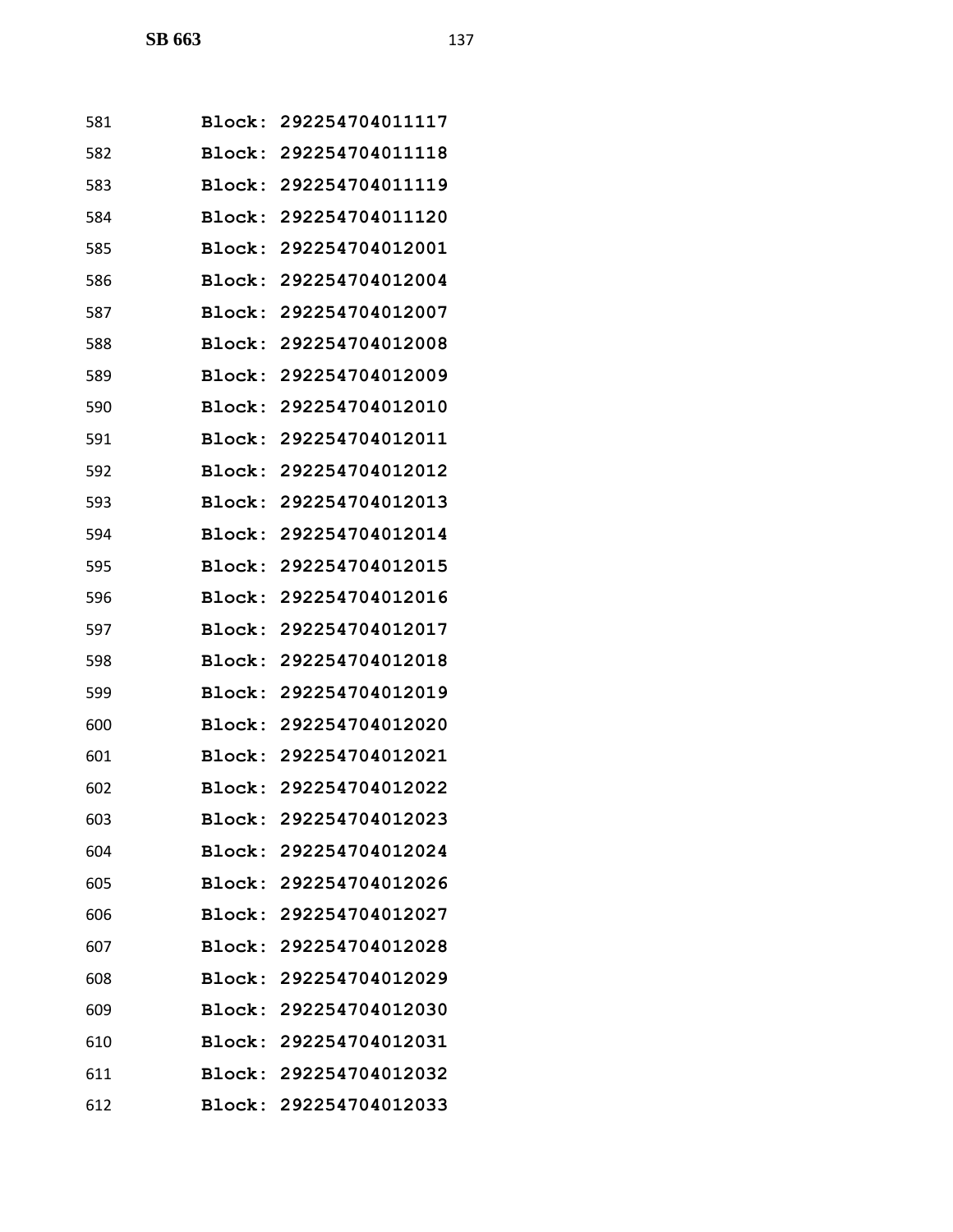581 **Block: 292254704011117**
582 **Block: 292254704011118**
583 **Block: 292254704011119**
584 **Block: 292254704011120**
585 **Block: 292254704012001**
586 **Block: 292254704012004**
587 **Block: 292254704012007**
588 **Block: 292254704012008**
589 **Block: 292254704012009**
590 **Block: 292254704012010**
591 **Block: 292254704012011**
592 **Block: 292254704012012**
593 **Block: 292254704012013**
594 **Block: 292254704012014**
595 **Block: 292254704012015**
596 **Block: 292254704012016**
597 **Block: 292254704012017**
598 **Block: 292254704012018**
599 **Block: 292254704012019**
600 **Block: 292254704012020**
601 **Block: 292254704012021**
602 **Block: 292254704012022**
603 **Block: 292254704012023**
604 **Block: 292254704012024**
605 **Block: 292254704012026**
606 **Block: 292254704012027**
607 **Block: 292254704012028**
608 **Block: 292254704012029**
609 **Block: 292254704012030**
610 **Block: 292254704012031**
611 **Block: 292254704012032**
612 **Block: 292254704012033**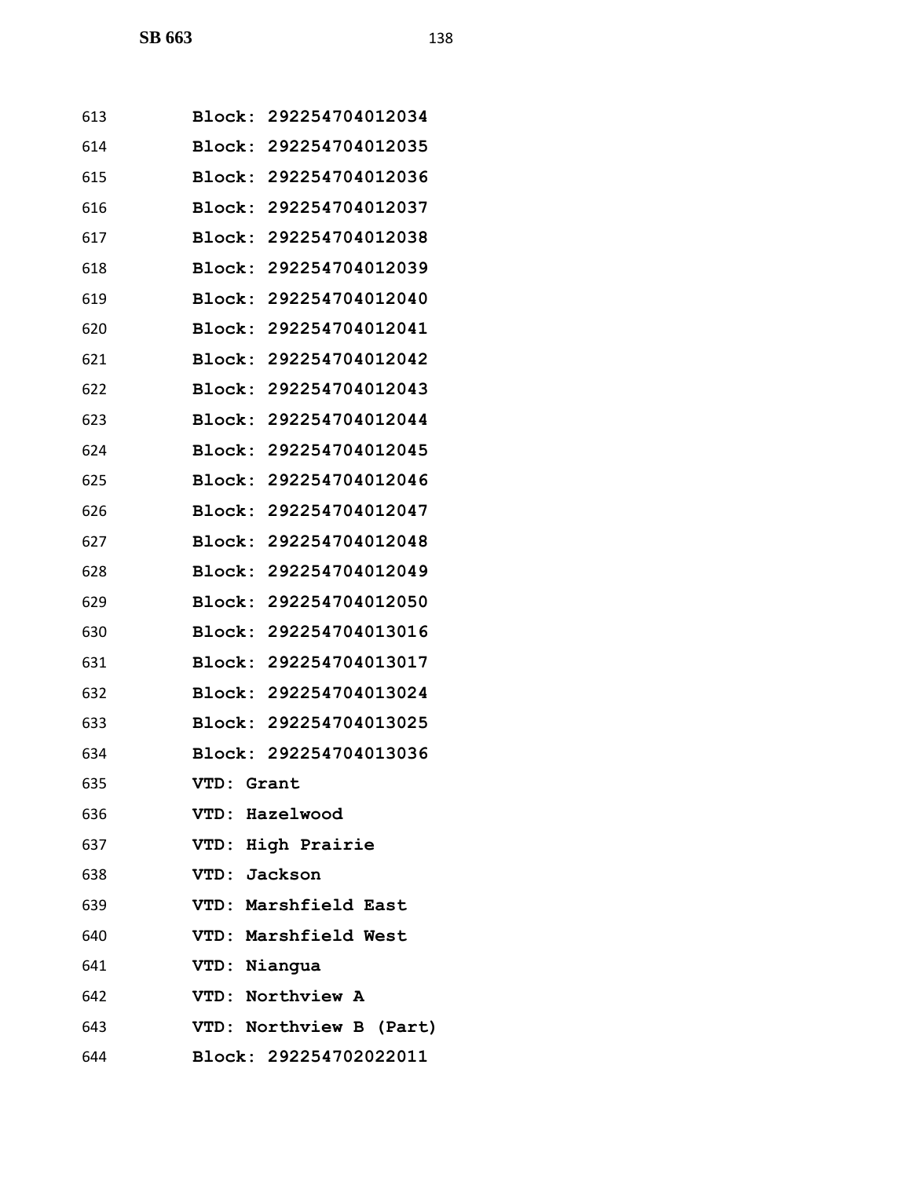613 Block: 292254704012034
614 Block: 292254704012035
615 Block: 292254704012036
616 Block: 292254704012037
617 Block: 292254704012038
618 Block: 292254704012039
619 Block: 292254704012040
620 Block: 292254704012041
621 Block: 292254704012042
622 Block: 292254704012043
623 Block: 292254704012044
624 Block: 292254704012045
625 Block: 292254704012046
626 Block: 292254704012047
627 Block: 292254704012048
628 Block: 292254704012049
629 Block: 292254704012050
630 Block: 292254704013016
631 Block: 292254704013017
632 Block: 292254704013024
633 Block: 292254704013025
634 Block: 292254704013036
635 VTD: Grant
636 VTD: Hazelwood
637 VTD: High Prairie
638 VTD: Jackson
639 VTD: Marshfield East
640 VTD: Marshfield West
641 VTD: Niangua
642 VTD: Northview A
643 VTD: Northview B (Part)
644 Block: 292254702022011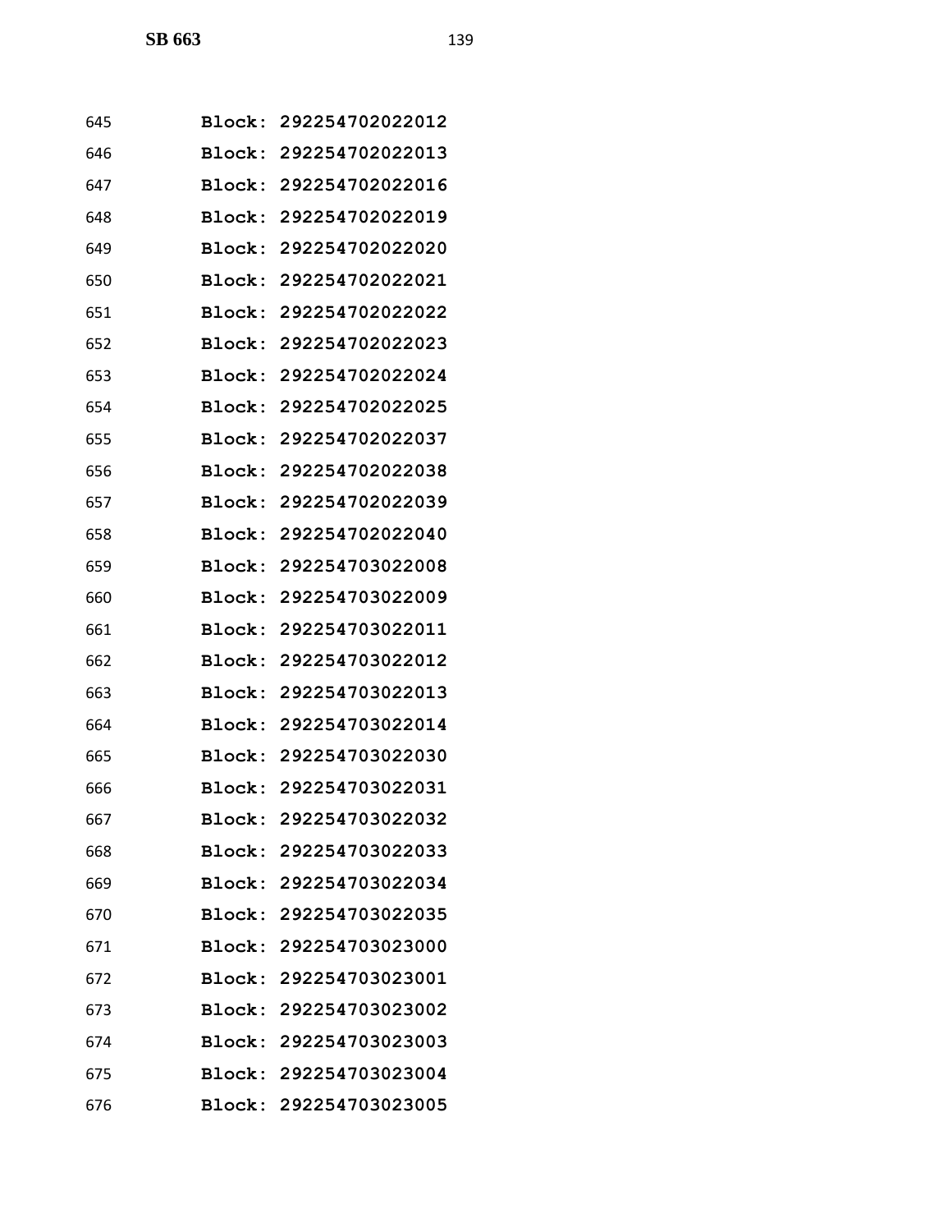645 **Block: 292254702022012**
646 **Block: 292254702022013**
647 **Block: 292254702022016**
648 **Block: 292254702022019**
649 **Block: 292254702022020**
650 **Block: 292254702022021**
651 **Block: 292254702022022**
652 **Block: 292254702022023**
653 **Block: 292254702022024**
654 **Block: 292254702022025**
655 **Block: 292254702022037**
656 **Block: 292254702022038**
657 **Block: 292254702022039**
658 **Block: 292254702022040**
659 **Block: 292254703022008**
660 **Block: 292254703022009**
661 **Block: 292254703022011**
662 **Block: 292254703022012**
663 **Block: 292254703022013**
664 **Block: 292254703022014**
665 **Block: 292254703022030**
666 **Block: 292254703022031**
667 **Block: 292254703022032**
668 **Block: 292254703022033**
669 **Block: 292254703022034**
670 **Block: 292254703022035**
671 **Block: 292254703023000**
672 **Block: 292254703023001**
673 **Block: 292254703023002**
674 **Block: 292254703023003**
675 **Block: 292254703023004**
676 **Block: 292254703023005**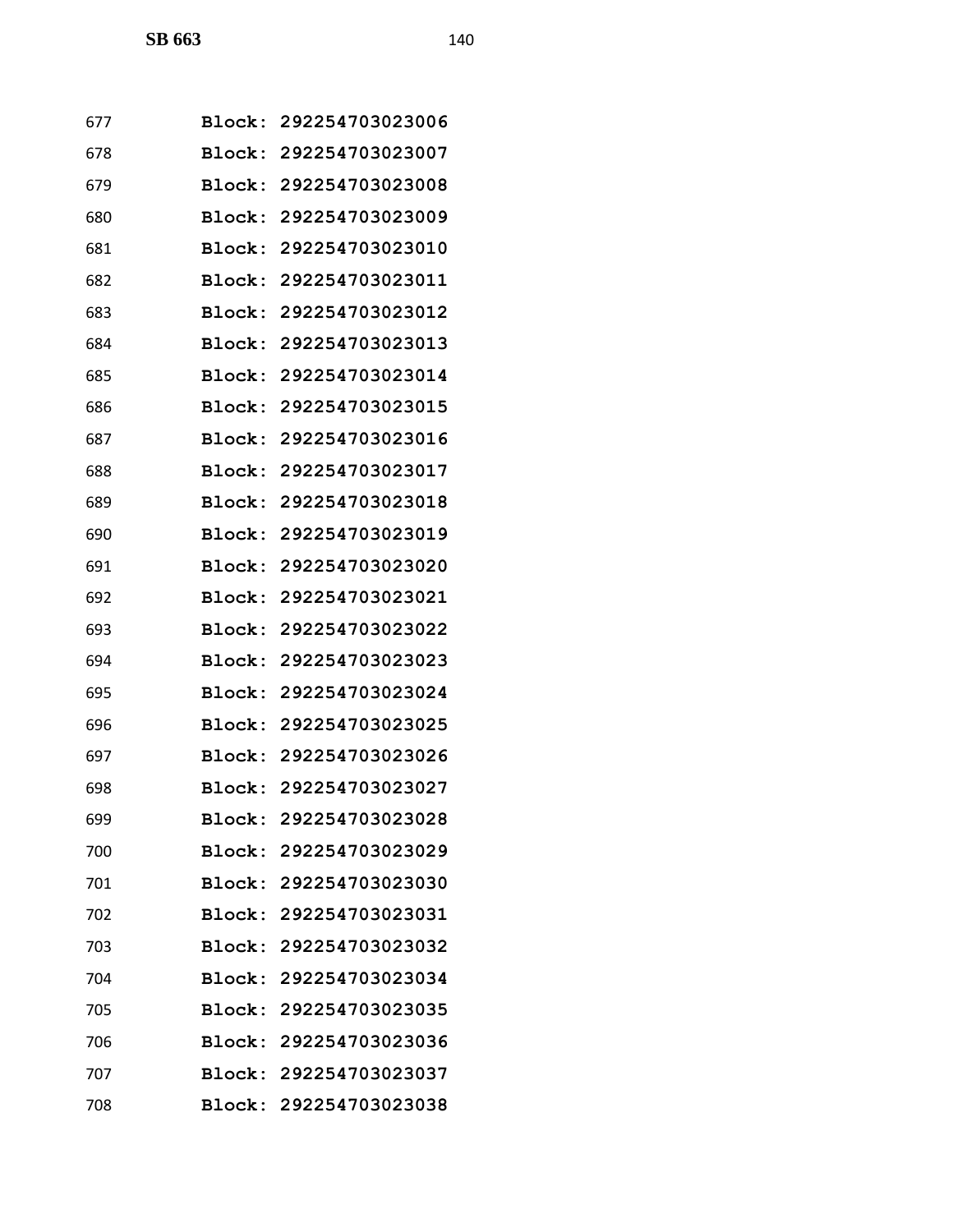677 Block: 292254703023006

678 Block: 292254703023007

679 Block: 292254703023008

680 Block: 292254703023009

681 Block: 292254703023010

682 Block: 292254703023011

683 Block: 292254703023012

684 Block: 292254703023013

685 Block: 292254703023014

686 Block: 292254703023015

687 Block: 292254703023016

688 Block: 292254703023017

689 Block: 292254703023018

690 Block: 292254703023019

691 Block: 292254703023020

692 Block: 292254703023021

693 Block: 292254703023022

694 Block: 292254703023023

695 Block: 292254703023024

696 Block: 292254703023025

697 Block: 292254703023026

698 Block: 292254703023027

699 Block: 292254703023028

700 Block: 292254703023029

701 Block: 292254703023030

702 Block: 292254703023031

703 Block: 292254703023032

704 Block: 292254703023034

705 Block: 292254703023035

706 Block: 292254703023036

707 Block: 292254703023037

708 Block: 292254703023038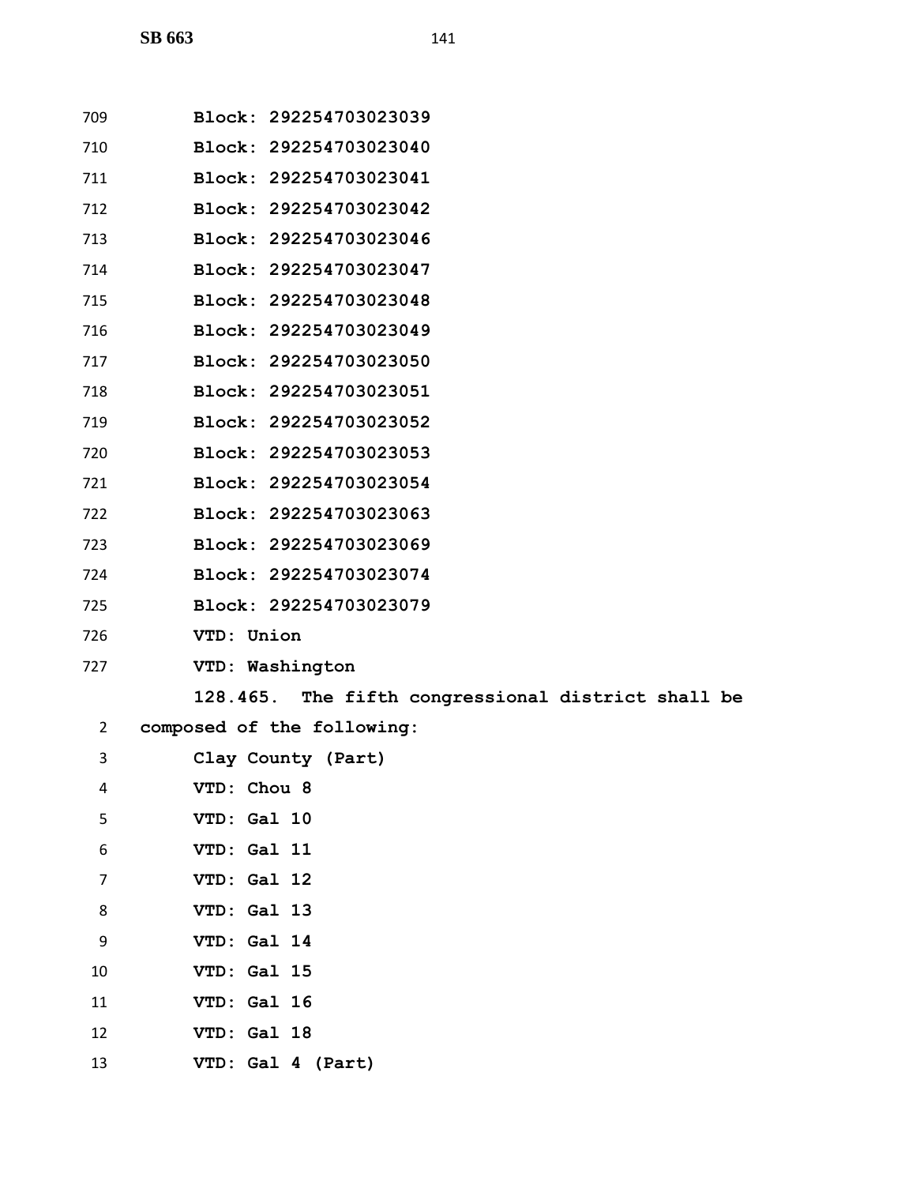**Block: 292254703023039**
**Block: 292254703023040**
**Block: 292254703023041**
**Block: 292254703023042**
**Block: 292254703023046**
**Block: 292254703023047**
**Block: 292254703023048**
**Block: 292254703023049**
**Block: 292254703023050**
**Block: 292254703023051**
**Block: 292254703023052**
**Block: 292254703023053**
**Block: 292254703023054**
**Block: 292254703023063**
**Block: 292254703023069**
**Block: 292254703023074**
**Block: 292254703023079**
**VTD: Union**
**VTD: Washington**

**128.465. The fifth congressional district shall be composed of the following:**

**Clay County (Part)**
**VTD: Chou 8**
**VTD: Gal 10**
**VTD: Gal 11**
**VTD: Gal 12**
**VTD: Gal 13**
**VTD: Gal 14**
**VTD: Gal 15**
**VTD: Gal 16**
**VTD: Gal 18**
**VTD: Gal 4 (Part)**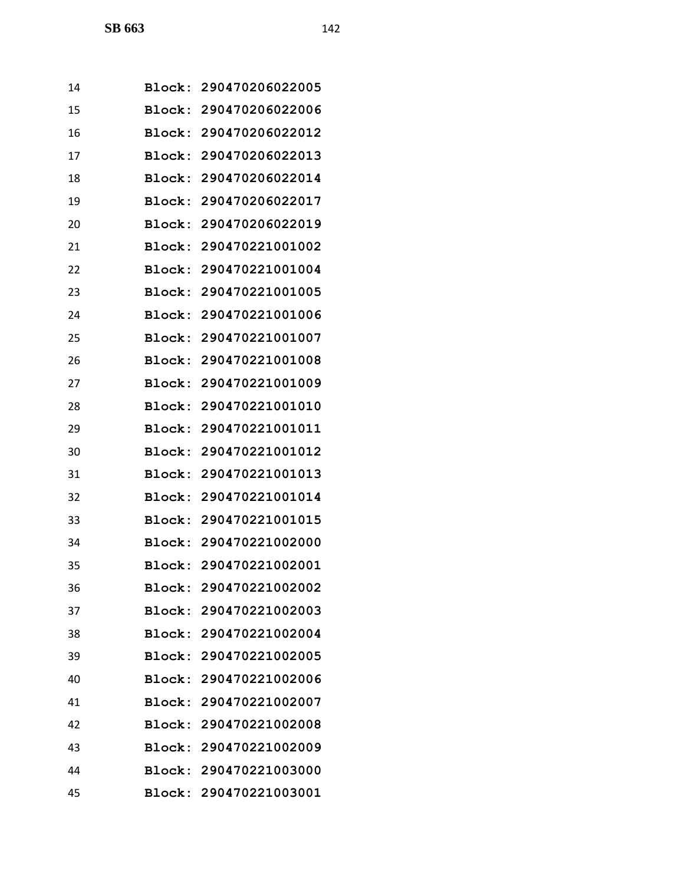Block: 290470206022005
Block: 290470206022006
Block: 290470206022012
Block: 290470206022013
Block: 290470206022014
Block: 290470206022017
Block: 290470206022019
Block: 290470221001002
Block: 290470221001004
Block: 290470221001005
Block: 290470221001006
Block: 290470221001007
Block: 290470221001008
Block: 290470221001009
Block: 290470221001010
Block: 290470221001011
Block: 290470221001012
Block: 290470221001013
Block: 290470221001014
Block: 290470221001015
Block: 290470221002000
Block: 290470221002001
Block: 290470221002002
Block: 290470221002003
Block: 290470221002004
Block: 290470221002005
Block: 290470221002006
Block: 290470221002007
Block: 290470221002008
Block: 290470221002009
Block: 290470221003000
Block: 290470221003001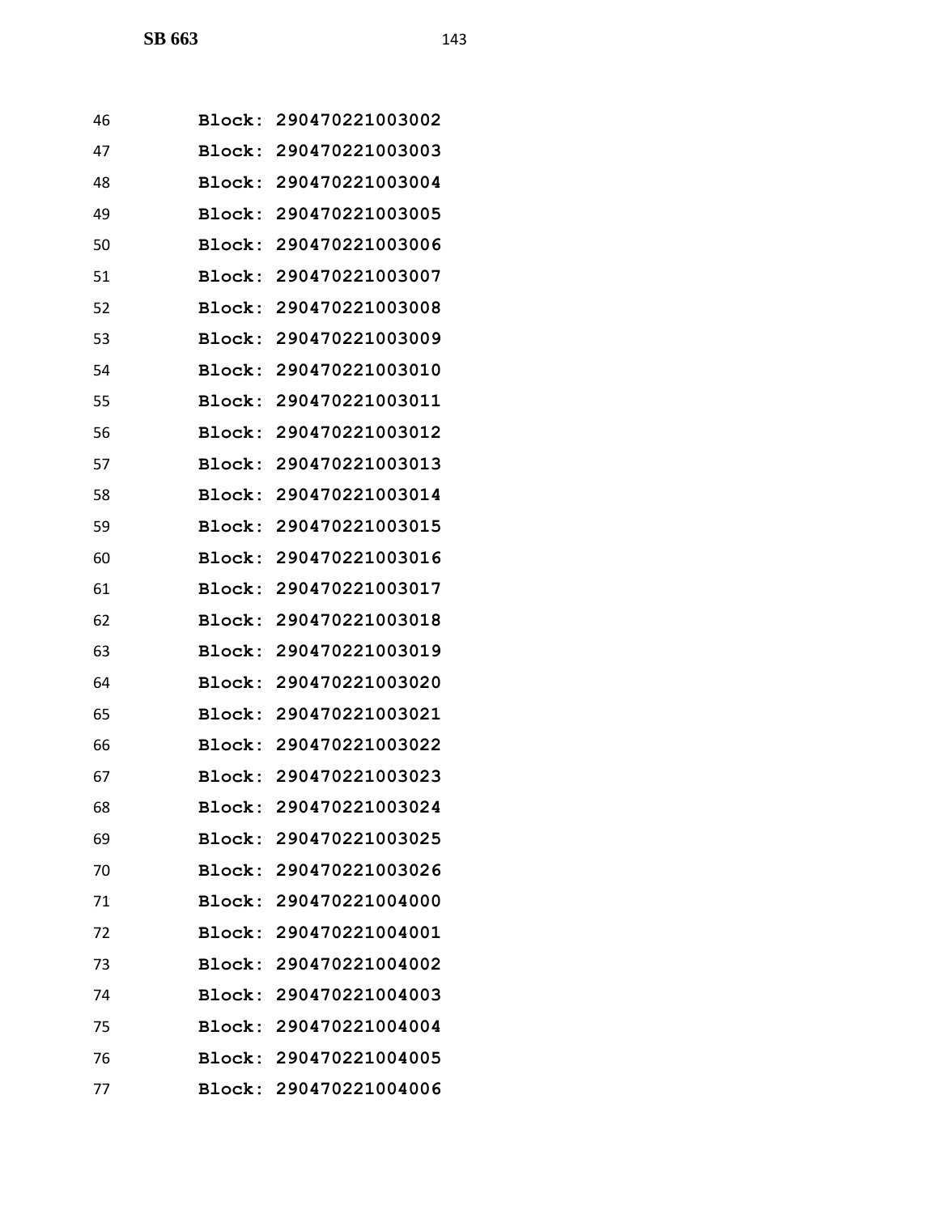46 **Block: 290470221003002**
47 **Block: 290470221003003**
48 **Block: 290470221003004**
49 **Block: 290470221003005**
50 **Block: 290470221003006**
51 **Block: 290470221003007**
52 **Block: 290470221003008**
53 **Block: 290470221003009**
54 **Block: 290470221003010**
55 **Block: 290470221003011**
56 **Block: 290470221003012**
57 **Block: 290470221003013**
58 **Block: 290470221003014**
59 **Block: 290470221003015**
60 **Block: 290470221003016**
61 **Block: 290470221003017**
62 **Block: 290470221003018**
63 **Block: 290470221003019**
64 **Block: 290470221003020**
65 **Block: 290470221003021**
66 **Block: 290470221003022**
67 **Block: 290470221003023**
68 **Block: 290470221003024**
69 **Block: 290470221003025**
70 **Block: 290470221003026**
71 **Block: 290470221004000**
72 **Block: 290470221004001**
73 **Block: 290470221004002**
74 **Block: 290470221004003**
75 **Block: 290470221004004**
76 **Block: 290470221004005**
77 **Block: 290470221004006**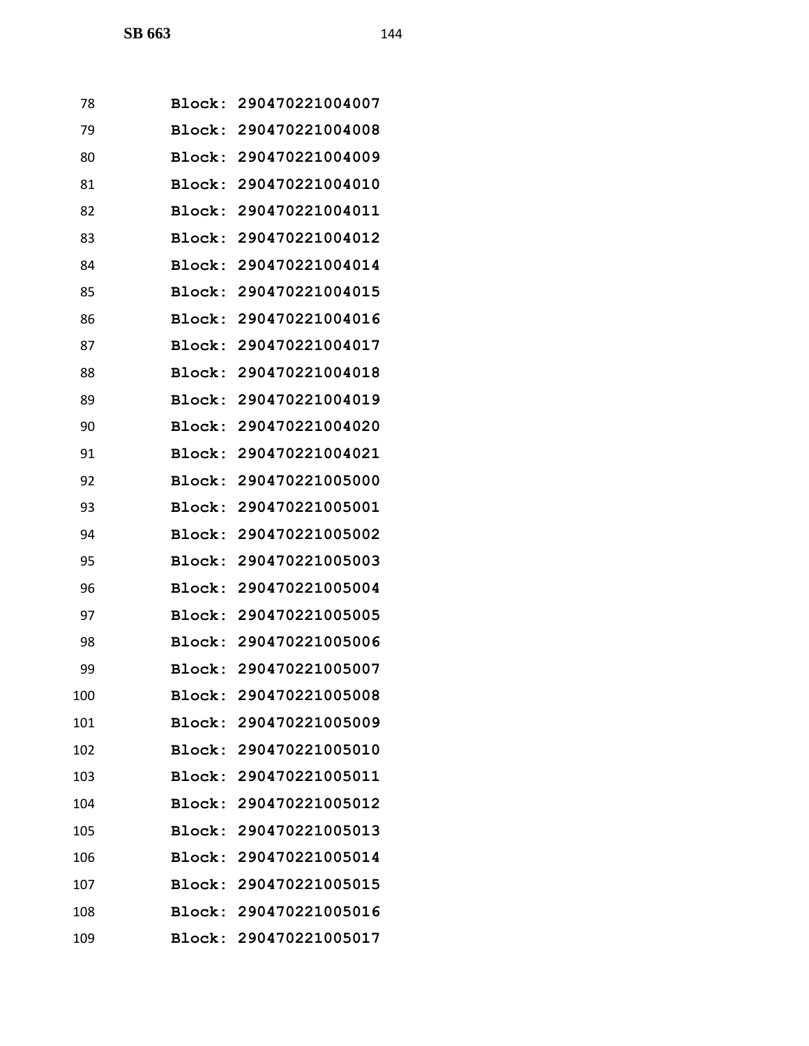Block: 290470221004007
Block: 290470221004008
Block: 290470221004009
Block: 290470221004010
Block: 290470221004011
Block: 290470221004012
Block: 290470221004014
Block: 290470221004015
Block: 290470221004016
Block: 290470221004017
Block: 290470221004018
Block: 290470221004019
Block: 290470221004020
Block: 290470221004021
Block: 290470221005000
Block: 290470221005001
Block: 290470221005002
Block: 290470221005003
Block: 290470221005004
Block: 290470221005005
Block: 290470221005006
Block: 290470221005007
Block: 290470221005008
Block: 290470221005009
Block: 290470221005010
Block: 290470221005011
Block: 290470221005012
Block: 290470221005013
Block: 290470221005014
Block: 290470221005015
Block: 290470221005016
Block: 290470221005017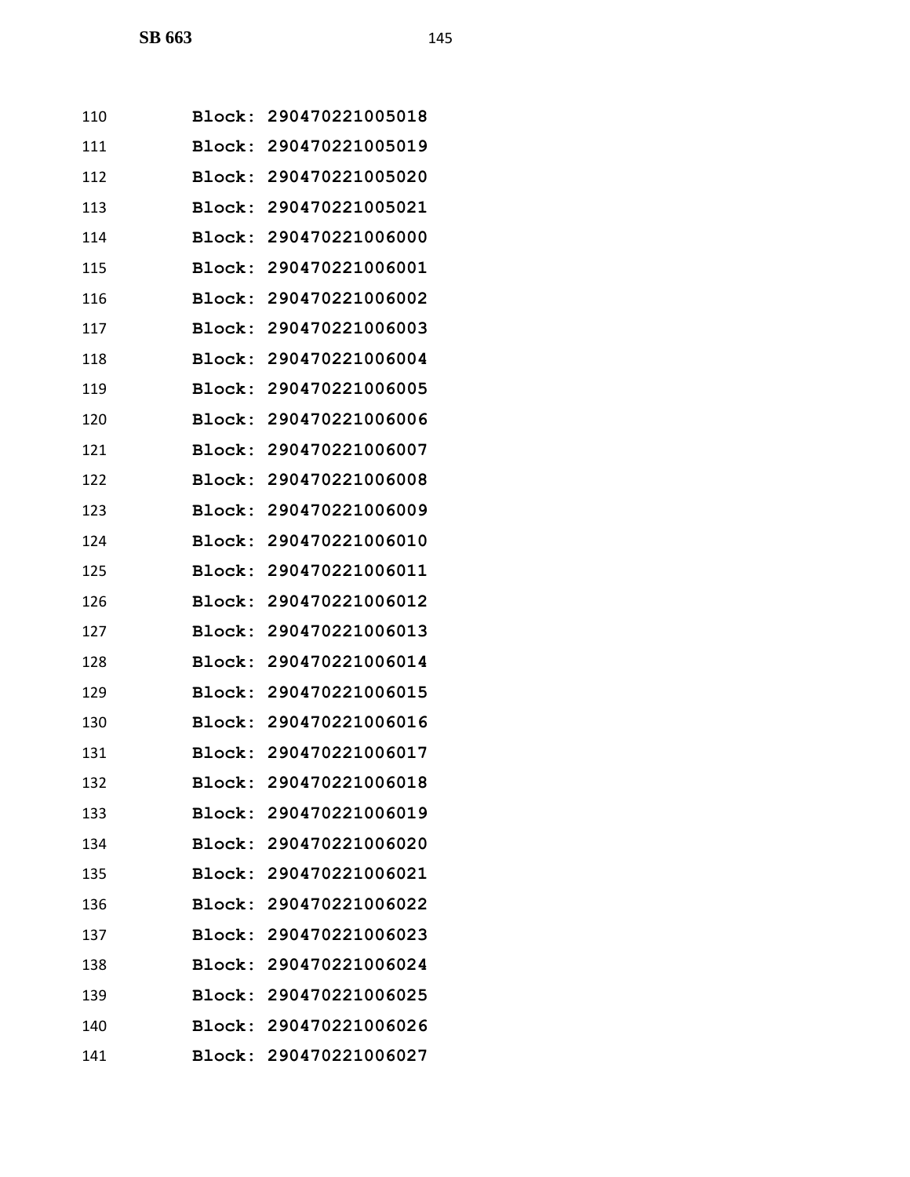110 Block: 290470221005018
111 Block: 290470221005019
112 Block: 290470221005020
113 Block: 290470221005021
114 Block: 290470221006000
115 Block: 290470221006001
116 Block: 290470221006002
117 Block: 290470221006003
118 Block: 290470221006004
119 Block: 290470221006005
120 Block: 290470221006006
121 Block: 290470221006007
122 Block: 290470221006008
123 Block: 290470221006009
124 Block: 290470221006010
125 Block: 290470221006011
126 Block: 290470221006012
127 Block: 290470221006013
128 Block: 290470221006014
129 Block: 290470221006015
130 Block: 290470221006016
131 Block: 290470221006017
132 Block: 290470221006018
133 Block: 290470221006019
134 Block: 290470221006020
135 Block: 290470221006021
136 Block: 290470221006022
137 Block: 290470221006023
138 Block: 290470221006024
139 Block: 290470221006025
140 Block: 290470221006026
141 Block: 290470221006027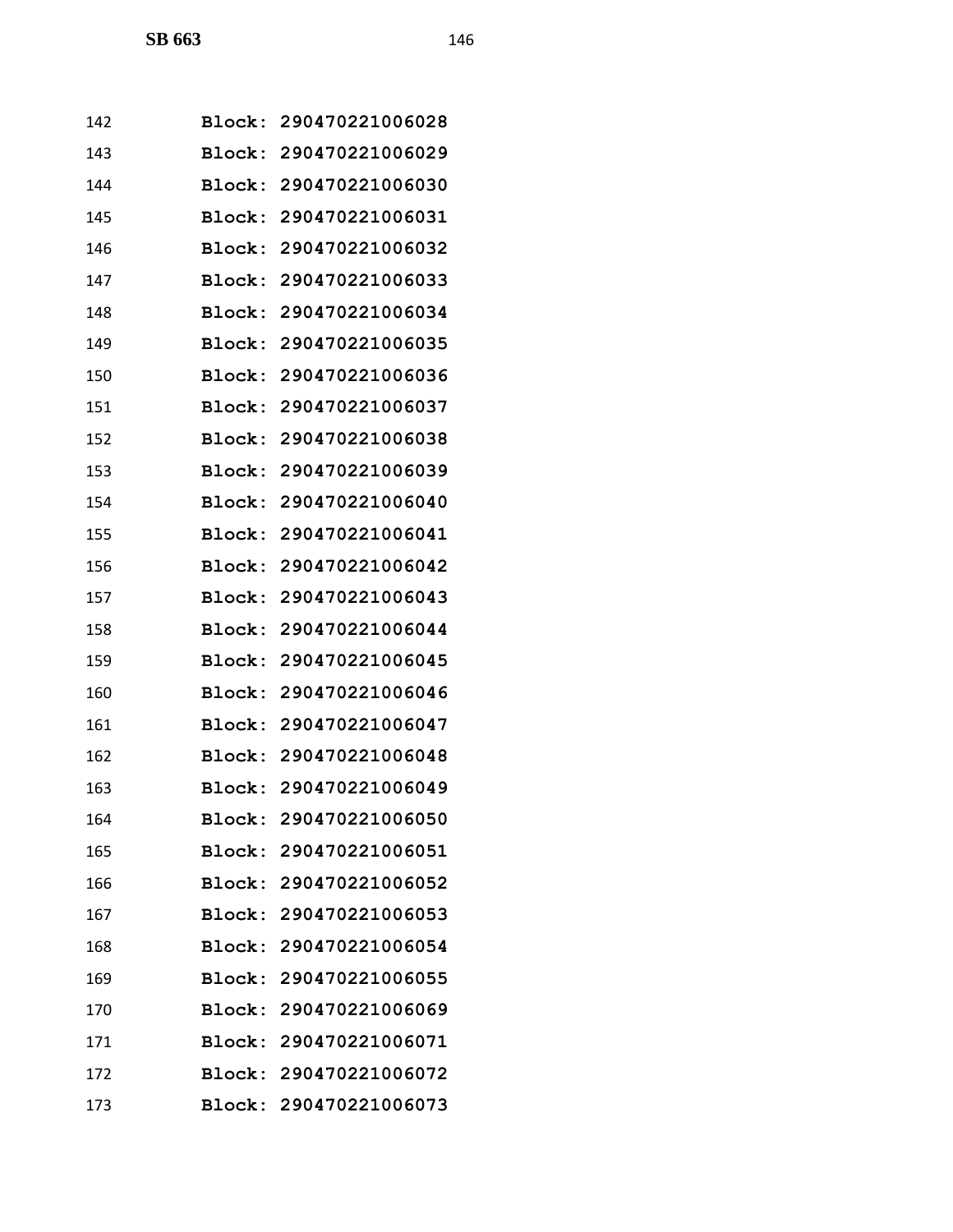142 Block: 290470221006028
143 Block: 290470221006029
144 Block: 290470221006030
145 Block: 290470221006031
146 Block: 290470221006032
147 Block: 290470221006033
148 Block: 290470221006034
149 Block: 290470221006035
150 Block: 290470221006036
151 Block: 290470221006037
152 Block: 290470221006038
153 Block: 290470221006039
154 Block: 290470221006040
155 Block: 290470221006041
156 Block: 290470221006042
157 Block: 290470221006043
158 Block: 290470221006044
159 Block: 290470221006045
160 Block: 290470221006046
161 Block: 290470221006047
162 Block: 290470221006048
163 Block: 290470221006049
164 Block: 290470221006050
165 Block: 290470221006051
166 Block: 290470221006052
167 Block: 290470221006053
168 Block: 290470221006054
169 Block: 290470221006055
170 Block: 290470221006069
171 Block: 290470221006071
172 Block: 290470221006072
173 Block: 290470221006073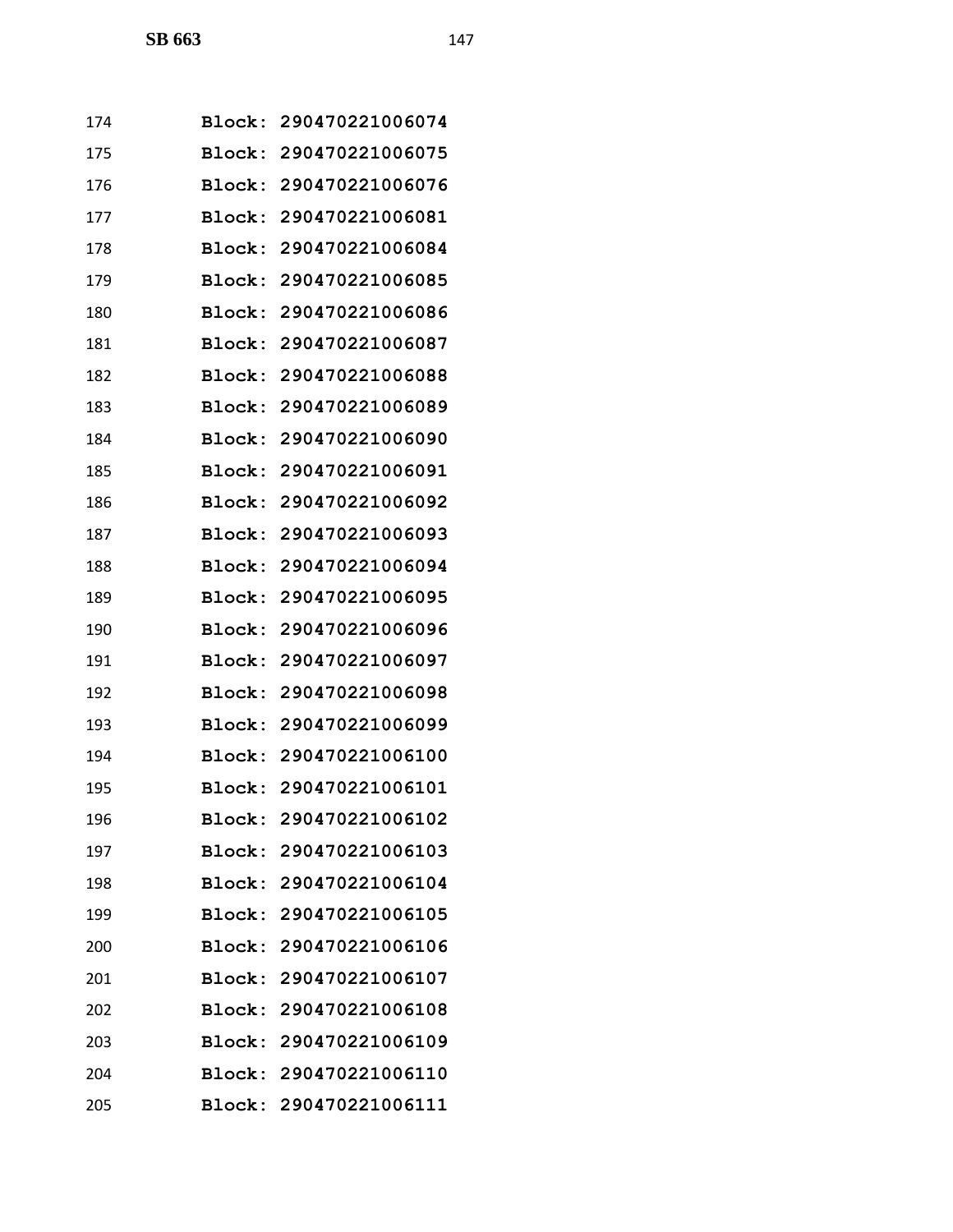174 **Block: 290470221006074**

175 **Block: 290470221006075**

176 **Block: 290470221006076**

177 **Block: 290470221006081**

178 **Block: 290470221006084**

179 **Block: 290470221006085**

180 **Block: 290470221006086**

181 **Block: 290470221006087**

182 **Block: 290470221006088**

183 **Block: 290470221006089**

184 **Block: 290470221006090**

185 **Block: 290470221006091**

186 **Block: 290470221006092**

187 **Block: 290470221006093**

188 **Block: 290470221006094**

189 **Block: 290470221006095**

190 **Block: 290470221006096**

191 **Block: 290470221006097**

192 **Block: 290470221006098**

193 **Block: 290470221006099**

194 **Block: 290470221006100**

195 **Block: 290470221006101**

196 **Block: 290470221006102**

197 **Block: 290470221006103**

198 **Block: 290470221006104**

199 **Block: 290470221006105**

200 **Block: 290470221006106**

201 **Block: 290470221006107**

202 **Block: 290470221006108**

203 **Block: 290470221006109**

204 **Block: 290470221006110**

205 **Block: 290470221006111**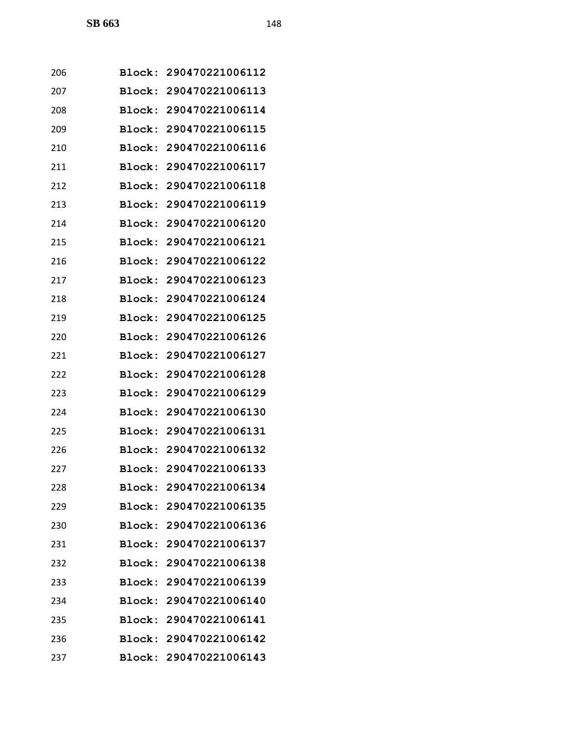206 **Block: 290470221006112**

207 **Block: 290470221006113**

208 **Block: 290470221006114**

209 **Block: 290470221006115**

210 **Block: 290470221006116**

211 **Block: 290470221006117**

212 **Block: 290470221006118**

213 **Block: 290470221006119**

214 **Block: 290470221006120**

215 **Block: 290470221006121**

216 **Block: 290470221006122**

217 **Block: 290470221006123**

218 **Block: 290470221006124**

219 **Block: 290470221006125**

220 **Block: 290470221006126**

221 **Block: 290470221006127**

222 **Block: 290470221006128**

223 **Block: 290470221006129**

224 **Block: 290470221006130**

225 **Block: 290470221006131**

226 **Block: 290470221006132**

227 **Block: 290470221006133**

228 **Block: 290470221006134**

229 **Block: 290470221006135**

230 **Block: 290470221006136**

231 **Block: 290470221006137**

232 **Block: 290470221006138**

233 **Block: 290470221006139**

234 **Block: 290470221006140**

235 **Block: 290470221006141**

236 **Block: 290470221006142**

237 **Block: 290470221006143**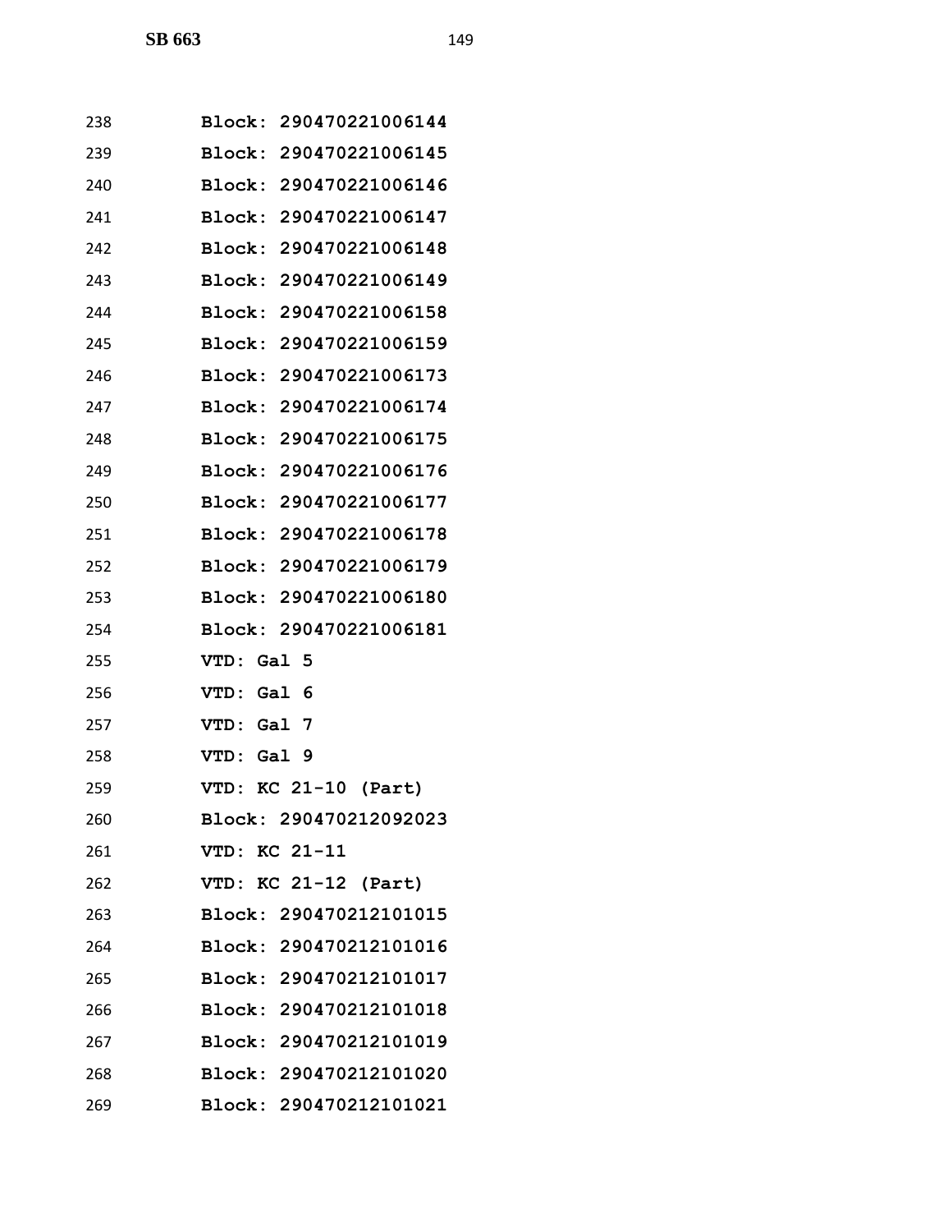238 **Block: 290470221006144**
239 **Block: 290470221006145**
240 **Block: 290470221006146**
241 **Block: 290470221006147**
242 **Block: 290470221006148**
243 **Block: 290470221006149**
244 **Block: 290470221006158**
245 **Block: 290470221006159**
246 **Block: 290470221006173**
247 **Block: 290470221006174**
248 **Block: 290470221006175**
249 **Block: 290470221006176**
250 **Block: 290470221006177**
251 **Block: 290470221006178**
252 **Block: 290470221006179**
253 **Block: 290470221006180**
254 **Block: 290470221006181**
255 **VTD: Gal 5**
256 **VTD: Gal 6**
257 **VTD: Gal 7**
258 **VTD: Gal 9**
259 **VTD: KC 21-10 (Part)**
260 **Block: 290470212092023**
261 **VTD: KC 21-11**
262 **VTD: KC 21-12 (Part)**
263 **Block: 290470212101015**
264 **Block: 290470212101016**
265 **Block: 290470212101017**
266 **Block: 290470212101018**
267 **Block: 290470212101019**
268 **Block: 290470212101020**
269 **Block: 290470212101021**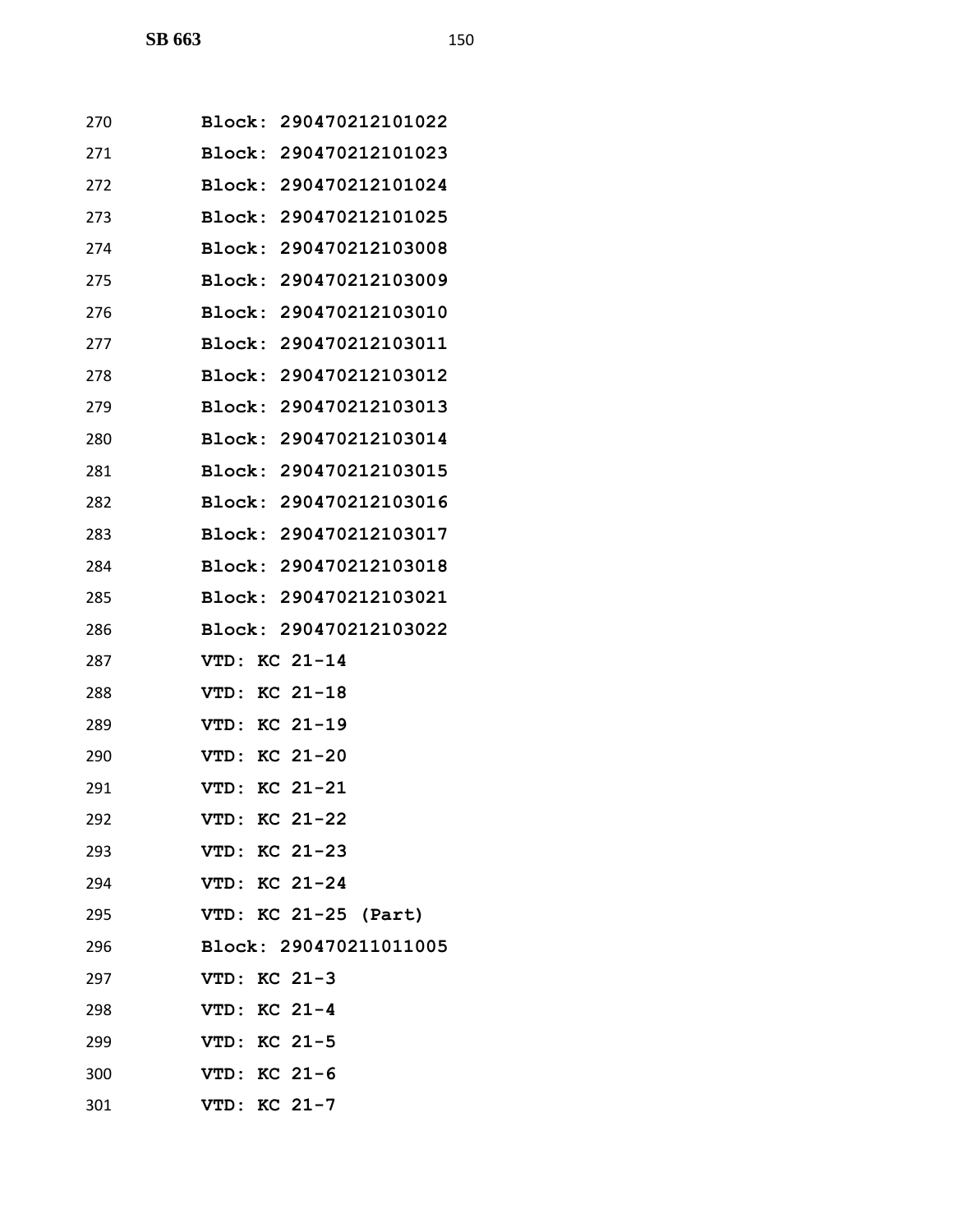270 **Block: 290470212101022**
271 **Block: 290470212101023**
272 **Block: 290470212101024**
273 **Block: 290470212101025**
274 **Block: 290470212103008**
275 **Block: 290470212103009**
276 **Block: 290470212103010**
277 **Block: 290470212103011**
278 **Block: 290470212103012**
279 **Block: 290470212103013**
280 **Block: 290470212103014**
281 **Block: 290470212103015**
282 **Block: 290470212103016**
283 **Block: 290470212103017**
284 **Block: 290470212103018**
285 **Block: 290470212103021**
286 **Block: 290470212103022**
287 **VTD: KC 21-14**
288 **VTD: KC 21-18**
289 **VTD: KC 21-19**
290 **VTD: KC 21-20**
291 **VTD: KC 21-21**
292 **VTD: KC 21-22**
293 **VTD: KC 21-23**
294 **VTD: KC 21-24**
295 **VTD: KC 21-25 (Part)**
296 **Block: 290470211011005**
297 **VTD: KC 21-3**
298 **VTD: KC 21-4**
299 **VTD: KC 21-5**
300 **VTD: KC 21-6**
301 **VTD: KC 21-7**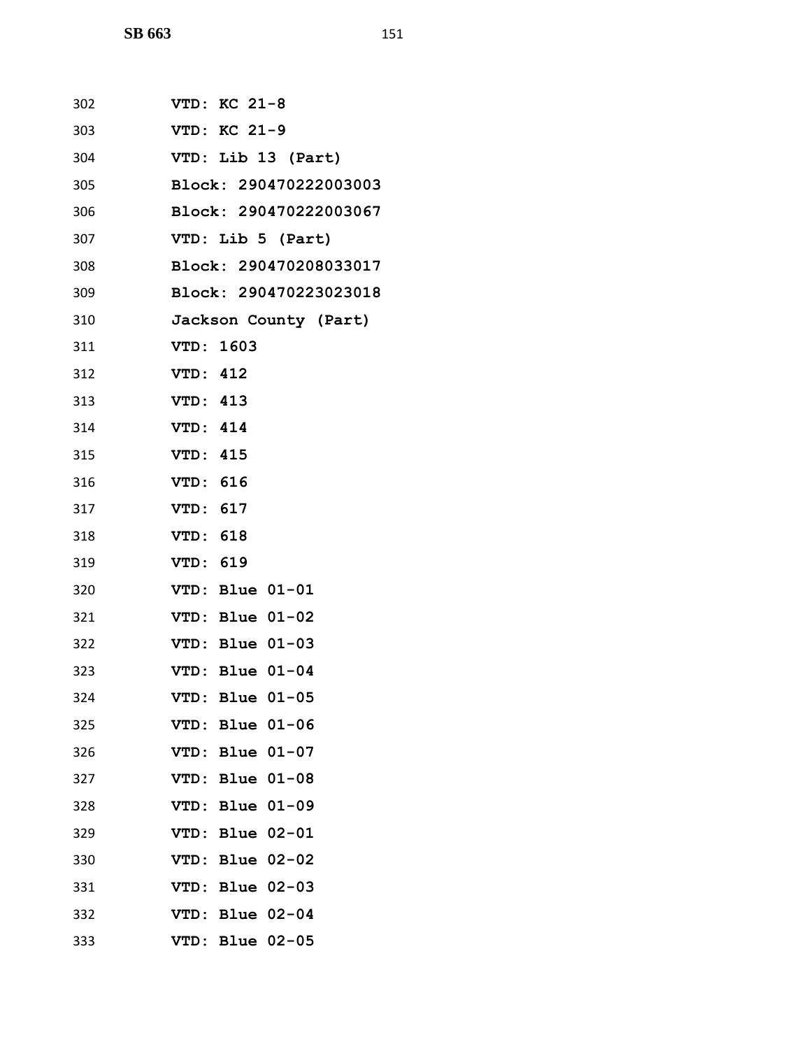302 **VTD: KC 21-8**
303 **VTD: KC 21-9**
304 **VTD: Lib 13 (Part)**
305 **Block: 290470222003003**
306 **Block: 290470222003067**
307 **VTD: Lib 5 (Part)**
308 **Block: 290470208033017**
309 **Block: 290470223023018**
310 **Jackson County (Part)**
311 **VTD: 1603**
312 **VTD: 412**
313 **VTD: 413**
314 **VTD: 414**
315 **VTD: 415**
316 **VTD: 616**
317 **VTD: 617**
318 **VTD: 618**
319 **VTD: 619**
320 **VTD: Blue 01-01**
321 **VTD: Blue 01-02**
322 **VTD: Blue 01-03**
323 **VTD: Blue 01-04**
324 **VTD: Blue 01-05**
325 **VTD: Blue 01-06**
326 **VTD: Blue 01-07**
327 **VTD: Blue 01-08**
328 **VTD: Blue 01-09**
329 **VTD: Blue 02-01**
330 **VTD: Blue 02-02**
331 **VTD: Blue 02-03**
332 **VTD: Blue 02-04**
333 **VTD: Blue 02-05**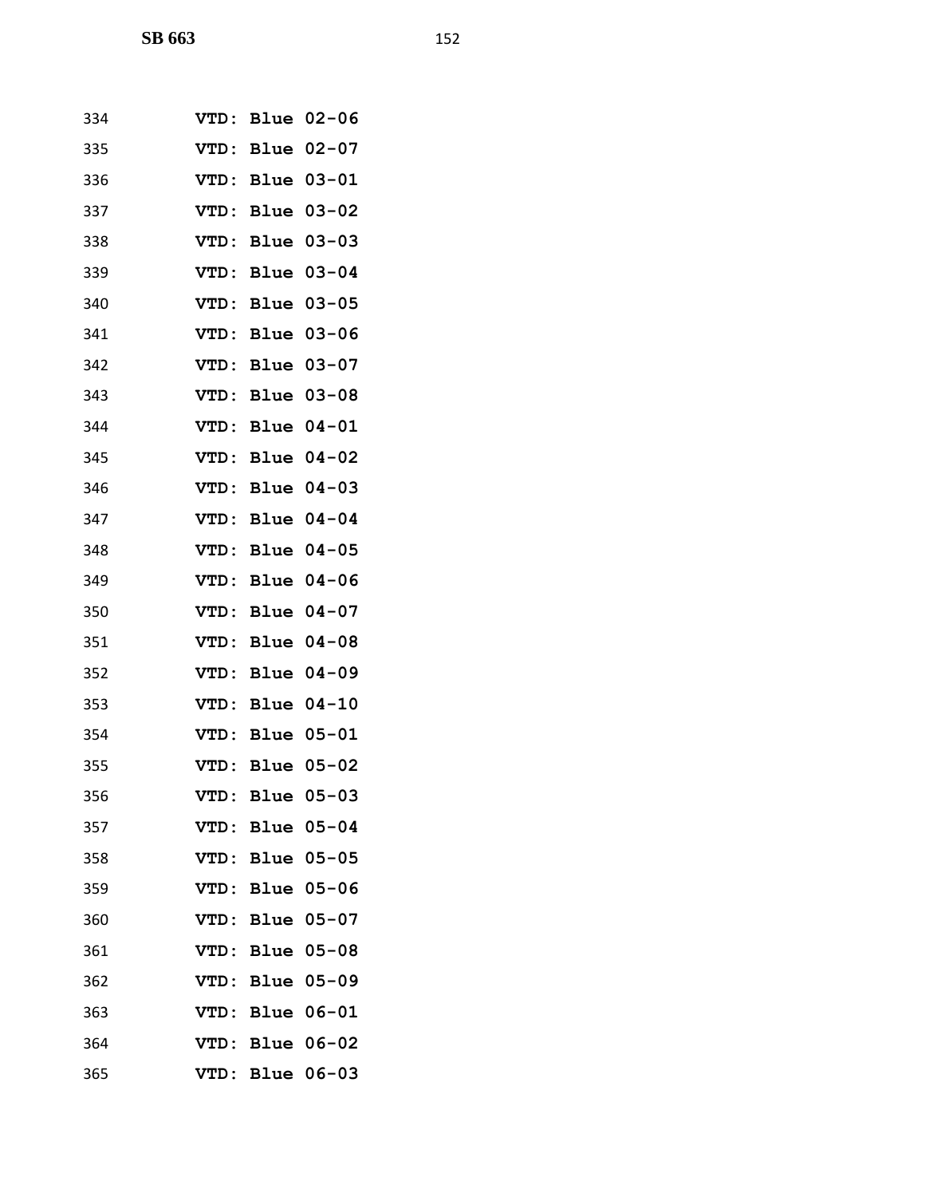334 **VTD: Blue 02-06**

335 **VTD: Blue 02-07**

336 **VTD: Blue 03-01**

337 **VTD: Blue 03-02**

338 **VTD: Blue 03-03**

339 **VTD: Blue 03-04**

340 **VTD: Blue 03-05**

341 **VTD: Blue 03-06**

342 **VTD: Blue 03-07**

343 **VTD: Blue 03-08**

344 **VTD: Blue 04-01**

345 **VTD: Blue 04-02**

346 **VTD: Blue 04-03**

347 **VTD: Blue 04-04**

348 **VTD: Blue 04-05**

349 **VTD: Blue 04-06**

350 **VTD: Blue 04-07**

351 **VTD: Blue 04-08**

352 **VTD: Blue 04-09**

353 **VTD: Blue 04-10**

354 **VTD: Blue 05-01**

355 **VTD: Blue 05-02**

356 **VTD: Blue 05-03**

357 **VTD: Blue 05-04**

358 **VTD: Blue 05-05**

359 **VTD: Blue 05-06**

360 **VTD: Blue 05-07**

361 **VTD: Blue 05-08**

362 **VTD: Blue 05-09**

363 **VTD: Blue 06-01**

364 **VTD: Blue 06-02**

365 **VTD: Blue 06-03**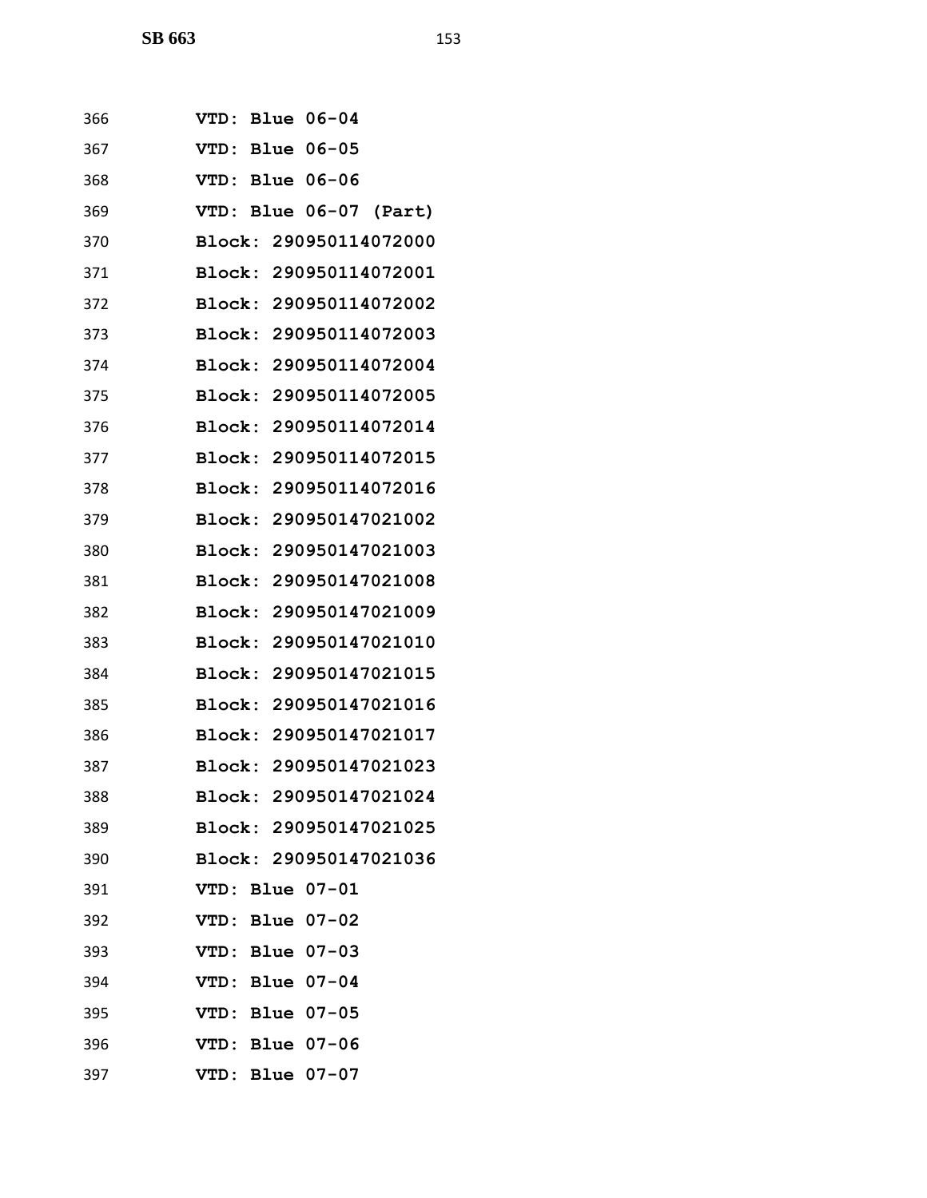366 **VTD: Blue 06-04**

367 **VTD: Blue 06-05**

368 **VTD: Blue 06-06**

369 **VTD: Blue 06-07 (Part)**

370 **Block: 290950114072000**

371 **Block: 290950114072001**

372 **Block: 290950114072002**

373 **Block: 290950114072003**

374 **Block: 290950114072004**

375 **Block: 290950114072005**

376 **Block: 290950114072014**

377 **Block: 290950114072015**

378 **Block: 290950114072016**

379 **Block: 290950147021002**

380 **Block: 290950147021003**

381 **Block: 290950147021008**

382 **Block: 290950147021009**

383 **Block: 290950147021010**

384 **Block: 290950147021015**

385 **Block: 290950147021016**

386 **Block: 290950147021017**

387 **Block: 290950147021023**

388 **Block: 290950147021024**

389 **Block: 290950147021025**

390 **Block: 290950147021036**

391 **VTD: Blue 07-01**

392 **VTD: Blue 07-02**

393 **VTD: Blue 07-03**

394 **VTD: Blue 07-04**

395 **VTD: Blue 07-05**

396 **VTD: Blue 07-06**

397 **VTD: Blue 07-07**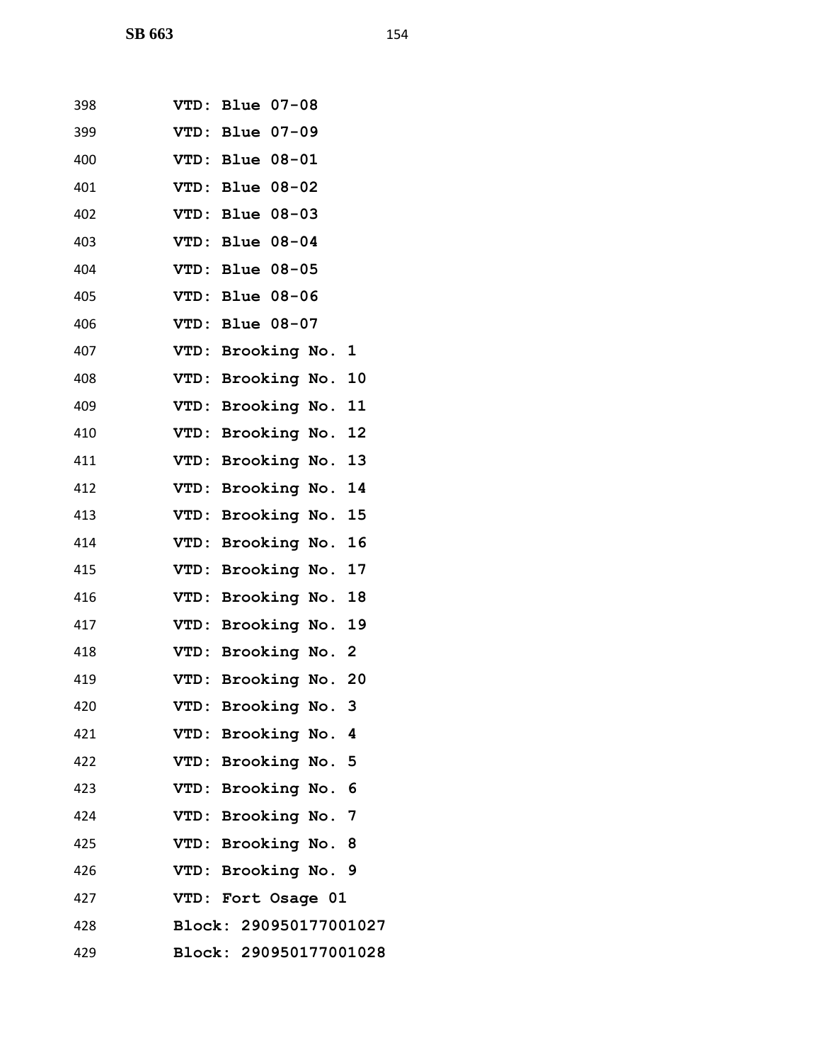398 **VTD: Blue 07-08**

399 **VTD: Blue 07-09**

400 **VTD: Blue 08-01**

401 **VTD: Blue 08-02**

402 **VTD: Blue 08-03**

403 **VTD: Blue 08-04**

404 **VTD: Blue 08-05**

405 **VTD: Blue 08-06**

406 **VTD: Blue 08-07**

407 **VTD: Brooking No. 1**

408 **VTD: Brooking No. 10**

409 **VTD: Brooking No. 11**

410 **VTD: Brooking No. 12**

411 **VTD: Brooking No. 13**

412 **VTD: Brooking No. 14**

413 **VTD: Brooking No. 15**

414 **VTD: Brooking No. 16**

415 **VTD: Brooking No. 17**

416 **VTD: Brooking No. 18**

417 **VTD: Brooking No. 19**

418 **VTD: Brooking No. 2**

419 **VTD: Brooking No. 20**

420 **VTD: Brooking No. 3**

421 **VTD: Brooking No. 4**

422 **VTD: Brooking No. 5**

423 **VTD: Brooking No. 6**

424 **VTD: Brooking No. 7**

425 **VTD: Brooking No. 8**

426 **VTD: Brooking No. 9**

427 **VTD: Fort Osage 01**

428 **Block: 290950177001027**

429 **Block: 290950177001028**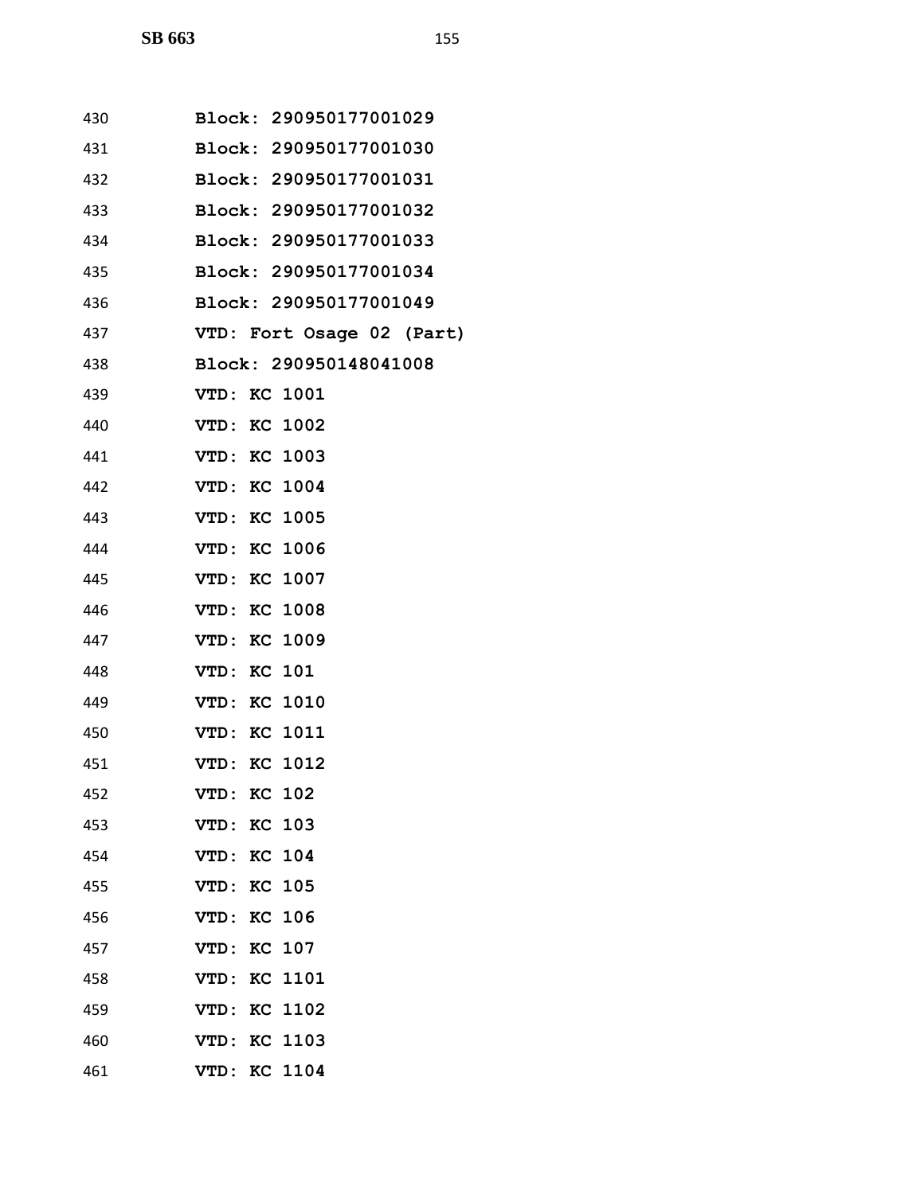430 **Block: 290950177001029**
431 **Block: 290950177001030**
432 **Block: 290950177001031**
433 **Block: 290950177001032**
434 **Block: 290950177001033**
435 **Block: 290950177001034**
436 **Block: 290950177001049**
437 **VTD: Fort Osage 02 (Part)**
438 **Block: 290950148041008**
439 **VTD: KC 1001**
440 **VTD: KC 1002**
441 **VTD: KC 1003**
442 **VTD: KC 1004**
443 **VTD: KC 1005**
444 **VTD: KC 1006**
445 **VTD: KC 1007**
446 **VTD: KC 1008**
447 **VTD: KC 1009**
448 **VTD: KC 101**
449 **VTD: KC 1010**
450 **VTD: KC 1011**
451 **VTD: KC 1012**
452 **VTD: KC 102**
453 **VTD: KC 103**
454 **VTD: KC 104**
455 **VTD: KC 105**
456 **VTD: KC 106**
457 **VTD: KC 107**
458 **VTD: KC 1101**
459 **VTD: KC 1102**
460 **VTD: KC 1103**
461 **VTD: KC 1104**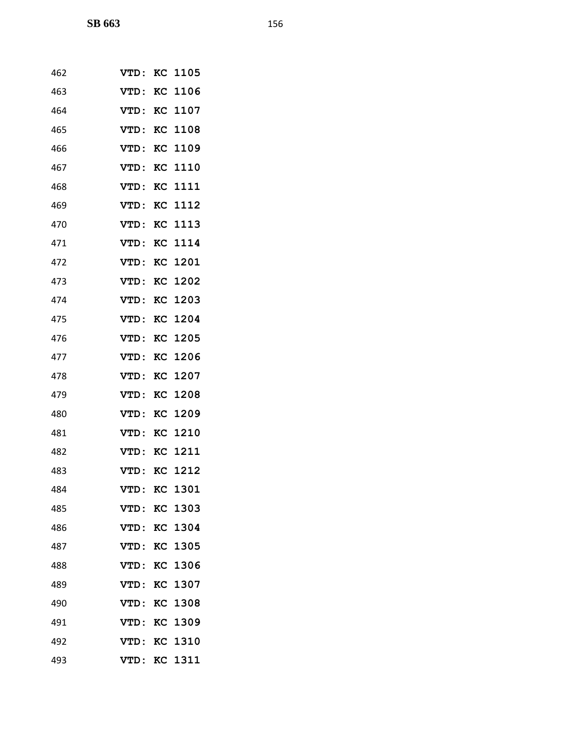VTD: KC 1105
VTD: KC 1106
VTD: KC 1107
VTD: KC 1108
VTD: KC 1109
VTD: KC 1110
VTD: KC 1111
VTD: KC 1112
VTD: KC 1113
VTD: KC 1114
VTD: KC 1201
VTD: KC 1202
VTD: KC 1203
VTD: KC 1204
VTD: KC 1205
VTD: KC 1206
VTD: KC 1207
VTD: KC 1208
VTD: KC 1209
VTD: KC 1210
VTD: KC 1211
VTD: KC 1212
VTD: KC 1301
VTD: KC 1303
VTD: KC 1304
VTD: KC 1305
VTD: KC 1306
VTD: KC 1307
VTD: KC 1308
VTD: KC 1309
VTD: KC 1310
VTD: KC 1311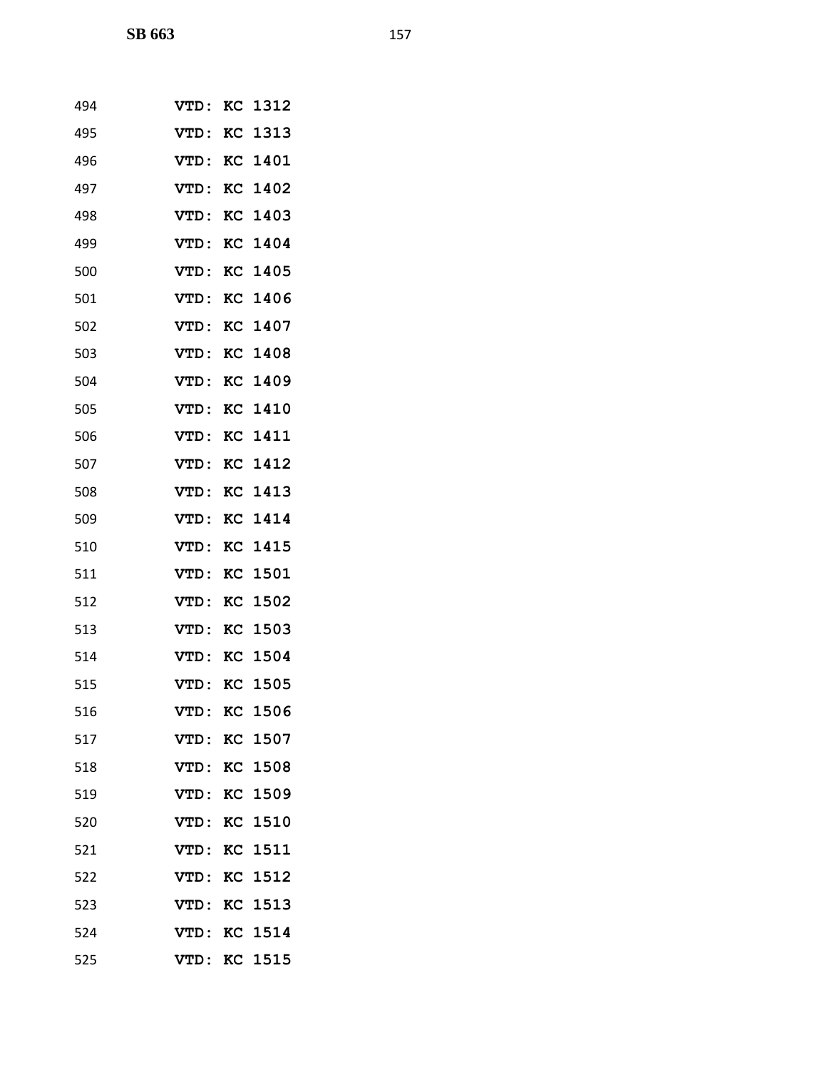494 **VTD: KC 1312**

495 **VTD: KC 1313**

496 **VTD: KC 1401**

497 **VTD: KC 1402**

498 **VTD: KC 1403**

499 **VTD: KC 1404**

500 **VTD: KC 1405**

501 **VTD: KC 1406**

502 **VTD: KC 1407**

503 **VTD: KC 1408**

504 **VTD: KC 1409**

505 **VTD: KC 1410**

506 **VTD: KC 1411**

507 **VTD: KC 1412**

508 **VTD: KC 1413**

509 **VTD: KC 1414**

510 **VTD: KC 1415**

511 **VTD: KC 1501**

512 **VTD: KC 1502**

513 **VTD: KC 1503**

514 **VTD: KC 1504**

515 **VTD: KC 1505**

516 **VTD: KC 1506**

517 **VTD: KC 1507**

518 **VTD: KC 1508**

519 **VTD: KC 1509**

520 **VTD: KC 1510**

521 **VTD: KC 1511**

522 **VTD: KC 1512**

523 **VTD: KC 1513**

524 **VTD: KC 1514**

525 **VTD: KC 1515**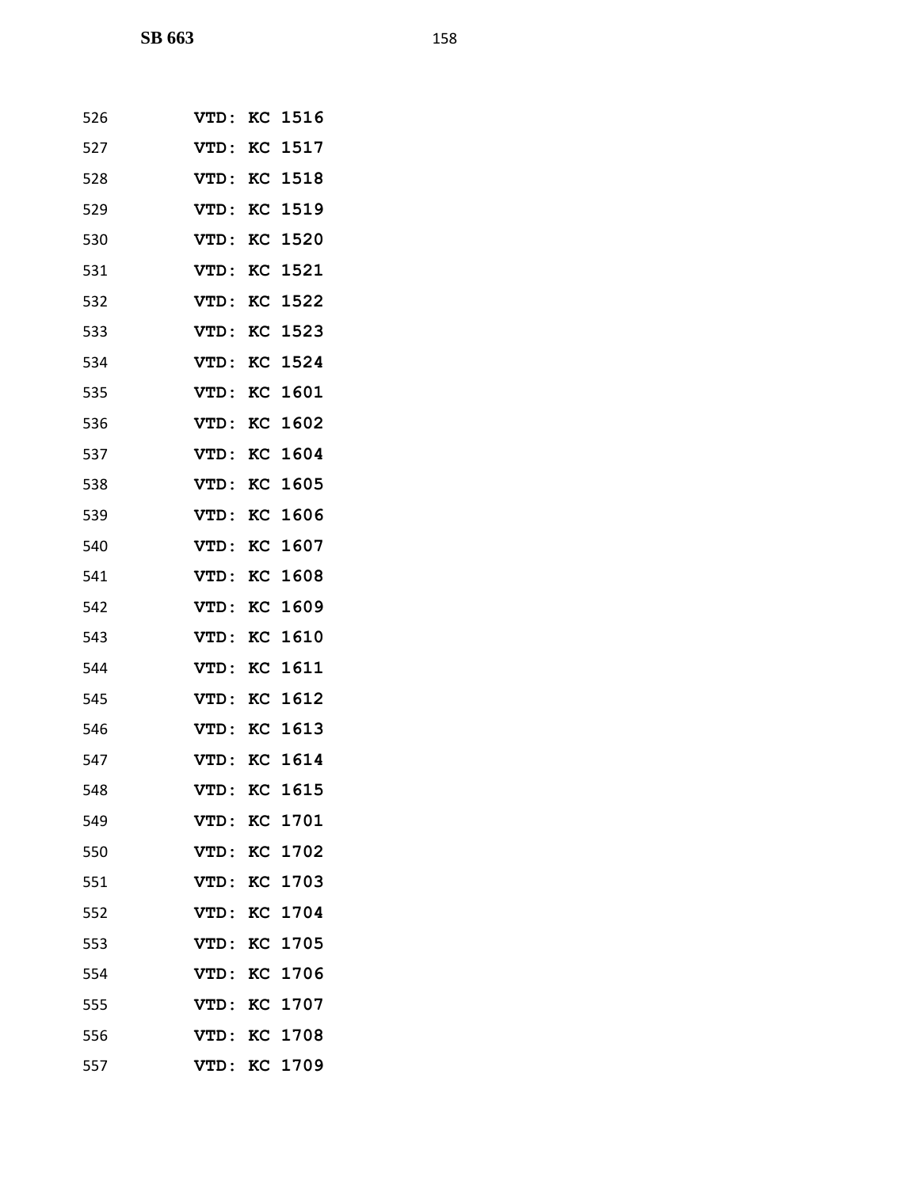**VTD: KC 1516**
**VTD: KC 1517**
**VTD: KC 1518**
**VTD: KC 1519**
**VTD: KC 1520**
**VTD: KC 1521**
**VTD: KC 1522**
**VTD: KC 1523**
**VTD: KC 1524**
**VTD: KC 1601**
**VTD: KC 1602**
**VTD: KC 1604**
**VTD: KC 1605**
**VTD: KC 1606**
**VTD: KC 1607**
**VTD: KC 1608**
**VTD: KC 1609**
**VTD: KC 1610**
**VTD: KC 1611**
**VTD: KC 1612**
**VTD: KC 1613**
**VTD: KC 1614**
**VTD: KC 1615**
**VTD: KC 1701**
**VTD: KC 1702**
**VTD: KC 1703**
**VTD: KC 1704**
**VTD: KC 1705**
**VTD: KC 1706**
**VTD: KC 1707**
**VTD: KC 1708**
**VTD: KC 1709**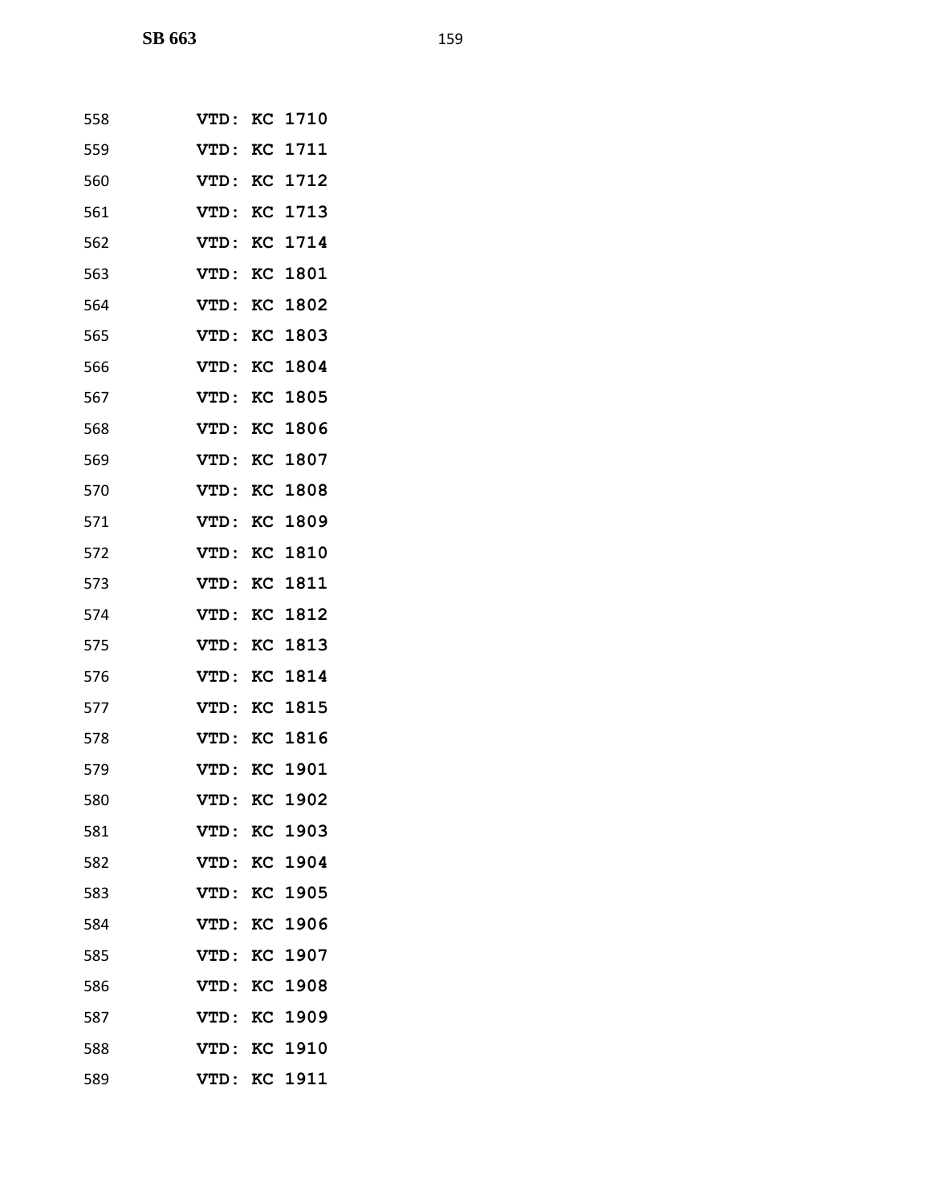558 VTD: KC 1710

559 VTD: KC 1711

560 VTD: KC 1712

561 VTD: KC 1713

562 VTD: KC 1714

563 VTD: KC 1801

564 VTD: KC 1802

565 VTD: KC 1803

566 VTD: KC 1804

567 VTD: KC 1805

568 VTD: KC 1806

569 VTD: KC 1807

570 VTD: KC 1808

571 VTD: KC 1809

572 VTD: KC 1810

573 VTD: KC 1811

574 VTD: KC 1812

575 VTD: KC 1813

576 VTD: KC 1814

577 VTD: KC 1815

578 VTD: KC 1816

579 VTD: KC 1901

580 VTD: KC 1902

581 VTD: KC 1903

582 VTD: KC 1904

583 VTD: KC 1905

584 VTD: KC 1906

585 VTD: KC 1907

586 VTD: KC 1908

587 VTD: KC 1909

588 VTD: KC 1910

589 VTD: KC 1911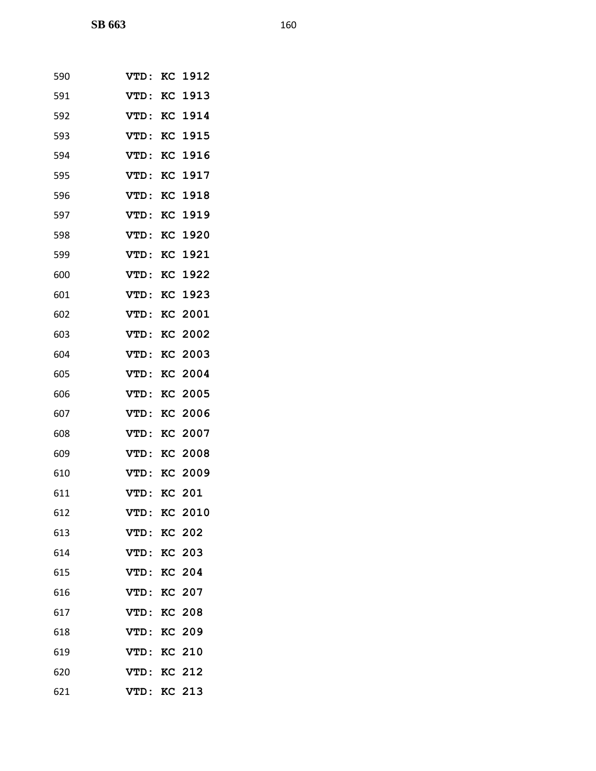590 VTD: KC 1912

591 VTD: KC 1913

592 VTD: KC 1914

593 VTD: KC 1915

594 VTD: KC 1916

595 VTD: KC 1917

596 VTD: KC 1918

597 VTD: KC 1919

598 VTD: KC 1920

599 VTD: KC 1921

600 VTD: KC 1922

601 VTD: KC 1923

602 VTD: KC 2001

603 VTD: KC 2002

604 VTD: KC 2003

605 VTD: KC 2004

606 VTD: KC 2005

607 VTD: KC 2006

608 VTD: KC 2007

609 VTD: KC 2008

610 VTD: KC 2009

611 VTD: KC 201

612 VTD: KC 2010

613 VTD: KC 202

614 VTD: KC 203

615 VTD: KC 204

616 VTD: KC 207

617 VTD: KC 208

618 VTD: KC 209

619 VTD: KC 210

620 VTD: KC 212

621 VTD: KC 213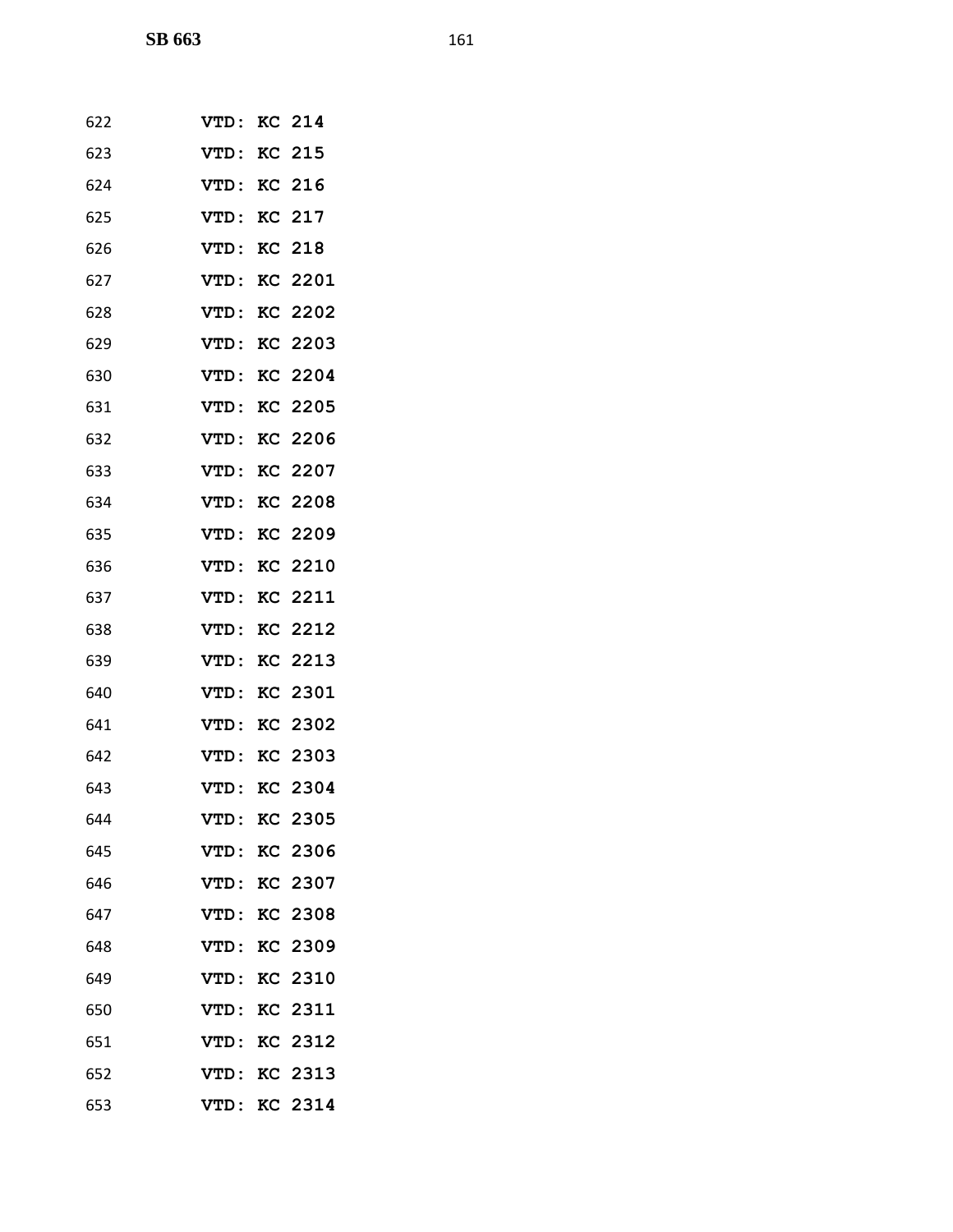622 **VTD: KC 214**

623 **VTD: KC 215**

624 **VTD: KC 216**

625 **VTD: KC 217**

626 **VTD: KC 218**

627 **VTD: KC 2201**

628 **VTD: KC 2202**

629 **VTD: KC 2203**

630 **VTD: KC 2204**

631 **VTD: KC 2205**

632 **VTD: KC 2206**

633 **VTD: KC 2207**

634 **VTD: KC 2208**

635 **VTD: KC 2209**

636 **VTD: KC 2210**

637 **VTD: KC 2211**

638 **VTD: KC 2212**

639 **VTD: KC 2213**

640 **VTD: KC 2301**

641 **VTD: KC 2302**

642 **VTD: KC 2303**

643 **VTD: KC 2304**

644 **VTD: KC 2305**

645 **VTD: KC 2306**

646 **VTD: KC 2307**

647 **VTD: KC 2308**

648 **VTD: KC 2309**

649 **VTD: KC 2310**

650 **VTD: KC 2311**

651 **VTD: KC 2312**

652 **VTD: KC 2313**

653 **VTD: KC 2314**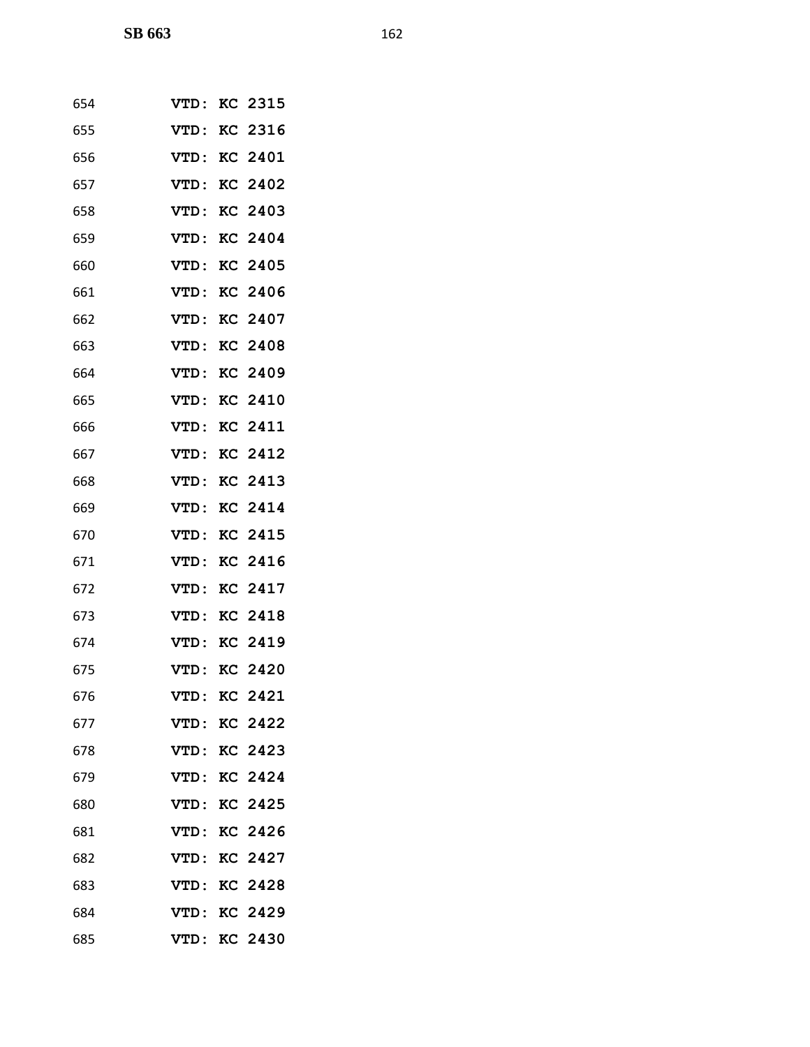**VTD: KC 2315**

**VTD: KC 2316**

**VTD: KC 2401**

**VTD: KC 2402**

**VTD: KC 2403**

**VTD: KC 2404**

**VTD: KC 2405**

**VTD: KC 2406**

**VTD: KC 2407**

**VTD: KC 2408**

**VTD: KC 2409**

**VTD: KC 2410**

**VTD: KC 2411**

**VTD: KC 2412**

**VTD: KC 2413**

**VTD: KC 2414**

**VTD: KC 2415**

**VTD: KC 2416**

**VTD: KC 2417**

**VTD: KC 2418**

**VTD: KC 2419**

**VTD: KC 2420**

**VTD: KC 2421**

**VTD: KC 2422**

**VTD: KC 2423**

**VTD: KC 2424**

**VTD: KC 2425**

**VTD: KC 2426**

**VTD: KC 2427**

**VTD: KC 2428**

**VTD: KC 2429**

**VTD: KC 2430**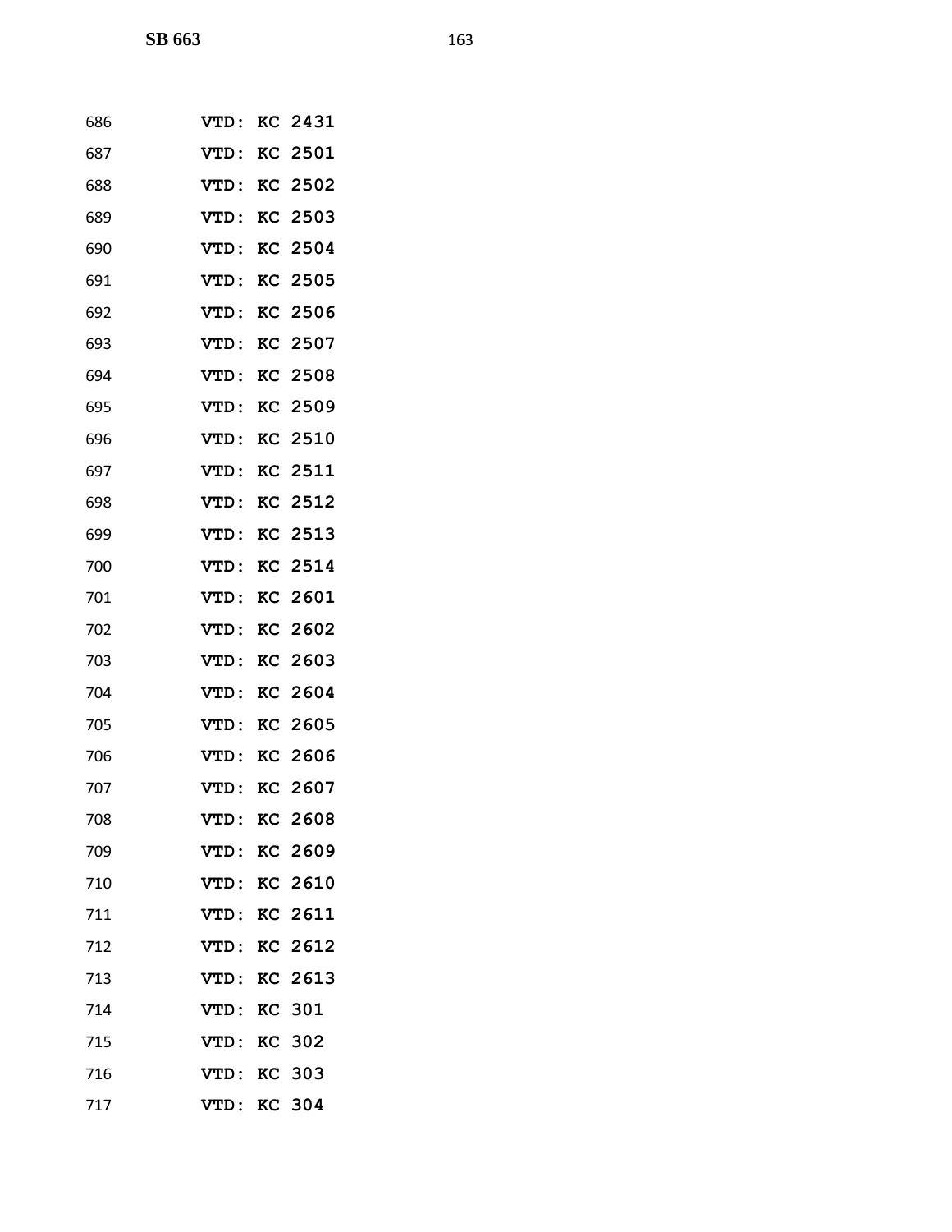686 VTD: KC 2431

687 VTD: KC 2501

688 VTD: KC 2502

689 VTD: KC 2503

690 VTD: KC 2504

691 VTD: KC 2505

692 VTD: KC 2506

693 VTD: KC 2507

694 VTD: KC 2508

695 VTD: KC 2509

696 VTD: KC 2510

697 VTD: KC 2511

698 VTD: KC 2512

699 VTD: KC 2513

700 VTD: KC 2514

701 VTD: KC 2601

702 VTD: KC 2602

703 VTD: KC 2603

704 VTD: KC 2604

705 VTD: KC 2605

706 VTD: KC 2606

707 VTD: KC 2607

708 VTD: KC 2608

709 VTD: KC 2609

710 VTD: KC 2610

711 VTD: KC 2611

712 VTD: KC 2612

713 VTD: KC 2613

714 VTD: KC 301

715 VTD: KC 302

716 VTD: KC 303

717 VTD: KC 304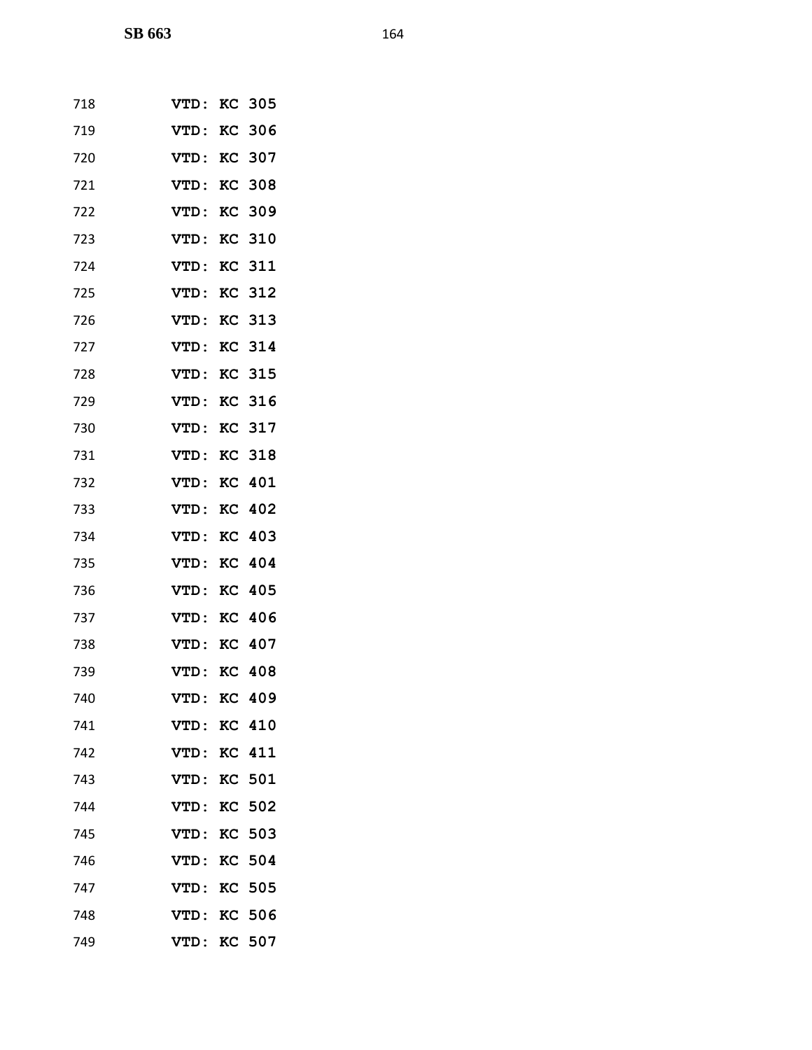718 **VTD: KC 305**

719 **VTD: KC 306**

720 **VTD: KC 307**

721 **VTD: KC 308**

722 **VTD: KC 309**

723 **VTD: KC 310**

724 **VTD: KC 311**

725 **VTD: KC 312**

726 **VTD: KC 313**

727 **VTD: KC 314**

728 **VTD: KC 315**

729 **VTD: KC 316**

730 **VTD: KC 317**

731 **VTD: KC 318**

732 **VTD: KC 401**

733 **VTD: KC 402**

734 **VTD: KC 403**

735 **VTD: KC 404**

736 **VTD: KC 405**

737 **VTD: KC 406**

738 **VTD: KC 407**

739 **VTD: KC 408**

740 **VTD: KC 409**

741 **VTD: KC 410**

742 **VTD: KC 411**

743 **VTD: KC 501**

744 **VTD: KC 502**

745 **VTD: KC 503**

746 **VTD: KC 504**

747 **VTD: KC 505**

748 **VTD: KC 506**

749 **VTD: KC 507**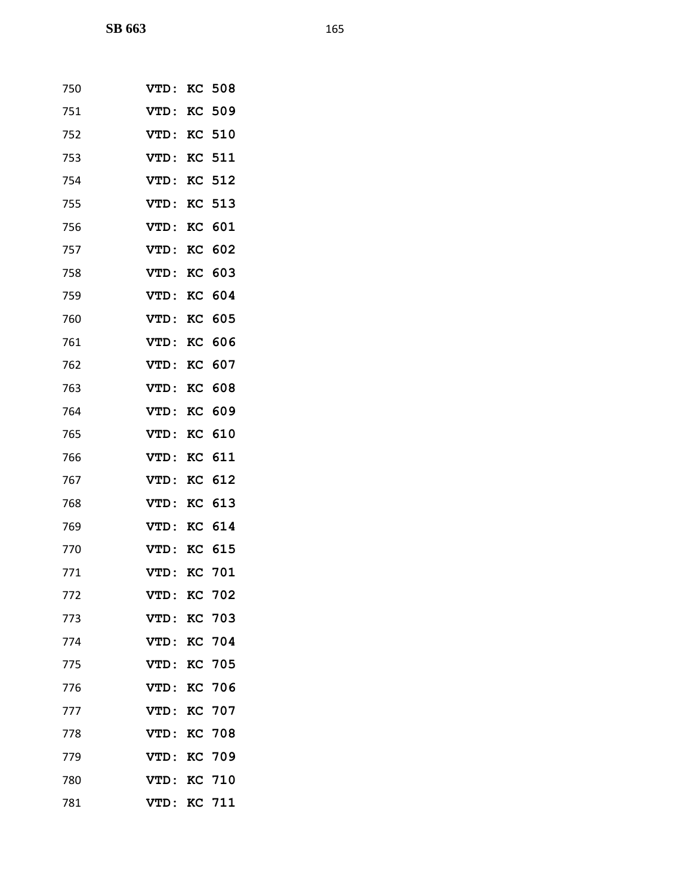750 VTD: KC 508

751 VTD: KC 509

752 VTD: KC 510

753 VTD: KC 511

754 VTD: KC 512

755 VTD: KC 513

756 VTD: KC 601

757 VTD: KC 602

758 VTD: KC 603

759 VTD: KC 604

760 VTD: KC 605

761 VTD: KC 606

762 VTD: KC 607

763 VTD: KC 608

764 VTD: KC 609

765 VTD: KC 610

766 VTD: KC 611

767 VTD: KC 612

768 VTD: KC 613

769 VTD: KC 614

770 VTD: KC 615

771 VTD: KC 701

772 VTD: KC 702

773 VTD: KC 703

774 VTD: KC 704

775 VTD: KC 705

776 VTD: KC 706

777 VTD: KC 707

778 VTD: KC 708

779 VTD: KC 709

780 VTD: KC 710

781 VTD: KC 711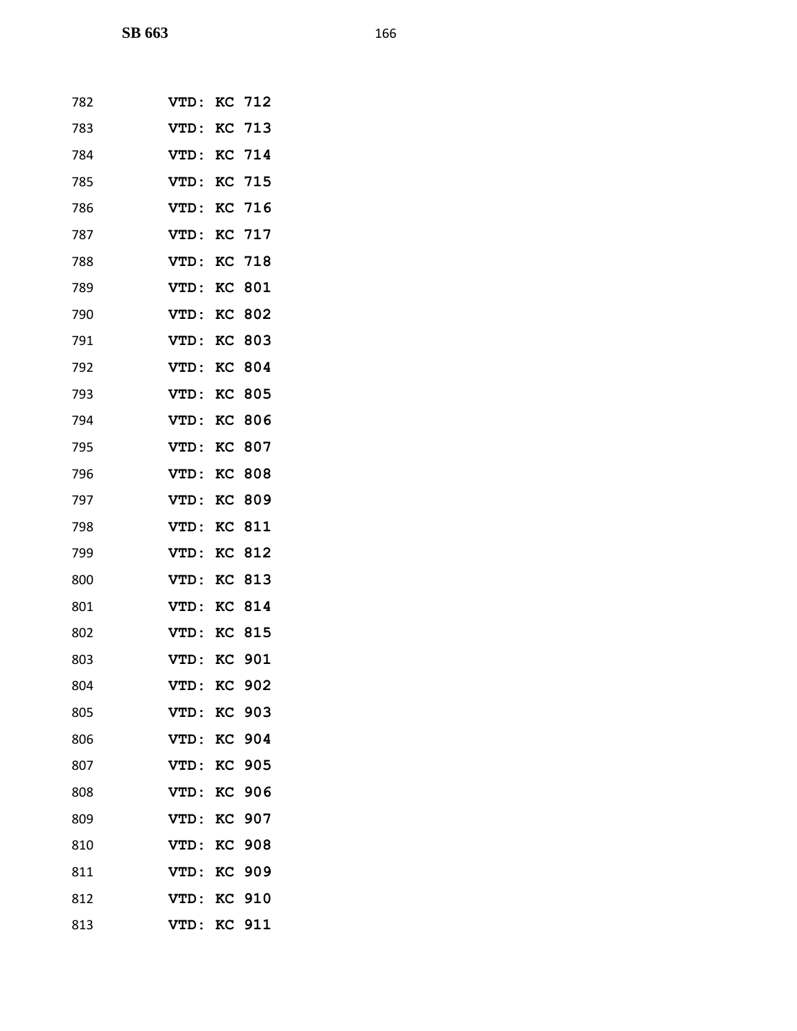782 **VTD: KC 712**

783 **VTD: KC 713**

784 **VTD: KC 714**

785 **VTD: KC 715**

786 **VTD: KC 716**

787 **VTD: KC 717**

788 **VTD: KC 718**

789 **VTD: KC 801**

790 **VTD: KC 802**

791 **VTD: KC 803**

792 **VTD: KC 804**

793 **VTD: KC 805**

794 **VTD: KC 806**

795 **VTD: KC 807**

796 **VTD: KC 808**

797 **VTD: KC 809**

798 **VTD: KC 811**

799 **VTD: KC 812**

800 **VTD: KC 813**

801 **VTD: KC 814**

802 **VTD: KC 815**

803 **VTD: KC 901**

804 **VTD: KC 902**

805 **VTD: KC 903**

806 **VTD: KC 904**

807 **VTD: KC 905**

808 **VTD: KC 906**

809 **VTD: KC 907**

810 **VTD: KC 908**

811 **VTD: KC 909**

812 **VTD: KC 910**

813 **VTD: KC 911**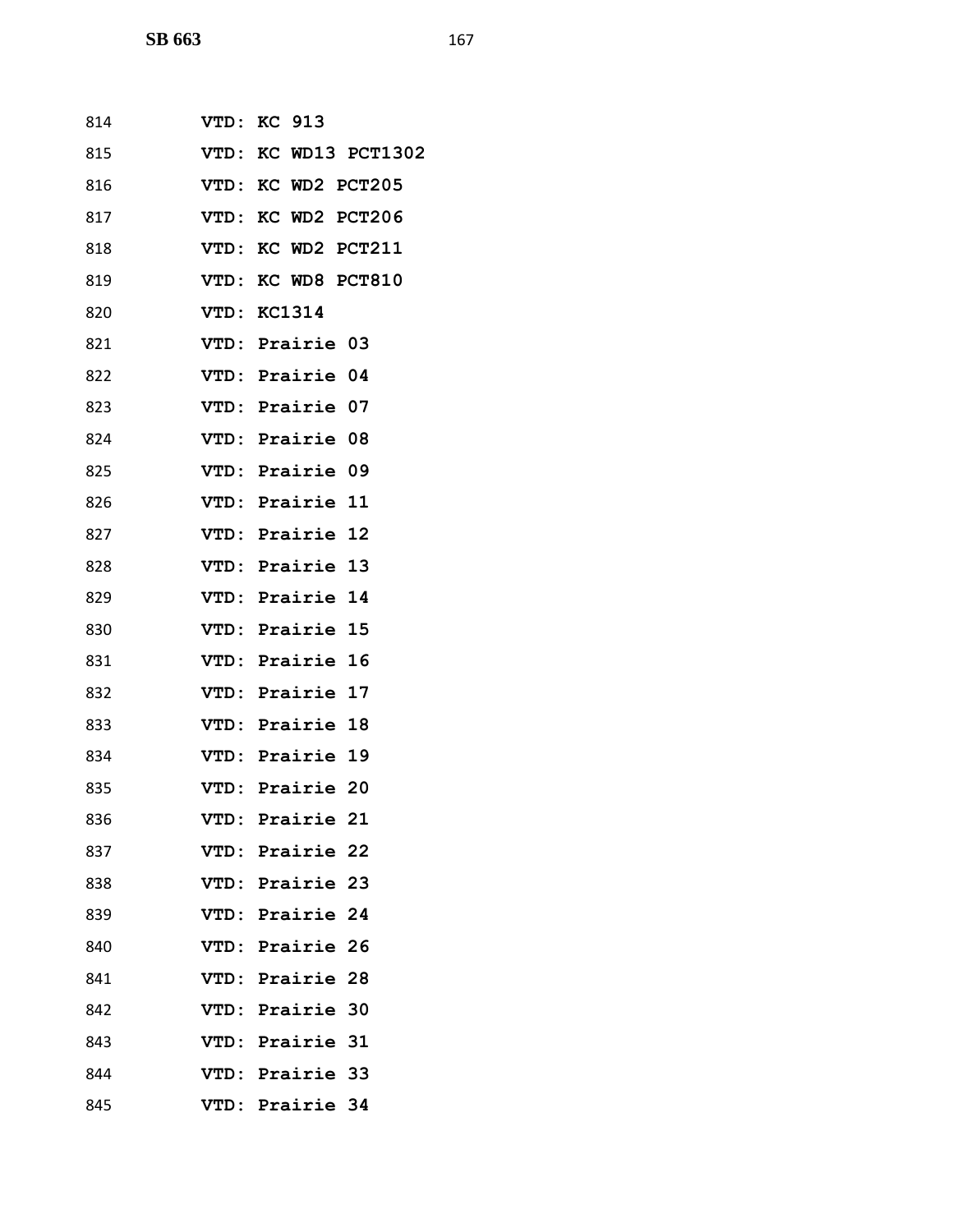814 **VTD: KC 913**

815 **VTD: KC WD13 PCT1302**

816 **VTD: KC WD2 PCT205**

817 **VTD: KC WD2 PCT206**

818 **VTD: KC WD2 PCT211**

819 **VTD: KC WD8 PCT810**

820 **VTD: KC1314**

821 **VTD: Prairie 03**

822 **VTD: Prairie 04**

823 **VTD: Prairie 07**

824 **VTD: Prairie 08**

825 **VTD: Prairie 09**

826 **VTD: Prairie 11**

827 **VTD: Prairie 12**

828 **VTD: Prairie 13**

829 **VTD: Prairie 14**

830 **VTD: Prairie 15**

831 **VTD: Prairie 16**

832 **VTD: Prairie 17**

833 **VTD: Prairie 18**

834 **VTD: Prairie 19**

835 **VTD: Prairie 20**

836 **VTD: Prairie 21**

837 **VTD: Prairie 22**

838 **VTD: Prairie 23**

839 **VTD: Prairie 24**

840 **VTD: Prairie 26**

841 **VTD: Prairie 28**

842 **VTD: Prairie 30**

843 **VTD: Prairie 31**

844 **VTD: Prairie 33**

845 **VTD: Prairie 34**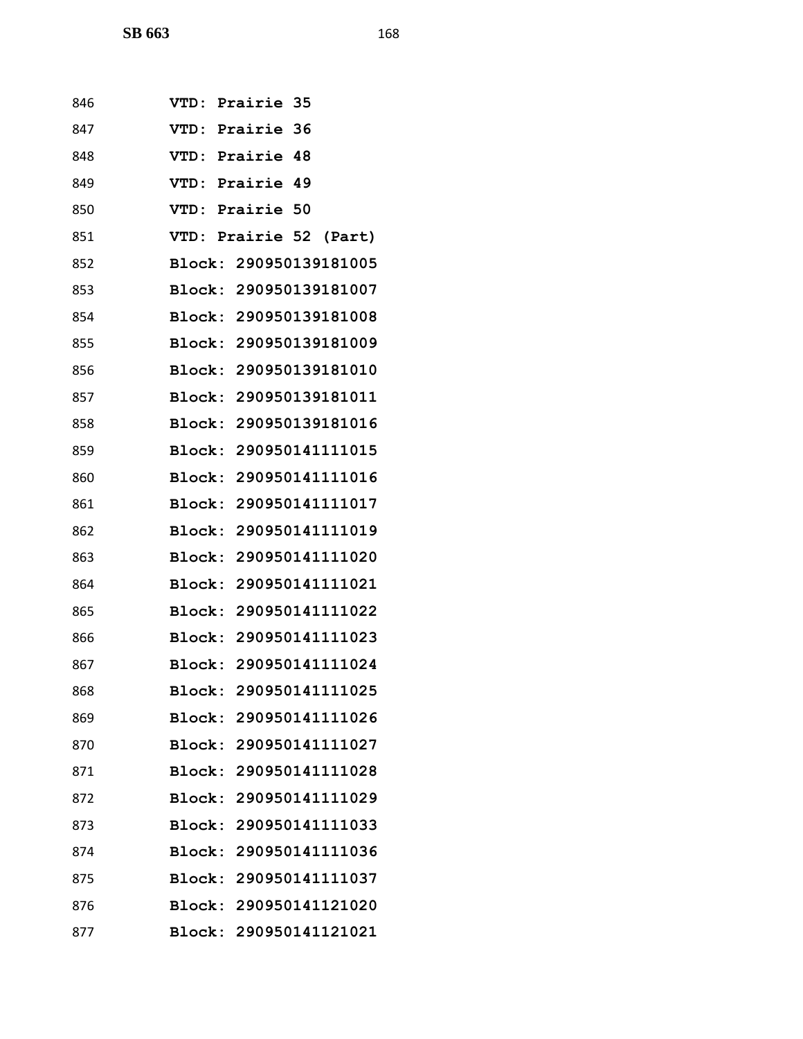846 **VTD: Prairie 35**

847 **VTD: Prairie 36**

848 **VTD: Prairie 48**

849 **VTD: Prairie 49**

850 **VTD: Prairie 50**

851 **VTD: Prairie 52 (Part)**

852 **Block: 290950139181005**

853 **Block: 290950139181007**

854 **Block: 290950139181008**

855 **Block: 290950139181009**

856 **Block: 290950139181010**

857 **Block: 290950139181011**

858 **Block: 290950139181016**

859 **Block: 290950141111015**

860 **Block: 290950141111016**

861 **Block: 290950141111017**

862 **Block: 290950141111019**

863 **Block: 290950141111020**

864 **Block: 290950141111021**

865 **Block: 290950141111022**

866 **Block: 290950141111023**

867 **Block: 290950141111024**

868 **Block: 290950141111025**

869 **Block: 290950141111026**

870 **Block: 290950141111027**

871 **Block: 290950141111028**

872 **Block: 290950141111029**

873 **Block: 290950141111033**

874 **Block: 290950141111036**

875 **Block: 290950141111037**

876 **Block: 290950141121020**

877 **Block: 290950141121021**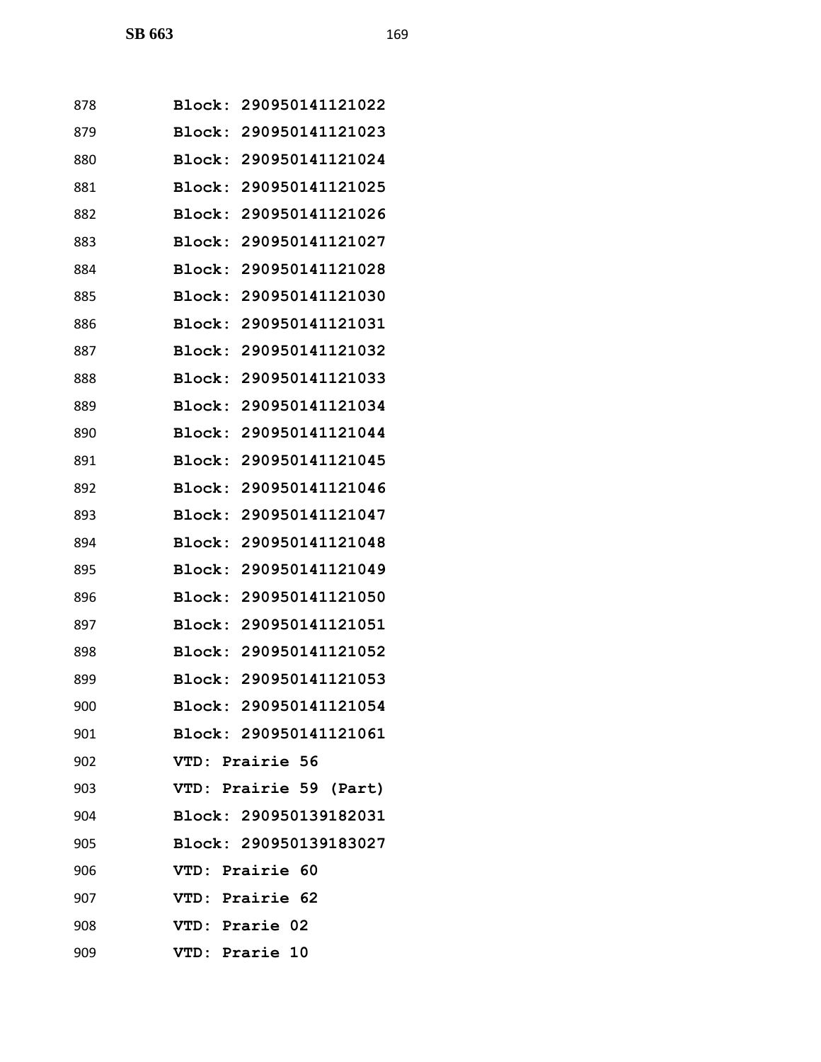878 **Block: 290950141121022**
879 **Block: 290950141121023**
880 **Block: 290950141121024**
881 **Block: 290950141121025**
882 **Block: 290950141121026**
883 **Block: 290950141121027**
884 **Block: 290950141121028**
885 **Block: 290950141121030**
886 **Block: 290950141121031**
887 **Block: 290950141121032**
888 **Block: 290950141121033**
889 **Block: 290950141121034**
890 **Block: 290950141121044**
891 **Block: 290950141121045**
892 **Block: 290950141121046**
893 **Block: 290950141121047**
894 **Block: 290950141121048**
895 **Block: 290950141121049**
896 **Block: 290950141121050**
897 **Block: 290950141121051**
898 **Block: 290950141121052**
899 **Block: 290950141121053**
900 **Block: 290950141121054**
901 **Block: 290950141121061**
902 **VTD: Prairie 56**
903 **VTD: Prairie 59 (Part)**
904 **Block: 290950139182031**
905 **Block: 290950139183027**
906 **VTD: Prairie 60**
907 **VTD: Prairie 62**
908 **VTD: Prarie 02**
909 **VTD: Prarie 10**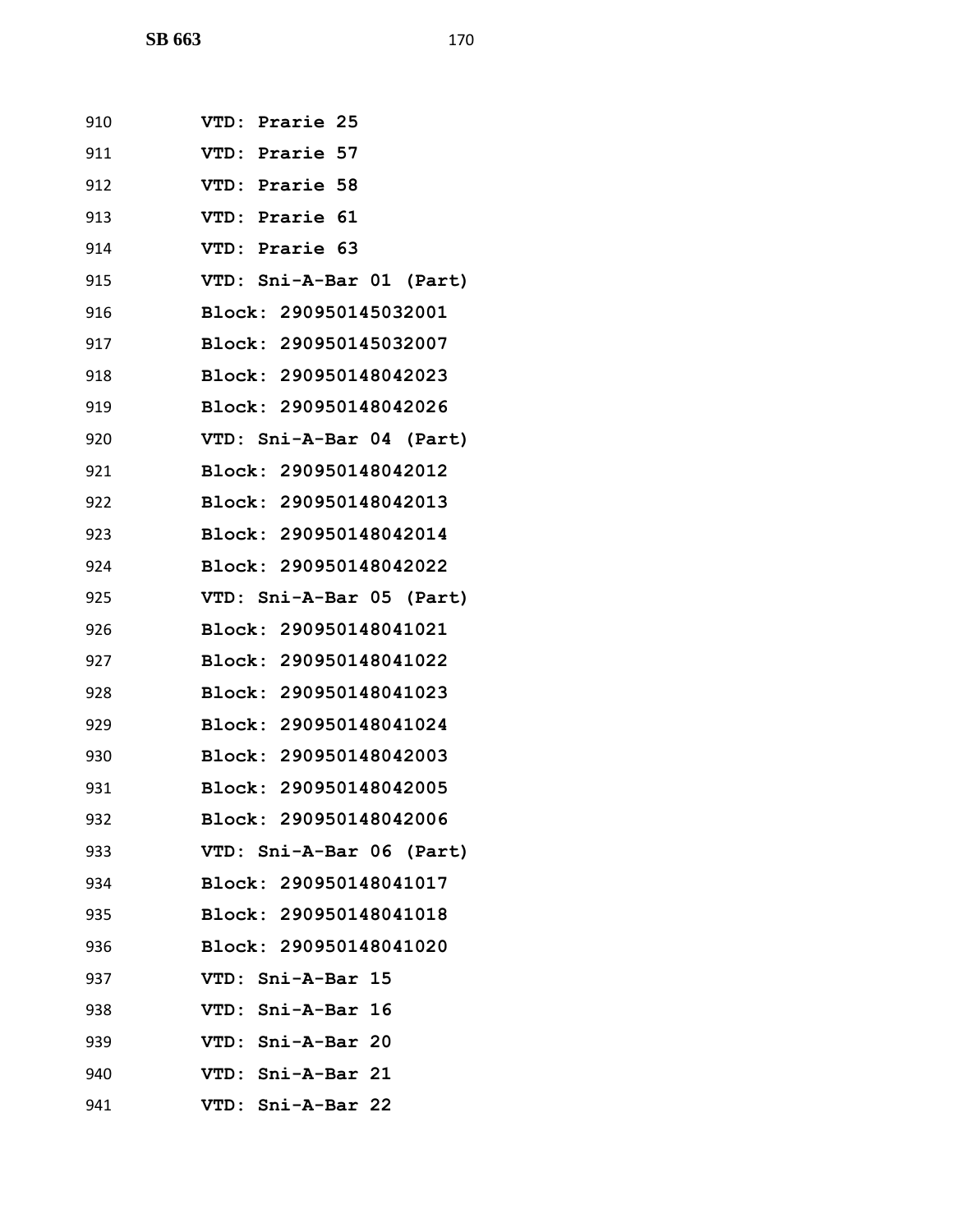910 VTD: Prarie 25

911 VTD: Prarie 57

912 VTD: Prarie 58

913 VTD: Prarie 61

914 VTD: Prarie 63

915 VTD: Sni-A-Bar 01 (Part)

916 Block: 290950145032001

917 Block: 290950145032007

918 Block: 290950148042023

919 Block: 290950148042026

920 VTD: Sni-A-Bar 04 (Part)

921 Block: 290950148042012

922 Block: 290950148042013

923 Block: 290950148042014

924 Block: 290950148042022

925 VTD: Sni-A-Bar 05 (Part)

926 Block: 290950148041021

927 Block: 290950148041022

928 Block: 290950148041023

929 Block: 290950148041024

930 Block: 290950148042003

931 Block: 290950148042005

932 Block: 290950148042006

933 VTD: Sni-A-Bar 06 (Part)

934 Block: 290950148041017

935 Block: 290950148041018

936 Block: 290950148041020

937 VTD: Sni-A-Bar 15

938 VTD: Sni-A-Bar 16

939 VTD: Sni-A-Bar 20

940 VTD: Sni-A-Bar 21

941 VTD: Sni-A-Bar 22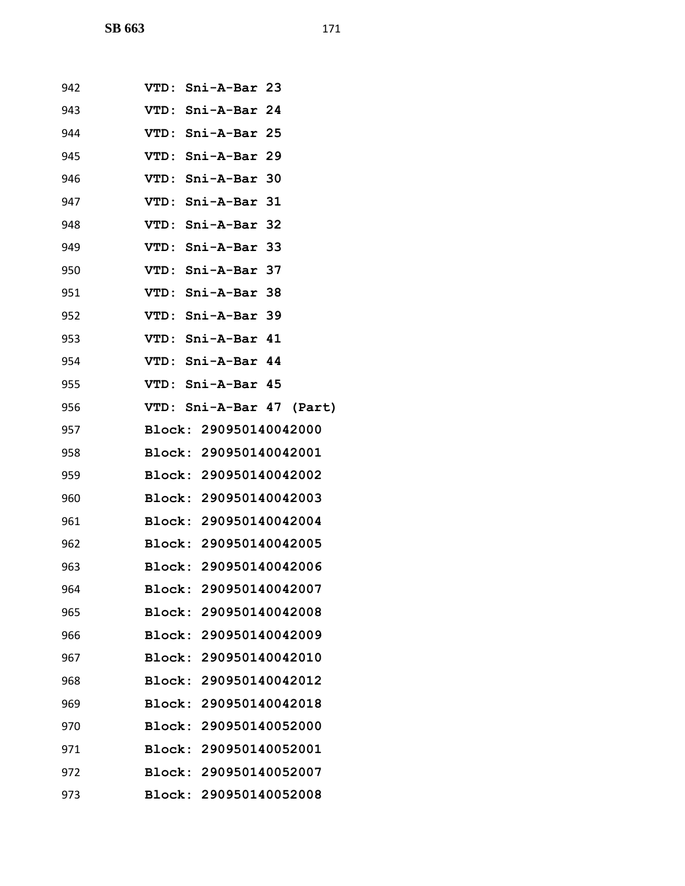942 VTD: Sni-A-Bar 23
943 VTD: Sni-A-Bar 24
944 VTD: Sni-A-Bar 25
945 VTD: Sni-A-Bar 29
946 VTD: Sni-A-Bar 30
947 VTD: Sni-A-Bar 31
948 VTD: Sni-A-Bar 32
949 VTD: Sni-A-Bar 33
950 VTD: Sni-A-Bar 37
951 VTD: Sni-A-Bar 38
952 VTD: Sni-A-Bar 39
953 VTD: Sni-A-Bar 41
954 VTD: Sni-A-Bar 44
955 VTD: Sni-A-Bar 45
956 VTD: Sni-A-Bar 47 (Part)
957 Block: 290950140042000
958 Block: 290950140042001
959 Block: 290950140042002
960 Block: 290950140042003
961 Block: 290950140042004
962 Block: 290950140042005
963 Block: 290950140042006
964 Block: 290950140042007
965 Block: 290950140042008
966 Block: 290950140042009
967 Block: 290950140042010
968 Block: 290950140042012
969 Block: 290950140042018
970 Block: 290950140052000
971 Block: 290950140052001
972 Block: 290950140052007
973 Block: 290950140052008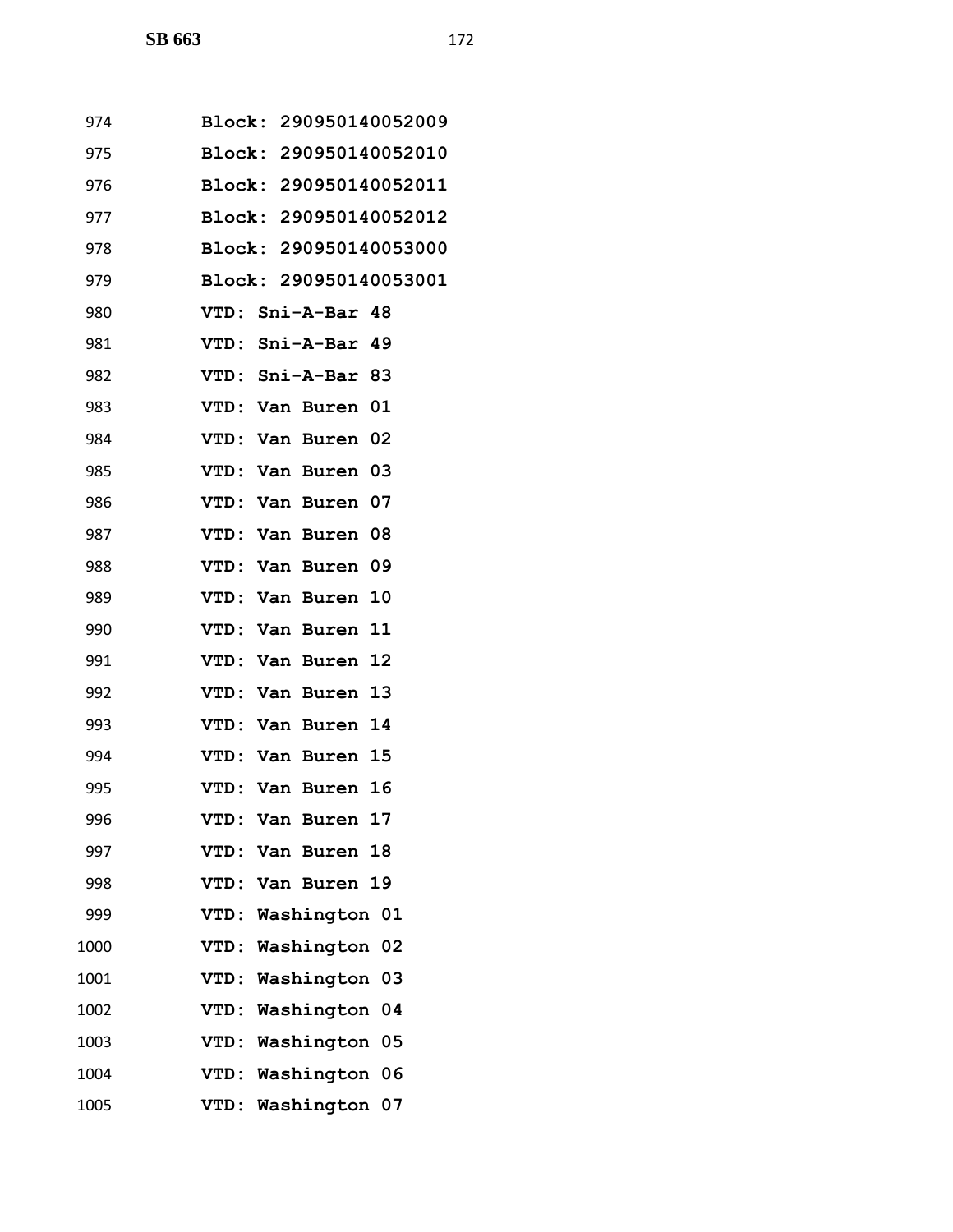974 **Block: 290950140052009**

975 **Block: 290950140052010**

976 **Block: 290950140052011**

977 **Block: 290950140052012**

978 **Block: 290950140053000**

979 **Block: 290950140053001**

980 **VTD: Sni-A-Bar 48**

981 **VTD: Sni-A-Bar 49**

982 **VTD: Sni-A-Bar 83**

983 **VTD: Van Buren 01**

984 **VTD: Van Buren 02**

985 **VTD: Van Buren 03**

986 **VTD: Van Buren 07**

987 **VTD: Van Buren 08**

988 **VTD: Van Buren 09**

989 **VTD: Van Buren 10**

990 **VTD: Van Buren 11**

991 **VTD: Van Buren 12**

992 **VTD: Van Buren 13**

993 **VTD: Van Buren 14**

994 **VTD: Van Buren 15**

995 **VTD: Van Buren 16**

996 **VTD: Van Buren 17**

997 **VTD: Van Buren 18**

998 **VTD: Van Buren 19**

999 **VTD: Washington 01**

1000 **VTD: Washington 02**

1001 **VTD: Washington 03**

1002 **VTD: Washington 04**

1003 **VTD: Washington 05**

1004 **VTD: Washington 06**

1005 **VTD: Washington 07**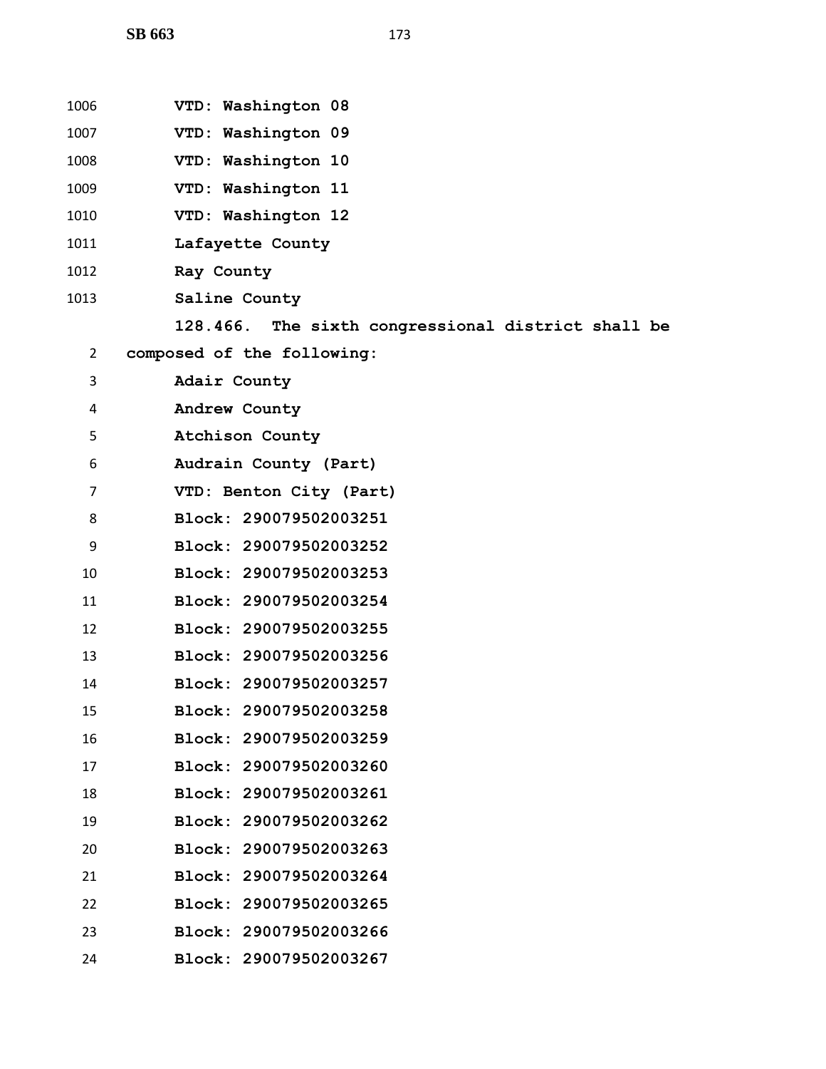1006 **VTD: Washington 08**
1007 **VTD: Washington 09**
1008 **VTD: Washington 10**
1009 **VTD: Washington 11**
1010 **VTD: Washington 12**
1011 **Lafayette County**
1012 **Ray County**
1013 **Saline County**

**128.466. The sixth congressional district shall be**
2 **composed of the following:**
3 **Adair County**
4 **Andrew County**
5 **Atchison County**
6 **Audrain County (Part)**
7 **VTD: Benton City (Part)**
8 **Block: 290079502003251**
9 **Block: 290079502003252**
10 **Block: 290079502003253**
11 **Block: 290079502003254**
12 **Block: 290079502003255**
13 **Block: 290079502003256**
14 **Block: 290079502003257**
15 **Block: 290079502003258**
16 **Block: 290079502003259**
17 **Block: 290079502003260**
18 **Block: 290079502003261**
19 **Block: 290079502003262**
20 **Block: 290079502003263**
21 **Block: 290079502003264**
22 **Block: 290079502003265**
23 **Block: 290079502003266**
24 **Block: 290079502003267**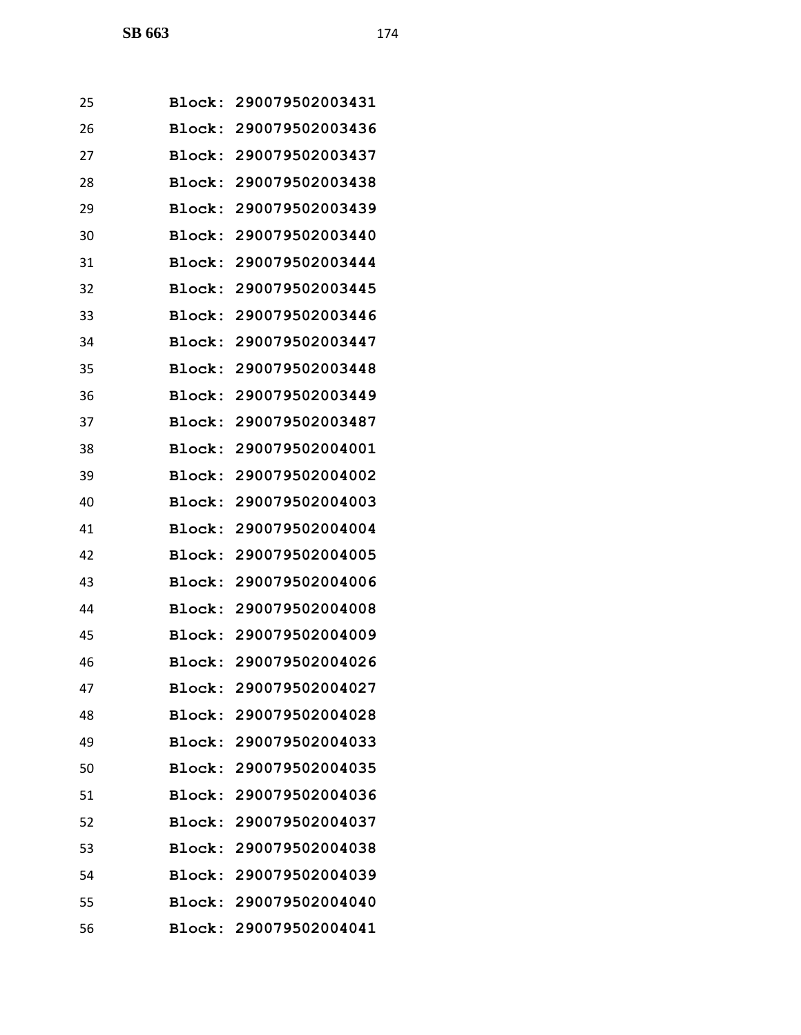Block: 290079502003431
Block: 290079502003436
Block: 290079502003437
Block: 290079502003438
Block: 290079502003439
Block: 290079502003440
Block: 290079502003444
Block: 290079502003445
Block: 290079502003446
Block: 290079502003447
Block: 290079502003448
Block: 290079502003449
Block: 290079502003487
Block: 290079502004001
Block: 290079502004002
Block: 290079502004003
Block: 290079502004004
Block: 290079502004005
Block: 290079502004006
Block: 290079502004008
Block: 290079502004009
Block: 290079502004026
Block: 290079502004027
Block: 290079502004028
Block: 290079502004033
Block: 290079502004035
Block: 290079502004036
Block: 290079502004037
Block: 290079502004038
Block: 290079502004039
Block: 290079502004040
Block: 290079502004041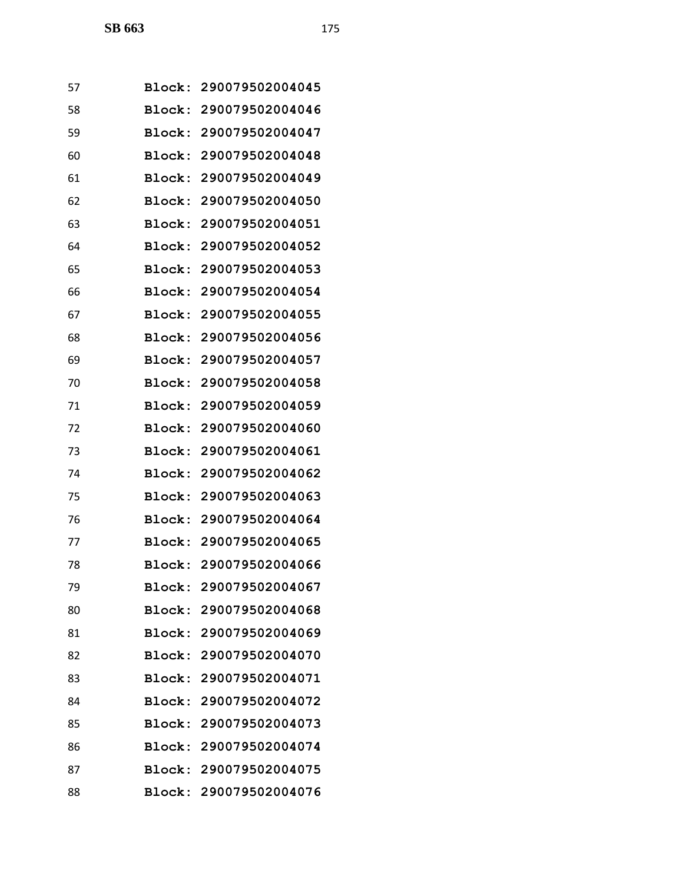57 Block: 290079502004045
58 Block: 290079502004046
59 Block: 290079502004047
60 Block: 290079502004048
61 Block: 290079502004049
62 Block: 290079502004050
63 Block: 290079502004051
64 Block: 290079502004052
65 Block: 290079502004053
66 Block: 290079502004054
67 Block: 290079502004055
68 Block: 290079502004056
69 Block: 290079502004057
70 Block: 290079502004058
71 Block: 290079502004059
72 Block: 290079502004060
73 Block: 290079502004061
74 Block: 290079502004062
75 Block: 290079502004063
76 Block: 290079502004064
77 Block: 290079502004065
78 Block: 290079502004066
79 Block: 290079502004067
80 Block: 290079502004068
81 Block: 290079502004069
82 Block: 290079502004070
83 Block: 290079502004071
84 Block: 290079502004072
85 Block: 290079502004073
86 Block: 290079502004074
87 Block: 290079502004075
88 Block: 290079502004076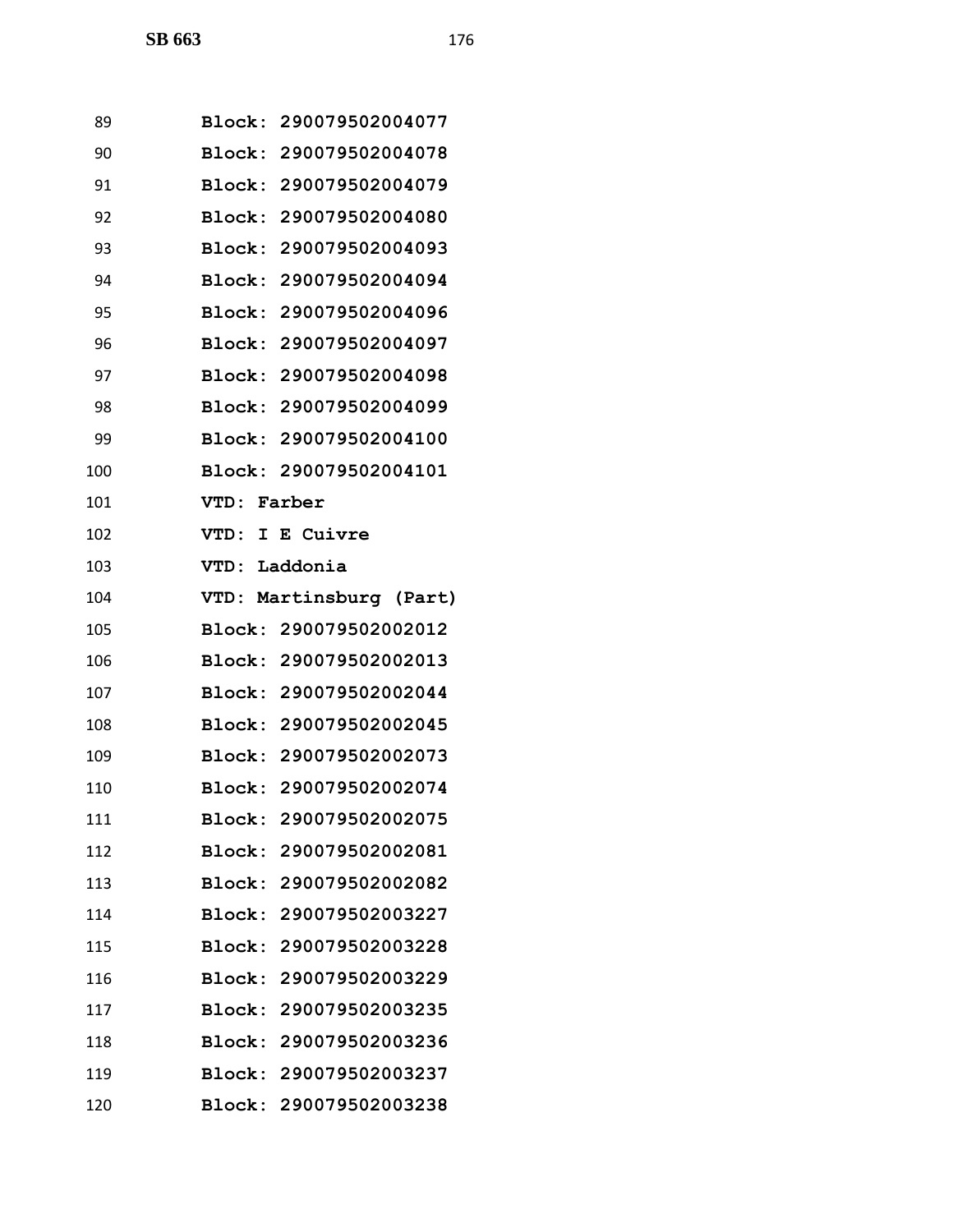Block: 290079502004077
Block: 290079502004078
Block: 290079502004079
Block: 290079502004080
Block: 290079502004093
Block: 290079502004094
Block: 290079502004096
Block: 290079502004097
Block: 290079502004098
Block: 290079502004099
Block: 290079502004100
Block: 290079502004101
VTD: Farber
VTD: I E Cuivre
VTD: Laddonia
VTD: Martinsburg (Part)
Block: 290079502002012
Block: 290079502002013
Block: 290079502002044
Block: 290079502002045
Block: 290079502002073
Block: 290079502002074
Block: 290079502002075
Block: 290079502002081
Block: 290079502002082
Block: 290079502003227
Block: 290079502003228
Block: 290079502003229
Block: 290079502003235
Block: 290079502003236
Block: 290079502003237
Block: 290079502003238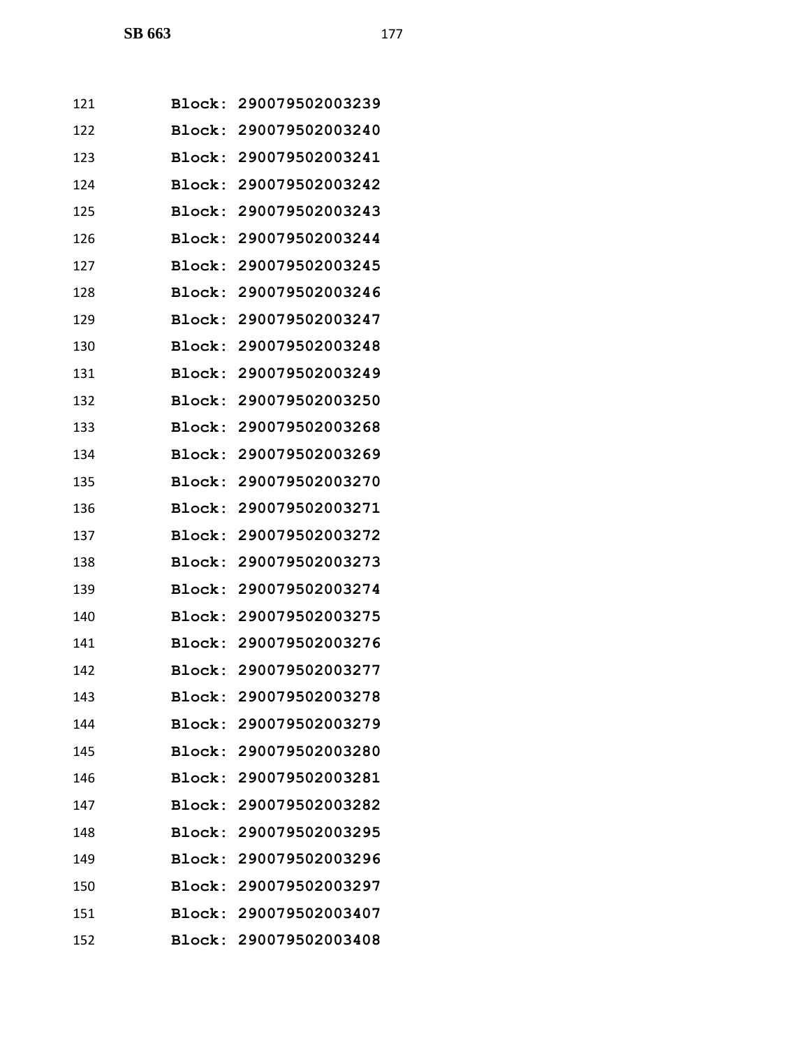121 Block: 290079502003239
122 Block: 290079502003240
123 Block: 290079502003241
124 Block: 290079502003242
125 Block: 290079502003243
126 Block: 290079502003244
127 Block: 290079502003245
128 Block: 290079502003246
129 Block: 290079502003247
130 Block: 290079502003248
131 Block: 290079502003249
132 Block: 290079502003250
133 Block: 290079502003268
134 Block: 290079502003269
135 Block: 290079502003270
136 Block: 290079502003271
137 Block: 290079502003272
138 Block: 290079502003273
139 Block: 290079502003274
140 Block: 290079502003275
141 Block: 290079502003276
142 Block: 290079502003277
143 Block: 290079502003278
144 Block: 290079502003279
145 Block: 290079502003280
146 Block: 290079502003281
147 Block: 290079502003282
148 Block: 290079502003295
149 Block: 290079502003296
150 Block: 290079502003297
151 Block: 290079502003407
152 Block: 290079502003408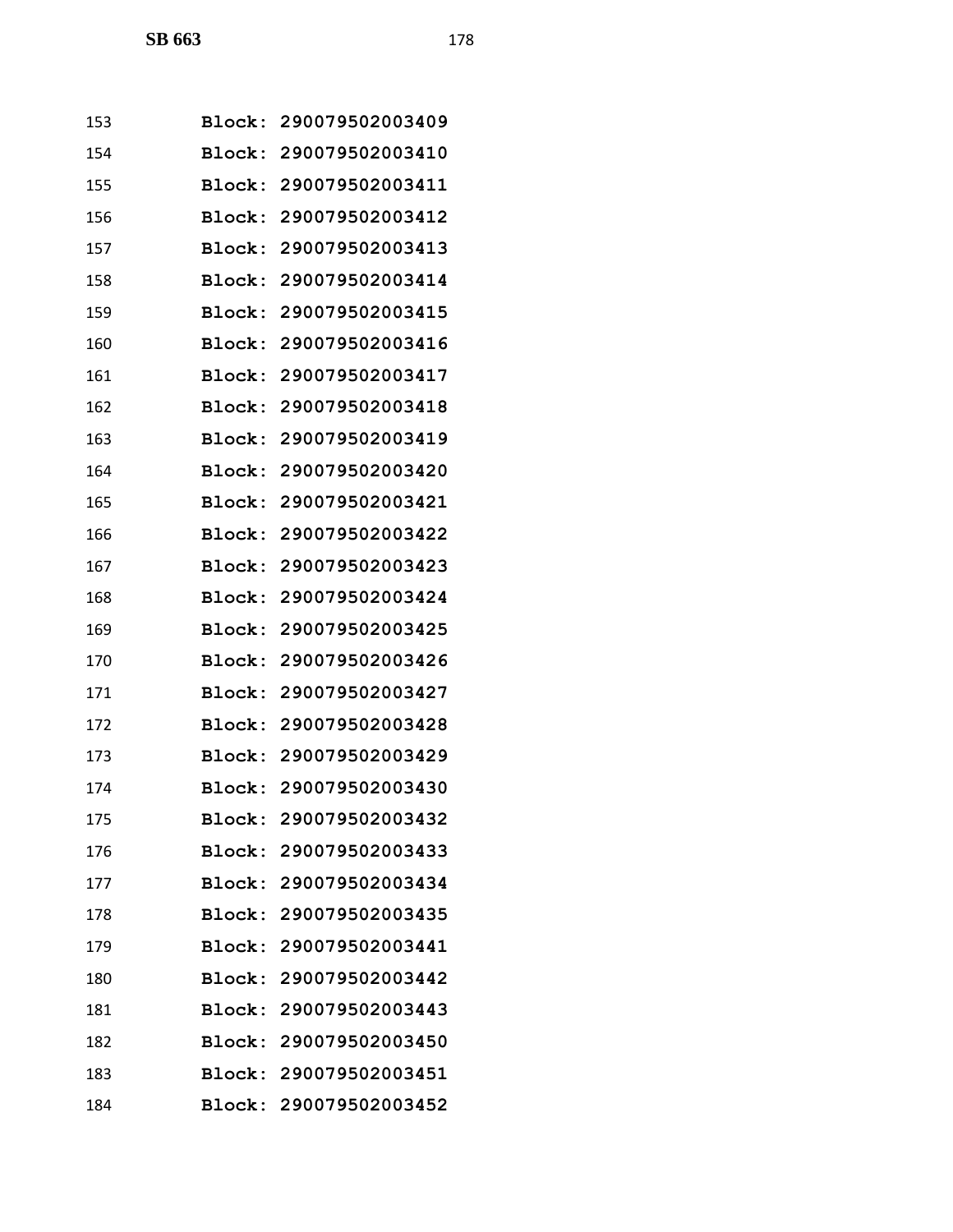153 Block: 290079502003409
154 Block: 290079502003410
155 Block: 290079502003411
156 Block: 290079502003412
157 Block: 290079502003413
158 Block: 290079502003414
159 Block: 290079502003415
160 Block: 290079502003416
161 Block: 290079502003417
162 Block: 290079502003418
163 Block: 290079502003419
164 Block: 290079502003420
165 Block: 290079502003421
166 Block: 290079502003422
167 Block: 290079502003423
168 Block: 290079502003424
169 Block: 290079502003425
170 Block: 290079502003426
171 Block: 290079502003427
172 Block: 290079502003428
173 Block: 290079502003429
174 Block: 290079502003430
175 Block: 290079502003432
176 Block: 290079502003433
177 Block: 290079502003434
178 Block: 290079502003435
179 Block: 290079502003441
180 Block: 290079502003442
181 Block: 290079502003443
182 Block: 290079502003450
183 Block: 290079502003451
184 Block: 290079502003452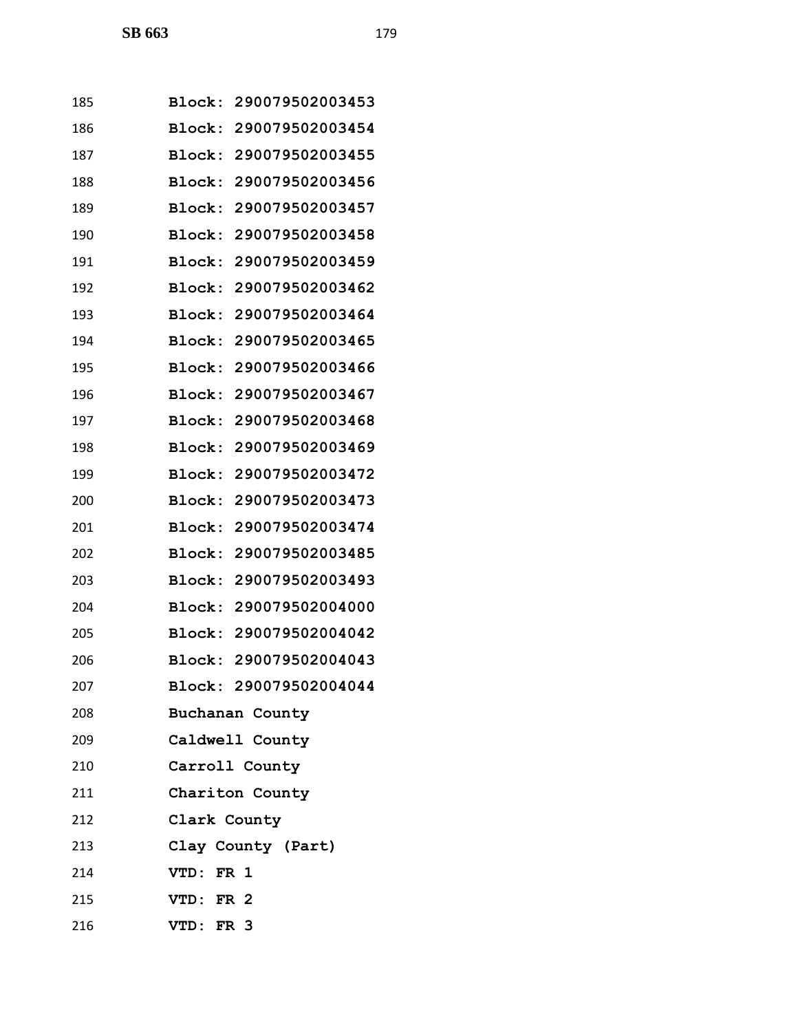185 **Block: 290079502003453**

186 **Block: 290079502003454**

187 **Block: 290079502003455**

188 **Block: 290079502003456**

189 **Block: 290079502003457**

190 **Block: 290079502003458**

191 **Block: 290079502003459**

192 **Block: 290079502003462**

193 **Block: 290079502003464**

194 **Block: 290079502003465**

195 **Block: 290079502003466**

196 **Block: 290079502003467**

197 **Block: 290079502003468**

198 **Block: 290079502003469**

199 **Block: 290079502003472**

200 **Block: 290079502003473**

201 **Block: 290079502003474**

202 **Block: 290079502003485**

203 **Block: 290079502003493**

204 **Block: 290079502004000**

205 **Block: 290079502004042**

206 **Block: 290079502004043**

207 **Block: 290079502004044**

208 **Buchanan County**

209 **Caldwell County**

210 **Carroll County**

211 **Chariton County**

212 **Clark County**

213 **Clay County (Part)**

214 **VTD: FR 1**

215 **VTD: FR 2**

216 **VTD: FR 3**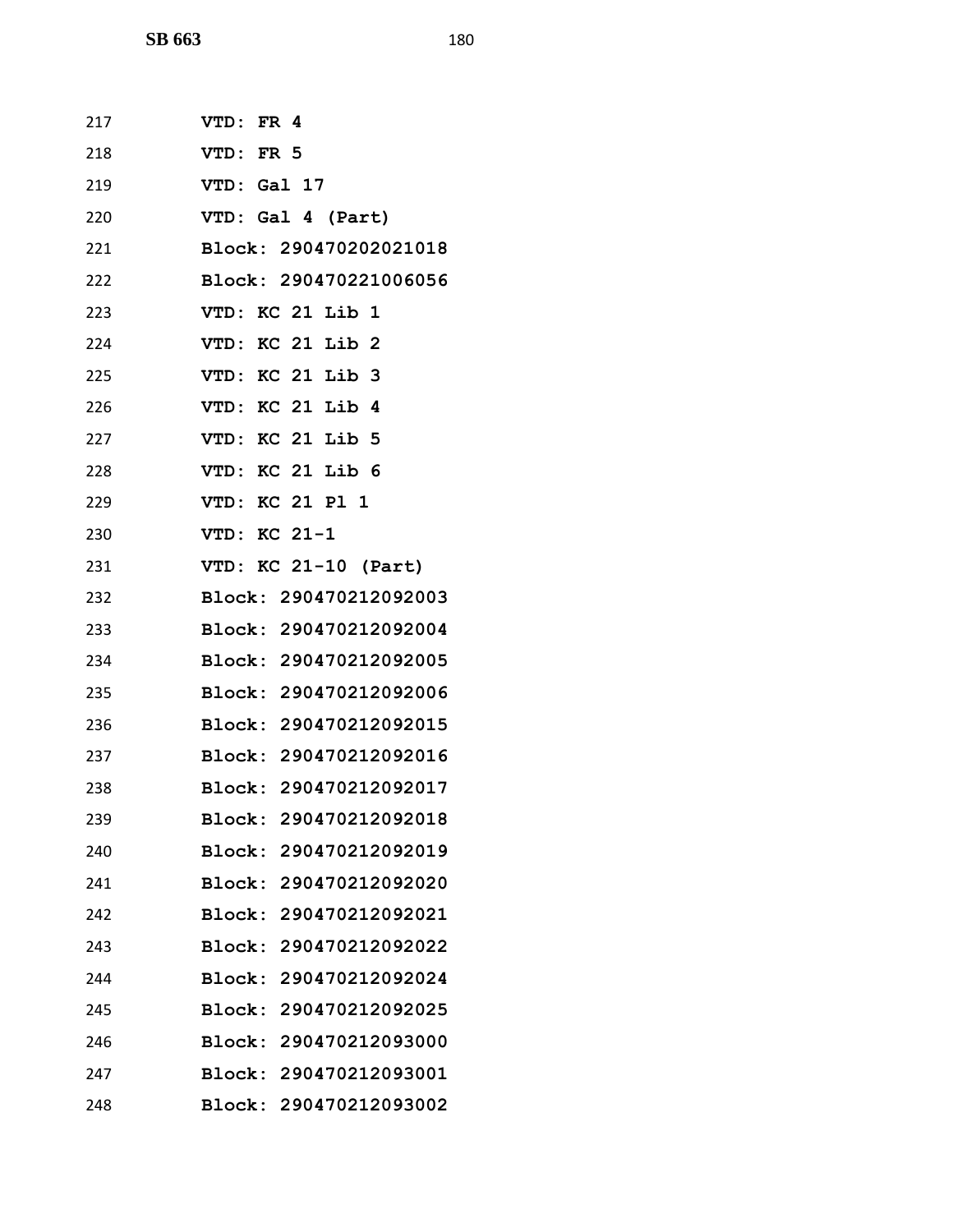217 **VTD: FR 4**

218 **VTD: FR 5**

219 **VTD: Gal 17**

220 **VTD: Gal 4 (Part)**

221 **Block: 290470202021018**

222 **Block: 290470221006056**

223 **VTD: KC 21 Lib 1**

224 **VTD: KC 21 Lib 2**

225 **VTD: KC 21 Lib 3**

226 **VTD: KC 21 Lib 4**

227 **VTD: KC 21 Lib 5**

228 **VTD: KC 21 Lib 6**

229 **VTD: KC 21 Pl 1**

230 **VTD: KC 21-1**

231 **VTD: KC 21-10 (Part)**

232 **Block: 290470212092003**

233 **Block: 290470212092004**

234 **Block: 290470212092005**

235 **Block: 290470212092006**

236 **Block: 290470212092015**

237 **Block: 290470212092016**

238 **Block: 290470212092017**

239 **Block: 290470212092018**

240 **Block: 290470212092019**

241 **Block: 290470212092020**

242 **Block: 290470212092021**

243 **Block: 290470212092022**

244 **Block: 290470212092024**

245 **Block: 290470212092025**

246 **Block: 290470212093000**

247 **Block: 290470212093001**

248 **Block: 290470212093002**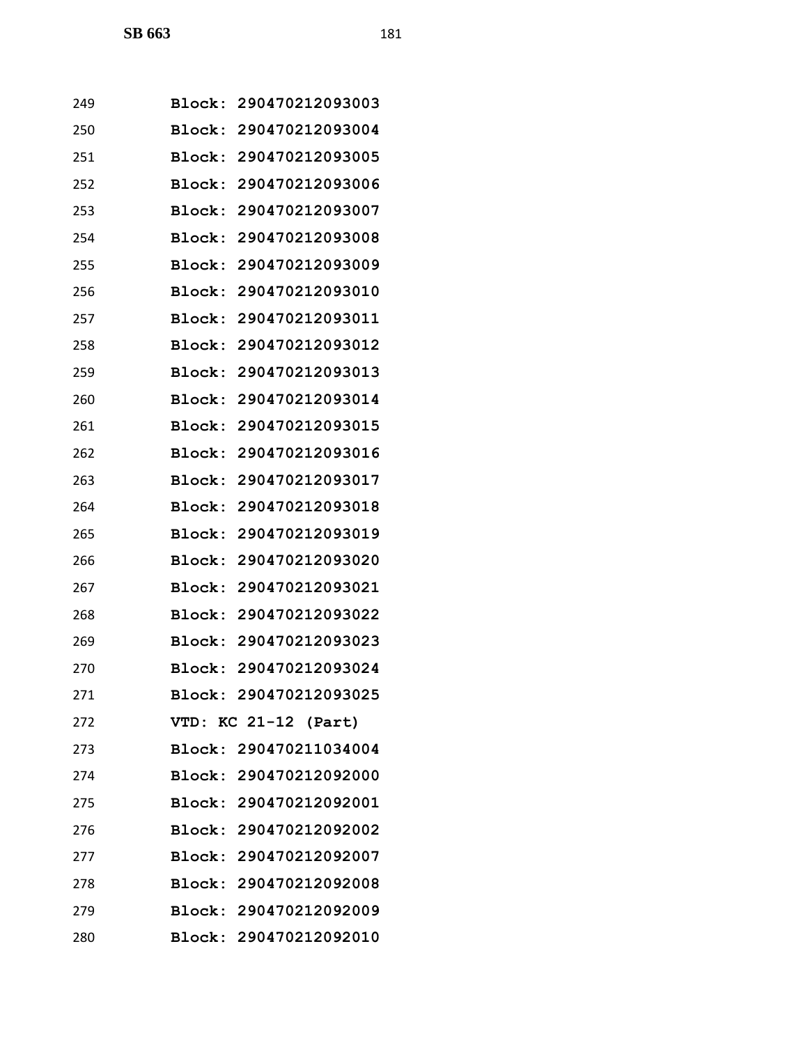249 **Block: 290470212093003**
250 **Block: 290470212093004**
251 **Block: 290470212093005**
252 **Block: 290470212093006**
253 **Block: 290470212093007**
254 **Block: 290470212093008**
255 **Block: 290470212093009**
256 **Block: 290470212093010**
257 **Block: 290470212093011**
258 **Block: 290470212093012**
259 **Block: 290470212093013**
260 **Block: 290470212093014**
261 **Block: 290470212093015**
262 **Block: 290470212093016**
263 **Block: 290470212093017**
264 **Block: 290470212093018**
265 **Block: 290470212093019**
266 **Block: 290470212093020**
267 **Block: 290470212093021**
268 **Block: 290470212093022**
269 **Block: 290470212093023**
270 **Block: 290470212093024**
271 **Block: 290470212093025**
272 **VTD: KC 21-12 (Part)**
273 **Block: 290470211034004**
274 **Block: 290470212092000**
275 **Block: 290470212092001**
276 **Block: 290470212092002**
277 **Block: 290470212092007**
278 **Block: 290470212092008**
279 **Block: 290470212092009**
280 **Block: 290470212092010**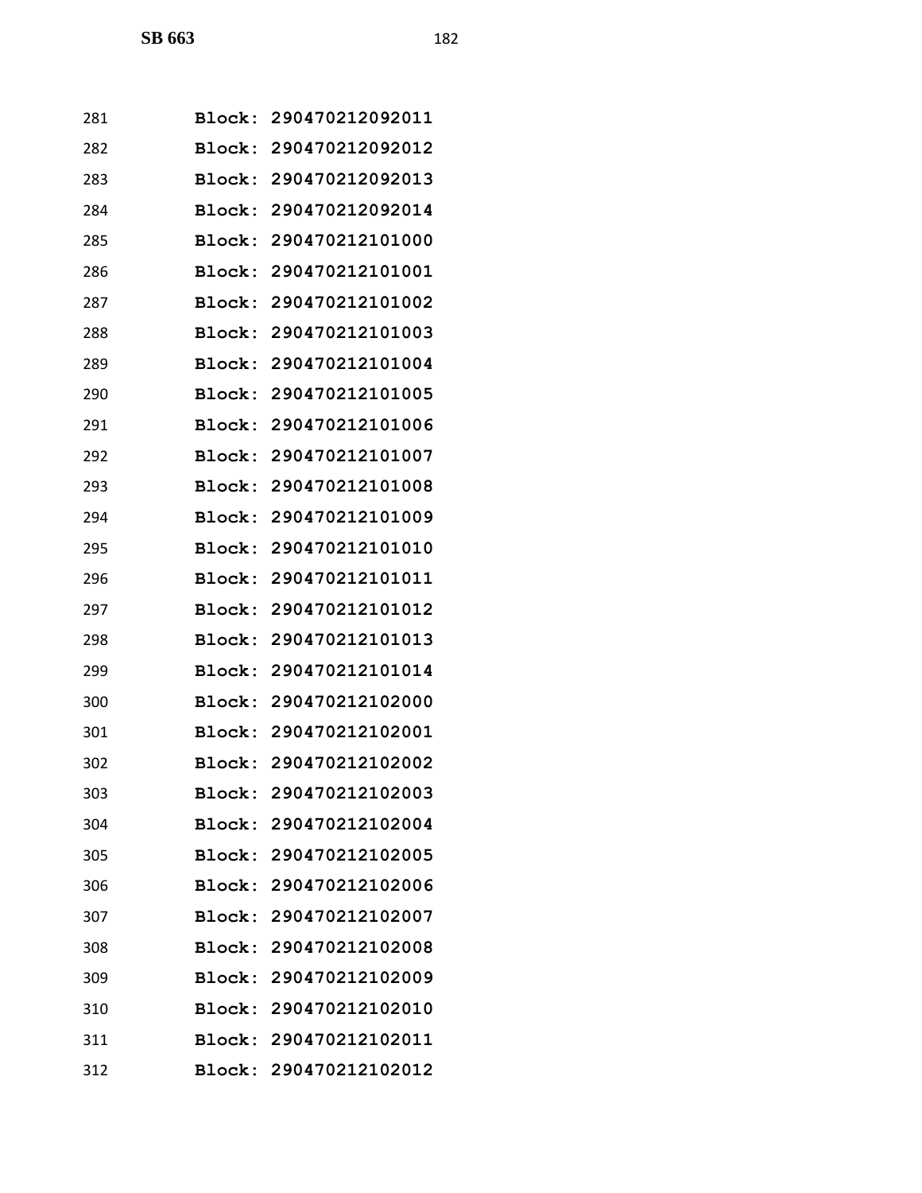281 **Block: 290470212092011**

282 **Block: 290470212092012**

283 **Block: 290470212092013**

284 **Block: 290470212092014**

285 **Block: 290470212101000**

286 **Block: 290470212101001**

287 **Block: 290470212101002**

288 **Block: 290470212101003**

289 **Block: 290470212101004**

290 **Block: 290470212101005**

291 **Block: 290470212101006**

292 **Block: 290470212101007**

293 **Block: 290470212101008**

294 **Block: 290470212101009**

295 **Block: 290470212101010**

296 **Block: 290470212101011**

297 **Block: 290470212101012**

298 **Block: 290470212101013**

299 **Block: 290470212101014**

300 **Block: 290470212102000**

301 **Block: 290470212102001**

302 **Block: 290470212102002**

303 **Block: 290470212102003**

304 **Block: 290470212102004**

305 **Block: 290470212102005**

306 **Block: 290470212102006**

307 **Block: 290470212102007**

308 **Block: 290470212102008**

309 **Block: 290470212102009**

310 **Block: 290470212102010**

311 **Block: 290470212102011**

312 **Block: 290470212102012**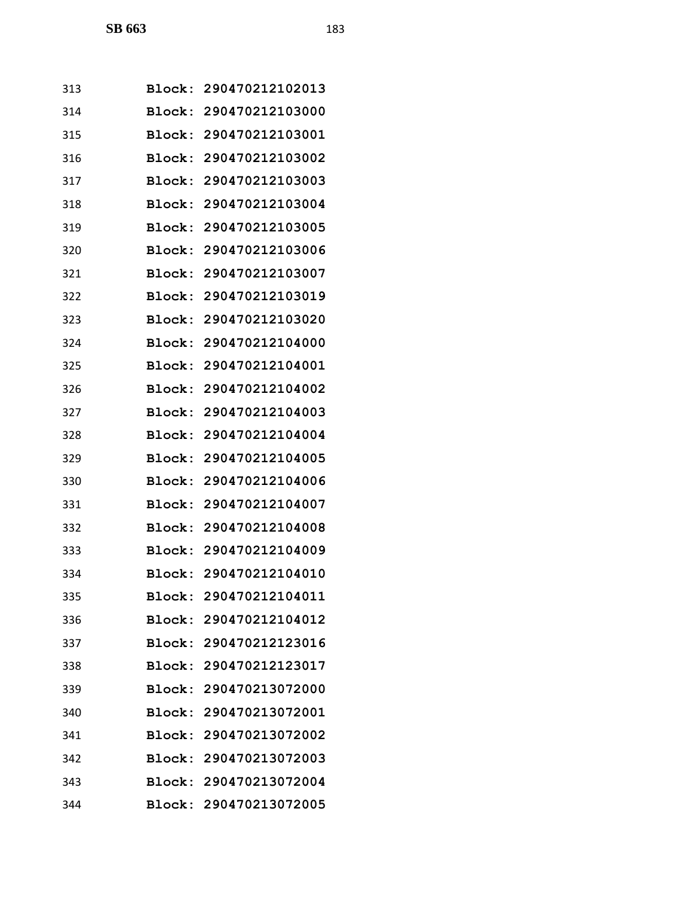313 **Block: 290470212102013**

314 **Block: 290470212103000**

315 **Block: 290470212103001**

316 **Block: 290470212103002**

317 **Block: 290470212103003**

318 **Block: 290470212103004**

319 **Block: 290470212103005**

320 **Block: 290470212103006**

321 **Block: 290470212103007**

322 **Block: 290470212103019**

323 **Block: 290470212103020**

324 **Block: 290470212104000**

325 **Block: 290470212104001**

326 **Block: 290470212104002**

327 **Block: 290470212104003**

328 **Block: 290470212104004**

329 **Block: 290470212104005**

330 **Block: 290470212104006**

331 **Block: 290470212104007**

332 **Block: 290470212104008**

333 **Block: 290470212104009**

334 **Block: 290470212104010**

335 **Block: 290470212104011**

336 **Block: 290470212104012**

337 **Block: 290470212123016**

338 **Block: 290470212123017**

339 **Block: 290470213072000**

340 **Block: 290470213072001**

341 **Block: 290470213072002**

342 **Block: 290470213072003**

343 **Block: 290470213072004**

344 **Block: 290470213072005**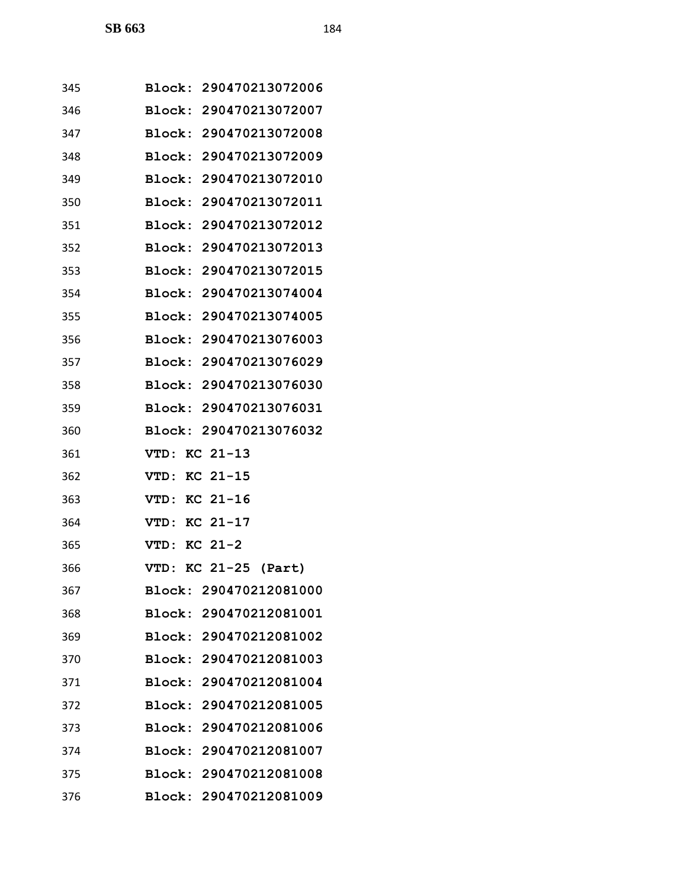**Block: 290470213072006**
**Block: 290470213072007**
**Block: 290470213072008**
**Block: 290470213072009**
**Block: 290470213072010**
**Block: 290470213072011**
**Block: 290470213072012**
**Block: 290470213072013**
**Block: 290470213072015**
**Block: 290470213074004**
**Block: 290470213074005**
**Block: 290470213076003**
**Block: 290470213076029**
**Block: 290470213076030**
**Block: 290470213076031**
**Block: 290470213076032**
**VTD: KC 21-13**
**VTD: KC 21-15**
**VTD: KC 21-16**
**VTD: KC 21-17**
**VTD: KC 21-2**
**VTD: KC 21-25 (Part)**
**Block: 290470212081000**
**Block: 290470212081001**
**Block: 290470212081002**
**Block: 290470212081003**
**Block: 290470212081004**
**Block: 290470212081005**
**Block: 290470212081006**
**Block: 290470212081007**
**Block: 290470212081008**
**Block: 290470212081009**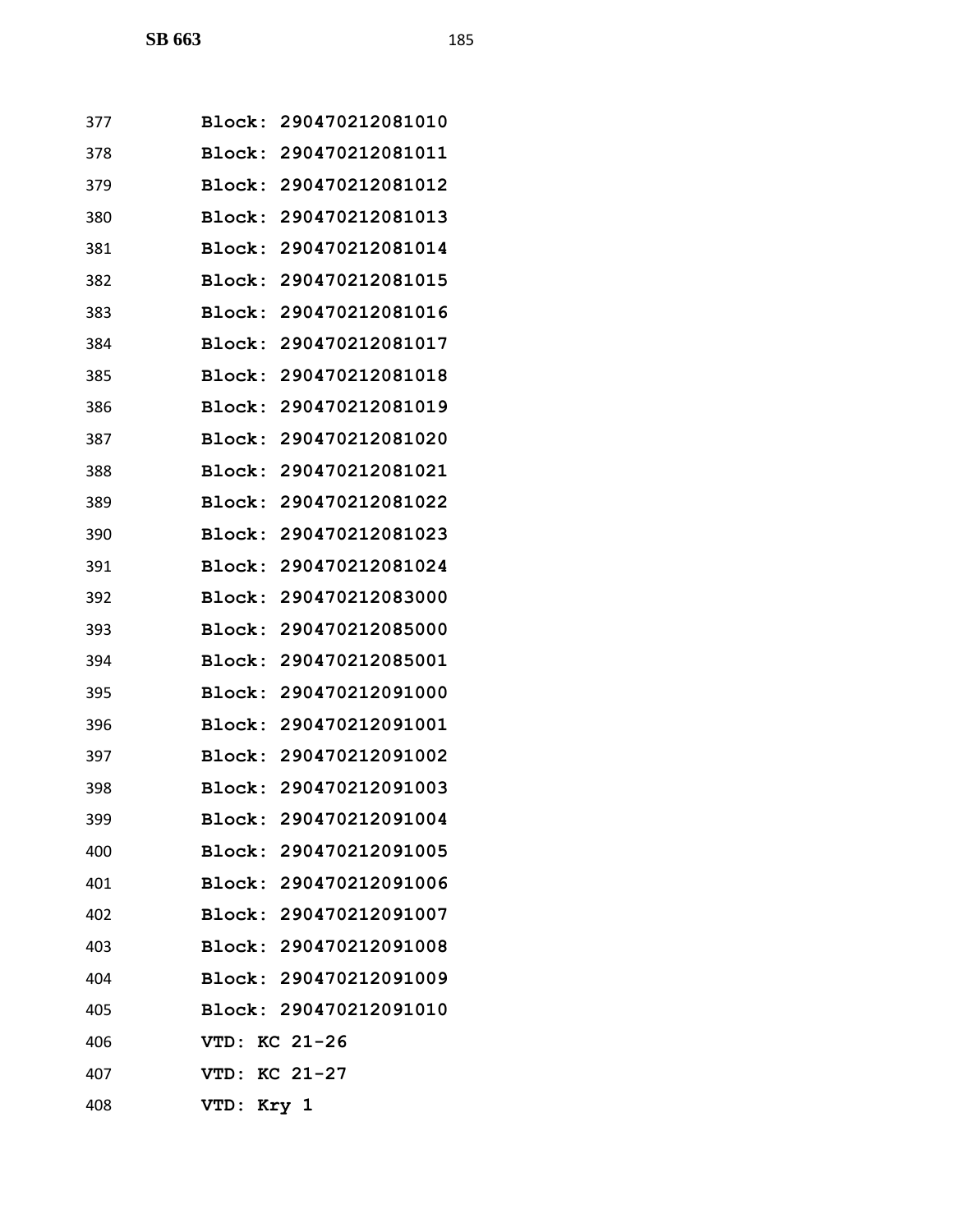Block: 290470212081010
Block: 290470212081011
Block: 290470212081012
Block: 290470212081013
Block: 290470212081014
Block: 290470212081015
Block: 290470212081016
Block: 290470212081017
Block: 290470212081018
Block: 290470212081019
Block: 290470212081020
Block: 290470212081021
Block: 290470212081022
Block: 290470212081023
Block: 290470212081024
Block: 290470212083000
Block: 290470212085000
Block: 290470212085001
Block: 290470212091000
Block: 290470212091001
Block: 290470212091002
Block: 290470212091003
Block: 290470212091004
Block: 290470212091005
Block: 290470212091006
Block: 290470212091007
Block: 290470212091008
Block: 290470212091009
Block: 290470212091010
VTD: KC 21-26
VTD: KC 21-27
VTD: Kry 1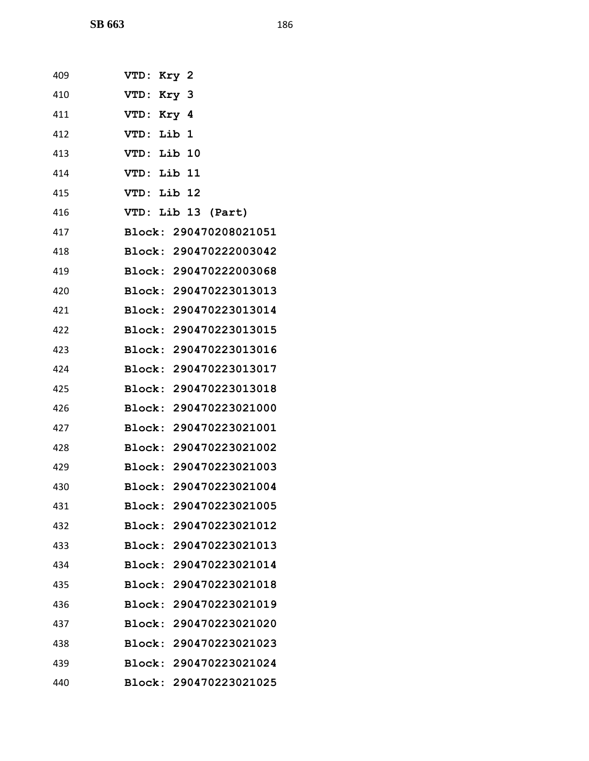409 **VTD: Kry 2**
410 **VTD: Kry 3**
411 **VTD: Kry 4**
412 **VTD: Lib 1**
413 **VTD: Lib 10**
414 **VTD: Lib 11**
415 **VTD: Lib 12**
416 **VTD: Lib 13 (Part)**
417 **Block: 290470208021051**
418 **Block: 290470222003042**
419 **Block: 290470222003068**
420 **Block: 290470223013013**
421 **Block: 290470223013014**
422 **Block: 290470223013015**
423 **Block: 290470223013016**
424 **Block: 290470223013017**
425 **Block: 290470223013018**
426 **Block: 290470223021000**
427 **Block: 290470223021001**
428 **Block: 290470223021002**
429 **Block: 290470223021003**
430 **Block: 290470223021004**
431 **Block: 290470223021005**
432 **Block: 290470223021012**
433 **Block: 290470223021013**
434 **Block: 290470223021014**
435 **Block: 290470223021018**
436 **Block: 290470223021019**
437 **Block: 290470223021020**
438 **Block: 290470223021023**
439 **Block: 290470223021024**
440 **Block: 290470223021025**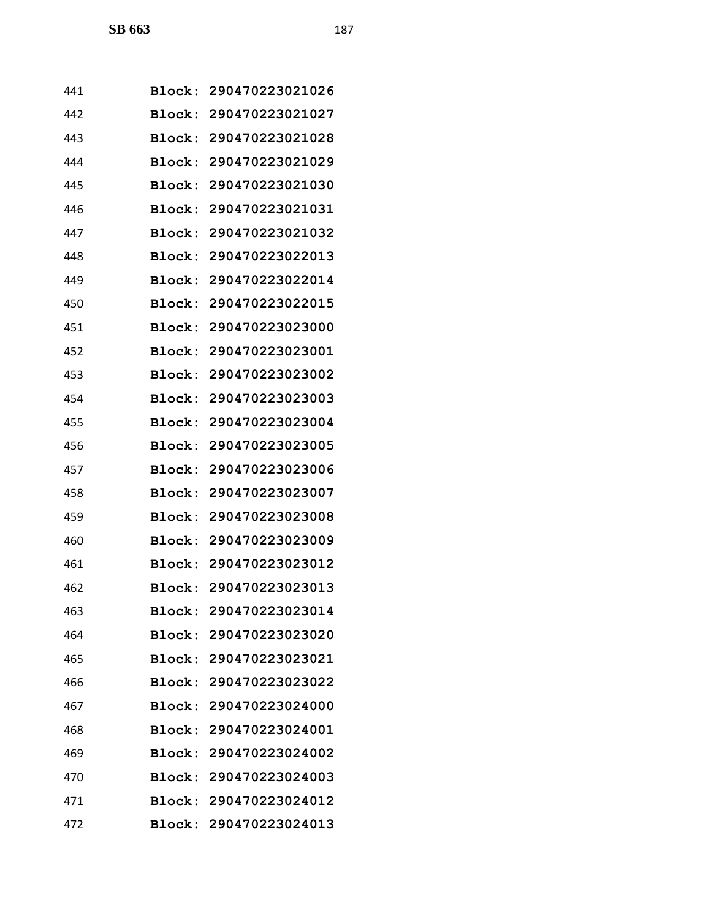441 **Block: 290470223021026**

442 **Block: 290470223021027**

443 **Block: 290470223021028**

444 **Block: 290470223021029**

445 **Block: 290470223021030**

446 **Block: 290470223021031**

447 **Block: 290470223021032**

448 **Block: 290470223022013**

449 **Block: 290470223022014**

450 **Block: 290470223022015**

451 **Block: 290470223023000**

452 **Block: 290470223023001**

453 **Block: 290470223023002**

454 **Block: 290470223023003**

455 **Block: 290470223023004**

456 **Block: 290470223023005**

457 **Block: 290470223023006**

458 **Block: 290470223023007**

459 **Block: 290470223023008**

460 **Block: 290470223023009**

461 **Block: 290470223023012**

462 **Block: 290470223023013**

463 **Block: 290470223023014**

464 **Block: 290470223023020**

465 **Block: 290470223023021**

466 **Block: 290470223023022**

467 **Block: 290470223024000**

468 **Block: 290470223024001**

469 **Block: 290470223024002**

470 **Block: 290470223024003**

471 **Block: 290470223024012**

472 **Block: 290470223024013**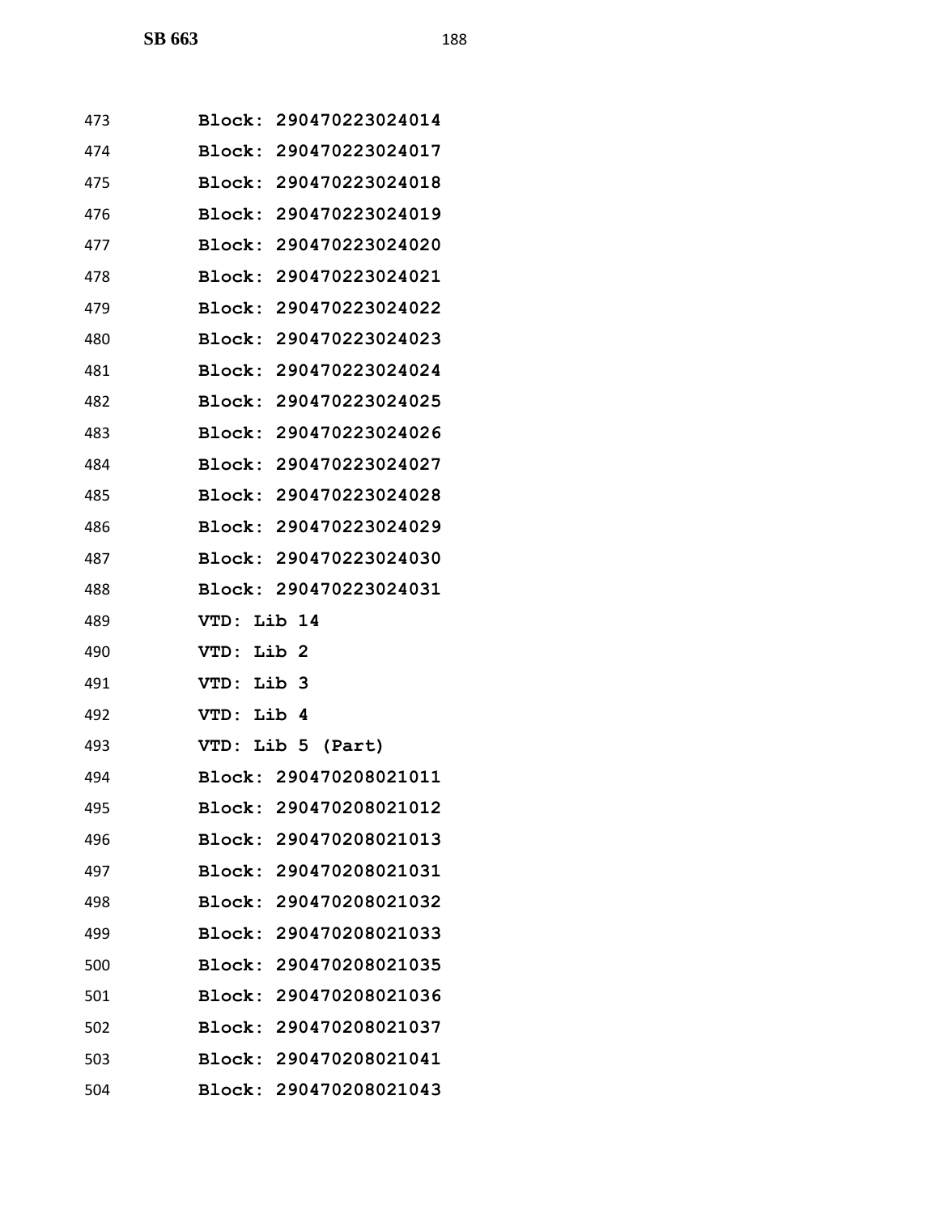473 **Block: 290470223024014**

474 **Block: 290470223024017**

475 **Block: 290470223024018**

476 **Block: 290470223024019**

477 **Block: 290470223024020**

478 **Block: 290470223024021**

479 **Block: 290470223024022**

480 **Block: 290470223024023**

481 **Block: 290470223024024**

482 **Block: 290470223024025**

483 **Block: 290470223024026**

484 **Block: 290470223024027**

485 **Block: 290470223024028**

486 **Block: 290470223024029**

487 **Block: 290470223024030**

488 **Block: 290470223024031**

489 **VTD: Lib 14**

490 **VTD: Lib 2**

491 **VTD: Lib 3**

492 **VTD: Lib 4**

493 **VTD: Lib 5 (Part)**

494 **Block: 290470208021011**

495 **Block: 290470208021012**

496 **Block: 290470208021013**

497 **Block: 290470208021031**

498 **Block: 290470208021032**

499 **Block: 290470208021033**

500 **Block: 290470208021035**

501 **Block: 290470208021036**

502 **Block: 290470208021037**

503 **Block: 290470208021041**

504 **Block: 290470208021043**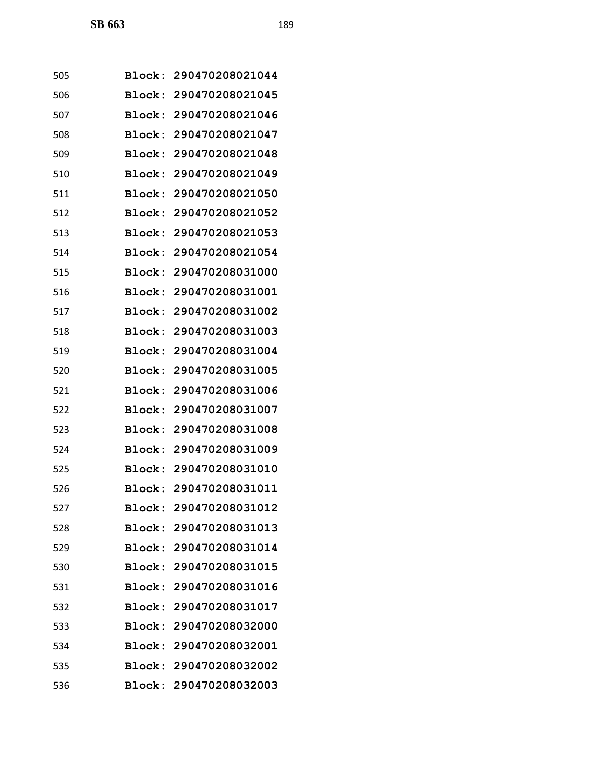505 Block: 290470208021044
506 Block: 290470208021045
507 Block: 290470208021046
508 Block: 290470208021047
509 Block: 290470208021048
510 Block: 290470208021049
511 Block: 290470208021050
512 Block: 290470208021052
513 Block: 290470208021053
514 Block: 290470208021054
515 Block: 290470208031000
516 Block: 290470208031001
517 Block: 290470208031002
518 Block: 290470208031003
519 Block: 290470208031004
520 Block: 290470208031005
521 Block: 290470208031006
522 Block: 290470208031007
523 Block: 290470208031008
524 Block: 290470208031009
525 Block: 290470208031010
526 Block: 290470208031011
527 Block: 290470208031012
528 Block: 290470208031013
529 Block: 290470208031014
530 Block: 290470208031015
531 Block: 290470208031016
532 Block: 290470208031017
533 Block: 290470208032000
534 Block: 290470208032001
535 Block: 290470208032002
536 Block: 290470208032003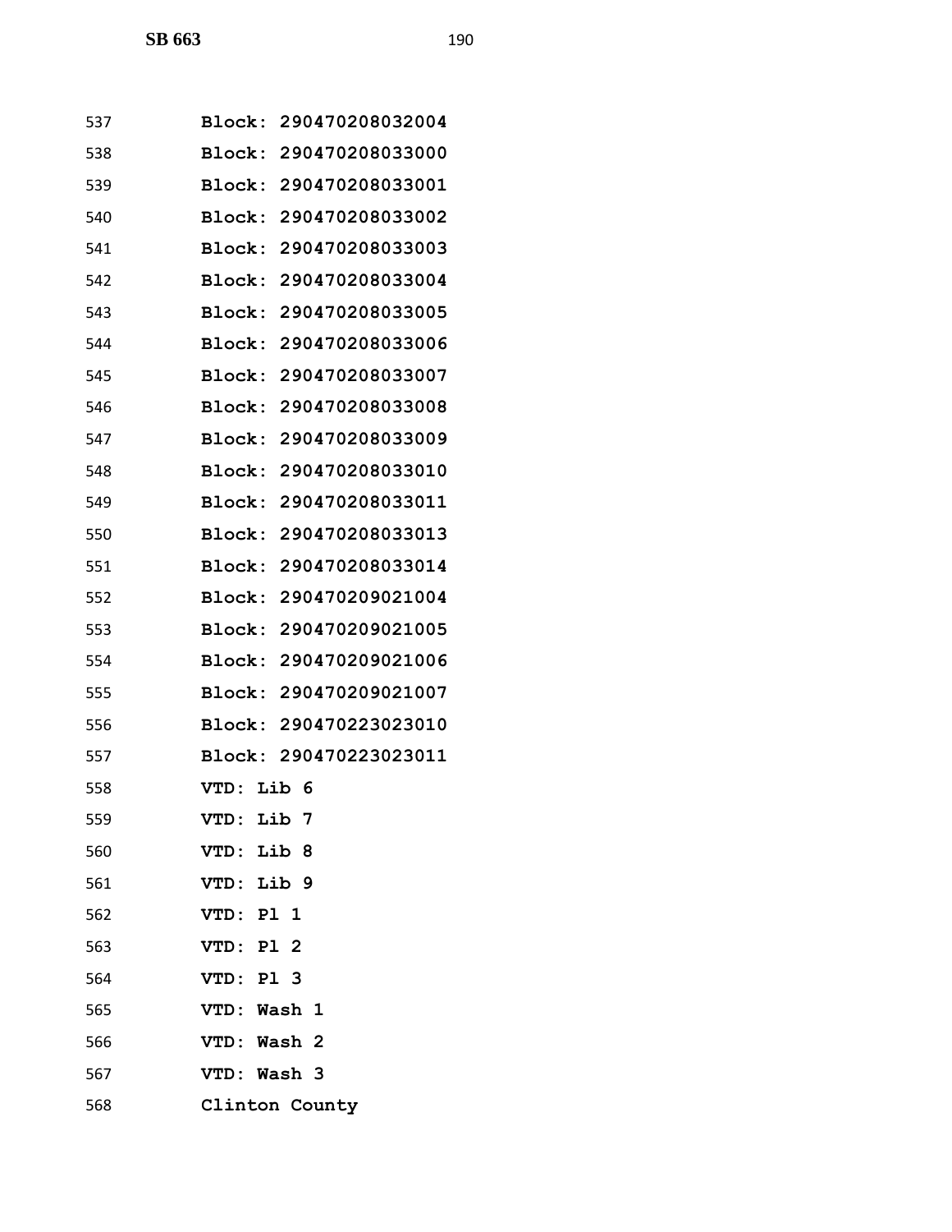Block: 290470208032004

Block: 290470208033000

Block: 290470208033001

Block: 290470208033002

Block: 290470208033003

Block: 290470208033004

Block: 290470208033005

Block: 290470208033006

Block: 290470208033007

Block: 290470208033008

Block: 290470208033009

Block: 290470208033010

Block: 290470208033011

Block: 290470208033013

Block: 290470208033014

Block: 290470209021004

Block: 290470209021005

Block: 290470209021006

Block: 290470209021007

Block: 290470223023010

Block: 290470223023011

VTD: Lib 6

VTD: Lib 7

VTD: Lib 8

VTD: Lib 9

VTD: Pl 1

VTD: Pl 2

VTD: Pl 3

VTD: Wash 1

VTD: Wash 2

VTD: Wash 3

Clinton County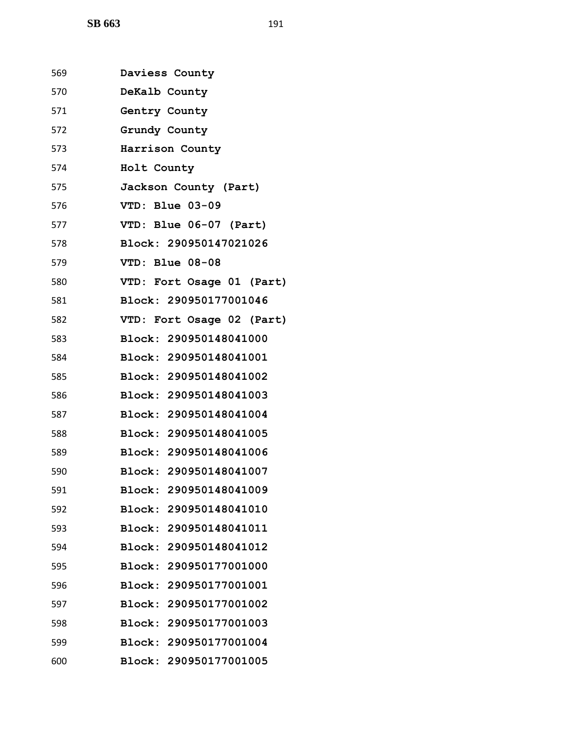569 **Daviess County**

570 **DeKalb County**

571 **Gentry County**

572 **Grundy County**

573 **Harrison County**

574 **Holt County**

575 **Jackson County (Part)**

576 **VTD: Blue 03-09**

577 **VTD: Blue 06-07 (Part)**

578 **Block: 290950147021026**

579 **VTD: Blue 08-08**

580 **VTD: Fort Osage 01 (Part)**

581 **Block: 290950177001046**

582 **VTD: Fort Osage 02 (Part)**

583 **Block: 290950148041000**

584 **Block: 290950148041001**

585 **Block: 290950148041002**

586 **Block: 290950148041003**

587 **Block: 290950148041004**

588 **Block: 290950148041005**

589 **Block: 290950148041006**

590 **Block: 290950148041007**

591 **Block: 290950148041009**

592 **Block: 290950148041010**

593 **Block: 290950148041011**

594 **Block: 290950148041012**

595 **Block: 290950177001000**

596 **Block: 290950177001001**

597 **Block: 290950177001002**

598 **Block: 290950177001003**

599 **Block: 290950177001004**

600 **Block: 290950177001005**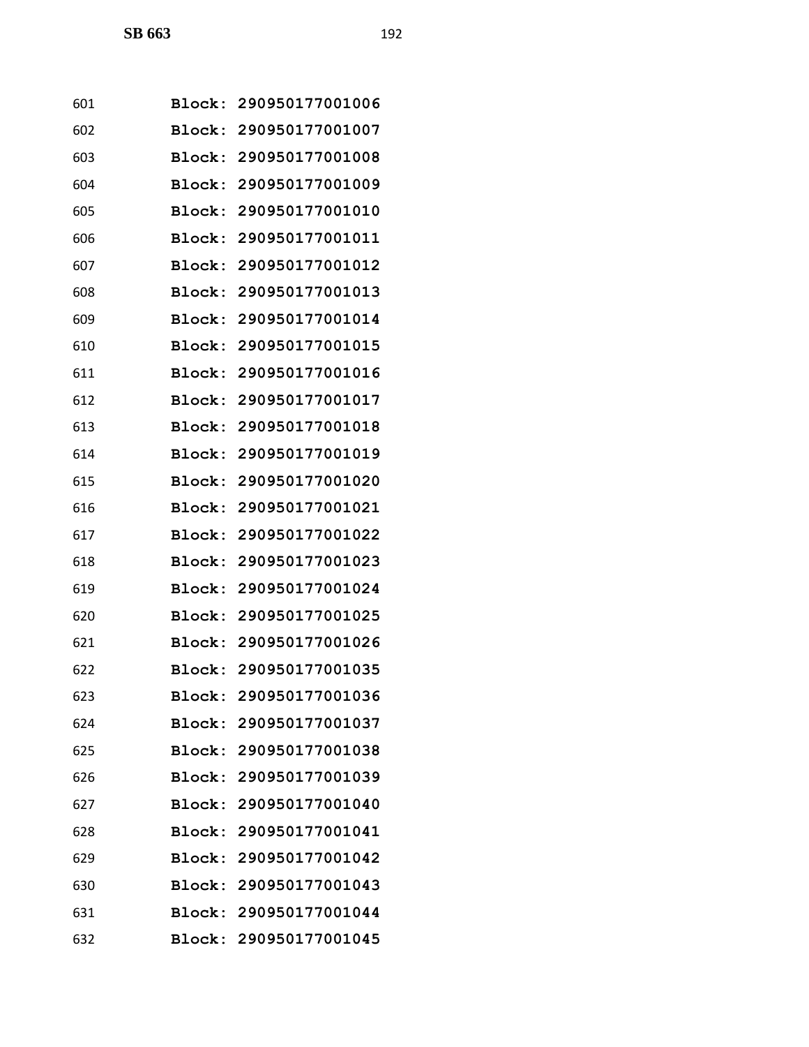601 **Block: 290950177001006**

602 **Block: 290950177001007**

603 **Block: 290950177001008**

604 **Block: 290950177001009**

605 **Block: 290950177001010**

606 **Block: 290950177001011**

607 **Block: 290950177001012**

608 **Block: 290950177001013**

609 **Block: 290950177001014**

610 **Block: 290950177001015**

611 **Block: 290950177001016**

612 **Block: 290950177001017**

613 **Block: 290950177001018**

614 **Block: 290950177001019**

615 **Block: 290950177001020**

616 **Block: 290950177001021**

617 **Block: 290950177001022**

618 **Block: 290950177001023**

619 **Block: 290950177001024**

620 **Block: 290950177001025**

621 **Block: 290950177001026**

622 **Block: 290950177001035**

623 **Block: 290950177001036**

624 **Block: 290950177001037**

625 **Block: 290950177001038**

626 **Block: 290950177001039**

627 **Block: 290950177001040**

628 **Block: 290950177001041**

629 **Block: 290950177001042**

630 **Block: 290950177001043**

631 **Block: 290950177001044**

632 **Block: 290950177001045**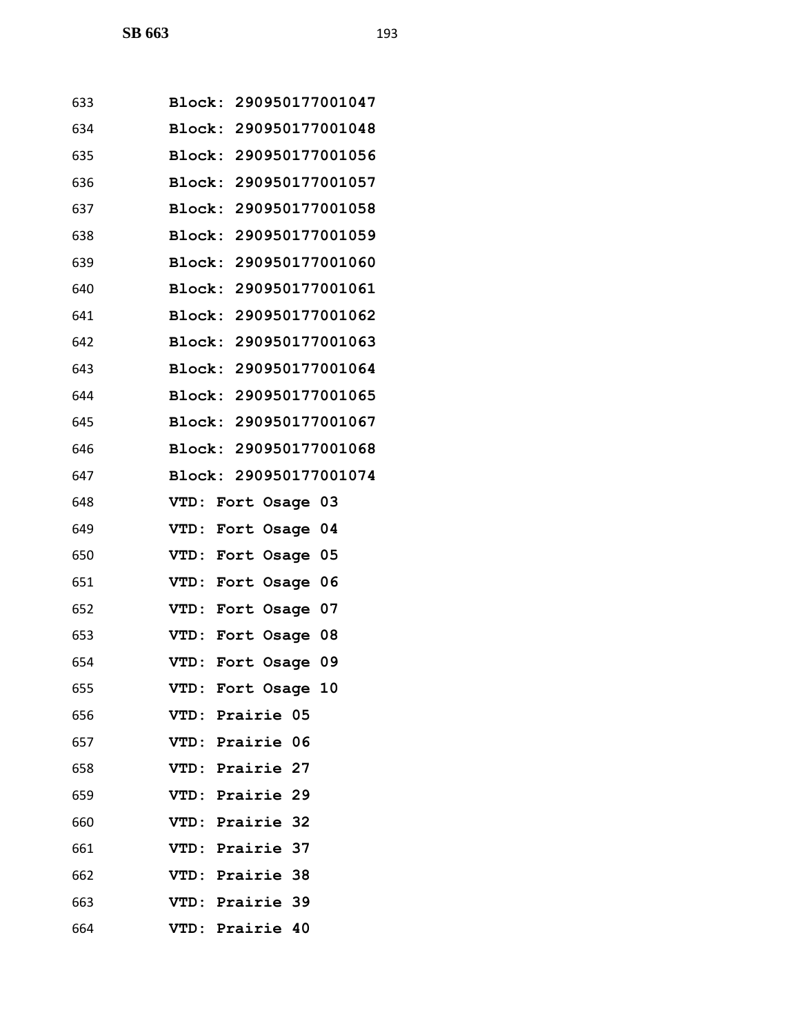633 **Block: 290950177001047**

634 **Block: 290950177001048**

635 **Block: 290950177001056**

636 **Block: 290950177001057**

637 **Block: 290950177001058**

638 **Block: 290950177001059**

639 **Block: 290950177001060**

640 **Block: 290950177001061**

641 **Block: 290950177001062**

642 **Block: 290950177001063**

643 **Block: 290950177001064**

644 **Block: 290950177001065**

645 **Block: 290950177001067**

646 **Block: 290950177001068**

647 **Block: 290950177001074**

648 **VTD: Fort Osage 03**

649 **VTD: Fort Osage 04**

650 **VTD: Fort Osage 05**

651 **VTD: Fort Osage 06**

652 **VTD: Fort Osage 07**

653 **VTD: Fort Osage 08**

654 **VTD: Fort Osage 09**

655 **VTD: Fort Osage 10**

656 **VTD: Prairie 05**

657 **VTD: Prairie 06**

658 **VTD: Prairie 27**

659 **VTD: Prairie 29**

660 **VTD: Prairie 32**

661 **VTD: Prairie 37**

662 **VTD: Prairie 38**

663 **VTD: Prairie 39**

664 **VTD: Prairie 40**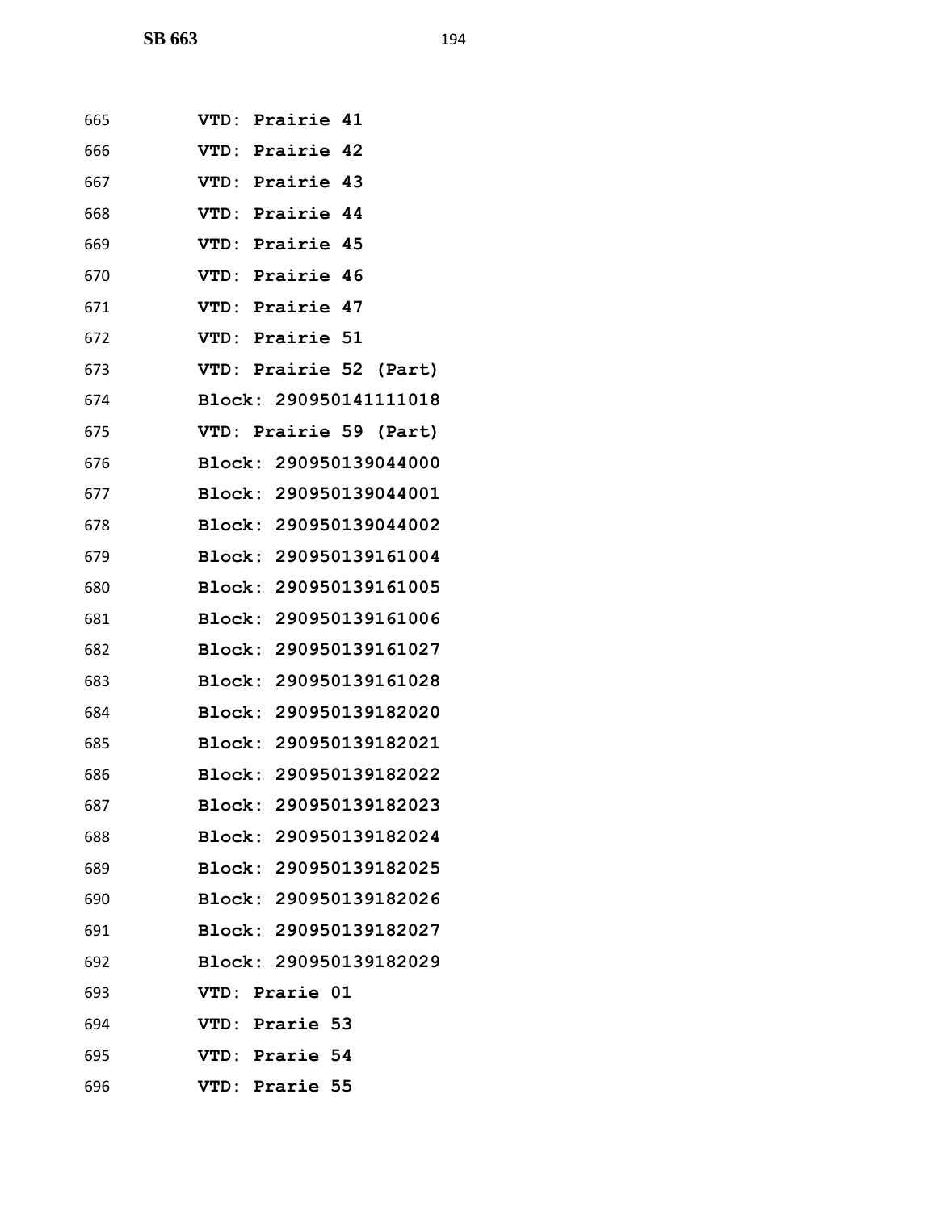665 **VTD: Prairie 41**

666 **VTD: Prairie 42**

667 **VTD: Prairie 43**

668 **VTD: Prairie 44**

669 **VTD: Prairie 45**

670 **VTD: Prairie 46**

671 **VTD: Prairie 47**

672 **VTD: Prairie 51**

673 **VTD: Prairie 52 (Part)**

674 **Block: 290950141111018**

675 **VTD: Prairie 59 (Part)**

676 **Block: 290950139044000**

677 **Block: 290950139044001**

678 **Block: 290950139044002**

679 **Block: 290950139161004**

680 **Block: 290950139161005**

681 **Block: 290950139161006**

682 **Block: 290950139161027**

683 **Block: 290950139161028**

684 **Block: 290950139182020**

685 **Block: 290950139182021**

686 **Block: 290950139182022**

687 **Block: 290950139182023**

688 **Block: 290950139182024**

689 **Block: 290950139182025**

690 **Block: 290950139182026**

691 **Block: 290950139182027**

692 **Block: 290950139182029**

693 **VTD: Prarie 01**

694 **VTD: Prarie 53**

695 **VTD: Prarie 54**

696 **VTD: Prarie 55**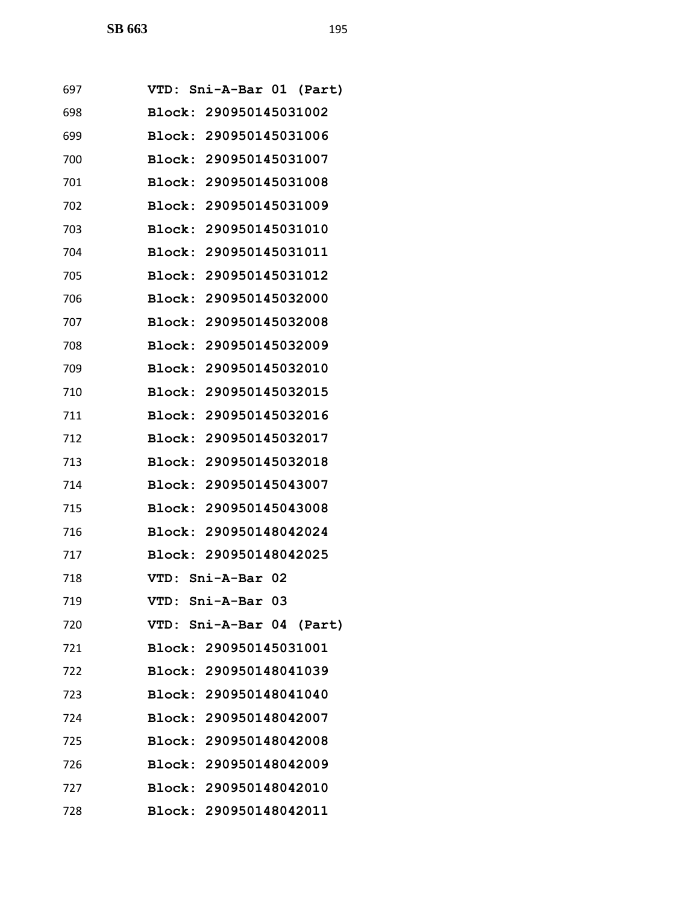697 **VTD: Sni-A-Bar 01 (Part)**
698 **Block: 290950145031002**
699 **Block: 290950145031006**
700 **Block: 290950145031007**
701 **Block: 290950145031008**
702 **Block: 290950145031009**
703 **Block: 290950145031010**
704 **Block: 290950145031011**
705 **Block: 290950145031012**
706 **Block: 290950145032000**
707 **Block: 290950145032008**
708 **Block: 290950145032009**
709 **Block: 290950145032010**
710 **Block: 290950145032015**
711 **Block: 290950145032016**
712 **Block: 290950145032017**
713 **Block: 290950145032018**
714 **Block: 290950145043007**
715 **Block: 290950145043008**
716 **Block: 290950148042024**
717 **Block: 290950148042025**
718 **VTD: Sni-A-Bar 02**
719 **VTD: Sni-A-Bar 03**
720 **VTD: Sni-A-Bar 04 (Part)**
721 **Block: 290950145031001**
722 **Block: 290950148041039**
723 **Block: 290950148041040**
724 **Block: 290950148042007**
725 **Block: 290950148042008**
726 **Block: 290950148042009**
727 **Block: 290950148042010**
728 **Block: 290950148042011**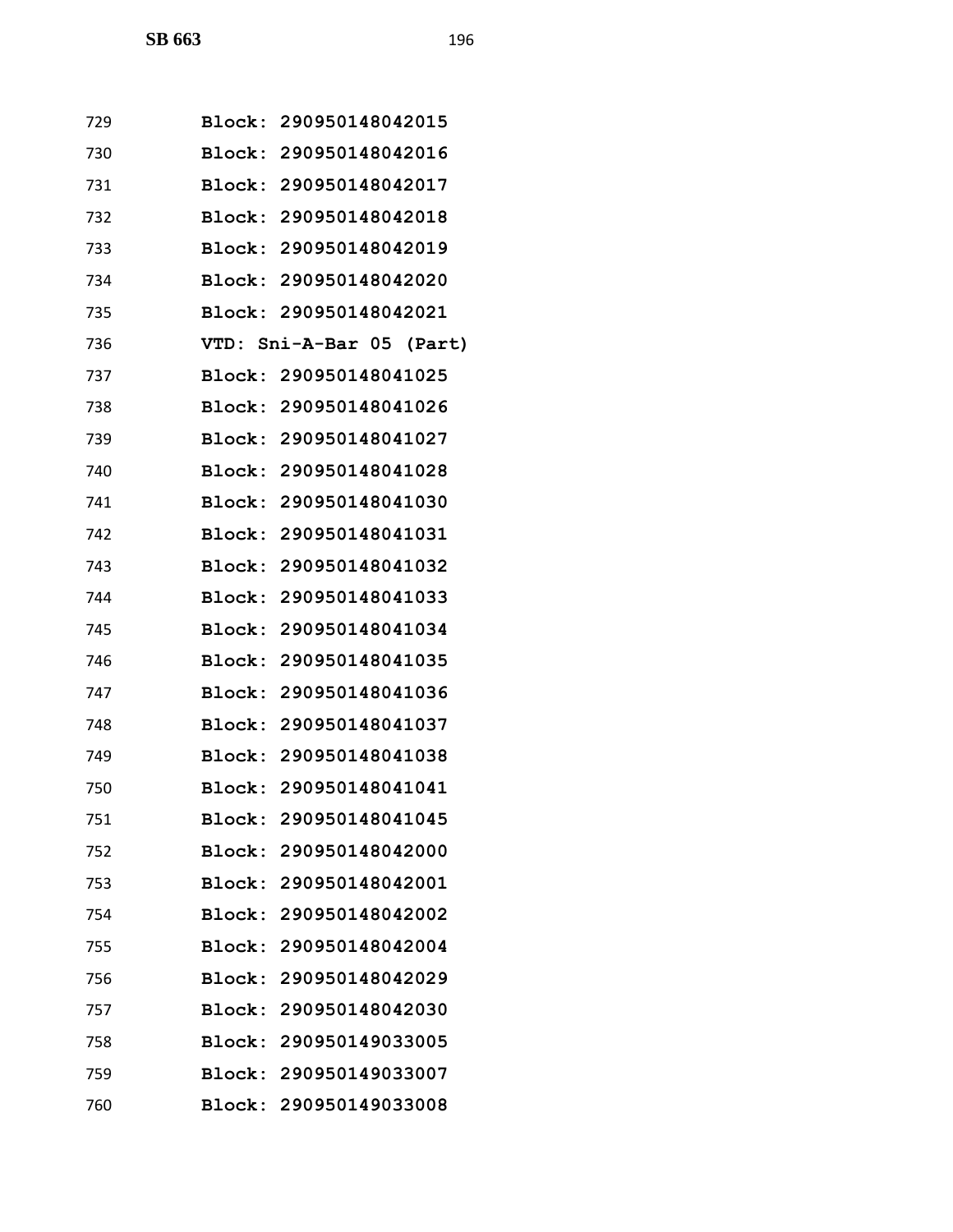729 Block: 290950148042015

730 Block: 290950148042016

731 Block: 290950148042017

732 Block: 290950148042018

733 Block: 290950148042019

734 Block: 290950148042020

735 Block: 290950148042021

736 VTD: Sni-A-Bar 05 (Part)

737 Block: 290950148041025

738 Block: 290950148041026

739 Block: 290950148041027

740 Block: 290950148041028

741 Block: 290950148041030

742 Block: 290950148041031

743 Block: 290950148041032

744 Block: 290950148041033

745 Block: 290950148041034

746 Block: 290950148041035

747 Block: 290950148041036

748 Block: 290950148041037

749 Block: 290950148041038

750 Block: 290950148041041

751 Block: 290950148041045

752 Block: 290950148042000

753 Block: 290950148042001

754 Block: 290950148042002

755 Block: 290950148042004

756 Block: 290950148042029

757 Block: 290950148042030

758 Block: 290950149033005

759 Block: 290950149033007

760 Block: 290950149033008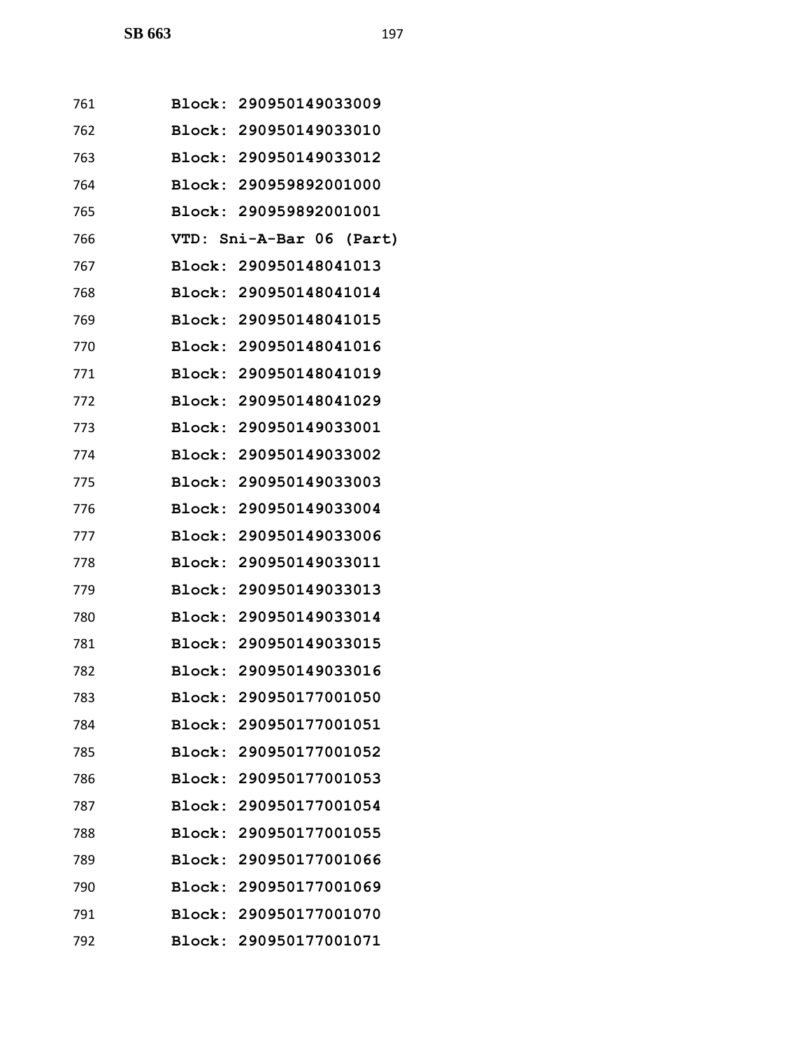761 **Block: 290950149033009**
762 **Block: 290950149033010**
763 **Block: 290950149033012**
764 **Block: 290959892001000**
765 **Block: 290959892001001**
766 **VTD: Sni-A-Bar 06 (Part)**
767 **Block: 290950148041013**
768 **Block: 290950148041014**
769 **Block: 290950148041015**
770 **Block: 290950148041016**
771 **Block: 290950148041019**
772 **Block: 290950148041029**
773 **Block: 290950149033001**
774 **Block: 290950149033002**
775 **Block: 290950149033003**
776 **Block: 290950149033004**
777 **Block: 290950149033006**
778 **Block: 290950149033011**
779 **Block: 290950149033013**
780 **Block: 290950149033014**
781 **Block: 290950149033015**
782 **Block: 290950149033016**
783 **Block: 290950177001050**
784 **Block: 290950177001051**
785 **Block: 290950177001052**
786 **Block: 290950177001053**
787 **Block: 290950177001054**
788 **Block: 290950177001055**
789 **Block: 290950177001066**
790 **Block: 290950177001069**
791 **Block: 290950177001070**
792 **Block: 290950177001071**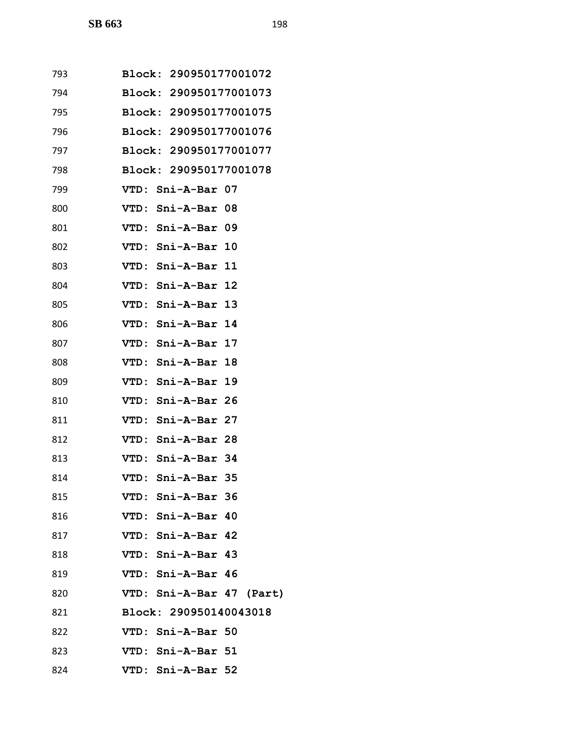793 **Block: 290950177001072**
794 **Block: 290950177001073**
795 **Block: 290950177001075**
796 **Block: 290950177001076**
797 **Block: 290950177001077**
798 **Block: 290950177001078**
799 **VTD: Sni-A-Bar 07**
800 **VTD: Sni-A-Bar 08**
801 **VTD: Sni-A-Bar 09**
802 **VTD: Sni-A-Bar 10**
803 **VTD: Sni-A-Bar 11**
804 **VTD: Sni-A-Bar 12**
805 **VTD: Sni-A-Bar 13**
806 **VTD: Sni-A-Bar 14**
807 **VTD: Sni-A-Bar 17**
808 **VTD: Sni-A-Bar 18**
809 **VTD: Sni-A-Bar 19**
810 **VTD: Sni-A-Bar 26**
811 **VTD: Sni-A-Bar 27**
812 **VTD: Sni-A-Bar 28**
813 **VTD: Sni-A-Bar 34**
814 **VTD: Sni-A-Bar 35**
815 **VTD: Sni-A-Bar 36**
816 **VTD: Sni-A-Bar 40**
817 **VTD: Sni-A-Bar 42**
818 **VTD: Sni-A-Bar 43**
819 **VTD: Sni-A-Bar 46**
820 **VTD: Sni-A-Bar 47 (Part)**
821 **Block: 290950140043018**
822 **VTD: Sni-A-Bar 50**
823 **VTD: Sni-A-Bar 51**
824 **VTD: Sni-A-Bar 52**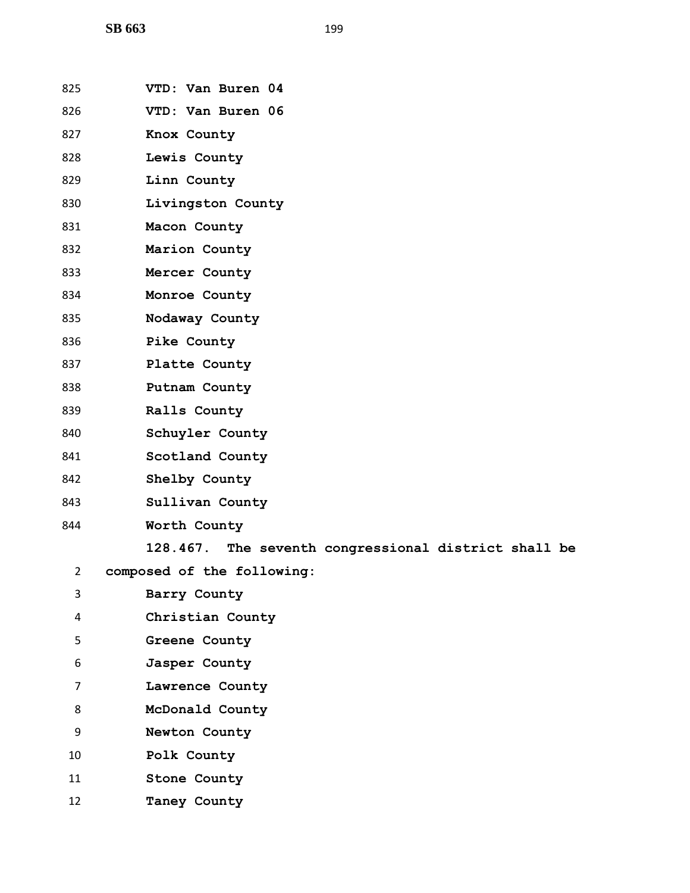825 **VTD: Van Buren 04**

826 **VTD: Van Buren 06**

827 **Knox County**

828 **Lewis County**

829 **Linn County**

830 **Livingston County**

831 **Macon County**

832 **Marion County**

833 **Mercer County**

834 **Monroe County**

835 **Nodaway County**

836 **Pike County**

837 **Platte County**

838 **Putnam County**

839 **Ralls County**

840 **Schuyler County**

841 **Scotland County**

842 **Shelby County**

843 **Sullivan County**

844 **Worth County**

**128.467. The seventh congressional district shall be**

2 **composed of the following:**

3 **Barry County**

4 **Christian County**

5 **Greene County**

6 **Jasper County**

7 **Lawrence County**

8 **McDonald County**

9 **Newton County**

10 **Polk County**

11 **Stone County**

12 **Taney County**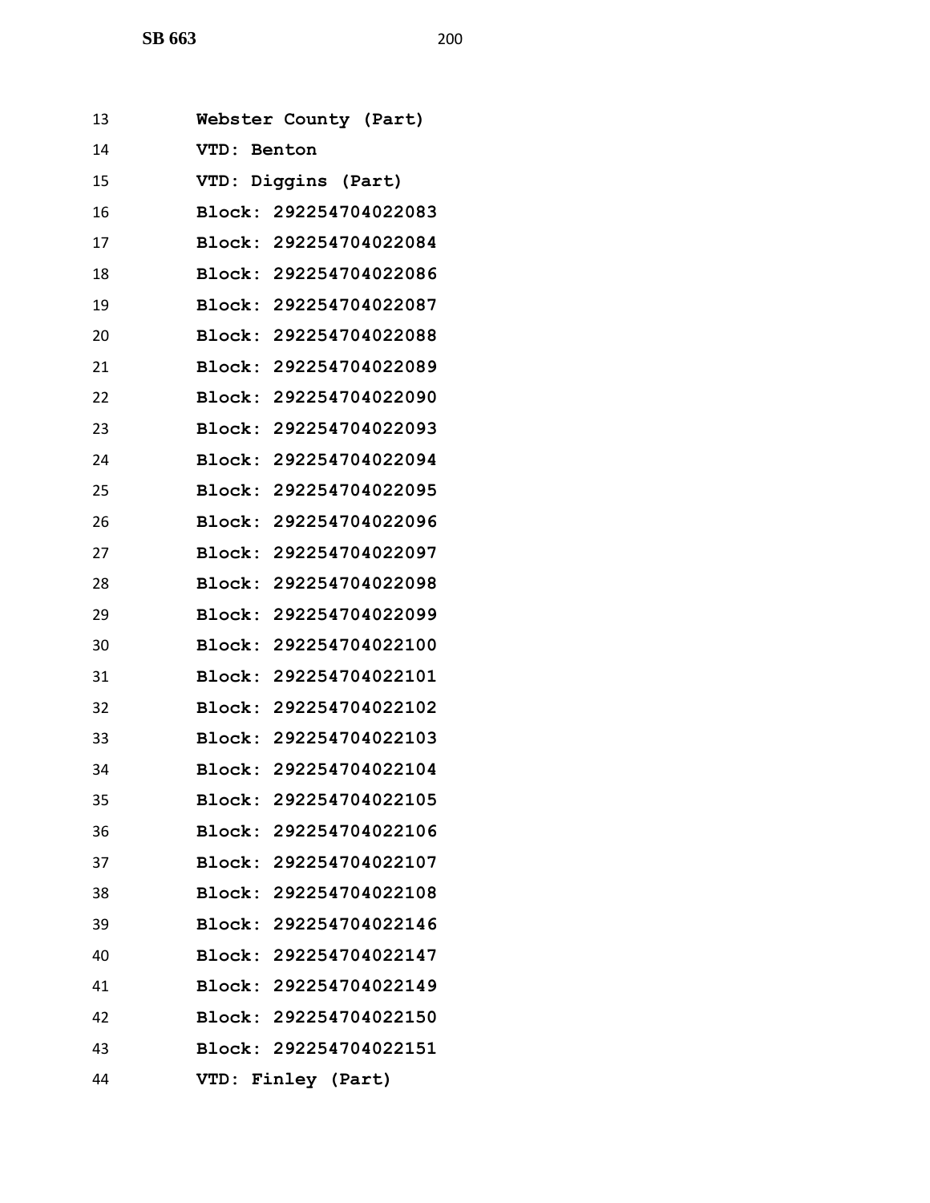**Webster County (Part)**

**VTD: Benton**

**VTD: Diggins (Part)**

**Block: 292254704022083**

**Block: 292254704022084**

**Block: 292254704022086**

**Block: 292254704022087**

**Block: 292254704022088**

**Block: 292254704022089**

**Block: 292254704022090**

**Block: 292254704022093**

**Block: 292254704022094**

**Block: 292254704022095**

**Block: 292254704022096**

**Block: 292254704022097**

**Block: 292254704022098**

**Block: 292254704022099**

**Block: 292254704022100**

**Block: 292254704022101**

**Block: 292254704022102**

**Block: 292254704022103**

**Block: 292254704022104**

**Block: 292254704022105**

**Block: 292254704022106**

**Block: 292254704022107**

**Block: 292254704022108**

**Block: 292254704022146**

**Block: 292254704022147**

**Block: 292254704022149**

**Block: 292254704022150**

**Block: 292254704022151**

**VTD: Finley (Part)**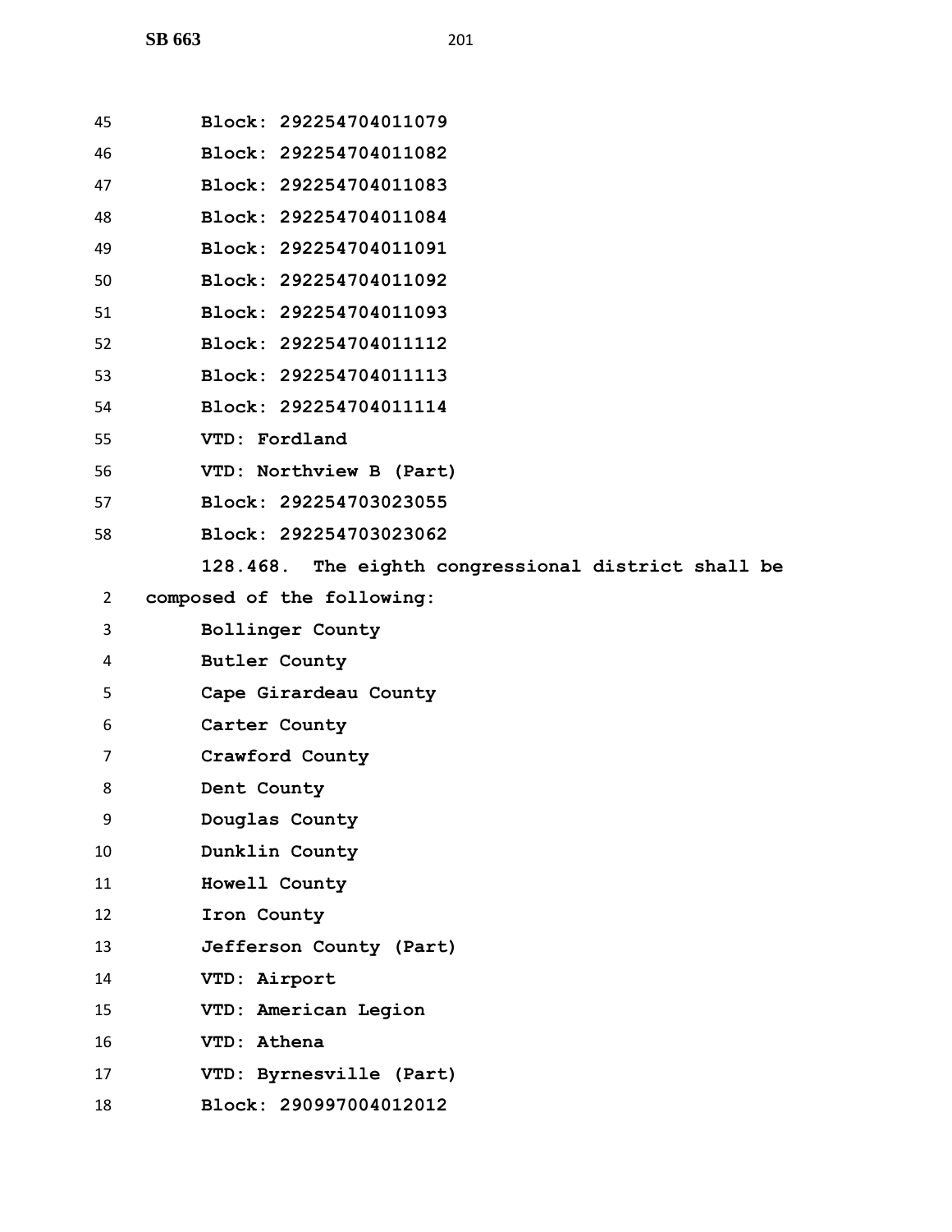Block: 292254704011079

Block: 292254704011082

Block: 292254704011083

Block: 292254704011084

Block: 292254704011091

Block: 292254704011092

Block: 292254704011093

Block: 292254704011112

Block: 292254704011113

Block: 292254704011114

VTD: Fordland

VTD: Northview B (Part)

Block: 292254703023055

Block: 292254703023062

**128.468. The eighth congressional district shall be composed of the following:**

Bollinger County

Butler County

Cape Girardeau County

Carter County

Crawford County

Dent County

Douglas County

Dunklin County

Howell County

Iron County

Jefferson County (Part)

VTD: Airport

VTD: American Legion

VTD: Athena

VTD: Byrnesville (Part)

Block: 290997004012012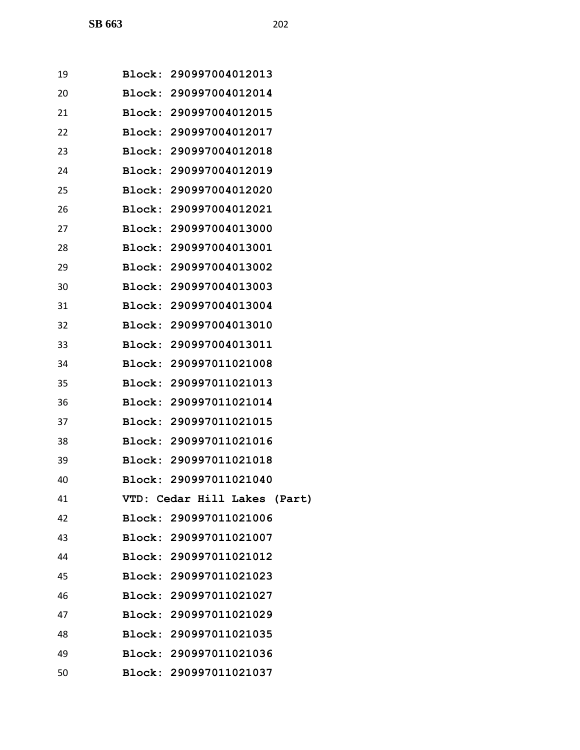**Block: 290997004012013**
**Block: 290997004012014**
**Block: 290997004012015**
**Block: 290997004012017**
**Block: 290997004012018**
**Block: 290997004012019**
**Block: 290997004012020**
**Block: 290997004012021**
**Block: 290997004013000**
**Block: 290997004013001**
**Block: 290997004013002**
**Block: 290997004013003**
**Block: 290997004013004**
**Block: 290997004013010**
**Block: 290997004013011**
**Block: 290997011021008**
**Block: 290997011021013**
**Block: 290997011021014**
**Block: 290997011021015**
**Block: 290997011021016**
**Block: 290997011021018**
**Block: 290997011021040**
**VTD: Cedar Hill Lakes (Part)**
**Block: 290997011021006**
**Block: 290997011021007**
**Block: 290997011021012**
**Block: 290997011021023**
**Block: 290997011021027**
**Block: 290997011021029**
**Block: 290997011021035**
**Block: 290997011021036**
**Block: 290997011021037**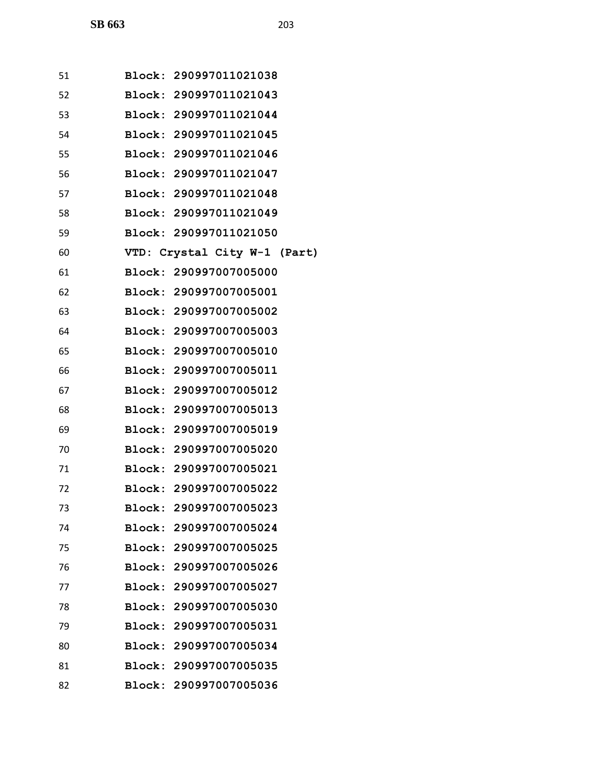Block: 290997011021038
Block: 290997011021043
Block: 290997011021044
Block: 290997011021045
Block: 290997011021046
Block: 290997011021047
Block: 290997011021048
Block: 290997011021049
Block: 290997011021050
VTD: Crystal City W-1 (Part)
Block: 290997007005000
Block: 290997007005001
Block: 290997007005002
Block: 290997007005003
Block: 290997007005010
Block: 290997007005011
Block: 290997007005012
Block: 290997007005013
Block: 290997007005019
Block: 290997007005020
Block: 290997007005021
Block: 290997007005022
Block: 290997007005023
Block: 290997007005024
Block: 290997007005025
Block: 290997007005026
Block: 290997007005027
Block: 290997007005030
Block: 290997007005031
Block: 290997007005034
Block: 290997007005035
Block: 290997007005036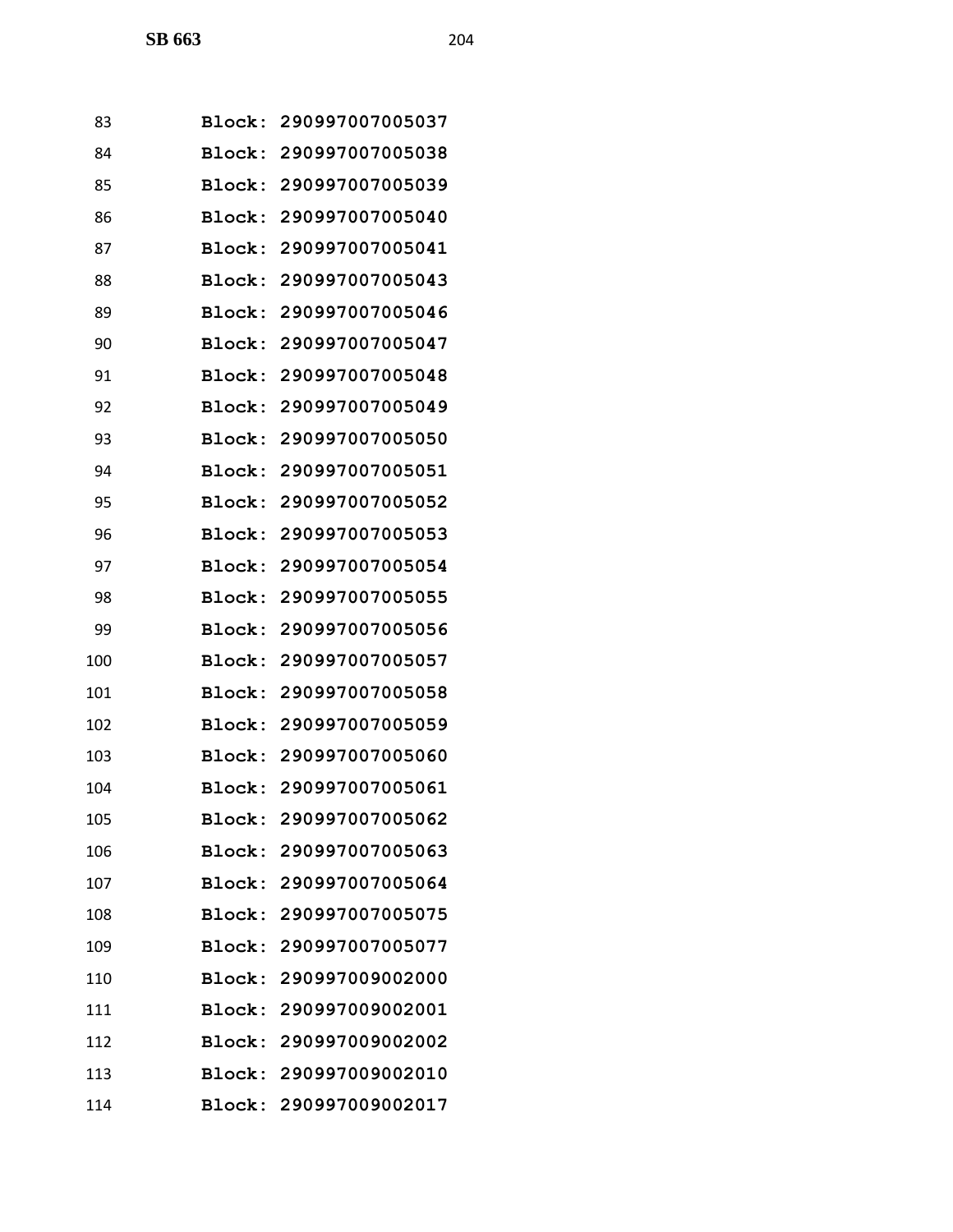Block: 290997007005037
Block: 290997007005038
Block: 290997007005039
Block: 290997007005040
Block: 290997007005041
Block: 290997007005043
Block: 290997007005046
Block: 290997007005047
Block: 290997007005048
Block: 290997007005049
Block: 290997007005050
Block: 290997007005051
Block: 290997007005052
Block: 290997007005053
Block: 290997007005054
Block: 290997007005055
Block: 290997007005056
Block: 290997007005057
Block: 290997007005058
Block: 290997007005059
Block: 290997007005060
Block: 290997007005061
Block: 290997007005062
Block: 290997007005063
Block: 290997007005064
Block: 290997007005075
Block: 290997007005077
Block: 290997009002000
Block: 290997009002001
Block: 290997009002002
Block: 290997009002010
Block: 290997009002017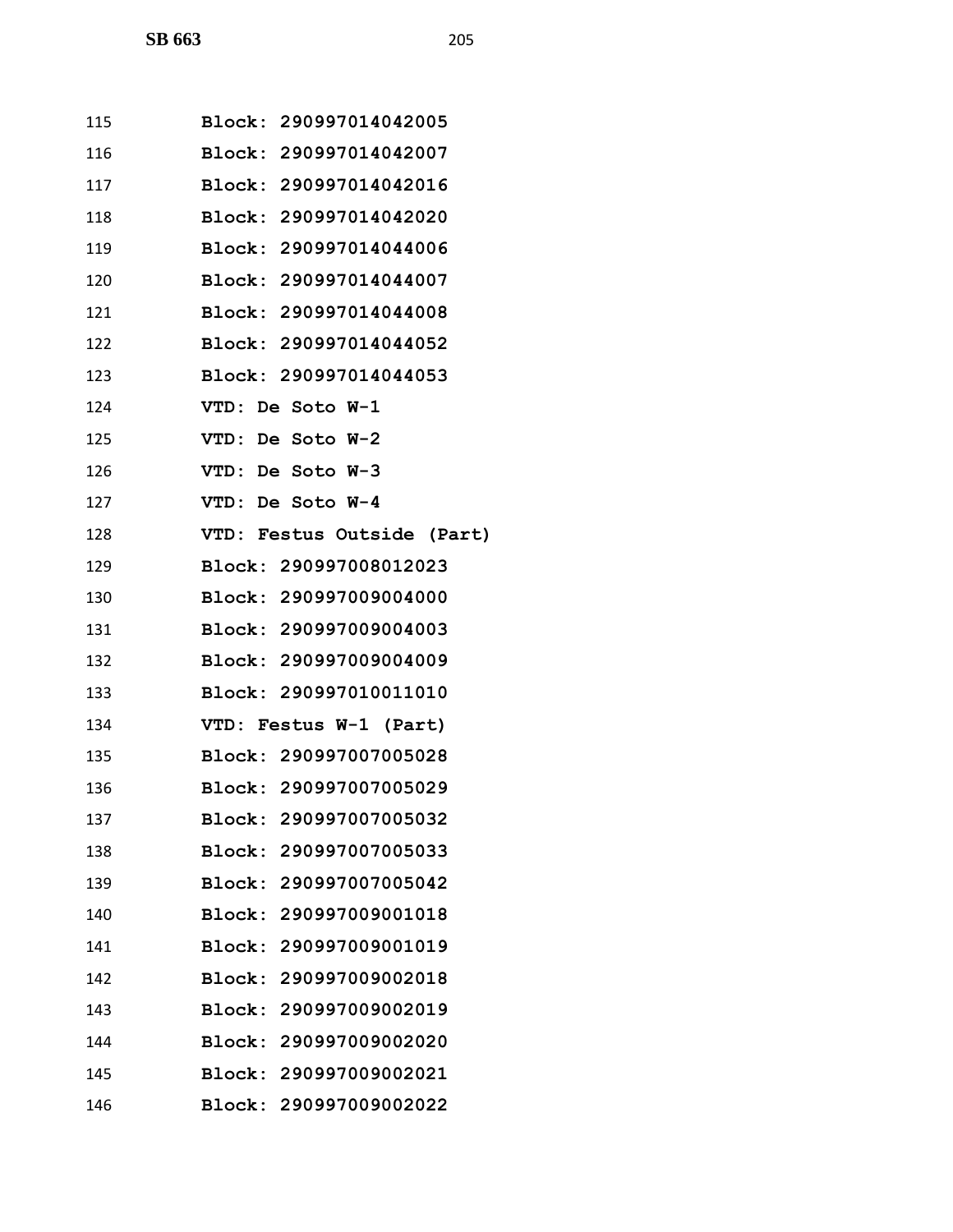115 Block: 290997014042005
116 Block: 290997014042007
117 Block: 290997014042016
118 Block: 290997014042020
119 Block: 290997014044006
120 Block: 290997014044007
121 Block: 290997014044008
122 Block: 290997014044052
123 Block: 290997014044053
124 VTD: De Soto W-1
125 VTD: De Soto W-2
126 VTD: De Soto W-3
127 VTD: De Soto W-4
128 VTD: Festus Outside (Part)
129 Block: 290997008012023
130 Block: 290997009004000
131 Block: 290997009004003
132 Block: 290997009004009
133 Block: 290997010011010
134 VTD: Festus W-1 (Part)
135 Block: 290997007005028
136 Block: 290997007005029
137 Block: 290997007005032
138 Block: 290997007005033
139 Block: 290997007005042
140 Block: 290997009001018
141 Block: 290997009001019
142 Block: 290997009002018
143 Block: 290997009002019
144 Block: 290997009002020
145 Block: 290997009002021
146 Block: 290997009002022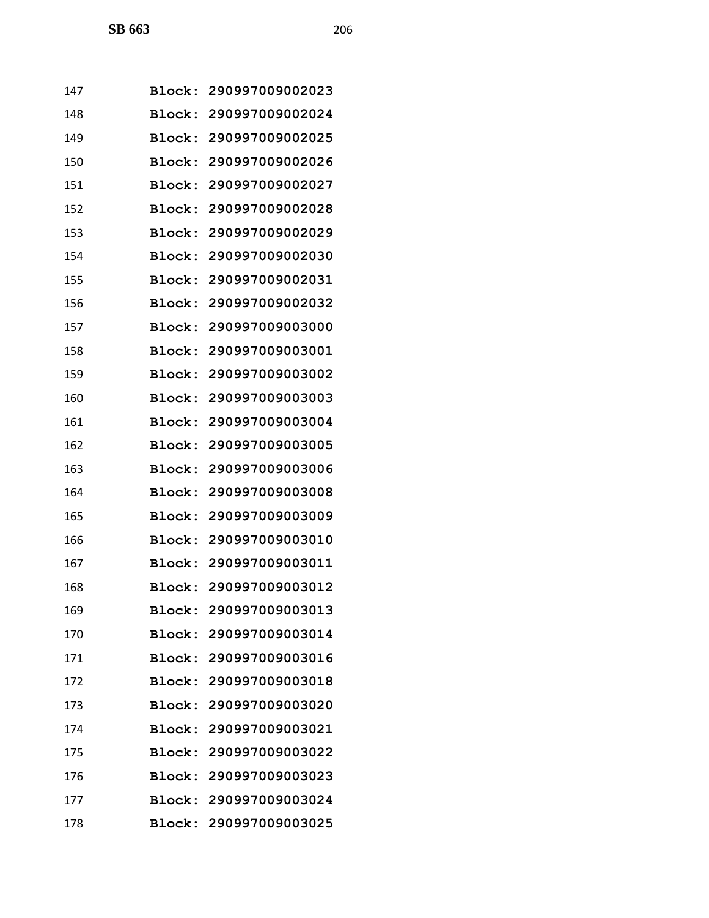147 **Block: 290997009002023**

148 **Block: 290997009002024**

149 **Block: 290997009002025**

150 **Block: 290997009002026**

151 **Block: 290997009002027**

152 **Block: 290997009002028**

153 **Block: 290997009002029**

154 **Block: 290997009002030**

155 **Block: 290997009002031**

156 **Block: 290997009002032**

157 **Block: 290997009003000**

158 **Block: 290997009003001**

159 **Block: 290997009003002**

160 **Block: 290997009003003**

161 **Block: 290997009003004**

162 **Block: 290997009003005**

163 **Block: 290997009003006**

164 **Block: 290997009003008**

165 **Block: 290997009003009**

166 **Block: 290997009003010**

167 **Block: 290997009003011**

168 **Block: 290997009003012**

169 **Block: 290997009003013**

170 **Block: 290997009003014**

171 **Block: 290997009003016**

172 **Block: 290997009003018**

173 **Block: 290997009003020**

174 **Block: 290997009003021**

175 **Block: 290997009003022**

176 **Block: 290997009003023**

177 **Block: 290997009003024**

178 **Block: 290997009003025**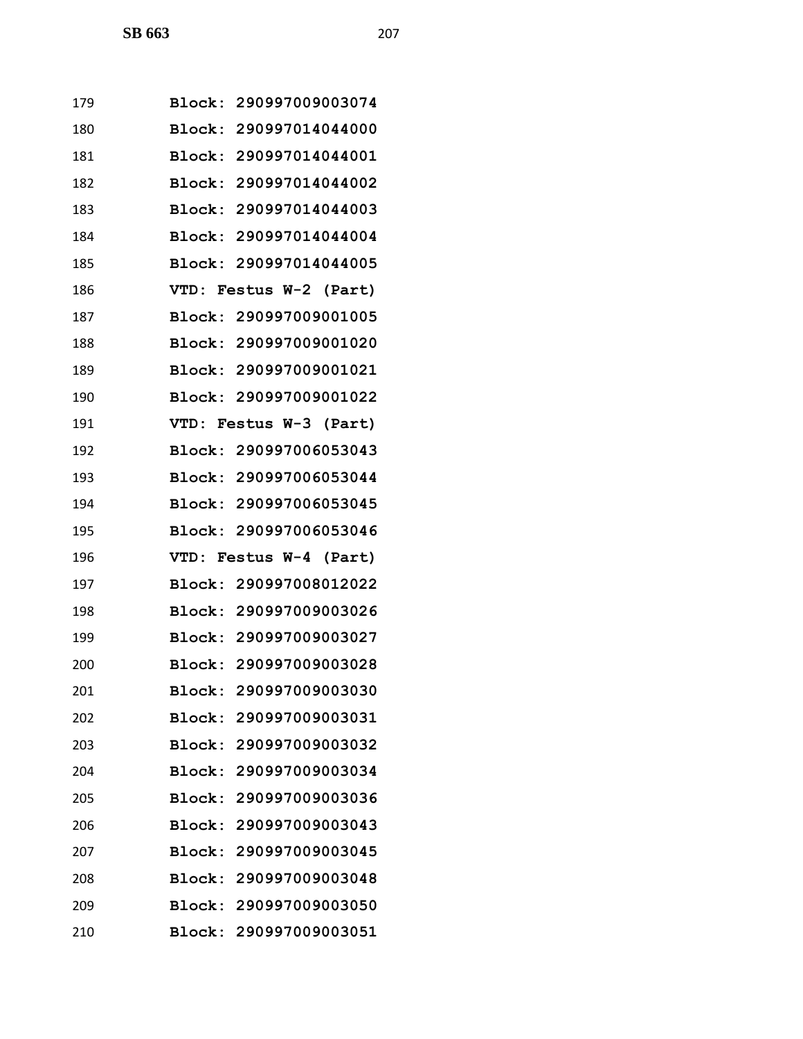179 **Block: 290997009003074**

180 **Block: 290997014044000**

181 **Block: 290997014044001**

182 **Block: 290997014044002**

183 **Block: 290997014044003**

184 **Block: 290997014044004**

185 **Block: 290997014044005**

186 **VTD: Festus W-2 (Part)**

187 **Block: 290997009001005**

188 **Block: 290997009001020**

189 **Block: 290997009001021**

190 **Block: 290997009001022**

191 **VTD: Festus W-3 (Part)**

192 **Block: 290997006053043**

193 **Block: 290997006053044**

194 **Block: 290997006053045**

195 **Block: 290997006053046**

196 **VTD: Festus W-4 (Part)**

197 **Block: 290997008012022**

198 **Block: 290997009003026**

199 **Block: 290997009003027**

200 **Block: 290997009003028**

201 **Block: 290997009003030**

202 **Block: 290997009003031**

203 **Block: 290997009003032**

204 **Block: 290997009003034**

205 **Block: 290997009003036**

206 **Block: 290997009003043**

207 **Block: 290997009003045**

208 **Block: 290997009003048**

209 **Block: 290997009003050**

210 **Block: 290997009003051**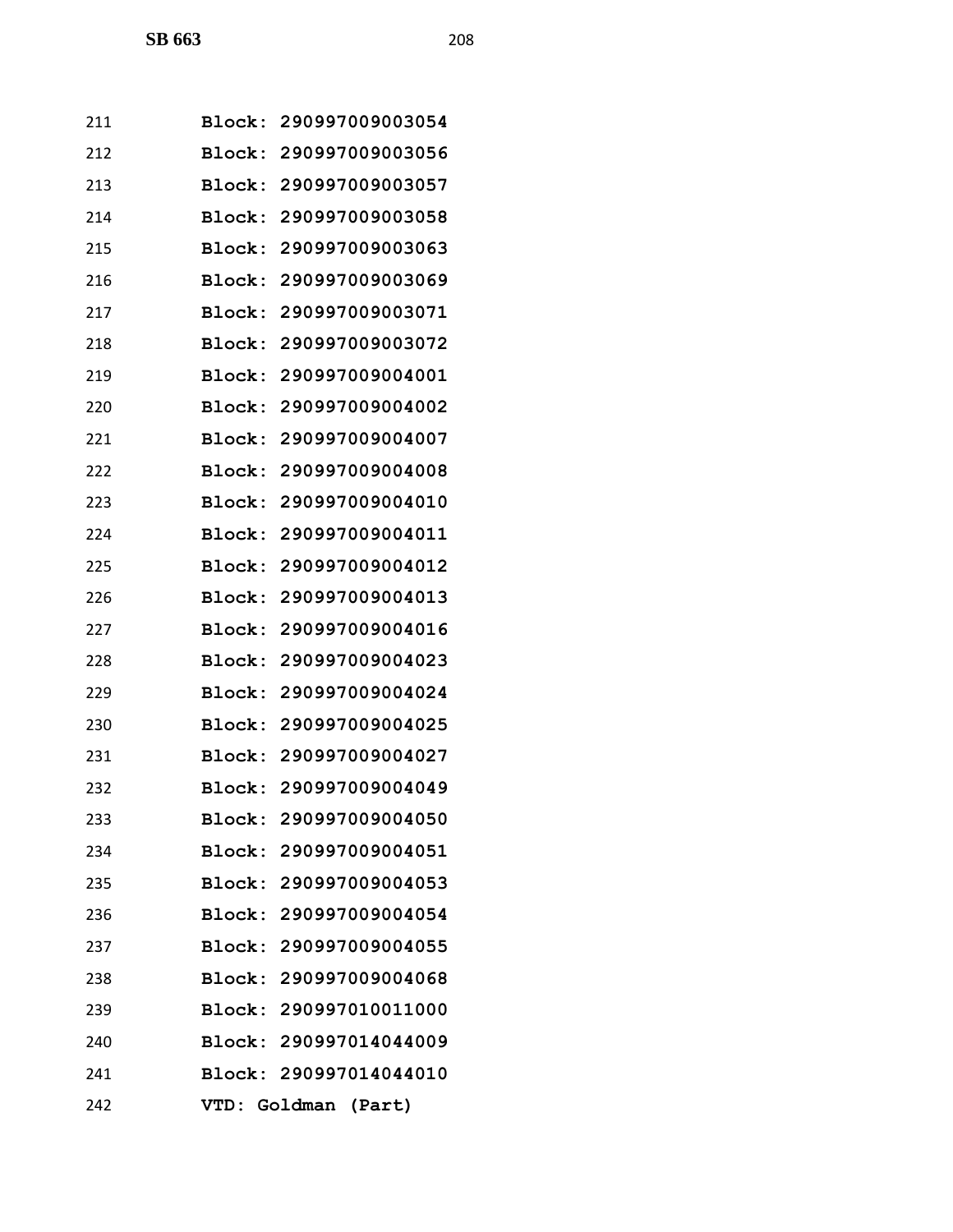211 **Block: 290997009003054**
212 **Block: 290997009003056**
213 **Block: 290997009003057**
214 **Block: 290997009003058**
215 **Block: 290997009003063**
216 **Block: 290997009003069**
217 **Block: 290997009003071**
218 **Block: 290997009003072**
219 **Block: 290997009004001**
220 **Block: 290997009004002**
221 **Block: 290997009004007**
222 **Block: 290997009004008**
223 **Block: 290997009004010**
224 **Block: 290997009004011**
225 **Block: 290997009004012**
226 **Block: 290997009004013**
227 **Block: 290997009004016**
228 **Block: 290997009004023**
229 **Block: 290997009004024**
230 **Block: 290997009004025**
231 **Block: 290997009004027**
232 **Block: 290997009004049**
233 **Block: 290997009004050**
234 **Block: 290997009004051**
235 **Block: 290997009004053**
236 **Block: 290997009004054**
237 **Block: 290997009004055**
238 **Block: 290997009004068**
239 **Block: 290997010011000**
240 **Block: 290997014044009**
241 **Block: 290997014044010**
242 **VTD: Goldman (Part)**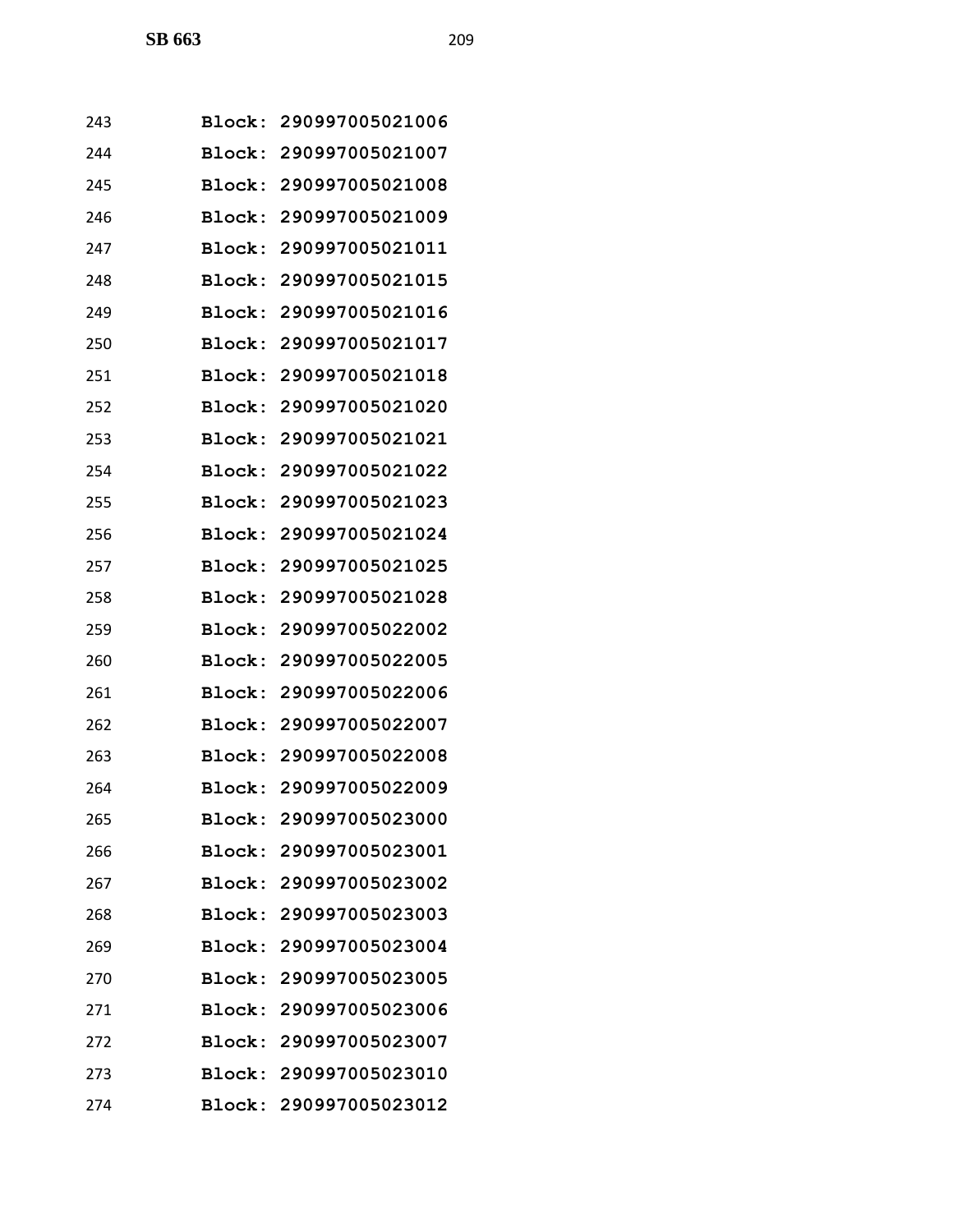243 Block: 290997005021006
244 Block: 290997005021007
245 Block: 290997005021008
246 Block: 290997005021009
247 Block: 290997005021011
248 Block: 290997005021015
249 Block: 290997005021016
250 Block: 290997005021017
251 Block: 290997005021018
252 Block: 290997005021020
253 Block: 290997005021021
254 Block: 290997005021022
255 Block: 290997005021023
256 Block: 290997005021024
257 Block: 290997005021025
258 Block: 290997005021028
259 Block: 290997005022002
260 Block: 290997005022005
261 Block: 290997005022006
262 Block: 290997005022007
263 Block: 290997005022008
264 Block: 290997005022009
265 Block: 290997005023000
266 Block: 290997005023001
267 Block: 290997005023002
268 Block: 290997005023003
269 Block: 290997005023004
270 Block: 290997005023005
271 Block: 290997005023006
272 Block: 290997005023007
273 Block: 290997005023010
274 Block: 290997005023012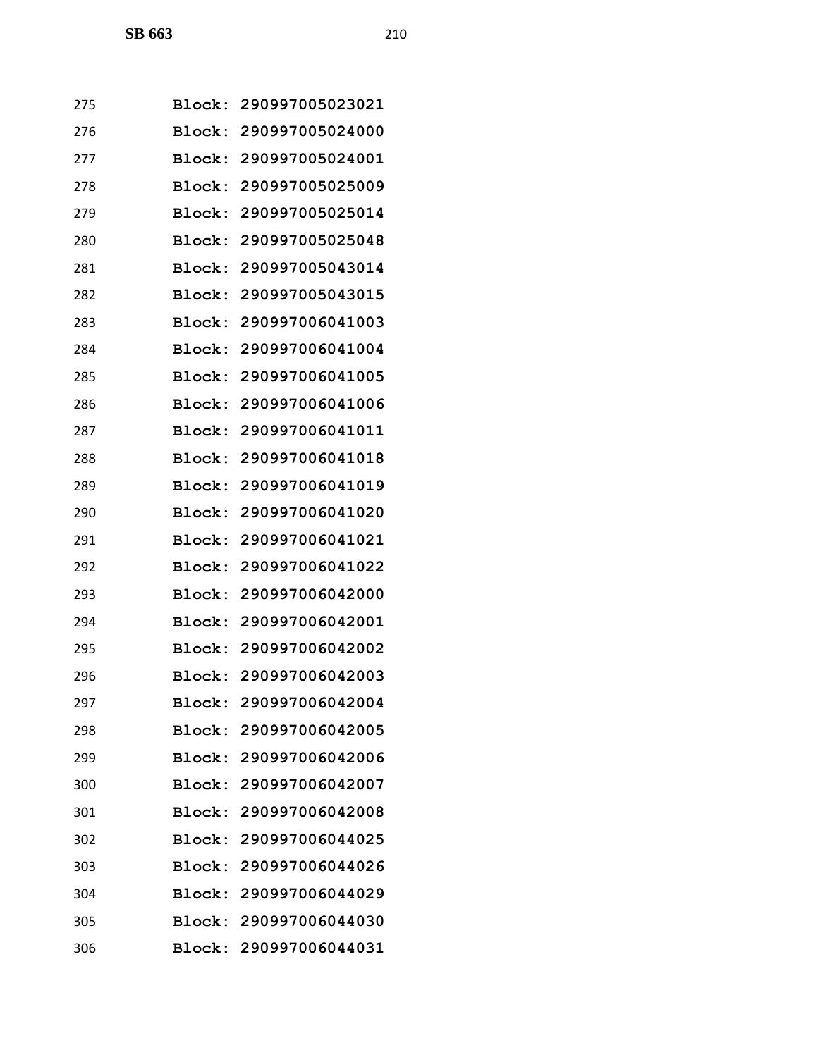275 **Block: 290997005023021**

276 **Block: 290997005024000**

277 **Block: 290997005024001**

278 **Block: 290997005025009**

279 **Block: 290997005025014**

280 **Block: 290997005025048**

281 **Block: 290997005043014**

282 **Block: 290997005043015**

283 **Block: 290997006041003**

284 **Block: 290997006041004**

285 **Block: 290997006041005**

286 **Block: 290997006041006**

287 **Block: 290997006041011**

288 **Block: 290997006041018**

289 **Block: 290997006041019**

290 **Block: 290997006041020**

291 **Block: 290997006041021**

292 **Block: 290997006041022**

293 **Block: 290997006042000**

294 **Block: 290997006042001**

295 **Block: 290997006042002**

296 **Block: 290997006042003**

297 **Block: 290997006042004**

298 **Block: 290997006042005**

299 **Block: 290997006042006**

300 **Block: 290997006042007**

301 **Block: 290997006042008**

302 **Block: 290997006044025**

303 **Block: 290997006044026**

304 **Block: 290997006044029**

305 **Block: 290997006044030**

306 **Block: 290997006044031**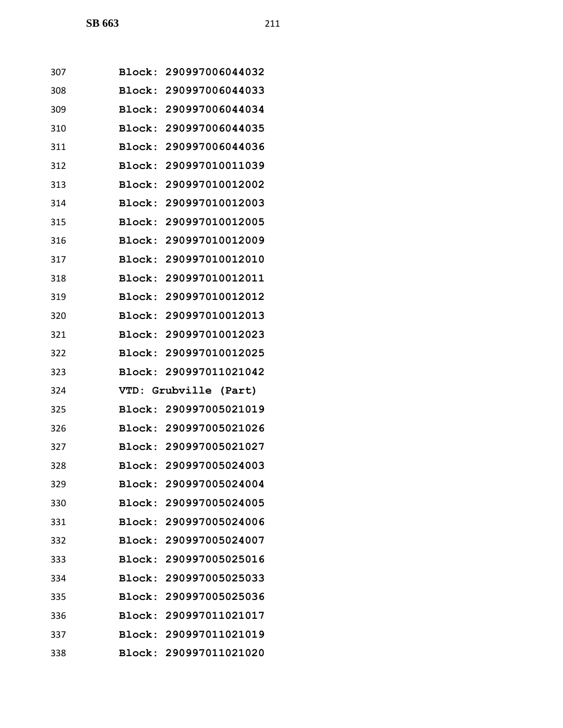307 **Block: 290997006044032**
308 **Block: 290997006044033**
309 **Block: 290997006044034**
310 **Block: 290997006044035**
311 **Block: 290997006044036**
312 **Block: 290997010011039**
313 **Block: 290997010012002**
314 **Block: 290997010012003**
315 **Block: 290997010012005**
316 **Block: 290997010012009**
317 **Block: 290997010012010**
318 **Block: 290997010012011**
319 **Block: 290997010012012**
320 **Block: 290997010012013**
321 **Block: 290997010012023**
322 **Block: 290997010012025**
323 **Block: 290997011021042**
324 **VTD: Grubville (Part)**
325 **Block: 290997005021019**
326 **Block: 290997005021026**
327 **Block: 290997005021027**
328 **Block: 290997005024003**
329 **Block: 290997005024004**
330 **Block: 290997005024005**
331 **Block: 290997005024006**
332 **Block: 290997005024007**
333 **Block: 290997005025016**
334 **Block: 290997005025033**
335 **Block: 290997005025036**
336 **Block: 290997011021017**
337 **Block: 290997011021019**
338 **Block: 290997011021020**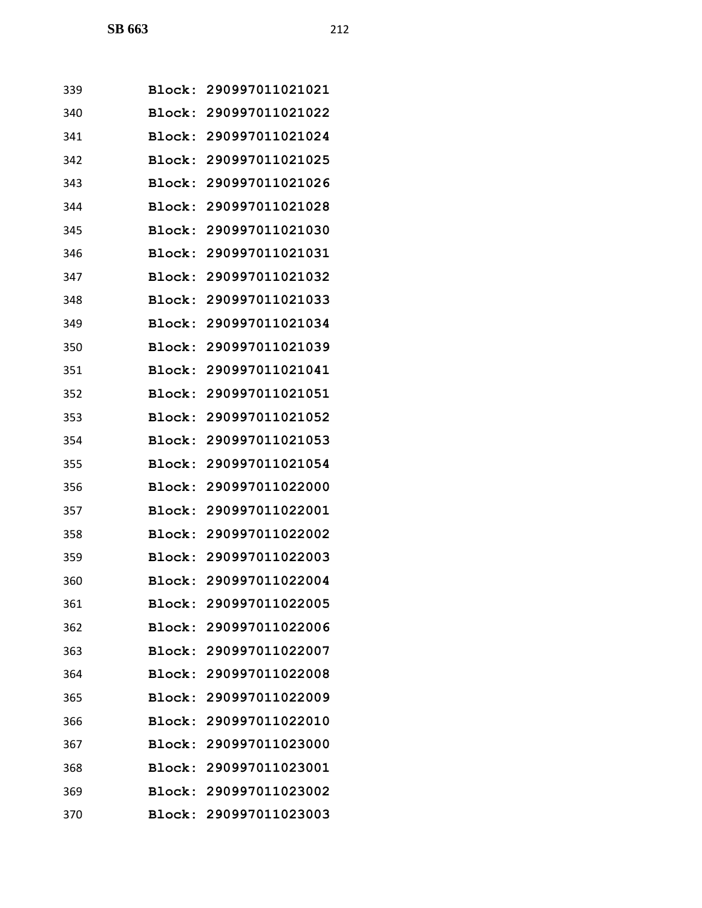339 **Block: 290997011021021**
340 **Block: 290997011021022**
341 **Block: 290997011021024**
342 **Block: 290997011021025**
343 **Block: 290997011021026**
344 **Block: 290997011021028**
345 **Block: 290997011021030**
346 **Block: 290997011021031**
347 **Block: 290997011021032**
348 **Block: 290997011021033**
349 **Block: 290997011021034**
350 **Block: 290997011021039**
351 **Block: 290997011021041**
352 **Block: 290997011021051**
353 **Block: 290997011021052**
354 **Block: 290997011021053**
355 **Block: 290997011021054**
356 **Block: 290997011022000**
357 **Block: 290997011022001**
358 **Block: 290997011022002**
359 **Block: 290997011022003**
360 **Block: 290997011022004**
361 **Block: 290997011022005**
362 **Block: 290997011022006**
363 **Block: 290997011022007**
364 **Block: 290997011022008**
365 **Block: 290997011022009**
366 **Block: 290997011022010**
367 **Block: 290997011023000**
368 **Block: 290997011023001**
369 **Block: 290997011023002**
370 **Block: 290997011023003**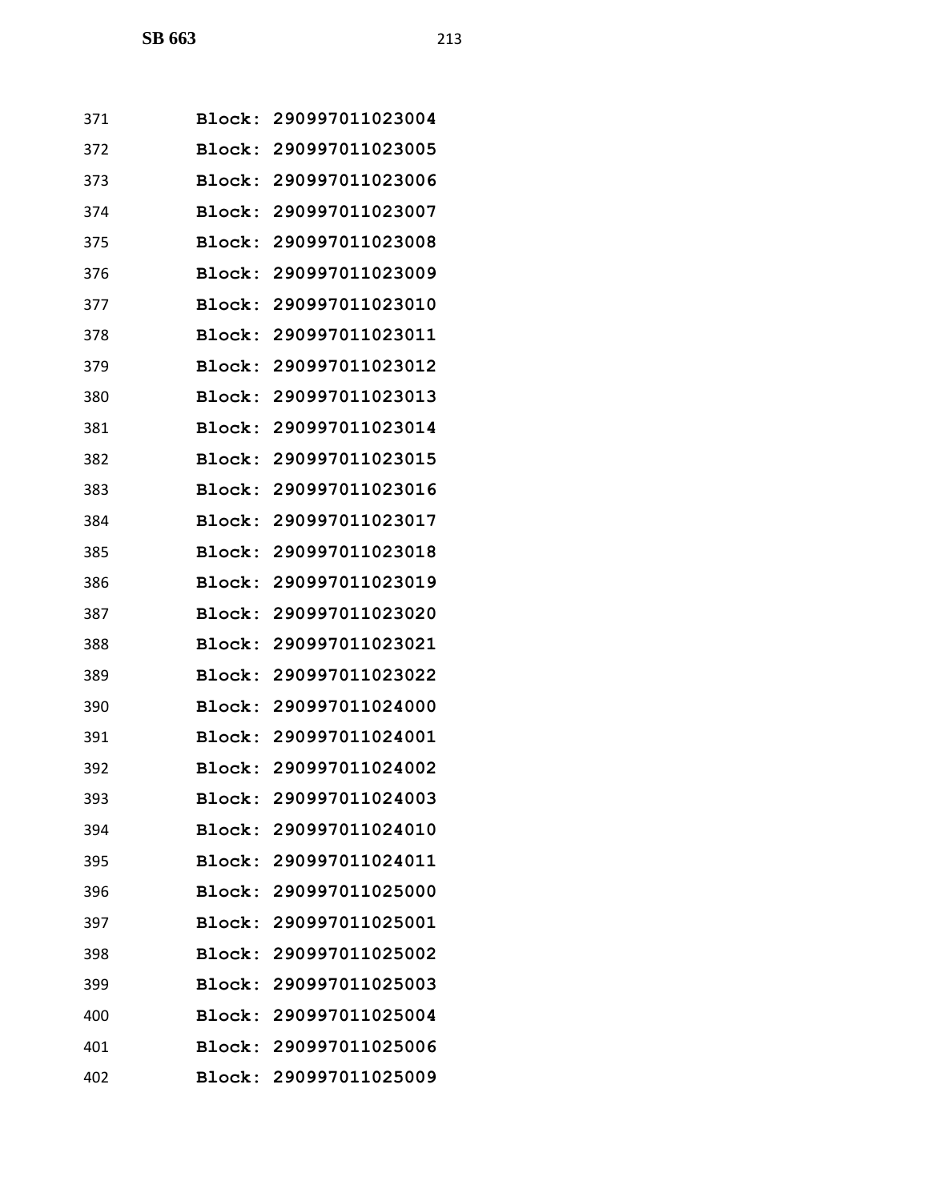371 **Block: 290997011023004**
372 **Block: 290997011023005**
373 **Block: 290997011023006**
374 **Block: 290997011023007**
375 **Block: 290997011023008**
376 **Block: 290997011023009**
377 **Block: 290997011023010**
378 **Block: 290997011023011**
379 **Block: 290997011023012**
380 **Block: 290997011023013**
381 **Block: 290997011023014**
382 **Block: 290997011023015**
383 **Block: 290997011023016**
384 **Block: 290997011023017**
385 **Block: 290997011023018**
386 **Block: 290997011023019**
387 **Block: 290997011023020**
388 **Block: 290997011023021**
389 **Block: 290997011023022**
390 **Block: 290997011024000**
391 **Block: 290997011024001**
392 **Block: 290997011024002**
393 **Block: 290997011024003**
394 **Block: 290997011024010**
395 **Block: 290997011024011**
396 **Block: 290997011025000**
397 **Block: 290997011025001**
398 **Block: 290997011025002**
399 **Block: 290997011025003**
400 **Block: 290997011025004**
401 **Block: 290997011025006**
402 **Block: 290997011025009**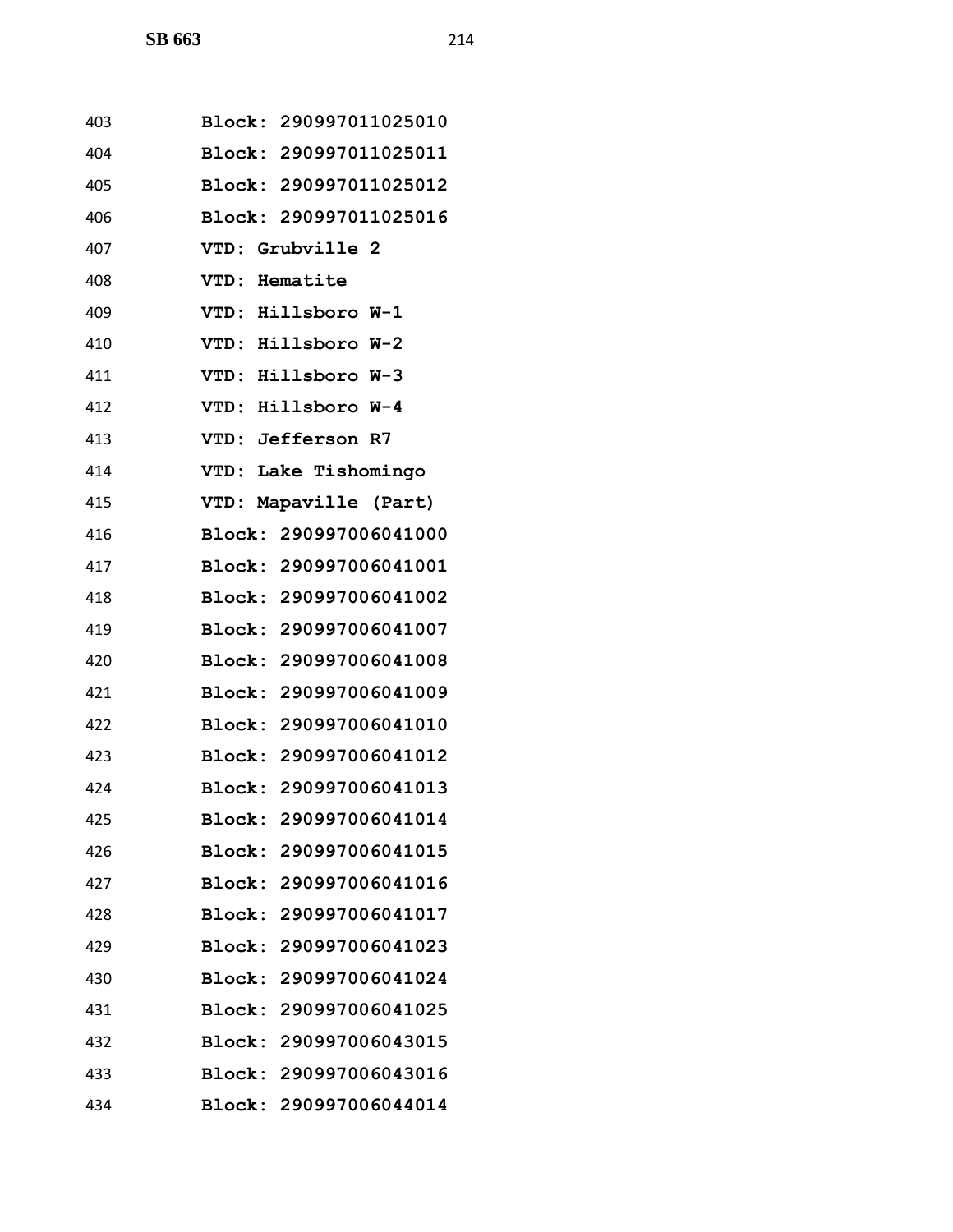403 **Block: 290997011025010**
404 **Block: 290997011025011**
405 **Block: 290997011025012**
406 **Block: 290997011025016**
407 **VTD: Grubville 2**
408 **VTD: Hematite**
409 **VTD: Hillsboro W-1**
410 **VTD: Hillsboro W-2**
411 **VTD: Hillsboro W-3**
412 **VTD: Hillsboro W-4**
413 **VTD: Jefferson R7**
414 **VTD: Lake Tishomingo**
415 **VTD: Mapaville (Part)**
416 **Block: 290997006041000**
417 **Block: 290997006041001**
418 **Block: 290997006041002**
419 **Block: 290997006041007**
420 **Block: 290997006041008**
421 **Block: 290997006041009**
422 **Block: 290997006041010**
423 **Block: 290997006041012**
424 **Block: 290997006041013**
425 **Block: 290997006041014**
426 **Block: 290997006041015**
427 **Block: 290997006041016**
428 **Block: 290997006041017**
429 **Block: 290997006041023**
430 **Block: 290997006041024**
431 **Block: 290997006041025**
432 **Block: 290997006043015**
433 **Block: 290997006043016**
434 **Block: 290997006044014**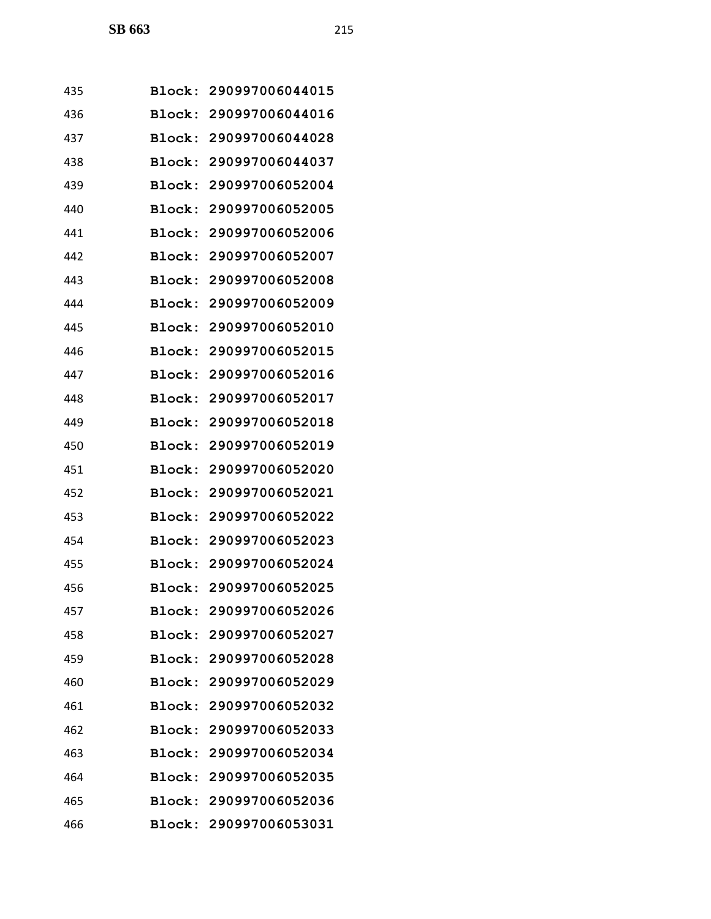435 **Block: 290997006044015**
436 **Block: 290997006044016**
437 **Block: 290997006044028**
438 **Block: 290997006044037**
439 **Block: 290997006052004**
440 **Block: 290997006052005**
441 **Block: 290997006052006**
442 **Block: 290997006052007**
443 **Block: 290997006052008**
444 **Block: 290997006052009**
445 **Block: 290997006052010**
446 **Block: 290997006052015**
447 **Block: 290997006052016**
448 **Block: 290997006052017**
449 **Block: 290997006052018**
450 **Block: 290997006052019**
451 **Block: 290997006052020**
452 **Block: 290997006052021**
453 **Block: 290997006052022**
454 **Block: 290997006052023**
455 **Block: 290997006052024**
456 **Block: 290997006052025**
457 **Block: 290997006052026**
458 **Block: 290997006052027**
459 **Block: 290997006052028**
460 **Block: 290997006052029**
461 **Block: 290997006052032**
462 **Block: 290997006052033**
463 **Block: 290997006052034**
464 **Block: 290997006052035**
465 **Block: 290997006052036**
466 **Block: 290997006053031**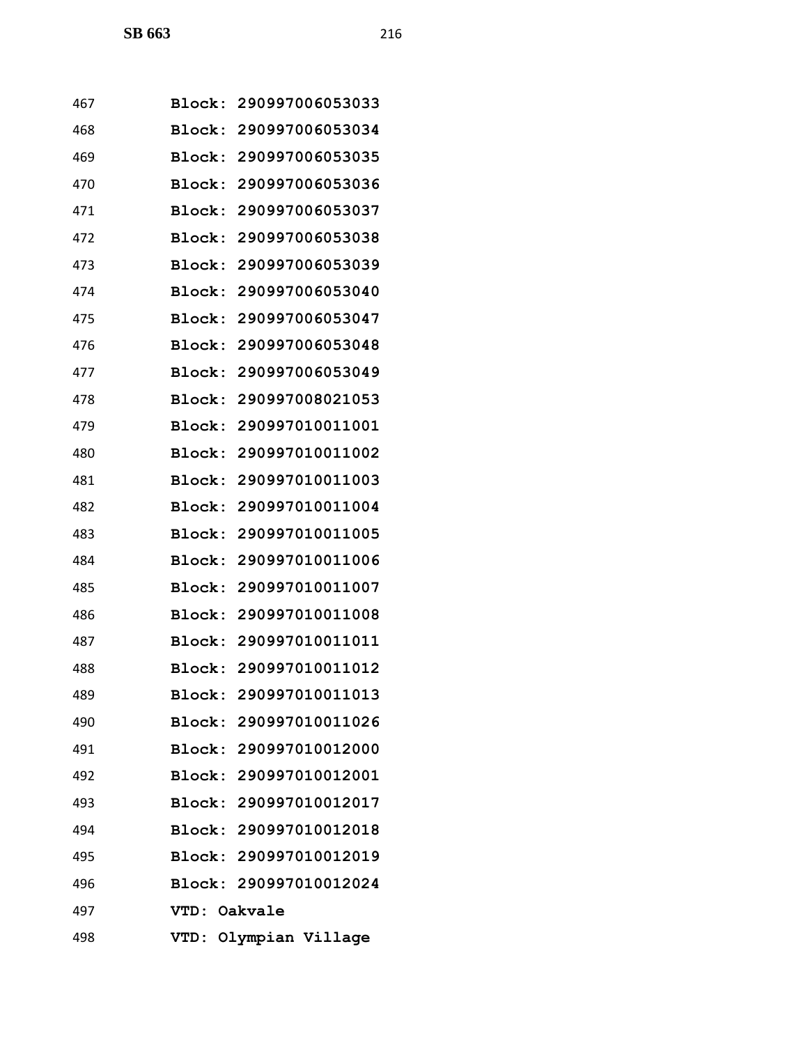467 **Block: 290997006053033**
468 **Block: 290997006053034**
469 **Block: 290997006053035**
470 **Block: 290997006053036**
471 **Block: 290997006053037**
472 **Block: 290997006053038**
473 **Block: 290997006053039**
474 **Block: 290997006053040**
475 **Block: 290997006053047**
476 **Block: 290997006053048**
477 **Block: 290997006053049**
478 **Block: 290997008021053**
479 **Block: 290997010011001**
480 **Block: 290997010011002**
481 **Block: 290997010011003**
482 **Block: 290997010011004**
483 **Block: 290997010011005**
484 **Block: 290997010011006**
485 **Block: 290997010011007**
486 **Block: 290997010011008**
487 **Block: 290997010011011**
488 **Block: 290997010011012**
489 **Block: 290997010011013**
490 **Block: 290997010011026**
491 **Block: 290997010012000**
492 **Block: 290997010012001**
493 **Block: 290997010012017**
494 **Block: 290997010012018**
495 **Block: 290997010012019**
496 **Block: 290997010012024**
497 **VTD: Oakvale**
498 **VTD: Olympian Village**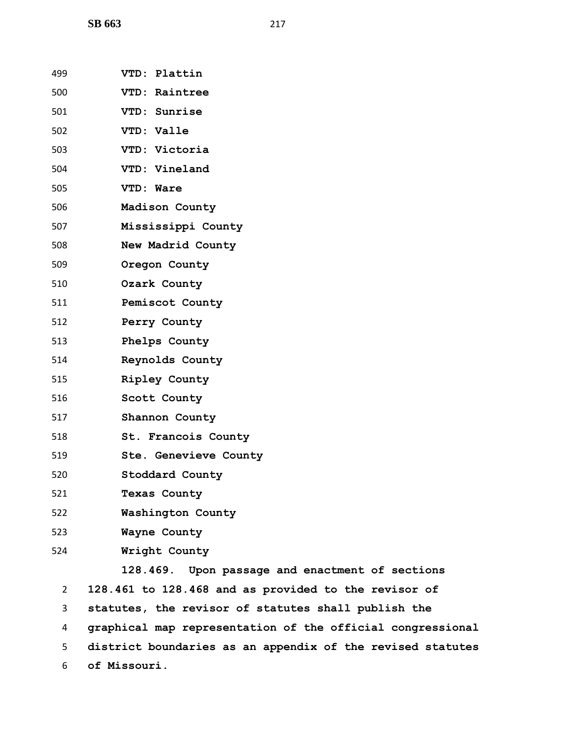499 **VTD: Plattin**
500 **VTD: Raintree**
501 **VTD: Sunrise**
502 **VTD: Valle**
503 **VTD: Victoria**
504 **VTD: Vineland**
505 **VTD: Ware**
506 **Madison County**
507 **Mississippi County**
508 **New Madrid County**
509 **Oregon County**
510 **Ozark County**
511 **Pemiscot County**
512 **Perry County**
513 **Phelps County**
514 **Reynolds County**
515 **Ripley County**
516 **Scott County**
517 **Shannon County**
518 **St. Francois County**
519 **Ste. Genevieve County**
520 **Stoddard County**
521 **Texas County**
522 **Washington County**
523 **Wayne County**
524 **Wright County**

**128.469. Upon passage and enactment of sections**
2 **128.461 to 128.468 and as provided to the revisor of**
3 **statutes, the revisor of statutes shall publish the**
4 **graphical map representation of the official congressional**
5 **district boundaries as an appendix of the revised statutes**
6 **of Missouri.**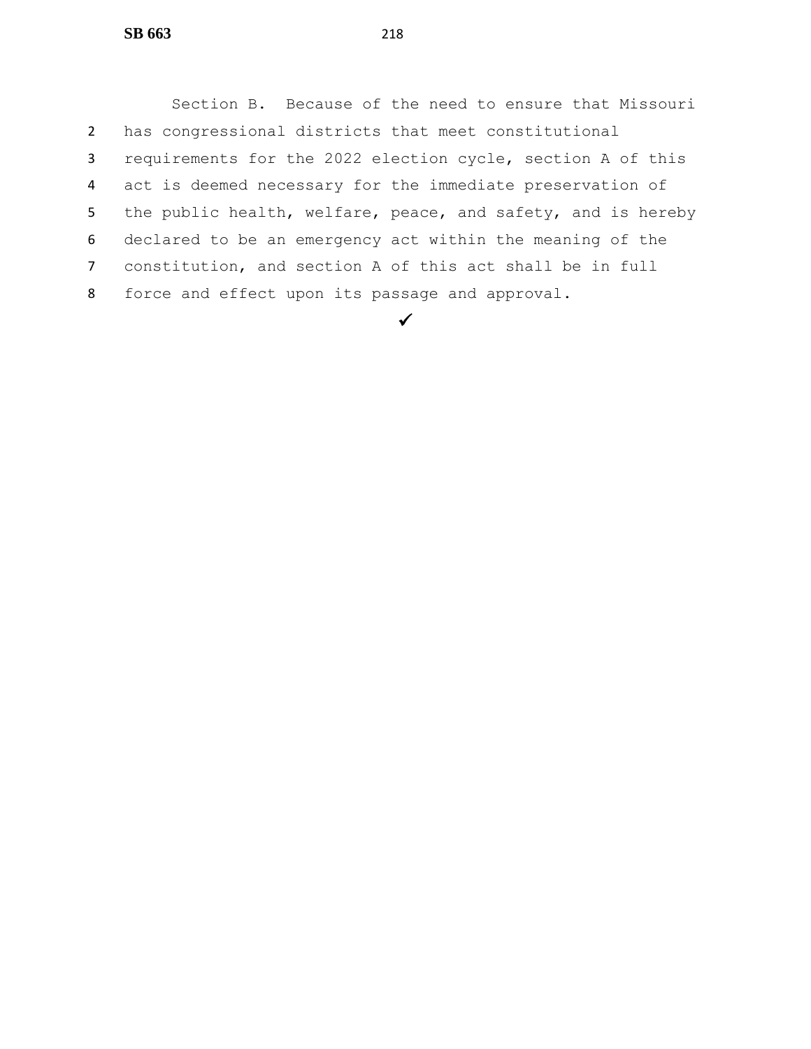Section B. Because of the need to ensure that Missouri has congressional districts that meet constitutional requirements for the 2022 election cycle, section A of this act is deemed necessary for the immediate preservation of the public health, welfare, peace, and safety, and is hereby declared to be an emergency act within the meaning of the constitution, and section A of this act shall be in full force and effect upon its passage and approval.

✔